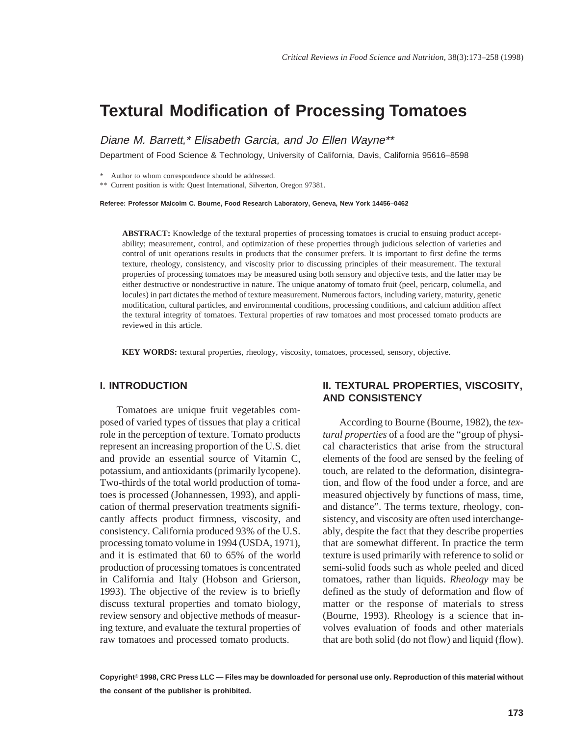# Textural Modification of Processing Tomatoes

*Diane M. Barrett,\* Elisabeth Garcia, and Jo Ellen Wayne\*\**

Department of Food Science & Technology, University of California, Davis, California 95616–8598

\* Author to whom correspondence should be addressed.

\*\* Current position is with: Quest International, Silverton, Oregon 97381.

**Referee: Professor Malcolm C. Bourne, Food Research Laboratory, Geneva, New York 14456–0462**

**ABSTRACT:** Knowledge of the textural properties of processing tomatoes is crucial to ensuing product acceptability; measurement, control, and optimization of these properties through judicious selection of varieties and control of unit operations results in products that the consumer prefers. It is important to first define the terms texture, rheology, consistency, and viscosity prior to discussing principles of their measurement. The textural properties of processing tomatoes may be measured using both sensory and objective tests, and the latter may be either destructive or nondestructive in nature. The unique anatomy of tomato fruit (peel, pericarp, columella, and locules) in part dictates the method of texture measurement. Numerous factors, including variety, maturity, genetic modification, cultural particles, and environmental conditions, processing conditions, and calcium addition affect the textural integrity of tomatoes. Textural properties of raw tomatoes and most processed tomato products are reviewed in this article.

**KEY WORDS:** textural properties, rheology, viscosity, tomatoes, processed, sensory, objective.

## I. INTRODUCTION

Tomatoes are unique fruit vegetables composed of varied types of tissues that play a critical role in the perception of texture. Tomato products represent an increasing proportion of the U.S. diet and provide an essential source of Vitamin C, potassium, and antioxidants (primarily lycopene). Two-thirds of the total world production of tomatoes is processed (Johannessen, 1993), and application of thermal preservation treatments significantly affects product firmness, viscosity, and consistency. California produced 93% of the U.S. processing tomato volume in 1994 (USDA, 1971), and it is estimated that 60 to 65% of the world production of processing tomatoes is concentrated in California and Italy (Hobson and Grierson, 1993). The objective of the review is to briefly discuss textural properties and tomato biology, review sensory and objective methods of measuring texture, and evaluate the textural properties of raw tomatoes and processed tomato products.

## II. TEXTURAL PROPERTIES, VISCOSITY, AND CONSISTENCY

According to Bourne (Bourne, 1982), the *textural properties* of a food are the "group of physical characteristics that arise from the structural elements of the food are sensed by the feeling of touch, are related to the deformation, disintegration, and flow of the food under a force, and are measured objectively by functions of mass, time, and distance". The terms texture, rheology, consistency, and viscosity are often used interchangeably, despite the fact that they describe properties that are somewhat different. In practice the term texture is used primarily with reference to solid or semi-solid foods such as whole peeled and diced tomatoes, rather than liquids. *Rheology* may be defined as the study of deformation and flow of matter or the response of materials to stress (Bourne, 1993). Rheology is a science that involves evaluation of foods and other materials that are both solid (do not flow) and liquid (flow).

**Copyright© 1998, CRC Press LLC — Files may be downloaded for personal use only. Reproduction of this material without the consent of the publisher is prohibited.**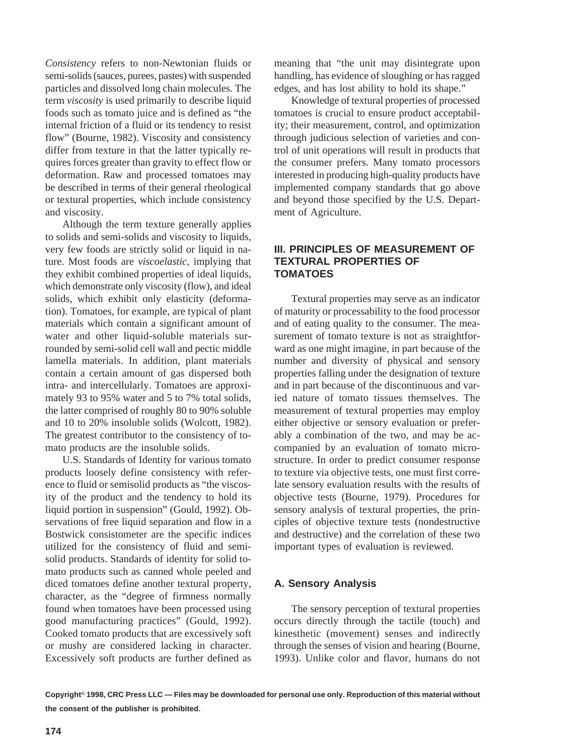*Consistency* refers to non-Newtonian fluids or semi-solids (sauces, purees, pastes) with suspended particles and dissolved long chain molecules. The term *viscosity* is used primarily to describe liquid foods such as tomato juice and is defined as "the internal friction of a fluid or its tendency to resist flow" (Bourne, 1982). Viscosity and consistency differ from texture in that the latter typically requires forces greater than gravity to effect flow or deformation. Raw and processed tomatoes may be described in terms of their general rheological or textural properties, which include consistency and viscosity.

Although the term texture generally applies to solids and semi-solids and viscosity to liquids, very few foods are strictly solid or liquid in nature. Most foods are *viscoelastic*, implying that they exhibit combined properties of ideal liquids, which demonstrate only viscosity (flow), and ideal solids, which exhibit only elasticity (deformation). Tomatoes, for example, are typical of plant materials which contain a significant amount of water and other liquid-soluble materials surrounded by semi-solid cell wall and pectic middle lamella materials. In addition, plant materials contain a certain amount of gas dispersed both intra- and intercellularly. Tomatoes are approximately 93 to 95% water and 5 to 7% total solids, the latter comprised of roughly 80 to 90% soluble and 10 to 20% insoluble solids (Wolcott, 1982). The greatest contributor to the consistency of tomato products are the insoluble solids.

U.S. Standards of Identity for various tomato products loosely define consistency with reference to fluid or semisolid products as "the viscosity of the product and the tendency to hold its liquid portion in suspension" (Gould, 1992). Observations of free liquid separation and flow in a Bostwick consistometer are the specific indices utilized for the consistency of fluid and semi-solid products. Standards of identity for solid tomato products such as canned whole peeled and diced tomatoes define another textural property, character, as the "degree of firmness normally found when tomatoes have been processed using good manufacturing practices" (Gould, 1992). Cooked tomato products that are excessively soft or mushy are considered lacking in character. Excessively soft products are further defined as meaning that "the unit may disintegrate upon handling, has evidence of sloughing or has ragged edges, and has lost ability to hold its shape."

Knowledge of textural properties of processed tomatoes is crucial to ensure product acceptability; their measurement, control, and optimization through judicious selection of varieties and control of unit operations will result in products that the consumer prefers. Many tomato processors interested in producing high-quality products have implemented company standards that go above and beyond those specified by the U.S. Department of Agriculture.

## III. PRINCIPLES OF MEASUREMENT OF TEXTURAL PROPERTIES OF TOMATOES

Textural properties may serve as an indicator of maturity or processability to the food processor and of eating quality to the consumer. The measurement of tomato texture is not as straightforward as one might imagine, in part because of the number and diversity of physical and sensory properties falling under the designation of texture and in part because of the discontinuous and varied nature of tomato tissues themselves. The measurement of textural properties may employ either objective or sensory evaluation or preferably a combination of the two, and may be accompanied by an evaluation of tomato microstructure. In order to predict consumer response to texture via objective tests, one must first correlate sensory evaluation results with the results of objective tests (Bourne, 1979). Procedures for sensory analysis of textural properties, the principles of objective texture tests (nondestructive and destructive) and the correlation of these two important types of evaluation is reviewed.

### A. Sensory Analysis

The sensory perception of textural properties occurs directly through the tactile (touch) and kinesthetic (movement) senses and indirectly through the senses of vision and hearing (Bourne, 1993). Unlike color and flavor, humans do not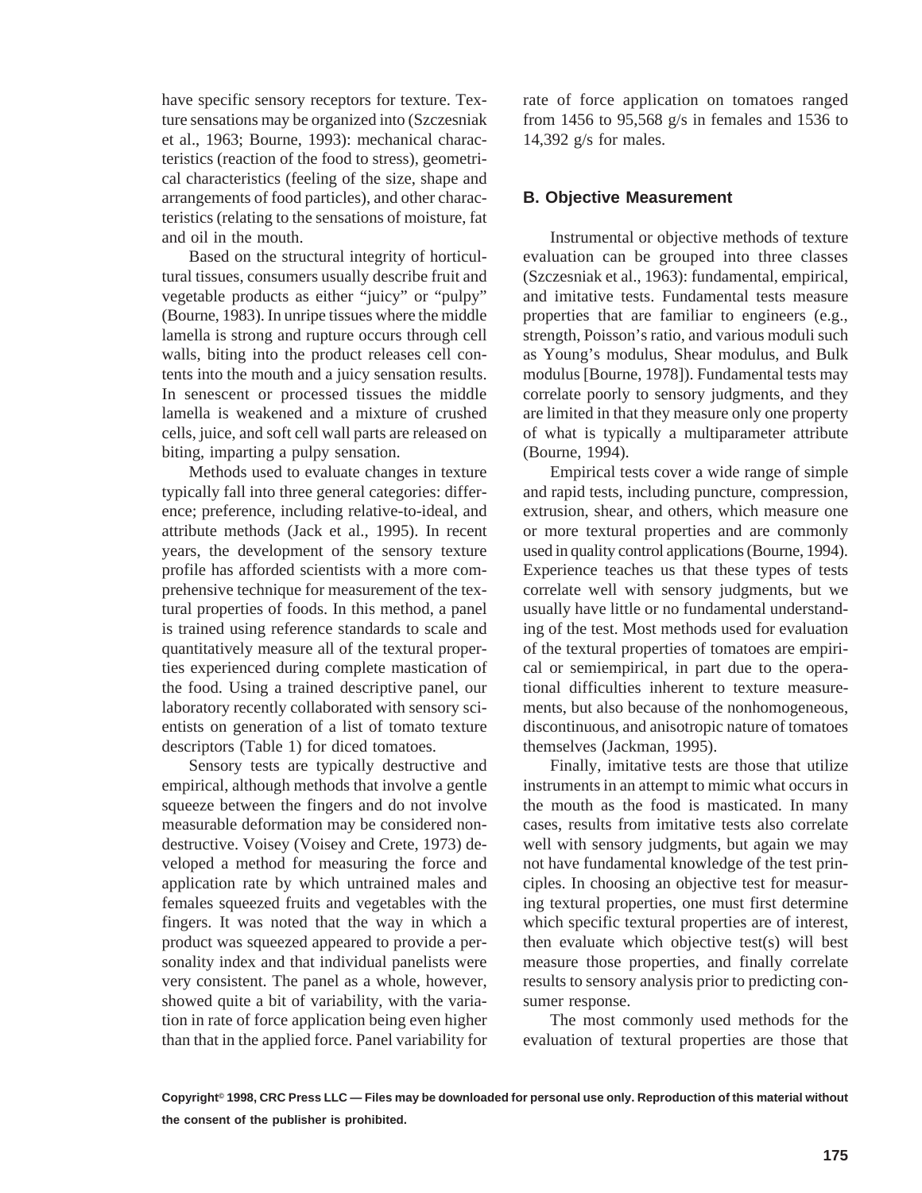have specific sensory receptors for texture. Texture sensations may be organized into (Szczesniak et al., 1963; Bourne, 1993): mechanical characteristics (reaction of the food to stress), geometrical characteristics (feeling of the size, shape and arrangements of food particles), and other characteristics (relating to the sensations of moisture, fat and oil in the mouth.

Based on the structural integrity of horticultural tissues, consumers usually describe fruit and vegetable products as either "juicy" or "pulpy" (Bourne, 1983). In unripe tissues where the middle lamella is strong and rupture occurs through cell walls, biting into the product releases cell contents into the mouth and a juicy sensation results. In senescent or processed tissues the middle lamella is weakened and a mixture of crushed cells, juice, and soft cell wall parts are released on biting, imparting a pulpy sensation.

Methods used to evaluate changes in texture typically fall into three general categories: difference; preference, including relative-to-ideal, and attribute methods (Jack et al., 1995). In recent years, the development of the sensory texture profile has afforded scientists with a more comprehensive technique for measurement of the textural properties of foods. In this method, a panel is trained using reference standards to scale and quantitatively measure all of the textural properties experienced during complete mastication of the food. Using a trained descriptive panel, our laboratory recently collaborated with sensory scientists on generation of a list of tomato texture descriptors (Table 1) for diced tomatoes.

Sensory tests are typically destructive and empirical, although methods that involve a gentle squeeze between the fingers and do not involve measurable deformation may be considered nondestructive. Voisey (Voisey and Crete, 1973) developed a method for measuring the force and application rate by which untrained males and females squeezed fruits and vegetables with the fingers. It was noted that the way in which a product was squeezed appeared to provide a personality index and that individual panelists were very consistent. The panel as a whole, however, showed quite a bit of variability, with the variation in rate of force application being even higher than that in the applied force. Panel variability for rate of force application on tomatoes ranged from 1456 to 95,568 g/s in females and 1536 to 14,392 g/s for males.

### B. Objective Measurement

Instrumental or objective methods of texture evaluation can be grouped into three classes (Szczesniak et al., 1963): fundamental, empirical, and imitative tests. Fundamental tests measure properties that are familiar to engineers (e.g., strength, Poisson's ratio, and various moduli such as Young's modulus, Shear modulus, and Bulk modulus [Bourne, 1978]). Fundamental tests may correlate poorly to sensory judgments, and they are limited in that they measure only one property of what is typically a multiparameter attribute (Bourne, 1994).

Empirical tests cover a wide range of simple and rapid tests, including puncture, compression, extrusion, shear, and others, which measure one or more textural properties and are commonly used in quality control applications (Bourne, 1994). Experience teaches us that these types of tests correlate well with sensory judgments, but we usually have little or no fundamental understanding of the test. Most methods used for evaluation of the textural properties of tomatoes are empirical or semiempirical, in part due to the operational difficulties inherent to texture measurements, but also because of the nonhomogeneous, discontinuous, and anisotropic nature of tomatoes themselves (Jackman, 1995).

Finally, imitative tests are those that utilize instruments in an attempt to mimic what occurs in the mouth as the food is masticated. In many cases, results from imitative tests also correlate well with sensory judgments, but again we may not have fundamental knowledge of the test principles. In choosing an objective test for measuring textural properties, one must first determine which specific textural properties are of interest, then evaluate which objective test(s) will best measure those properties, and finally correlate results to sensory analysis prior to predicting consumer response.

The most commonly used methods for the evaluation of textural properties are those that

**Copyright© 1998, CRC Press LLC — Files may be downloaded for personal use only. Reproduction of this material without the consent of the publisher is prohibited.**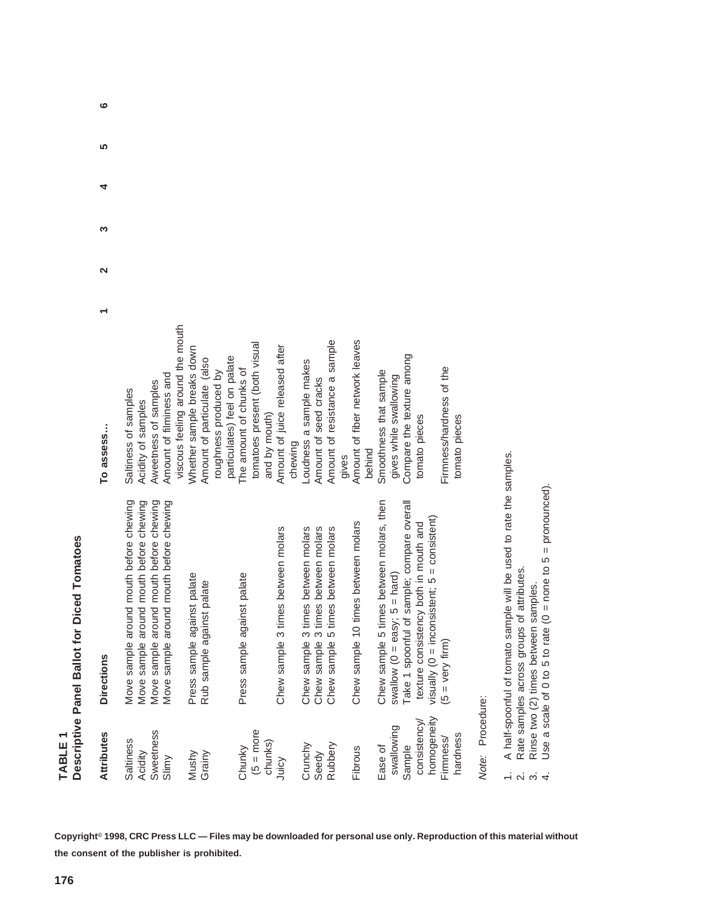**TABLE 1**
**Descriptive Panel Ballot for Diced Tomatoes**

| Attributes | Directions | To assess... | 1 | 2 | 3 | 4 | 5 | 6 |
|---|---|---|---|---|---|---|---|---|
| Saltiness | Move sample around mouth before chewing | Saltiness of samples | | | | | | |
| Acidity | Move sample around mouth before chewing | Acidity of samples | | | | | | |
| Sweetness | Move sample around mouth before chewing | Aweetness of samples | | | | | | |
| Slimy | Move sample around mouth before chewing | Amount of filminess and viscous feeling around the mouth | | | | | | |
| Mushy | Press sample against palate | Whether sample breaks down | | | | | | |
| Grainy | Rub sample against palate | Amount of particulate (also roughness produced by particulates) feel on palate | | | | | | |
| Chunky (5 = more chunks) | Press sample against palate | The amount of chunks of tomatoes present (both visual and by mouth) | | | | | | |
| Juicy | Chew sample 3 times between molars | Amount of juice released after chewing | | | | | | |
| Crunchy | Chew sample 3 times between molars | Loudness a sample makes | | | | | | |
| Seedy | Chew sample 3 times between molars | Amount of seed cracks | | | | | | |
| Rubbery | Chew sample 5 times between molars | Amount of resistance a sample gives | | | | | | |
| Fibrous | Chew sample 10 times between molars | Amount of fiber network leaves behind | | | | | | |
| Ease of swallowing | Chew sample 5 times between molars, then swallow (0 = easy; 5 = hard) | Smoothness that sample gives while swallowing | | | | | | |
| Sample consistency/ homogeneity | Take 1 spoonful of sample; compare overall texture consistency both in mouth and visually (0 = inconsistent; 5 = consistent) | Compare the texture among tomato pieces | | | | | | |
| Firmness/ hardness | (5 = very firm) | Firmness/hardness of the tomato pieces | | | | | | |

*Note:* Procedure:

1. A half-spoonful of tomato sample will be used to rate the samples.
2. Rate samples across groups of attributes.
3. Rinse two (2) times between samples.
4. Use a scale of 0 to 5 to rate (0 = none to 5 = pronounced).

**Copyright© 1998, CRC Press LLC — Files may be downloaded for personal use only. Reproduction of this material without the consent of the publisher is prohibited.**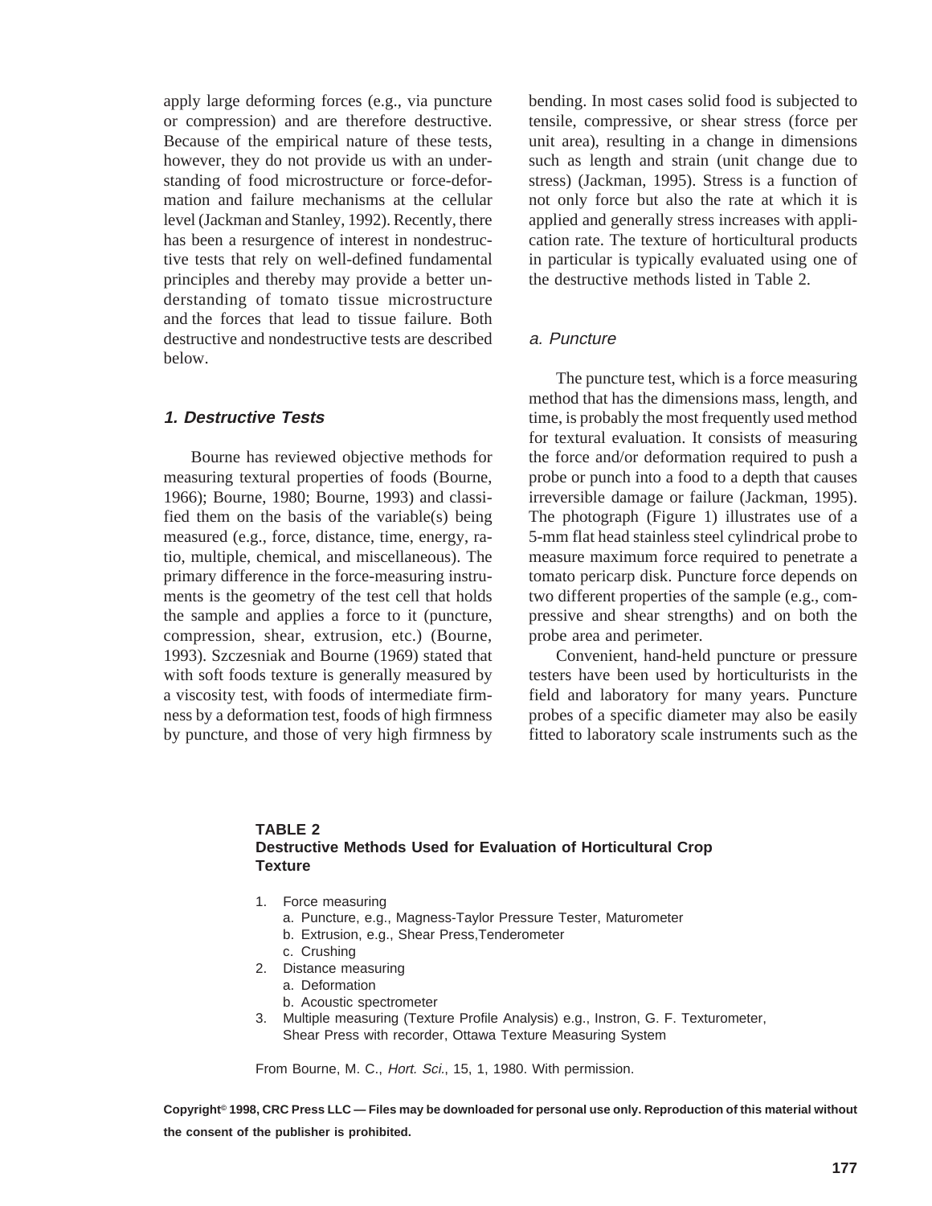apply large deforming forces (e.g., via puncture or compression) and are therefore destructive. Because of the empirical nature of these tests, however, they do not provide us with an understanding of food microstructure or force-deformation and failure mechanisms at the cellular level (Jackman and Stanley, 1992). Recently, there has been a resurgence of interest in nondestructive tests that rely on well-defined fundamental principles and thereby may provide a better understanding of tomato tissue microstructure and the forces that lead to tissue failure. Both destructive and nondestructive tests are described below.

### *1. Destructive Tests*

Bourne has reviewed objective methods for measuring textural properties of foods (Bourne, 1966); Bourne, 1980; Bourne, 1993) and classified them on the basis of the variable(s) being measured (e.g., force, distance, time, energy, ratio, multiple, chemical, and miscellaneous). The primary difference in the force-measuring instruments is the geometry of the test cell that holds the sample and applies a force to it (puncture, compression, shear, extrusion, etc.) (Bourne, 1993). Szczesniak and Bourne (1969) stated that with soft foods texture is generally measured by a viscosity test, with foods of intermediate firmness by a deformation test, foods of high firmness by puncture, and those of very high firmness by bending. In most cases solid food is subjected to tensile, compressive, or shear stress (force per unit area), resulting in a change in dimensions such as length and strain (unit change due to stress) (Jackman, 1995). Stress is a function of not only force but also the rate at which it is applied and generally stress increases with application rate. The texture of horticultural products in particular is typically evaluated using one of the destructive methods listed in Table 2.

#### *a. Puncture*

The puncture test, which is a force measuring method that has the dimensions mass, length, and time, is probably the most frequently used method for textural evaluation. It consists of measuring the force and/or deformation required to push a probe or punch into a food to a depth that causes irreversible damage or failure (Jackman, 1995). The photograph (Figure 1) illustrates use of a 5-mm flat head stainless steel cylindrical probe to measure maximum force required to penetrate a tomato pericarp disk. Puncture force depends on two different properties of the sample (e.g., compressive and shear strengths) and on both the probe area and perimeter.

Convenient, hand-held puncture or pressure testers have been used by horticulturists in the field and laboratory for many years. Puncture probes of a specific diameter may also be easily fitted to laboratory scale instruments such as the

**TABLE 2**
**Destructive Methods Used for Evaluation of Horticultural Crop Texture**

1. Force measuring
   a. Puncture, e.g., Magness-Taylor Pressure Tester, Maturometer
   b. Extrusion, e.g., Shear Press,Tenderometer
   c. Crushing
2. Distance measuring
   a. Deformation
   b. Acoustic spectrometer
3. Multiple measuring (Texture Profile Analysis) e.g., Instron, G. F. Texturometer, Shear Press with recorder, Ottawa Texture Measuring System

From Bourne, M. C., *Hort. Sci.*, 15, 1, 1980. With permission.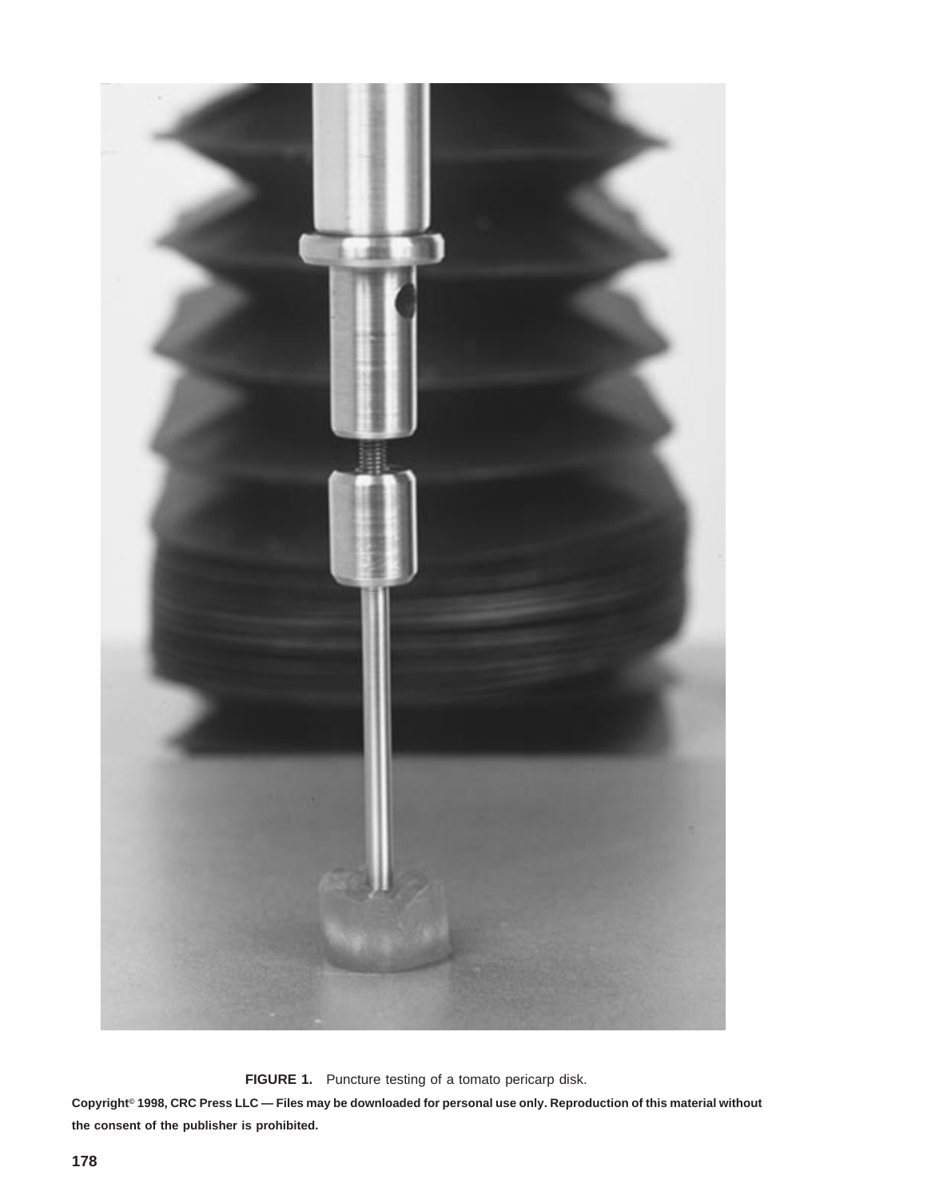**FIGURE 1.** Puncture testing of a tomato pericarp disk.

**Copyright© 1998, CRC Press LLC — Files may be downloaded for personal use only. Reproduction of this material without the consent of the publisher is prohibited.**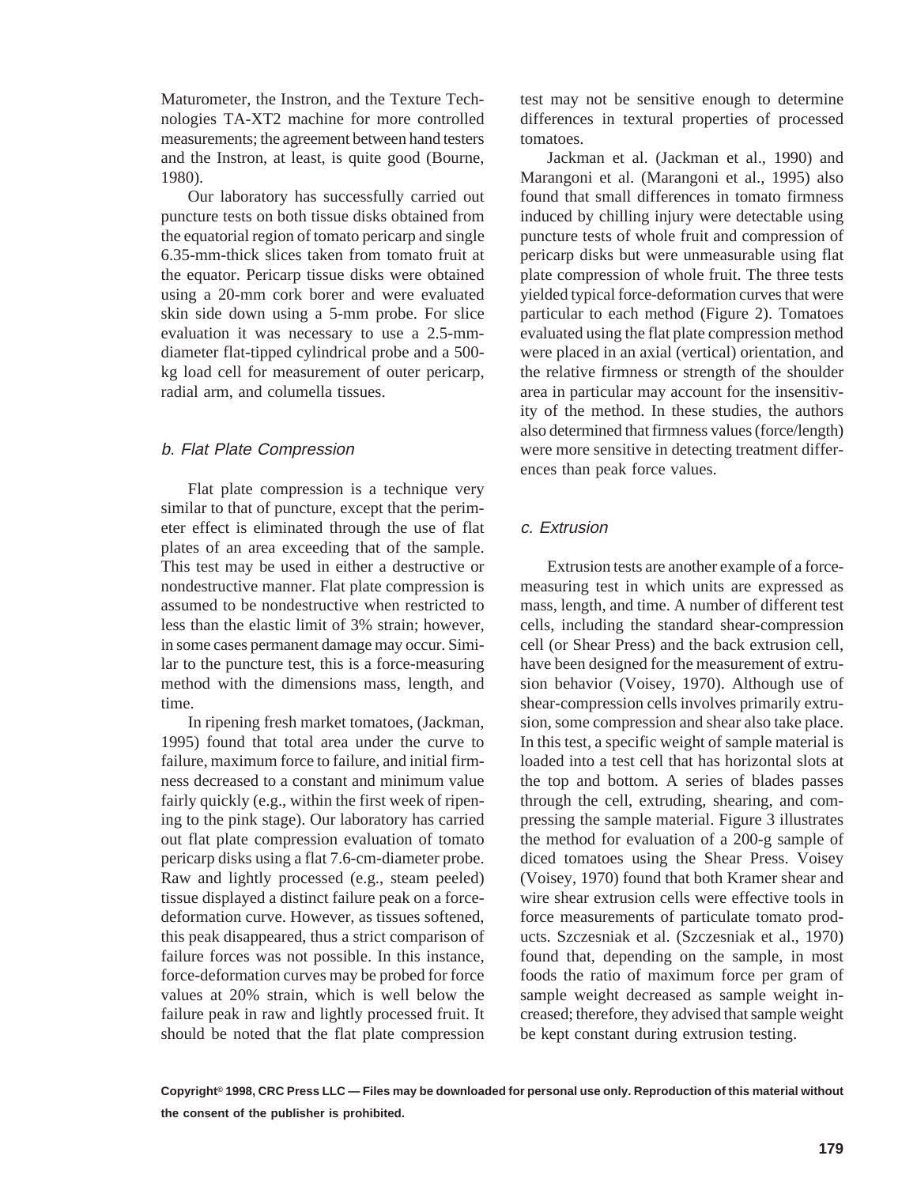Maturometer, the Instron, and the Texture Technologies TA-XT2 machine for more controlled measurements; the agreement between hand testers and the Instron, at least, is quite good (Bourne, 1980).

Our laboratory has successfully carried out puncture tests on both tissue disks obtained from the equatorial region of tomato pericarp and single 6.35-mm-thick slices taken from tomato fruit at the equator. Pericarp tissue disks were obtained using a 20-mm cork borer and were evaluated skin side down using a 5-mm probe. For slice evaluation it was necessary to use a 2.5-mm-diameter flat-tipped cylindrical probe and a 500-kg load cell for measurement of outer pericarp, radial arm, and columella tissues.

### *b. Flat Plate Compression*

Flat plate compression is a technique very similar to that of puncture, except that the perimeter effect is eliminated through the use of flat plates of an area exceeding that of the sample. This test may be used in either a destructive or nondestructive manner. Flat plate compression is assumed to be nondestructive when restricted to less than the elastic limit of 3% strain; however, in some cases permanent damage may occur. Similar to the puncture test, this is a force-measuring method with the dimensions mass, length, and time.

In ripening fresh market tomatoes, (Jackman, 1995) found that total area under the curve to failure, maximum force to failure, and initial firmness decreased to a constant and minimum value fairly quickly (e.g., within the first week of ripening to the pink stage). Our laboratory has carried out flat plate compression evaluation of tomato pericarp disks using a flat 7.6-cm-diameter probe. Raw and lightly processed (e.g., steam peeled) tissue displayed a distinct failure peak on a force-deformation curve. However, as tissues softened, this peak disappeared, thus a strict comparison of failure forces was not possible. In this instance, force-deformation curves may be probed for force values at 20% strain, which is well below the failure peak in raw and lightly processed fruit. It should be noted that the flat plate compression test may not be sensitive enough to determine differences in textural properties of processed tomatoes.

Jackman et al. (Jackman et al., 1990) and Marangoni et al. (Marangoni et al., 1995) also found that small differences in tomato firmness induced by chilling injury were detectable using puncture tests of whole fruit and compression of pericarp disks but were unmeasurable using flat plate compression of whole fruit. The three tests yielded typical force-deformation curves that were particular to each method (Figure 2). Tomatoes evaluated using the flat plate compression method were placed in an axial (vertical) orientation, and the relative firmness or strength of the shoulder area in particular may account for the insensitivity of the method. In these studies, the authors also determined that firmness values (force/length) were more sensitive in detecting treatment differences than peak force values.

### *c. Extrusion*

Extrusion tests are another example of a force-measuring test in which units are expressed as mass, length, and time. A number of different test cells, including the standard shear-compression cell (or Shear Press) and the back extrusion cell, have been designed for the measurement of extrusion behavior (Voisey, 1970). Although use of shear-compression cells involves primarily extrusion, some compression and shear also take place. In this test, a specific weight of sample material is loaded into a test cell that has horizontal slots at the top and bottom. A series of blades passes through the cell, extruding, shearing, and compressing the sample material. Figure 3 illustrates the method for evaluation of a 200-g sample of diced tomatoes using the Shear Press. Voisey (Voisey, 1970) found that both Kramer shear and wire shear extrusion cells were effective tools in force measurements of particulate tomato products. Szczesniak et al. (Szczesniak et al., 1970) found that, depending on the sample, in most foods the ratio of maximum force per gram of sample weight decreased as sample weight increased; therefore, they advised that sample weight be kept constant during extrusion testing.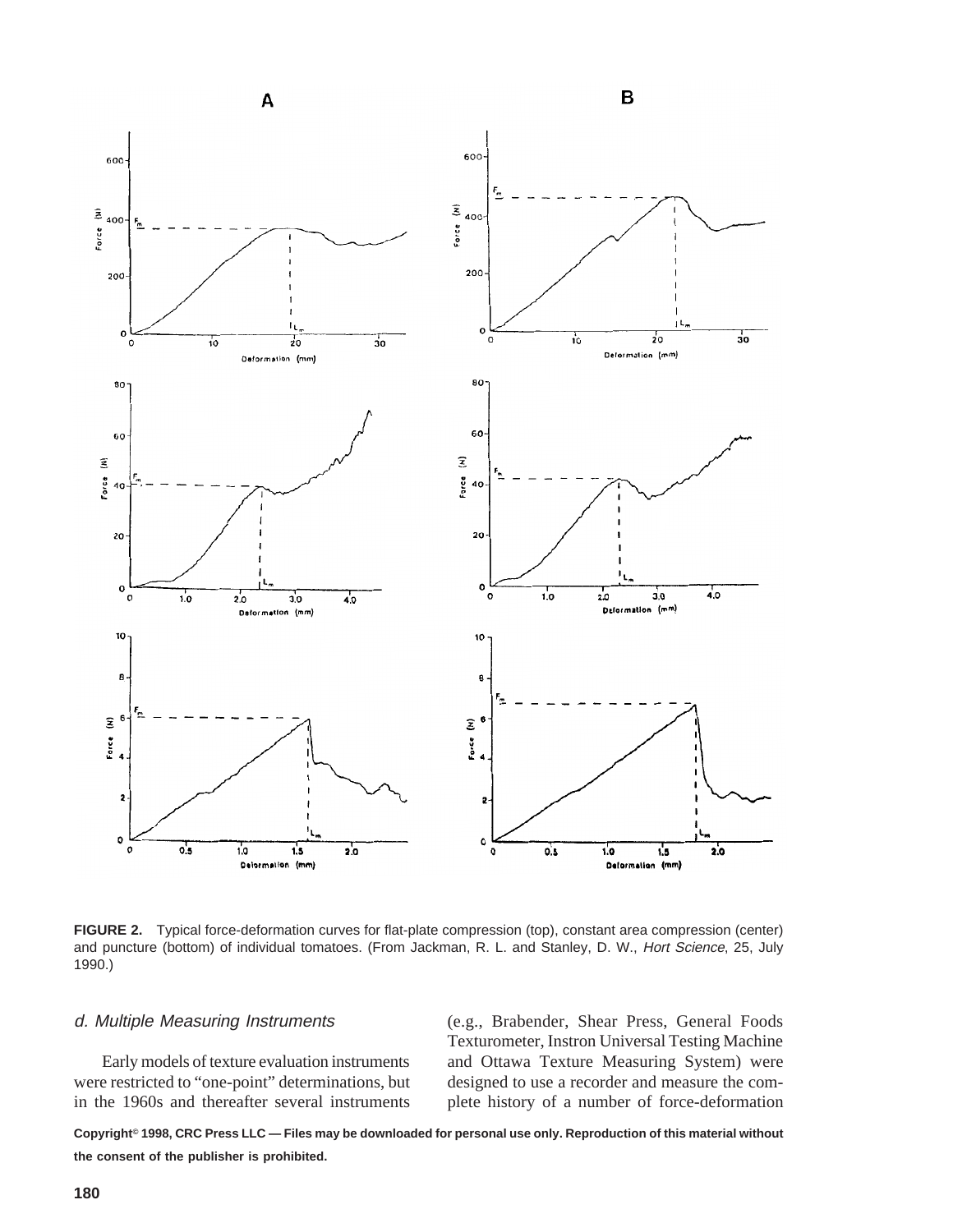**FIGURE 2.** Typical force-deformation curves for flat-plate compression (top), constant area compression (center) and puncture (bottom) of individual tomatoes. (From Jackman, R. L. and Stanley, D. W., *Hort Science*, 25, July 1990.)

### *d. Multiple Measuring Instruments*

Early models of texture evaluation instruments were restricted to "one-point" determinations, but in the 1960s and thereafter several instruments (e.g., Brabender, Shear Press, General Foods Texturometer, Instron Universal Testing Machine and Ottawa Texture Measuring System) were designed to use a recorder and measure the complete history of a number of force-deformation

**Copyright© 1998, CRC Press LLC — Files may be downloaded for personal use only. Reproduction of this material without the consent of the publisher is prohibited.**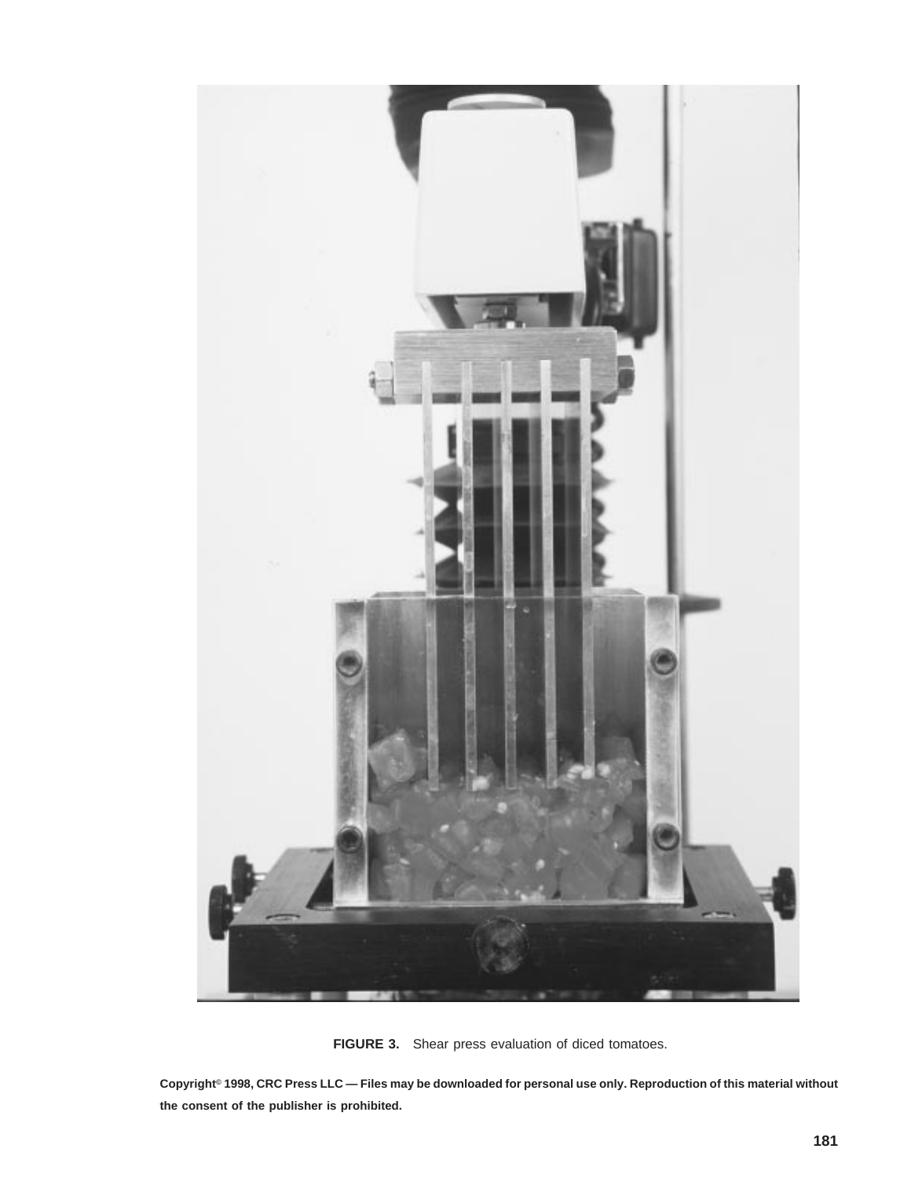**FIGURE 3.** Shear press evaluation of diced tomatoes.

**Copyright© 1998, CRC Press LLC — Files may be downloaded for personal use only. Reproduction of this material without the consent of the publisher is prohibited.**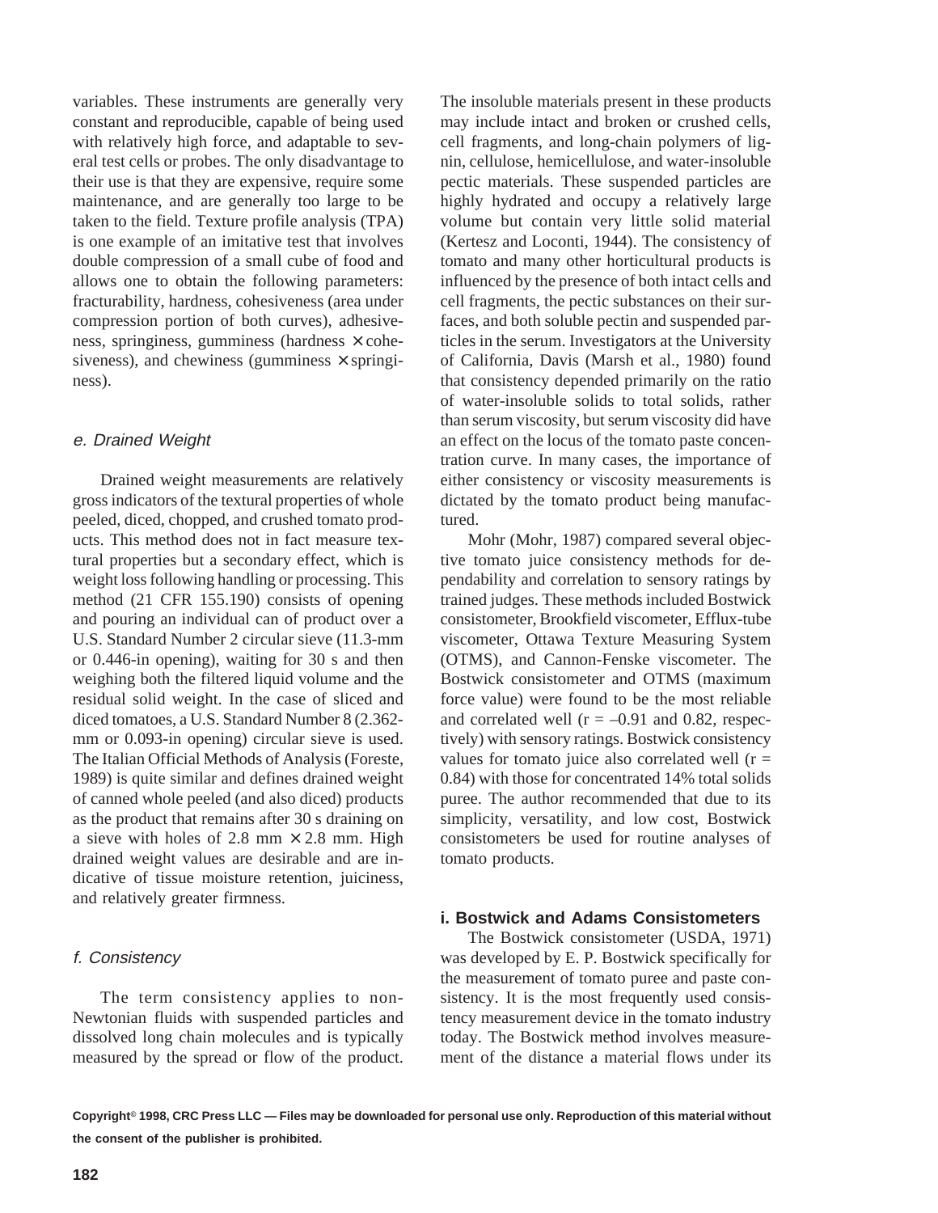variables. These instruments are generally very constant and reproducible, capable of being used with relatively high force, and adaptable to several test cells or probes. The only disadvantage to their use is that they are expensive, require some maintenance, and are generally too large to be taken to the field. Texture profile analysis (TPA) is one example of an imitative test that involves double compression of a small cube of food and allows one to obtain the following parameters: fracturability, hardness, cohesiveness (area under compression portion of both curves), adhesiveness, springiness, gumminess (hardness × cohesiveness), and chewiness (gumminess × springiness).

### *e. Drained Weight*

Drained weight measurements are relatively gross indicators of the textural properties of whole peeled, diced, chopped, and crushed tomato products. This method does not in fact measure textural properties but a secondary effect, which is weight loss following handling or processing. This method (21 CFR 155.190) consists of opening and pouring an individual can of product over a U.S. Standard Number 2 circular sieve (11.3-mm or 0.446-in opening), waiting for 30 s and then weighing both the filtered liquid volume and the residual solid weight. In the case of sliced and diced tomatoes, a U.S. Standard Number 8 (2.362-mm or 0.093-in opening) circular sieve is used. The Italian Official Methods of Analysis (Foreste, 1989) is quite similar and defines drained weight of canned whole peeled (and also diced) products as the product that remains after 30 s draining on a sieve with holes of 2.8 mm × 2.8 mm. High drained weight values are desirable and are indicative of tissue moisture retention, juiciness, and relatively greater firmness.

### *f. Consistency*

The term consistency applies to non-Newtonian fluids with suspended particles and dissolved long chain molecules and is typically measured by the spread or flow of the product. The insoluble materials present in these products may include intact and broken or crushed cells, cell fragments, and long-chain polymers of lignin, cellulose, hemicellulose, and water-insoluble pectic materials. These suspended particles are highly hydrated and occupy a relatively large volume but contain very little solid material (Kertesz and Loconti, 1944). The consistency of tomato and many other horticultural products is influenced by the presence of both intact cells and cell fragments, the pectic substances on their surfaces, and both soluble pectin and suspended particles in the serum. Investigators at the University of California, Davis (Marsh et al., 1980) found that consistency depended primarily on the ratio of water-insoluble solids to total solids, rather than serum viscosity, but serum viscosity did have an effect on the locus of the tomato paste concentration curve. In many cases, the importance of either consistency or viscosity measurements is dictated by the tomato product being manufactured.

Mohr (Mohr, 1987) compared several objective tomato juice consistency methods for dependability and correlation to sensory ratings by trained judges. These methods included Bostwick consistometer, Brookfield viscometer, Efflux-tube viscometer, Ottawa Texture Measuring System (OTMS), and Cannon-Fenske viscometer. The Bostwick consistometer and OTMS (maximum force value) were found to be the most reliable and correlated well ($r = -0.91$ and 0.82, respectively) with sensory ratings. Bostwick consistency values for tomato juice also correlated well ($r = 0.84$) with those for concentrated 14% total solids puree. The author recommended that due to its simplicity, versatility, and low cost, Bostwick consistometers be used for routine analyses of tomato products.

#### **i. Bostwick and Adams Consistometers**

The Bostwick consistometer (USDA, 1971) was developed by E. P. Bostwick specifically for the measurement of tomato puree and paste consistency. It is the most frequently used consistency measurement device in the tomato industry today. The Bostwick method involves measurement of the distance a material flows under its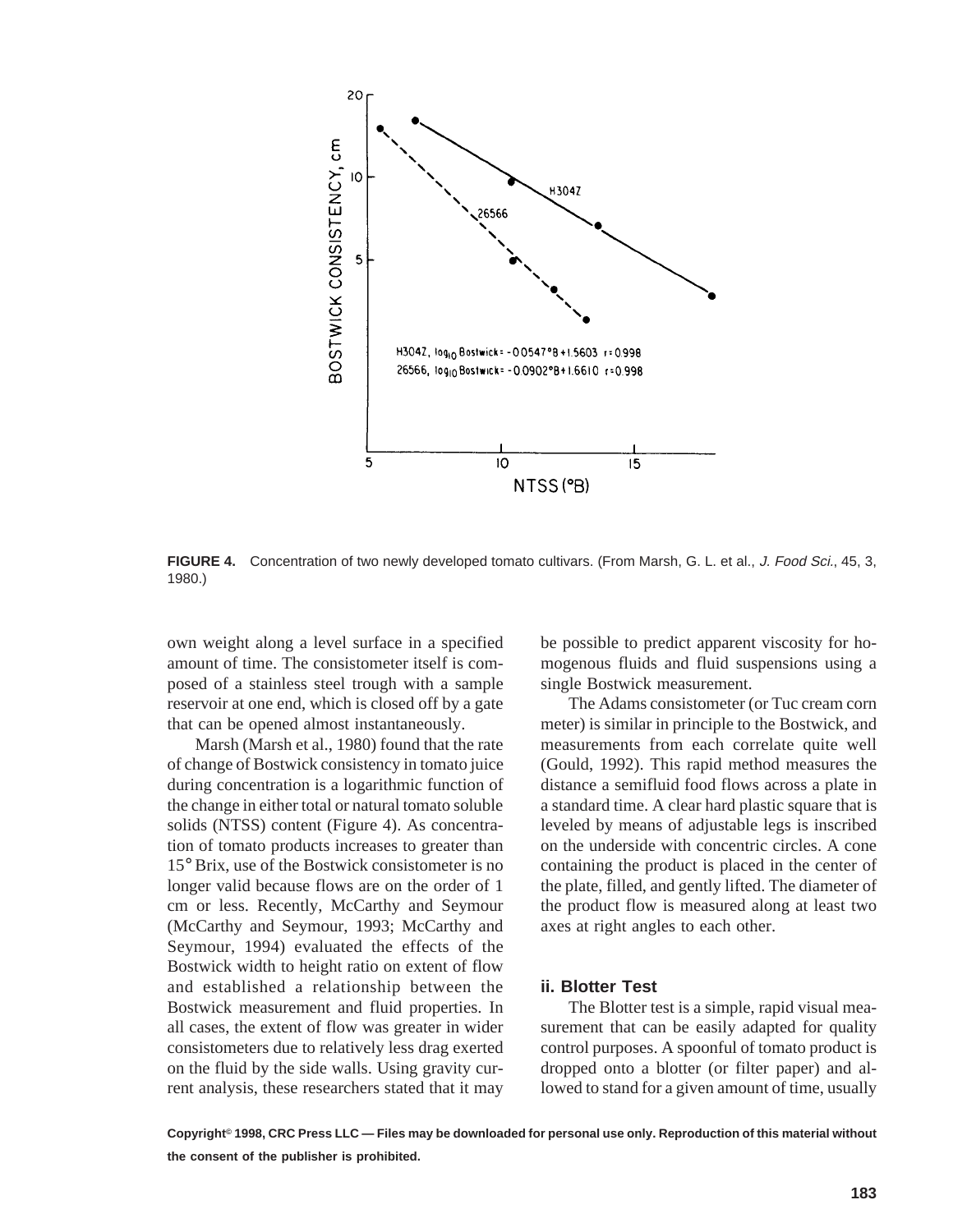**FIGURE 4.** Concentration of two newly developed tomato cultivars. (From Marsh, G. L. et al., *J. Food Sci.*, 45, 3, 1980.)

own weight along a level surface in a specified amount of time. The consistometer itself is composed of a stainless steel trough with a sample reservoir at one end, which is closed off by a gate that can be opened almost instantaneously.

Marsh (Marsh et al., 1980) found that the rate of change of Bostwick consistency in tomato juice during concentration is a logarithmic function of the change in either total or natural tomato soluble solids (NTSS) content (Figure 4). As concentration of tomato products increases to greater than 15° Brix, use of the Bostwick consistometer is no longer valid because flows are on the order of 1 cm or less. Recently, McCarthy and Seymour (McCarthy and Seymour, 1993; McCarthy and Seymour, 1994) evaluated the effects of the Bostwick width to height ratio on extent of flow and established a relationship between the Bostwick measurement and fluid properties. In all cases, the extent of flow was greater in wider consistometers due to relatively less drag exerted on the fluid by the side walls. Using gravity current analysis, these researchers stated that it may be possible to predict apparent viscosity for homogenous fluids and fluid suspensions using a single Bostwick measurement.

The Adams consistometer (or Tuc cream corn meter) is similar in principle to the Bostwick, and measurements from each correlate quite well (Gould, 1992). This rapid method measures the distance a semifluid food flows across a plate in a standard time. A clear hard plastic square that is leveled by means of adjustable legs is inscribed on the underside with concentric circles. A cone containing the product is placed in the center of the plate, filled, and gently lifted. The diameter of the product flow is measured along at least two axes at right angles to each other.

### ii. Blotter Test

The Blotter test is a simple, rapid visual measurement that can be easily adapted for quality control purposes. A spoonful of tomato product is dropped onto a blotter (or filter paper) and allowed to stand for a given amount of time, usually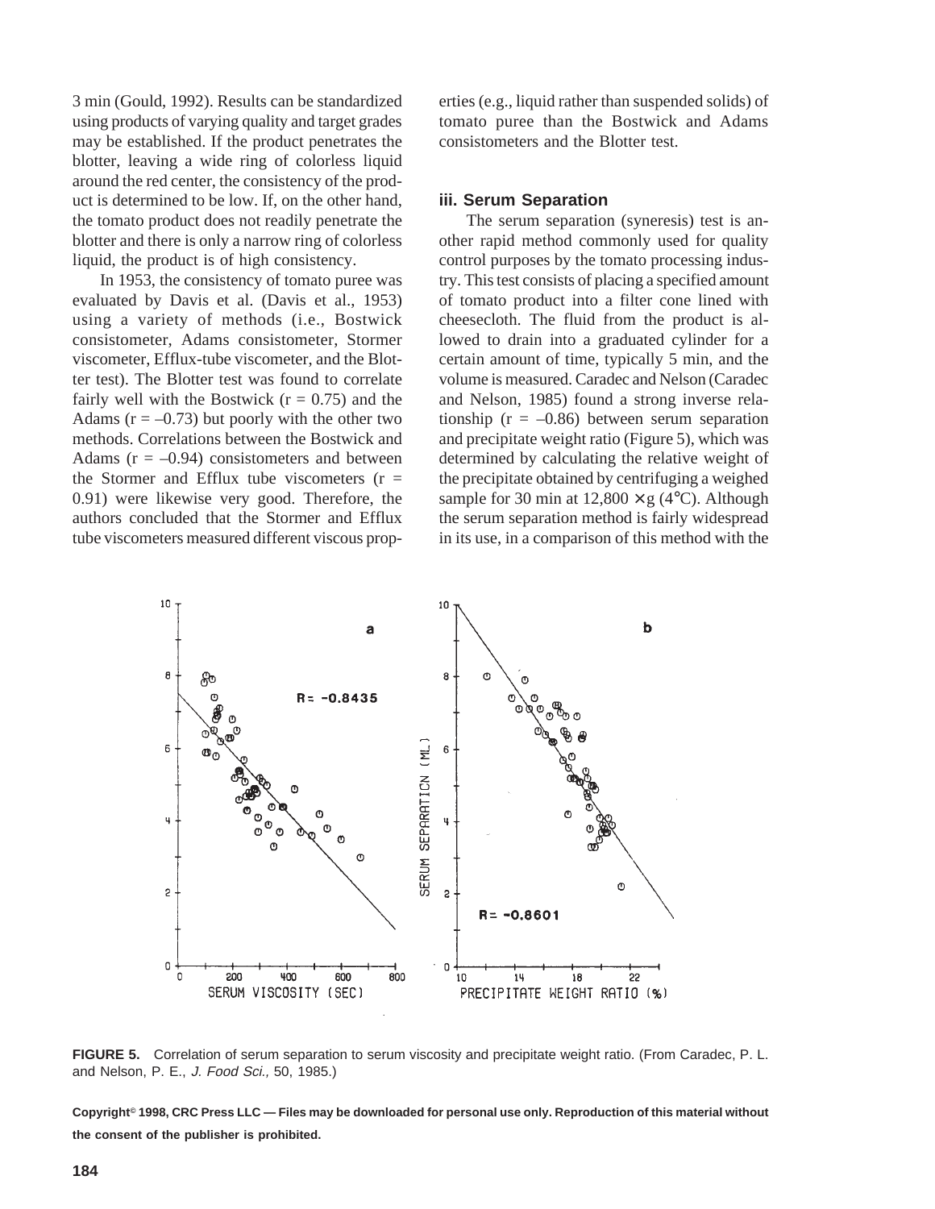3 min (Gould, 1992). Results can be standardized using products of varying quality and target grades may be established. If the product penetrates the blotter, leaving a wide ring of colorless liquid around the red center, the consistency of the product is determined to be low. If, on the other hand, the tomato product does not readily penetrate the blotter and there is only a narrow ring of colorless liquid, the product is of high consistency.

In 1953, the consistency of tomato puree was evaluated by Davis et al. (Davis et al., 1953) using a variety of methods (i.e., Bostwick consistometer, Adams consistometer, Stormer viscometer, Efflux-tube viscometer, and the Blotter test). The Blotter test was found to correlate fairly well with the Bostwick ($r = 0.75$) and the Adams ($r = -0.73$) but poorly with the other two methods. Correlations between the Bostwick and Adams ($r = -0.94$) consistometers and between the Stormer and Efflux tube viscometers ($r = 0.91$) were likewise very good. Therefore, the authors concluded that the Stormer and Efflux tube viscometers measured different viscous properties (e.g., liquid rather than suspended solids) of tomato puree than the Bostwick and Adams consistometers and the Blotter test.

### iii. Serum Separation

The serum separation (syneresis) test is another rapid method commonly used for quality control purposes by the tomato processing industry. This test consists of placing a specified amount of tomato product into a filter cone lined with cheesecloth. The fluid from the product is allowed to drain into a graduated cylinder for a certain amount of time, typically 5 min, and the volume is measured. Caradec and Nelson (Caradec and Nelson, 1985) found a strong inverse relationship ($r = -0.86$) between serum separation and precipitate weight ratio (Figure 5), which was determined by calculating the relative weight of the precipitate obtained by centrifuging a weighed sample for 30 min at $12{,}800 \times g$ (4°C). Although the serum separation method is fairly widespread in its use, in a comparison of this method with the

**FIGURE 5.** Correlation of serum separation to serum viscosity and precipitate weight ratio. (From Caradec, P. L. and Nelson, P. E., *J. Food Sci.,* 50, 1985.)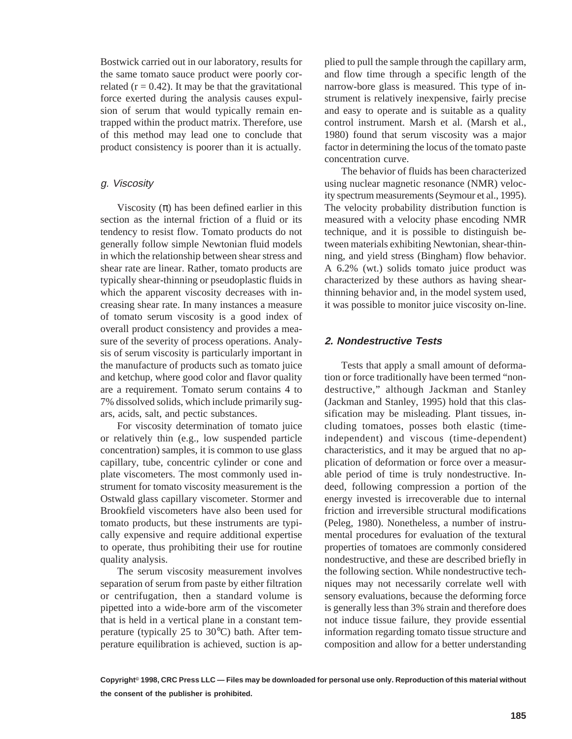Bostwick carried out in our laboratory, results for the same tomato sauce product were poorly correlated ($r = 0.42$). It may be that the gravitational force exerted during the analysis causes expulsion of serum that would typically remain entrapped within the product matrix. Therefore, use of this method may lead one to conclude that product consistency is poorer than it is actually.

### g. Viscosity

Viscosity ($\pi$) has been defined earlier in this section as the internal friction of a fluid or its tendency to resist flow. Tomato products do not generally follow simple Newtonian fluid models in which the relationship between shear stress and shear rate are linear. Rather, tomato products are typically shear-thinning or pseudoplastic fluids in which the apparent viscosity decreases with increasing shear rate. In many instances a measure of tomato serum viscosity is a good index of overall product consistency and provides a measure of the severity of process operations. Analysis of serum viscosity is particularly important in the manufacture of products such as tomato juice and ketchup, where good color and flavor quality are a requirement. Tomato serum contains 4 to 7% dissolved solids, which include primarily sugars, acids, salt, and pectic substances.

For viscosity determination of tomato juice or relatively thin (e.g., low suspended particle concentration) samples, it is common to use glass capillary, tube, concentric cylinder or cone and plate viscometers. The most commonly used instrument for tomato viscosity measurement is the Ostwald glass capillary viscometer. Stormer and Brookfield viscometers have also been used for tomato products, but these instruments are typically expensive and require additional expertise to operate, thus prohibiting their use for routine quality analysis.

The serum viscosity measurement involves separation of serum from paste by either filtration or centrifugation, then a standard volume is pipetted into a wide-bore arm of the viscometer that is held in a vertical plane in a constant temperature (typically 25 to 30°C) bath. After temperature equilibration is achieved, suction is applied to pull the sample through the capillary arm, and flow time through a specific length of the narrow-bore glass is measured. This type of instrument is relatively inexpensive, fairly precise and easy to operate and is suitable as a quality control instrument. Marsh et al. (Marsh et al., 1980) found that serum viscosity was a major factor in determining the locus of the tomato paste concentration curve.

The behavior of fluids has been characterized using nuclear magnetic resonance (NMR) velocity spectrum measurements (Seymour et al., 1995). The velocity probability distribution function is measured with a velocity phase encoding NMR technique, and it is possible to distinguish between materials exhibiting Newtonian, shear-thinning, and yield stress (Bingham) flow behavior. A 6.2% (wt.) solids tomato juice product was characterized by these authors as having shear-thinning behavior and, in the model system used, it was possible to monitor juice viscosity on-line.

## 2. Nondestructive Tests

Tests that apply a small amount of deformation or force traditionally have been termed "nondestructive," although Jackman and Stanley (Jackman and Stanley, 1995) hold that this classification may be misleading. Plant tissues, including tomatoes, posses both elastic (time-independent) and viscous (time-dependent) characteristics, and it may be argued that no application of deformation or force over a measurable period of time is truly nondestructive. Indeed, following compression a portion of the energy invested is irrecoverable due to internal friction and irreversible structural modifications (Peleg, 1980). Nonetheless, a number of instrumental procedures for evaluation of the textural properties of tomatoes are commonly considered nondestructive, and these are described briefly in the following section. While nondestructive techniques may not necessarily correlate well with sensory evaluations, because the deforming force is generally less than 3% strain and therefore does not induce tissue failure, they provide essential information regarding tomato tissue structure and composition and allow for a better understanding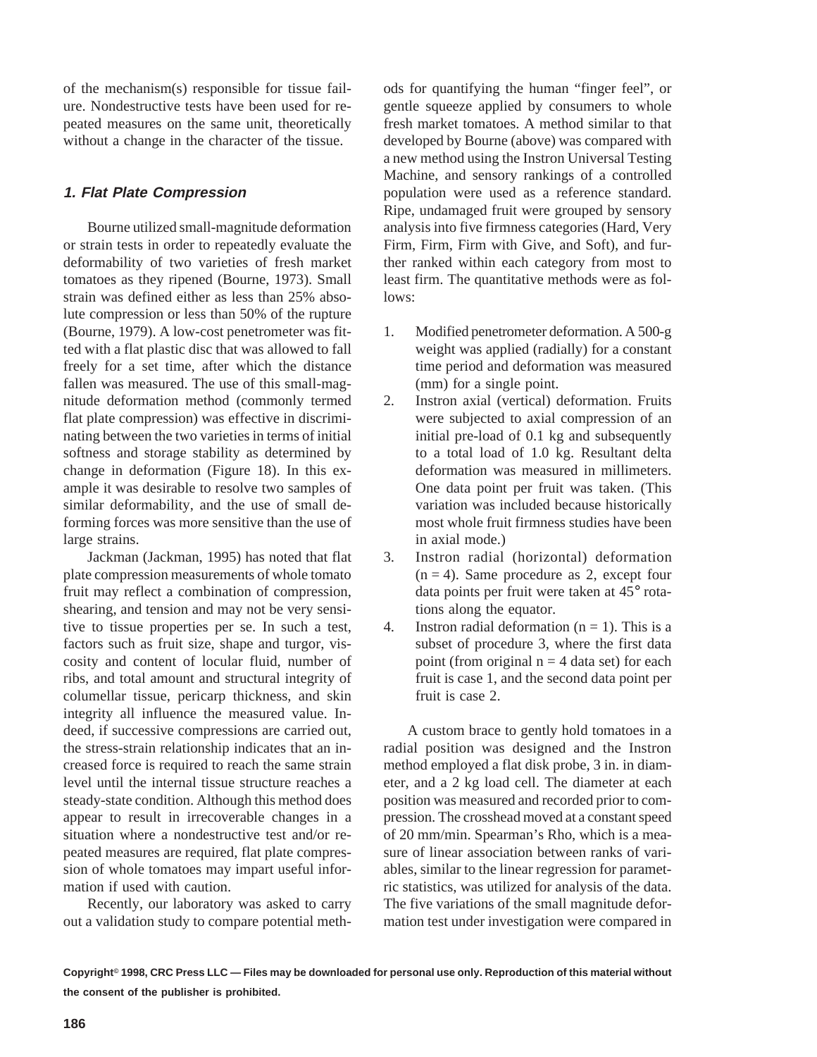of the mechanism(s) responsible for tissue failure. Nondestructive tests have been used for repeated measures on the same unit, theoretically without a change in the character of the tissue.

### *1. Flat Plate Compression*

Bourne utilized small-magnitude deformation or strain tests in order to repeatedly evaluate the deformability of two varieties of fresh market tomatoes as they ripened (Bourne, 1973). Small strain was defined either as less than 25% absolute compression or less than 50% of the rupture (Bourne, 1979). A low-cost penetrometer was fitted with a flat plastic disc that was allowed to fall freely for a set time, after which the distance fallen was measured. The use of this small-magnitude deformation method (commonly termed flat plate compression) was effective in discriminating between the two varieties in terms of initial softness and storage stability as determined by change in deformation (Figure 18). In this example it was desirable to resolve two samples of similar deformability, and the use of small deforming forces was more sensitive than the use of large strains.

Jackman (Jackman, 1995) has noted that flat plate compression measurements of whole tomato fruit may reflect a combination of compression, shearing, and tension and may not be very sensitive to tissue properties per se. In such a test, factors such as fruit size, shape and turgor, viscosity and content of locular fluid, number of ribs, and total amount and structural integrity of columellar tissue, pericarp thickness, and skin integrity all influence the measured value. Indeed, if successive compressions are carried out, the stress-strain relationship indicates that an increased force is required to reach the same strain level until the internal tissue structure reaches a steady-state condition. Although this method does appear to result in irrecoverable changes in a situation where a nondestructive test and/or repeated measures are required, flat plate compression of whole tomatoes may impart useful information if used with caution.

Recently, our laboratory was asked to carry out a validation study to compare potential methods for quantifying the human "finger feel", or gentle squeeze applied by consumers to whole fresh market tomatoes. A method similar to that developed by Bourne (above) was compared with a new method using the Instron Universal Testing Machine, and sensory rankings of a controlled population were used as a reference standard. Ripe, undamaged fruit were grouped by sensory analysis into five firmness categories (Hard, Very Firm, Firm, Firm with Give, and Soft), and further ranked within each category from most to least firm. The quantitative methods were as follows:

1. Modified penetrometer deformation. A 500-g weight was applied (radially) for a constant time period and deformation was measured (mm) for a single point.
2. Instron axial (vertical) deformation. Fruits were subjected to axial compression of an initial pre-load of 0.1 kg and subsequently to a total load of 1.0 kg. Resultant delta deformation was measured in millimeters. One data point per fruit was taken. (This variation was included because historically most whole fruit firmness studies have been in axial mode.)
3. Instron radial (horizontal) deformation ($n = 4$). Same procedure as 2, except four data points per fruit were taken at 45° rotations along the equator.
4. Instron radial deformation ($n = 1$). This is a subset of procedure 3, where the first data point (from original $n = 4$ data set) for each fruit is case 1, and the second data point per fruit is case 2.

A custom brace to gently hold tomatoes in a radial position was designed and the Instron method employed a flat disk probe, 3 in. in diameter, and a 2 kg load cell. The diameter at each position was measured and recorded prior to compression. The crosshead moved at a constant speed of 20 mm/min. Spearman's Rho, which is a measure of linear association between ranks of variables, similar to the linear regression for parametric statistics, was utilized for analysis of the data. The five variations of the small magnitude deformation test under investigation were compared in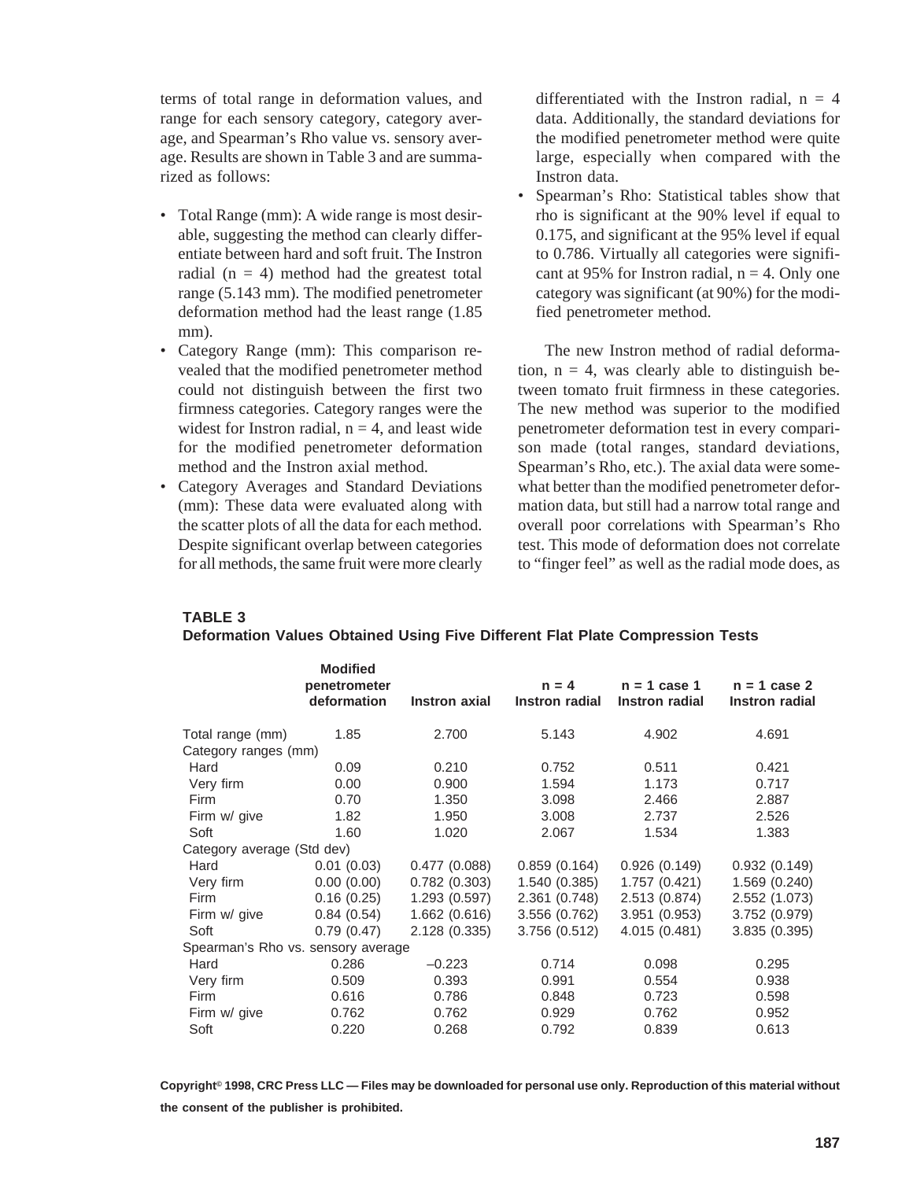terms of total range in deformation values, and range for each sensory category, category average, and Spearman's Rho value vs. sensory average. Results are shown in Table 3 and are summarized as follows:

- Total Range (mm): A wide range is most desirable, suggesting the method can clearly differentiate between hard and soft fruit. The Instron radial (n = 4) method had the greatest total range (5.143 mm). The modified penetrometer deformation method had the least range (1.85 mm).
- Category Range (mm): This comparison revealed that the modified penetrometer method could not distinguish between the first two firmness categories. Category ranges were the widest for Instron radial, n = 4, and least wide for the modified penetrometer deformation method and the Instron axial method.
- Category Averages and Standard Deviations (mm): These data were evaluated along with the scatter plots of all the data for each method. Despite significant overlap between categories for all methods, the same fruit were more clearly differentiated with the Instron radial, n = 4 data. Additionally, the standard deviations for the modified penetrometer method were quite large, especially when compared with the Instron data.
- Spearman's Rho: Statistical tables show that rho is significant at the 90% level if equal to 0.175, and significant at the 95% level if equal to 0.786. Virtually all categories were significant at 95% for Instron radial, n = 4. Only one category was significant (at 90%) for the modified penetrometer method.

The new Instron method of radial deformation, n = 4, was clearly able to distinguish between tomato fruit firmness in these categories. The new method was superior to the modified penetrometer deformation test in every comparison made (total ranges, standard deviations, Spearman's Rho, etc.). The axial data were somewhat better than the modified penetrometer deformation data, but still had a narrow total range and overall poor correlations with Spearman's Rho test. This mode of deformation does not correlate to "finger feel" as well as the radial mode does, as

**TABLE 3**
**Deformation Values Obtained Using Five Different Flat Plate Compression Tests**

| | Modified penetrometer deformation | Instron axial | n = 4 Instron radial | n = 1 case 1 Instron radial | n = 1 case 2 Instron radial |
|---|---|---|---|---|---|
| Total range (mm) | 1.85 | 2.700 | 5.143 | 4.902 | 4.691 |
| Category ranges (mm) | | | | | |
| Hard | 0.09 | 0.210 | 0.752 | 0.511 | 0.421 |
| Very firm | 0.00 | 0.900 | 1.594 | 1.173 | 0.717 |
| Firm | 0.70 | 1.350 | 3.098 | 2.466 | 2.887 |
| Firm w/ give | 1.82 | 1.950 | 3.008 | 2.737 | 2.526 |
| Soft | 1.60 | 1.020 | 2.067 | 1.534 | 1.383 |
| Category average (Std dev) | | | | | |
| Hard | 0.01 (0.03) | 0.477 (0.088) | 0.859 (0.164) | 0.926 (0.149) | 0.932 (0.149) |
| Very firm | 0.00 (0.00) | 0.782 (0.303) | 1.540 (0.385) | 1.757 (0.421) | 1.569 (0.240) |
| Firm | 0.16 (0.25) | 1.293 (0.597) | 2.361 (0.748) | 2.513 (0.874) | 2.552 (1.073) |
| Firm w/ give | 0.84 (0.54) | 1.662 (0.616) | 3.556 (0.762) | 3.951 (0.953) | 3.752 (0.979) |
| Soft | 0.79 (0.47) | 2.128 (0.335) | 3.756 (0.512) | 4.015 (0.481) | 3.835 (0.395) |
| Spearman's Rho vs. sensory average | | | | | |
| Hard | 0.286 | –0.223 | 0.714 | 0.098 | 0.295 |
| Very firm | 0.509 | 0.393 | 0.991 | 0.554 | 0.938 |
| Firm | 0.616 | 0.786 | 0.848 | 0.723 | 0.598 |
| Firm w/ give | 0.762 | 0.762 | 0.929 | 0.762 | 0.952 |
| Soft | 0.220 | 0.268 | 0.792 | 0.839 | 0.613 |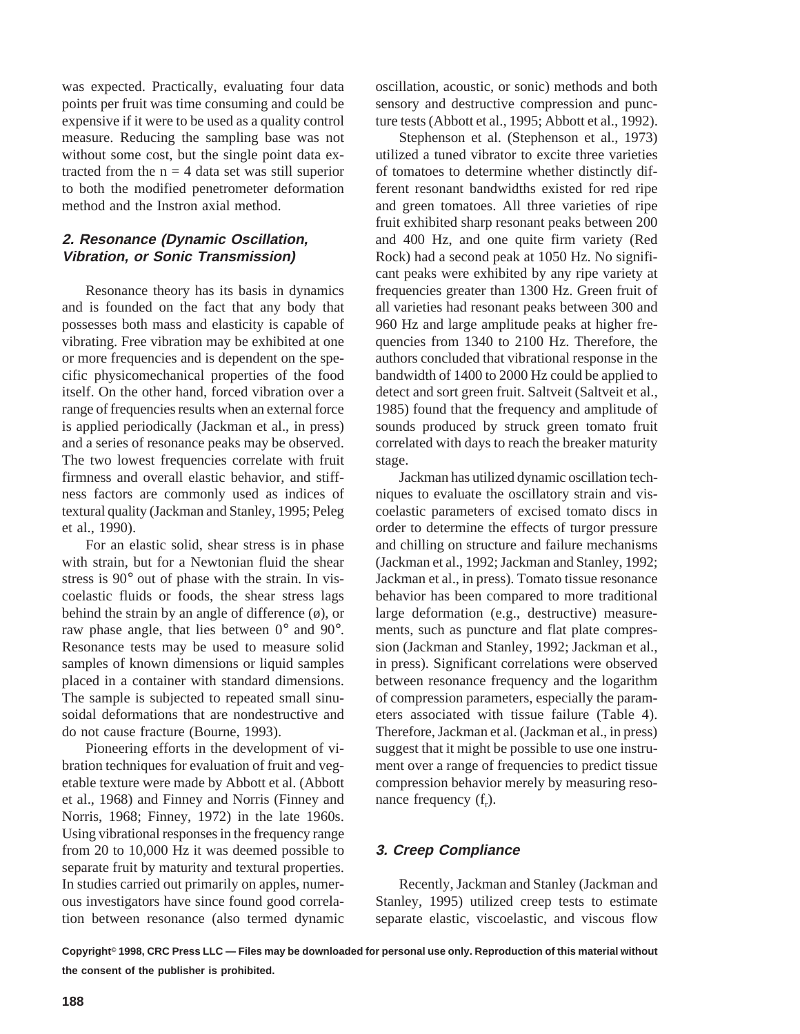was expected. Practically, evaluating four data points per fruit was time consuming and could be expensive if it were to be used as a quality control measure. Reducing the sampling base was not without some cost, but the single point data extracted from the $n = 4$ data set was still superior to both the modified penetrometer deformation method and the Instron axial method.

### 2. Resonance (Dynamic Oscillation, Vibration, or Sonic Transmission)

Resonance theory has its basis in dynamics and is founded on the fact that any body that possesses both mass and elasticity is capable of vibrating. Free vibration may be exhibited at one or more frequencies and is dependent on the specific physicomechanical properties of the food itself. On the other hand, forced vibration over a range of frequencies results when an external force is applied periodically (Jackman et al., in press) and a series of resonance peaks may be observed. The two lowest frequencies correlate with fruit firmness and overall elastic behavior, and stiffness factors are commonly used as indices of textural quality (Jackman and Stanley, 1995; Peleg et al., 1990).

For an elastic solid, shear stress is in phase with strain, but for a Newtonian fluid the shear stress is 90° out of phase with the strain. In viscoelastic fluids or foods, the shear stress lags behind the strain by an angle of difference (ø), or raw phase angle, that lies between 0° and 90°. Resonance tests may be used to measure solid samples of known dimensions or liquid samples placed in a container with standard dimensions. The sample is subjected to repeated small sinusoidal deformations that are nondestructive and do not cause fracture (Bourne, 1993).

Pioneering efforts in the development of vibration techniques for evaluation of fruit and vegetable texture were made by Abbott et al. (Abbott et al., 1968) and Finney and Norris (Finney and Norris, 1968; Finney, 1972) in the late 1960s. Using vibrational responses in the frequency range from 20 to 10,000 Hz it was deemed possible to separate fruit by maturity and textural properties. In studies carried out primarily on apples, numerous investigators have since found good correlation between resonance (also termed dynamic oscillation, acoustic, or sonic) methods and both sensory and destructive compression and puncture tests (Abbott et al., 1995; Abbott et al., 1992).

Stephenson et al. (Stephenson et al., 1973) utilized a tuned vibrator to excite three varieties of tomatoes to determine whether distinctly different resonant bandwidths existed for red ripe and green tomatoes. All three varieties of ripe fruit exhibited sharp resonant peaks between 200 and 400 Hz, and one quite firm variety (Red Rock) had a second peak at 1050 Hz. No significant peaks were exhibited by any ripe variety at frequencies greater than 1300 Hz. Green fruit of all varieties had resonant peaks between 300 and 960 Hz and large amplitude peaks at higher frequencies from 1340 to 2100 Hz. Therefore, the authors concluded that vibrational response in the bandwidth of 1400 to 2000 Hz could be applied to detect and sort green fruit. Saltveit (Saltveit et al., 1985) found that the frequency and amplitude of sounds produced by struck green tomato fruit correlated with days to reach the breaker maturity stage.

Jackman has utilized dynamic oscillation techniques to evaluate the oscillatory strain and viscoelastic parameters of excised tomato discs in order to determine the effects of turgor pressure and chilling on structure and failure mechanisms (Jackman et al., 1992; Jackman and Stanley, 1992; Jackman et al., in press). Tomato tissue resonance behavior has been compared to more traditional large deformation (e.g., destructive) measurements, such as puncture and flat plate compression (Jackman and Stanley, 1992; Jackman et al., in press). Significant correlations were observed between resonance frequency and the logarithm of compression parameters, especially the parameters associated with tissue failure (Table 4). Therefore, Jackman et al. (Jackman et al., in press) suggest that it might be possible to use one instrument over a range of frequencies to predict tissue compression behavior merely by measuring resonance frequency ($f_r$).

### 3. Creep Compliance

Recently, Jackman and Stanley (Jackman and Stanley, 1995) utilized creep tests to estimate separate elastic, viscoelastic, and viscous flow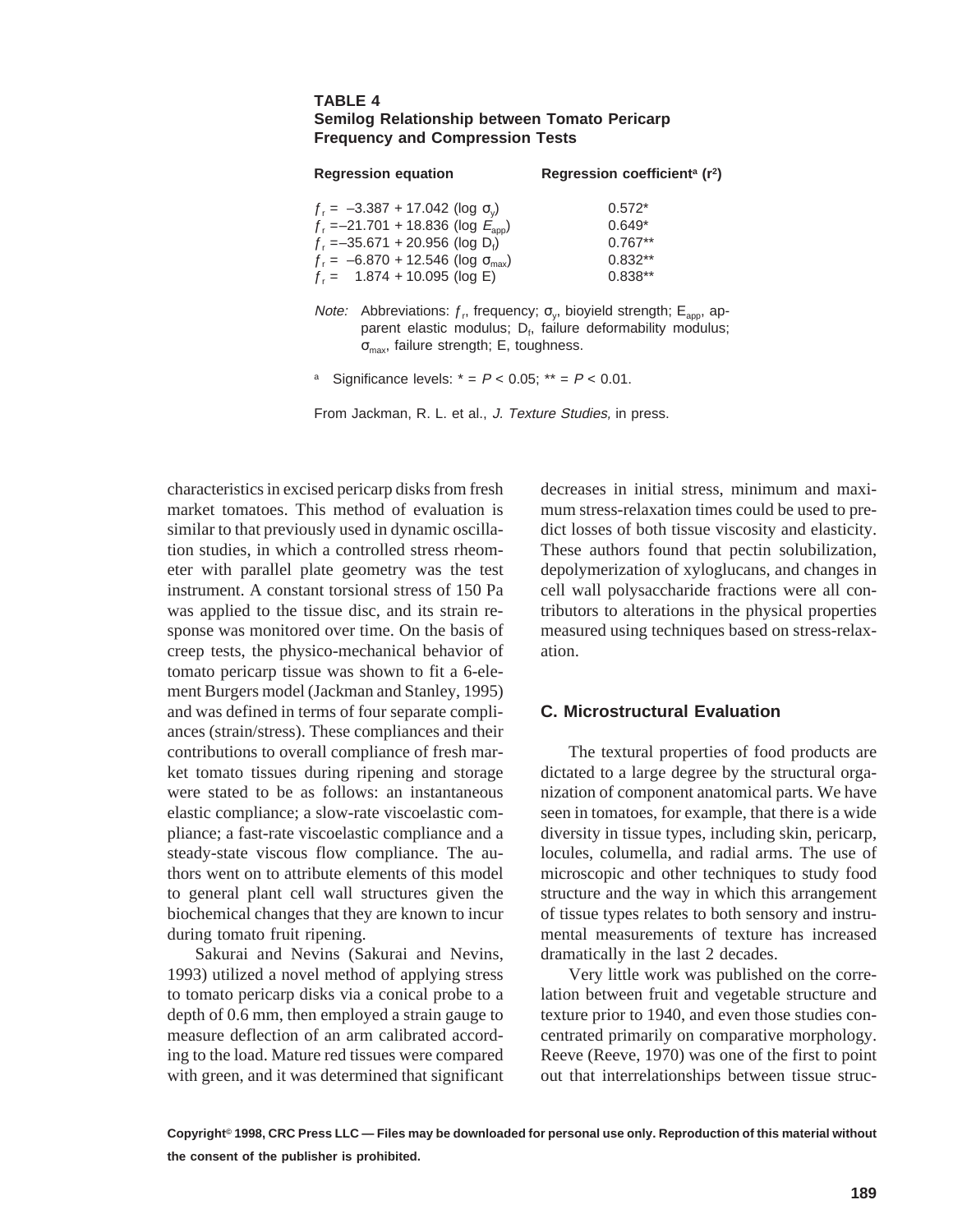**TABLE 4**
**Semilog Relationship between Tomato Pericarp Frequency and Compression Tests**

| Regression equation | Regression coefficient[a] ($r^2$) |
|---|---|
| $f_r = -3.387 + 17.042 (\log \sigma_y)$ | 0.572* |
| $f_r = -21.701 + 18.836 (\log E_{app})$ | 0.649* |
| $f_r = -35.671 + 20.956 (\log D_f)$ | 0.767** |
| $f_r = -6.870 + 12.546 (\log \sigma_{max})$ | 0.832** |
| $f_r = 1.874 + 10.095 (\log E)$ | 0.838** |

*Note:* Abbreviations: $f_r$, frequency; $\sigma_y$, bioyield strength; $E_{app}$, apparent elastic modulus; $D_f$, failure deformability modulus; $\sigma_{max}$, failure strength; E, toughness.

[a] Significance levels: * = $P < 0.05$; ** = $P < 0.01$.

From Jackman, R. L. et al., *J. Texture Studies,* in press.

characteristics in excised pericarp disks from fresh market tomatoes. This method of evaluation is similar to that previously used in dynamic oscillation studies, in which a controlled stress rheometer with parallel plate geometry was the test instrument. A constant torsional stress of 150 Pa was applied to the tissue disc, and its strain response was monitored over time. On the basis of creep tests, the physico-mechanical behavior of tomato pericarp tissue was shown to fit a 6-element Burgers model (Jackman and Stanley, 1995) and was defined in terms of four separate compliances (strain/stress). These compliances and their contributions to overall compliance of fresh market tomato tissues during ripening and storage were stated to be as follows: an instantaneous elastic compliance; a slow-rate viscoelastic compliance; a fast-rate viscoelastic compliance and a steady-state viscous flow compliance. The authors went on to attribute elements of this model to general plant cell wall structures given the biochemical changes that they are known to incur during tomato fruit ripening.

Sakurai and Nevins (Sakurai and Nevins, 1993) utilized a novel method of applying stress to tomato pericarp disks via a conical probe to a depth of 0.6 mm, then employed a strain gauge to measure deflection of an arm calibrated according to the load. Mature red tissues were compared with green, and it was determined that significant decreases in initial stress, minimum and maximum stress-relaxation times could be used to predict losses of both tissue viscosity and elasticity. These authors found that pectin solubilization, depolymerization of xyloglucans, and changes in cell wall polysaccharide fractions were all contributors to alterations in the physical properties measured using techniques based on stress-relaxation.

### C. Microstructural Evaluation

The textural properties of food products are dictated to a large degree by the structural organization of component anatomical parts. We have seen in tomatoes, for example, that there is a wide diversity in tissue types, including skin, pericarp, locules, columella, and radial arms. The use of microscopic and other techniques to study food structure and the way in which this arrangement of tissue types relates to both sensory and instrumental measurements of texture has increased dramatically in the last 2 decades.

Very little work was published on the correlation between fruit and vegetable structure and texture prior to 1940, and even those studies concentrated primarily on comparative morphology. Reeve (Reeve, 1970) was one of the first to point out that interrelationships between tissue struc-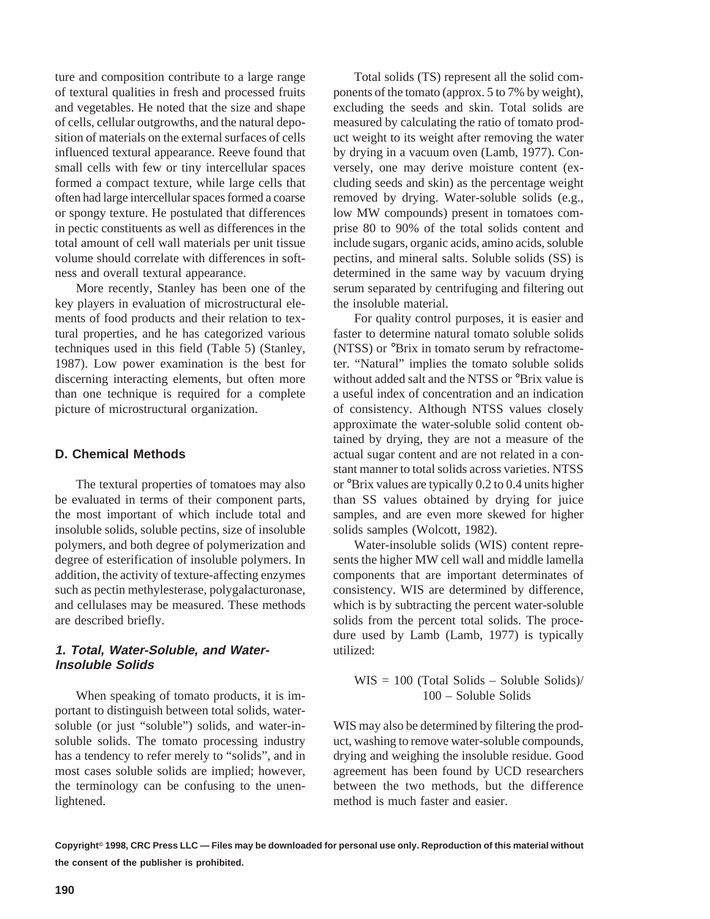ture and composition contribute to a large range of textural qualities in fresh and processed fruits and vegetables. He noted that the size and shape of cells, cellular outgrowths, and the natural deposition of materials on the external surfaces of cells influenced textural appearance. Reeve found that small cells with few or tiny intercellular spaces formed a compact texture, while large cells that often had large intercellular spaces formed a coarse or spongy texture. He postulated that differences in pectic constituents as well as differences in the total amount of cell wall materials per unit tissue volume should correlate with differences in softness and overall textural appearance.

More recently, Stanley has been one of the key players in evaluation of microstructural elements of food products and their relation to textural properties, and he has categorized various techniques used in this field (Table 5) (Stanley, 1987). Low power examination is the best for discerning interacting elements, but often more than one technique is required for a complete picture of microstructural organization.

## D. Chemical Methods

The textural properties of tomatoes may also be evaluated in terms of their component parts, the most important of which include total and insoluble solids, soluble pectins, size of insoluble polymers, and both degree of polymerization and degree of esterification of insoluble polymers. In addition, the activity of texture-affecting enzymes such as pectin methylesterase, polygalacturonase, and cellulases may be measured. These methods are described briefly.

### *1. Total, Water-Soluble, and Water-Insoluble Solids*

When speaking of tomato products, it is important to distinguish between total solids, water-soluble (or just "soluble") solids, and water-insoluble solids. The tomato processing industry has a tendency to refer merely to "solids", and in most cases soluble solids are implied; however, the terminology can be confusing to the unenlightened.

Total solids (TS) represent all the solid components of the tomato (approx. 5 to 7% by weight), excluding the seeds and skin. Total solids are measured by calculating the ratio of tomato product weight to its weight after removing the water by drying in a vacuum oven (Lamb, 1977). Conversely, one may derive moisture content (excluding seeds and skin) as the percentage weight removed by drying. Water-soluble solids (e.g., low MW compounds) present in tomatoes comprise 80 to 90% of the total solids content and include sugars, organic acids, amino acids, soluble pectins, and mineral salts. Soluble solids (SS) is determined in the same way by vacuum drying serum separated by centrifuging and filtering out the insoluble material.

For quality control purposes, it is easier and faster to determine natural tomato soluble solids (NTSS) or °Brix in tomato serum by refractometer. "Natural" implies the tomato soluble solids without added salt and the NTSS or °Brix value is a useful index of concentration and an indication of consistency. Although NTSS values closely approximate the water-soluble solid content obtained by drying, they are not a measure of the actual sugar content and are not related in a constant manner to total solids across varieties. NTSS or °Brix values are typically 0.2 to 0.4 units higher than SS values obtained by drying for juice samples, and are even more skewed for higher solids samples (Wolcott, 1982).

Water-insoluble solids (WIS) content represents the higher MW cell wall and middle lamella components that are important determinates of consistency. WIS are determined by difference, which is by subtracting the percent water-soluble solids from the percent total solids. The procedure used by Lamb (Lamb, 1977) is typically utilized:

$$\text{WIS} = 100\ (\text{Total Solids} - \text{Soluble Solids}) / 100 - \text{Soluble Solids}$$

WIS may also be determined by filtering the product, washing to remove water-soluble compounds, drying and weighing the insoluble residue. Good agreement has been found by UCD researchers between the two methods, but the difference method is much faster and easier.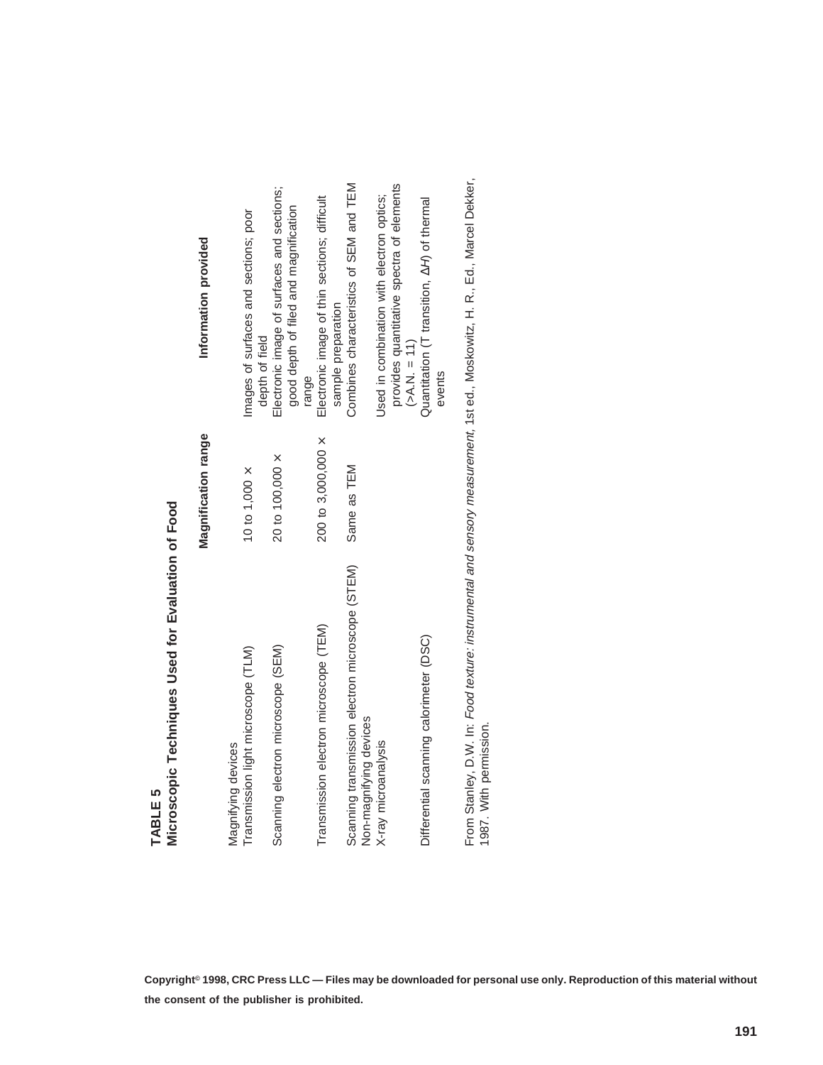**TABLE 5**
**Microscopic Techniques Used for Evaluation of Food**

| | Magnification range | Information provided |
|---|---|---|
| Magnifying devices | | |
| Transmission light microscope (TLM) | 10 to 1,000 × | Images of surfaces and sections; poor depth of field |
| Scanning electron microscope (SEM) | 20 to 100,000 × | Electronic image of surfaces and sections; good depth of filed and magnification range |
| Transmission electron microscope (TEM) | 200 to 3,000,000 × | Electronic image of thin sections; difficult sample preparation |
| Scanning transmission electron microscope (STEM) | Same as TEM | Combines characteristics of SEM and TEM |
| Non-magnifying devices | | |
| X-ray microanalysis | | Used in combination with electron optics; provides quantitative spectra of elements (>A.N. = 11) |
| Differential scanning calorimeter (DSC) | | Quantitation (T transition, Δ*H*) of thermal events |

From Stanley, D.W. In: *Food texture: instrumental and sensory measurement*, 1st ed., Moskowitz, H. R., Ed., Marcel Dekker, 1987. With permission.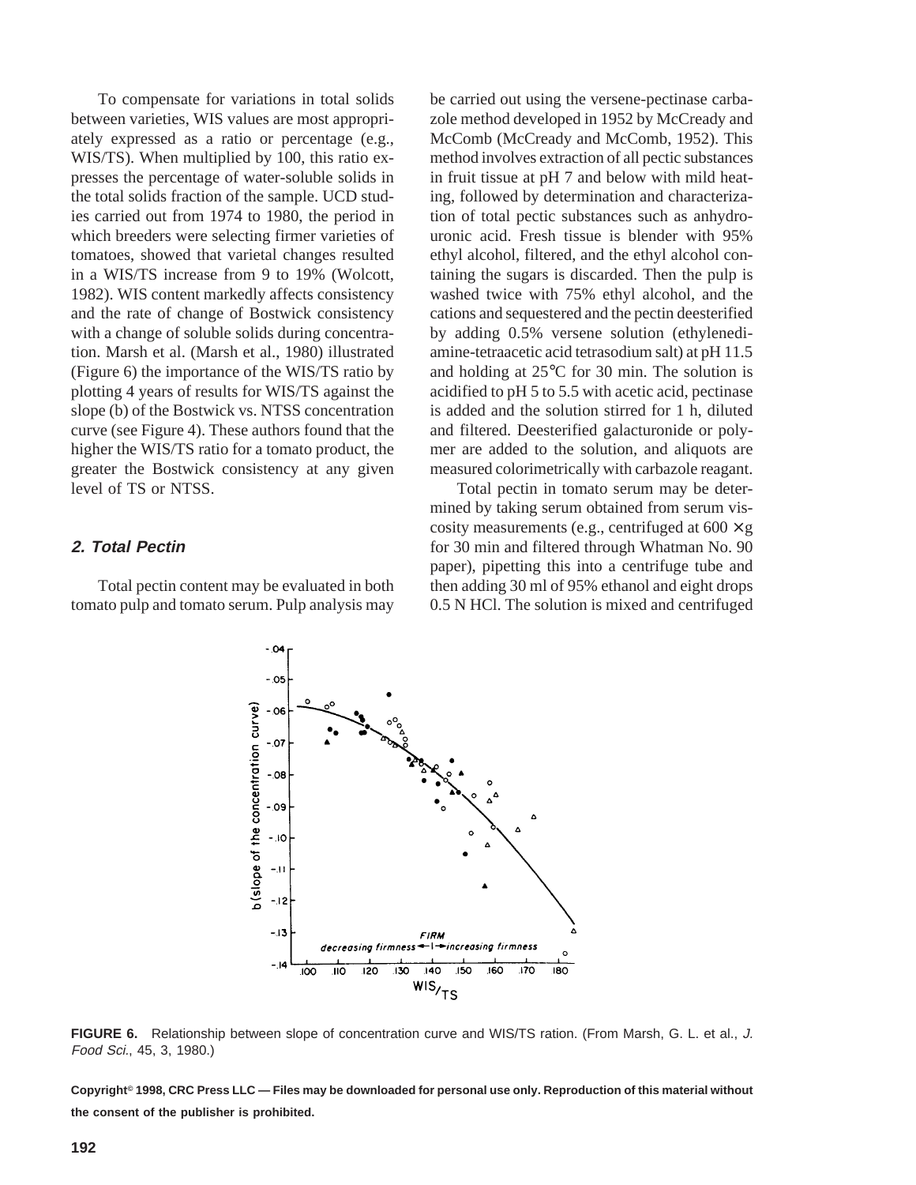To compensate for variations in total solids between varieties, WIS values are most appropriately expressed as a ratio or percentage (e.g., WIS/TS). When multiplied by 100, this ratio expresses the percentage of water-soluble solids in the total solids fraction of the sample. UCD studies carried out from 1974 to 1980, the period in which breeders were selecting firmer varieties of tomatoes, showed that varietal changes resulted in a WIS/TS increase from 9 to 19% (Wolcott, 1982). WIS content markedly affects consistency and the rate of change of Bostwick consistency with a change of soluble solids during concentration. Marsh et al. (Marsh et al., 1980) illustrated (Figure 6) the importance of the WIS/TS ratio by plotting 4 years of results for WIS/TS against the slope (b) of the Bostwick vs. NTSS concentration curve (see Figure 4). These authors found that the higher the WIS/TS ratio for a tomato product, the greater the Bostwick consistency at any given level of TS or NTSS.

## 2. Total Pectin

Total pectin content may be evaluated in both tomato pulp and tomato serum. Pulp analysis may be carried out using the versene-pectinase carbazole method developed in 1952 by McCready and McComb (McCready and McComb, 1952). This method involves extraction of all pectic substances in fruit tissue at pH 7 and below with mild heating, followed by determination and characterization of total pectic substances such as anhydrouronic acid. Fresh tissue is blender with 95% ethyl alcohol, filtered, and the ethyl alcohol containing the sugars is discarded. Then the pulp is washed twice with 75% ethyl alcohol, and the cations and sequestered and the pectin deesterified by adding 0.5% versene solution (ethylenediamine-tetraacetic acid tetrasodium salt) at pH 11.5 and holding at 25°C for 30 min. The solution is acidified to pH 5 to 5.5 with acetic acid, pectinase is added and the solution stirred for 1 h, diluted and filtered. Deesterified galacturonide or polymer are added to the solution, and aliquots are measured colorimetrically with carbazole reagant.

Total pectin in tomato serum may be determined by taking serum obtained from serum viscosity measurements (e.g., centrifuged at $600 \times g$ for 30 min and filtered through Whatman No. 90 paper), pipetting this into a centrifuge tube and then adding 30 ml of 95% ethanol and eight drops 0.5 N HCl. The solution is mixed and centrifuged

**FIGURE 6.** Relationship between slope of concentration curve and WIS/TS ration. (From Marsh, G. L. et al., *J. Food Sci.*, 45, 3, 1980.)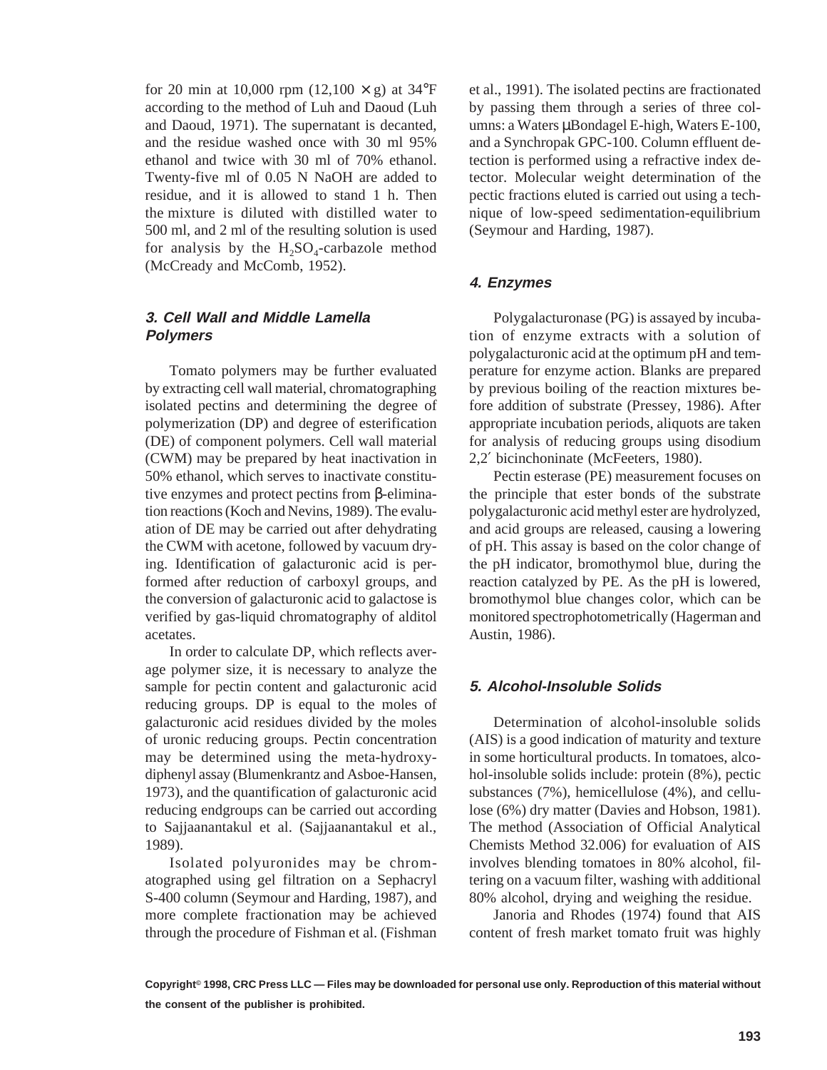for 20 min at 10,000 rpm (12,100 × g) at 34°F according to the method of Luh and Daoud (Luh and Daoud, 1971). The supernatant is decanted, and the residue washed once with 30 ml 95% ethanol and twice with 30 ml of 70% ethanol. Twenty-five ml of 0.05 N NaOH are added to residue, and it is allowed to stand 1 h. Then the mixture is diluted with distilled water to 500 ml, and 2 ml of the resulting solution is used for analysis by the $H_2SO_4$-carbazole method (McCready and McComb, 1952).

### 3. Cell Wall and Middle Lamella Polymers

Tomato polymers may be further evaluated by extracting cell wall material, chromatographing isolated pectins and determining the degree of polymerization (DP) and degree of esterification (DE) of component polymers. Cell wall material (CWM) may be prepared by heat inactivation in 50% ethanol, which serves to inactivate constitutive enzymes and protect pectins from β-elimination reactions (Koch and Nevins, 1989). The evaluation of DE may be carried out after dehydrating the CWM with acetone, followed by vacuum drying. Identification of galacturonic acid is performed after reduction of carboxyl groups, and the conversion of galacturonic acid to galactose is verified by gas-liquid chromatography of alditol acetates.

In order to calculate DP, which reflects average polymer size, it is necessary to analyze the sample for pectin content and galacturonic acid reducing groups. DP is equal to the moles of galacturonic acid residues divided by the moles of uronic reducing groups. Pectin concentration may be determined using the meta-hydroxydiphenyl assay (Blumenkrantz and Asboe-Hansen, 1973), and the quantification of galacturonic acid reducing endgroups can be carried out according to Sajjaanantakul et al. (Sajjaanantakul et al., 1989).

Isolated polyuronides may be chromatographed using gel filtration on a Sephacryl S-400 column (Seymour and Harding, 1987), and more complete fractionation may be achieved through the procedure of Fishman et al. (Fishman et al., 1991). The isolated pectins are fractionated by passing them through a series of three columns: a Waters μBondagel E-high, Waters E-100, and a Synchropak GPC-100. Column effluent detection is performed using a refractive index detector. Molecular weight determination of the pectic fractions eluted is carried out using a technique of low-speed sedimentation-equilibrium (Seymour and Harding, 1987).

### 4. Enzymes

Polygalacturonase (PG) is assayed by incubation of enzyme extracts with a solution of polygalacturonic acid at the optimum pH and temperature for enzyme action. Blanks are prepared by previous boiling of the reaction mixtures before addition of substrate (Pressey, 1986). After appropriate incubation periods, aliquots are taken for analysis of reducing groups using disodium 2,2′ bicinchoninate (McFeeters, 1980).

Pectin esterase (PE) measurement focuses on the principle that ester bonds of the substrate polygalacturonic acid methyl ester are hydrolyzed, and acid groups are released, causing a lowering of pH. This assay is based on the color change of the pH indicator, bromothymol blue, during the reaction catalyzed by PE. As the pH is lowered, bromothymol blue changes color, which can be monitored spectrophotometrically (Hagerman and Austin, 1986).

### 5. Alcohol-Insoluble Solids

Determination of alcohol-insoluble solids (AIS) is a good indication of maturity and texture in some horticultural products. In tomatoes, alcohol-insoluble solids include: protein (8%), pectic substances (7%), hemicellulose (4%), and cellulose (6%) dry matter (Davies and Hobson, 1981). The method (Association of Official Analytical Chemists Method 32.006) for evaluation of AIS involves blending tomatoes in 80% alcohol, filtering on a vacuum filter, washing with additional 80% alcohol, drying and weighing the residue.

Janoria and Rhodes (1974) found that AIS content of fresh market tomato fruit was highly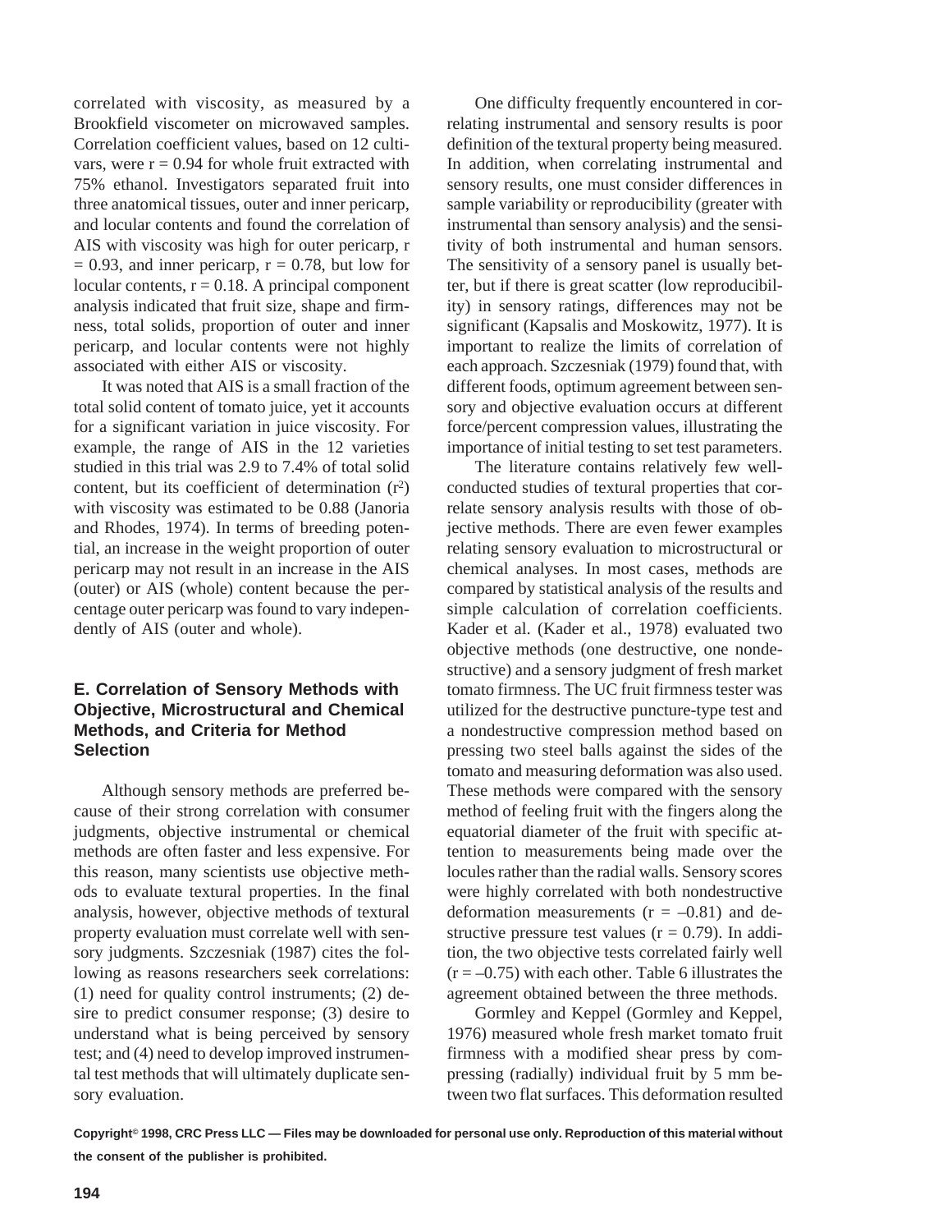correlated with viscosity, as measured by a Brookfield viscometer on microwaved samples. Correlation coefficient values, based on 12 cultivars, were $r = 0.94$ for whole fruit extracted with 75% ethanol. Investigators separated fruit into three anatomical tissues, outer and inner pericarp, and locular contents and found the correlation of AIS with viscosity was high for outer pericarp, $r = 0.93$, and inner pericarp, $r = 0.78$, but low for locular contents, $r = 0.18$. A principal component analysis indicated that fruit size, shape and firmness, total solids, proportion of outer and inner pericarp, and locular contents were not highly associated with either AIS or viscosity.

It was noted that AIS is a small fraction of the total solid content of tomato juice, yet it accounts for a significant variation in juice viscosity. For example, the range of AIS in the 12 varieties studied in this trial was 2.9 to 7.4% of total solid content, but its coefficient of determination ($r^2$) with viscosity was estimated to be 0.88 (Janoria and Rhodes, 1974). In terms of breeding potential, an increase in the weight proportion of outer pericarp may not result in an increase in the AIS (outer) or AIS (whole) content because the percentage outer pericarp was found to vary independently of AIS (outer and whole).

### E. Correlation of Sensory Methods with Objective, Microstructural and Chemical Methods, and Criteria for Method Selection

Although sensory methods are preferred because of their strong correlation with consumer judgments, objective instrumental or chemical methods are often faster and less expensive. For this reason, many scientists use objective methods to evaluate textural properties. In the final analysis, however, objective methods of textural property evaluation must correlate well with sensory judgments. Szczesniak (1987) cites the following as reasons researchers seek correlations: (1) need for quality control instruments; (2) desire to predict consumer response; (3) desire to understand what is being perceived by sensory test; and (4) need to develop improved instrumental test methods that will ultimately duplicate sensory evaluation.

One difficulty frequently encountered in correlating instrumental and sensory results is poor definition of the textural property being measured. In addition, when correlating instrumental and sensory results, one must consider differences in sample variability or reproducibility (greater with instrumental than sensory analysis) and the sensitivity of both instrumental and human sensors. The sensitivity of a sensory panel is usually better, but if there is great scatter (low reproducibility) in sensory ratings, differences may not be significant (Kapsalis and Moskowitz, 1977). It is important to realize the limits of correlation of each approach. Szczesniak (1979) found that, with different foods, optimum agreement between sensory and objective evaluation occurs at different force/percent compression values, illustrating the importance of initial testing to set test parameters.

The literature contains relatively few well-conducted studies of textural properties that correlate sensory analysis results with those of objective methods. There are even fewer examples relating sensory evaluation to microstructural or chemical analyses. In most cases, methods are compared by statistical analysis of the results and simple calculation of correlation coefficients. Kader et al. (Kader et al., 1978) evaluated two objective methods (one destructive, one nondestructive) and a sensory judgment of fresh market tomato firmness. The UC fruit firmness tester was utilized for the destructive puncture-type test and a nondestructive compression method based on pressing two steel balls against the sides of the tomato and measuring deformation was also used. These methods were compared with the sensory method of feeling fruit with the fingers along the equatorial diameter of the fruit with specific attention to measurements being made over the locules rather than the radial walls. Sensory scores were highly correlated with both nondestructive deformation measurements ($r = -0.81$) and destructive pressure test values ($r = 0.79$). In addition, the two objective tests correlated fairly well ($r = -0.75$) with each other. Table 6 illustrates the agreement obtained between the three methods.

Gormley and Keppel (Gormley and Keppel, 1976) measured whole fresh market tomato fruit firmness with a modified shear press by compressing (radially) individual fruit by 5 mm between two flat surfaces. This deformation resulted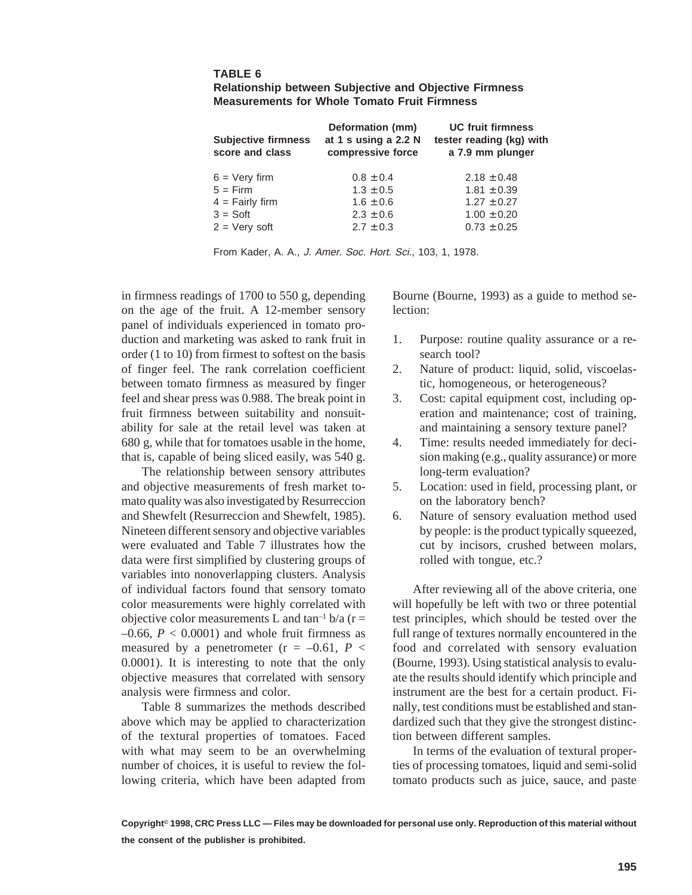**TABLE 6**
**Relationship between Subjective and Objective Firmness Measurements for Whole Tomato Fruit Firmness**

| Subjective firmness score and class | Deformation (mm) at 1 s using a 2.2 N compressive force | UC fruit firmness tester reading (kg) with a 7.9 mm plunger |
|---|---|---|
| 6 = Very firm | 0.8 ± 0.4 | 2.18 ± 0.48 |
| 5 = Firm | 1.3 ± 0.5 | 1.81 ± 0.39 |
| 4 = Fairly firm | 1.6 ± 0.6 | 1.27 ± 0.27 |
| 3 = Soft | 2.3 ± 0.6 | 1.00 ± 0.20 |
| 2 = Very soft | 2.7 ± 0.3 | 0.73 ± 0.25 |

From Kader, A. A., *J. Amer. Soc. Hort. Sci.*, 103, 1, 1978.

in firmness readings of 1700 to 550 g, depending on the age of the fruit. A 12-member sensory panel of individuals experienced in tomato production and marketing was asked to rank fruit in order (1 to 10) from firmest to softest on the basis of finger feel. The rank correlation coefficient between tomato firmness as measured by finger feel and shear press was 0.988. The break point in fruit firmness between suitability and nonsuitability for sale at the retail level was taken at 680 g, while that for tomatoes usable in the home, that is, capable of being sliced easily, was 540 g.

The relationship between sensory attributes and objective measurements of fresh market tomato quality was also investigated by Resurreccion and Shewfelt (Resurreccion and Shewfelt, 1985). Nineteen different sensory and objective variables were evaluated and Table 7 illustrates how the data were first simplified by clustering groups of variables into nonoverlapping clusters. Analysis of individual factors found that sensory tomato color measurements were highly correlated with objective color measurements L and $\tan^{-1} b/a$ ($r = -0.66$, $P < 0.0001$) and whole fruit firmness as measured by a penetrometer ($r = -0.61$, $P < 0.0001$). It is interesting to note that the only objective measures that correlated with sensory analysis were firmness and color.

Table 8 summarizes the methods described above which may be applied to characterization of the textural properties of tomatoes. Faced with what may seem to be an overwhelming number of choices, it is useful to review the following criteria, which have been adapted from Bourne (Bourne, 1993) as a guide to method selection:

1. Purpose: routine quality assurance or a research tool?
2. Nature of product: liquid, solid, viscoelastic, homogeneous, or heterogeneous?
3. Cost: capital equipment cost, including operation and maintenance; cost of training, and maintaining a sensory texture panel?
4. Time: results needed immediately for decision making (e.g., quality assurance) or more long-term evaluation?
5. Location: used in field, processing plant, or on the laboratory bench?
6. Nature of sensory evaluation method used by people: is the product typically squeezed, cut by incisors, crushed between molars, rolled with tongue, etc.?

After reviewing all of the above criteria, one will hopefully be left with two or three potential test principles, which should be tested over the full range of textures normally encountered in the food and correlated with sensory evaluation (Bourne, 1993). Using statistical analysis to evaluate the results should identify which principle and instrument are the best for a certain product. Finally, test conditions must be established and standardized such that they give the strongest distinction between different samples.

In terms of the evaluation of textural properties of processing tomatoes, liquid and semi-solid tomato products such as juice, sauce, and paste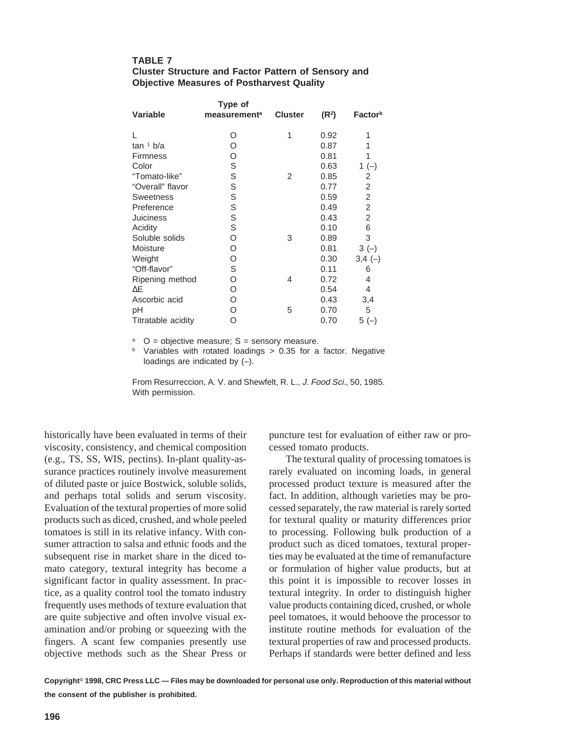**TABLE 7**
**Cluster Structure and Factor Pattern of Sensory and Objective Measures of Postharvest Quality**

| Variable | Type of measurement[a] | Cluster | ($R^2$) | Factor[b] |
|---|---|---|---|---|
| L | O | 1 | 0.92 | 1 |
| tan ¹ b/a | O | | 0.87 | 1 |
| Firmness | O | | 0.81 | 1 |
| Color | S | | 0.63 | 1 (–) |
| "Tomato-like" | S | 2 | 0.85 | 2 |
| "Overall" flavor | S | | 0.77 | 2 |
| Sweetness | S | | 0.59 | 2 |
| Preference | S | | 0.49 | 2 |
| Juiciness | S | | 0.43 | 2 |
| Acidity | S | | 0.10 | 6 |
| Soluble solids | O | 3 | 0.89 | 3 |
| Moisture | O | | 0.81 | 3 (–) |
| Weight | O | | 0.30 | 3,4 (–) |
| "Off-flavor" | S | | 0.11 | 6 |
| Ripening method | O | 4 | 0.72 | 4 |
| ΔE | O | | 0.54 | 4 |
| Ascorbic acid | O | | 0.43 | 3,4 |
| pH | O | 5 | 0.70 | 5 |
| Titratable acidity | O | | 0.70 | 5 (–) |

[a] O = objective measure; S = sensory measure.
[b] Variables with rotated loadings > 0.35 for a factor. Negative loadings are indicated by (–).

From Resurreccion, A. V. and Shewfelt, R. L., *J. Food Sci.*, 50, 1985. With permission.

historically have been evaluated in terms of their viscosity, consistency, and chemical composition (e.g., TS, SS, WIS, pectins). In-plant quality-assurance practices routinely involve measurement of diluted paste or juice Bostwick, soluble solids, and perhaps total solids and serum viscosity. Evaluation of the textural properties of more solid products such as diced, crushed, and whole peeled tomatoes is still in its relative infancy. With consumer attraction to salsa and ethnic foods and the subsequent rise in market share in the diced tomato category, textural integrity has become a significant factor in quality assessment. In practice, as a quality control tool the tomato industry frequently uses methods of texture evaluation that are quite subjective and often involve visual examination and/or probing or squeezing with the fingers. A scant few companies presently use objective methods such as the Shear Press or puncture test for evaluation of either raw or processed tomato products.

The textural quality of processing tomatoes is rarely evaluated on incoming loads, in general processed product texture is measured after the fact. In addition, although varieties may be processed separately, the raw material is rarely sorted for textural quality or maturity differences prior to processing. Following bulk production of a product such as diced tomatoes, textural properties may be evaluated at the time of remanufacture or formulation of higher value products, but at this point it is impossible to recover losses in textural integrity. In order to distinguish higher value products containing diced, crushed, or whole peel tomatoes, it would behoove the processor to institute routine methods for evaluation of the textural properties of raw and processed products. Perhaps if standards were better defined and less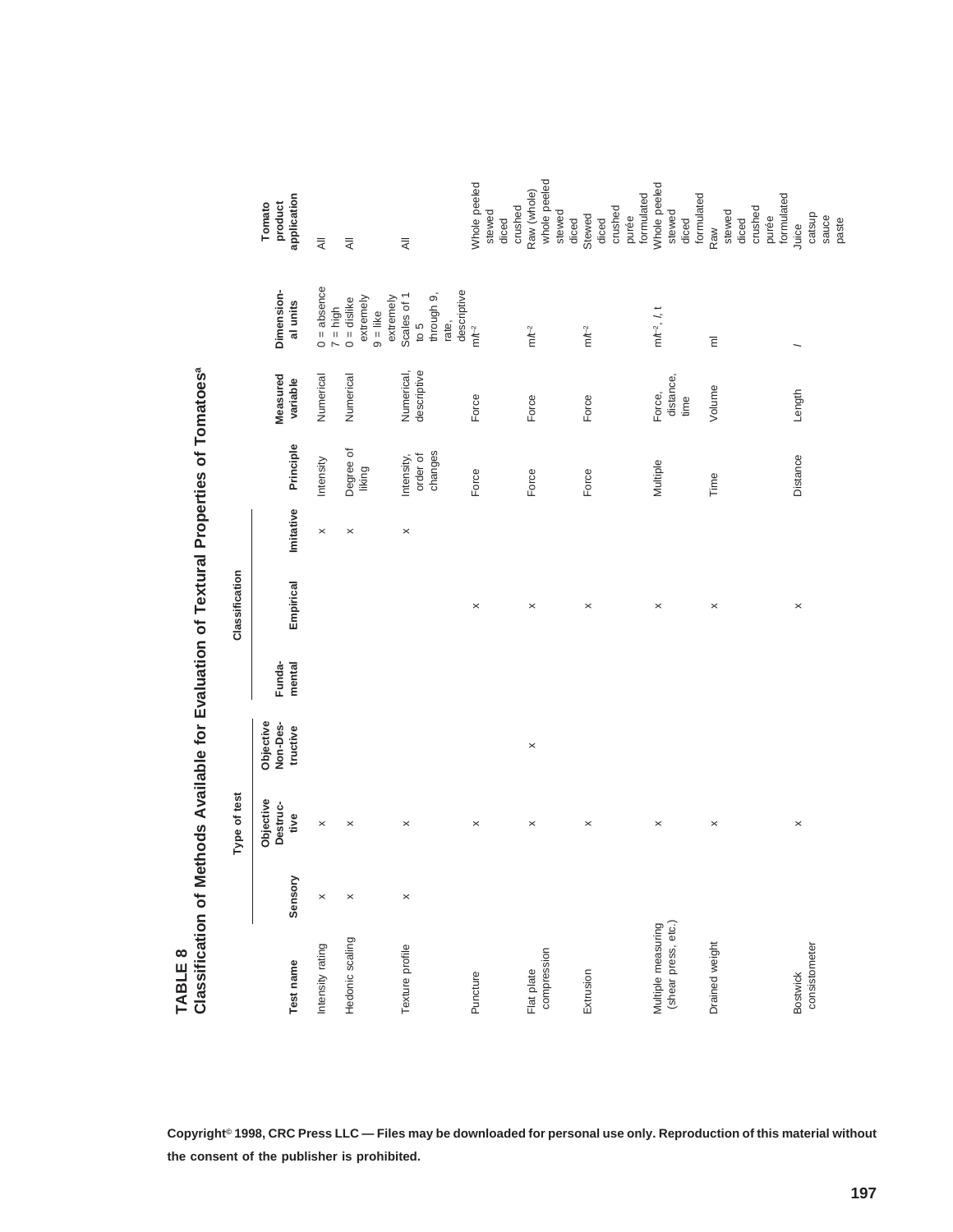**TABLE 8**
**Classification of Methods Available for Evaluation of Textural Properties of Tomatoes[a]**

| | Type of test | | | Classification | | | | | | |
|---|---|---|---|---|---|---|---|---|---|---|
| **Test name** | **Sensory** | **Objective Destructive** | **Objective Non-Destructive** | **Fundamental** | **Empirical** | **Imitative** | **Principle** | **Measured variable** | **Dimensional units** | **Tomato product application** |
| Intensity rating | × | × | | | | × | Intensity | Numerical | 0 = absence 7 = high | All |
| Hedonic scaling | × | × | | | | × | Degree of liking | Numerical | 0 = dislike extremely 9 = like extremely | All |
| Texture profile | × | × | | | | × | Intensity, order of changes | Numerical, descriptive | Scales of 1 to 5 through 9, rate, descriptive | All |
| Puncture | | × | | | × | | Force | Force | $mlt^{-2}$ | Whole peeled stewed diced crushed |
| Flat plate compression | | × | × | | × | | Force | Force | $mlt^{-2}$ | Raw (whole) whole peeled stewed diced |
| Extrusion | | × | | | × | | Force | Force | $mlt^{-2}$ | Stewed diced crushed purée formulated |
| Multiple measuring (shear press, etc.) | | × | | | × | | Multiple | Force, distance, time | $mlt^{-2}$, $l$, $t$ | Whole peeled stewed diced formulated |
| Drained weight | | × | | | × | | Time | Volume | ml | Raw stewed diced crushed purée formulated |
| Bostwick consistometer | | × | | | × | | Distance | Length | $l$ | Juice catsup sauce paste |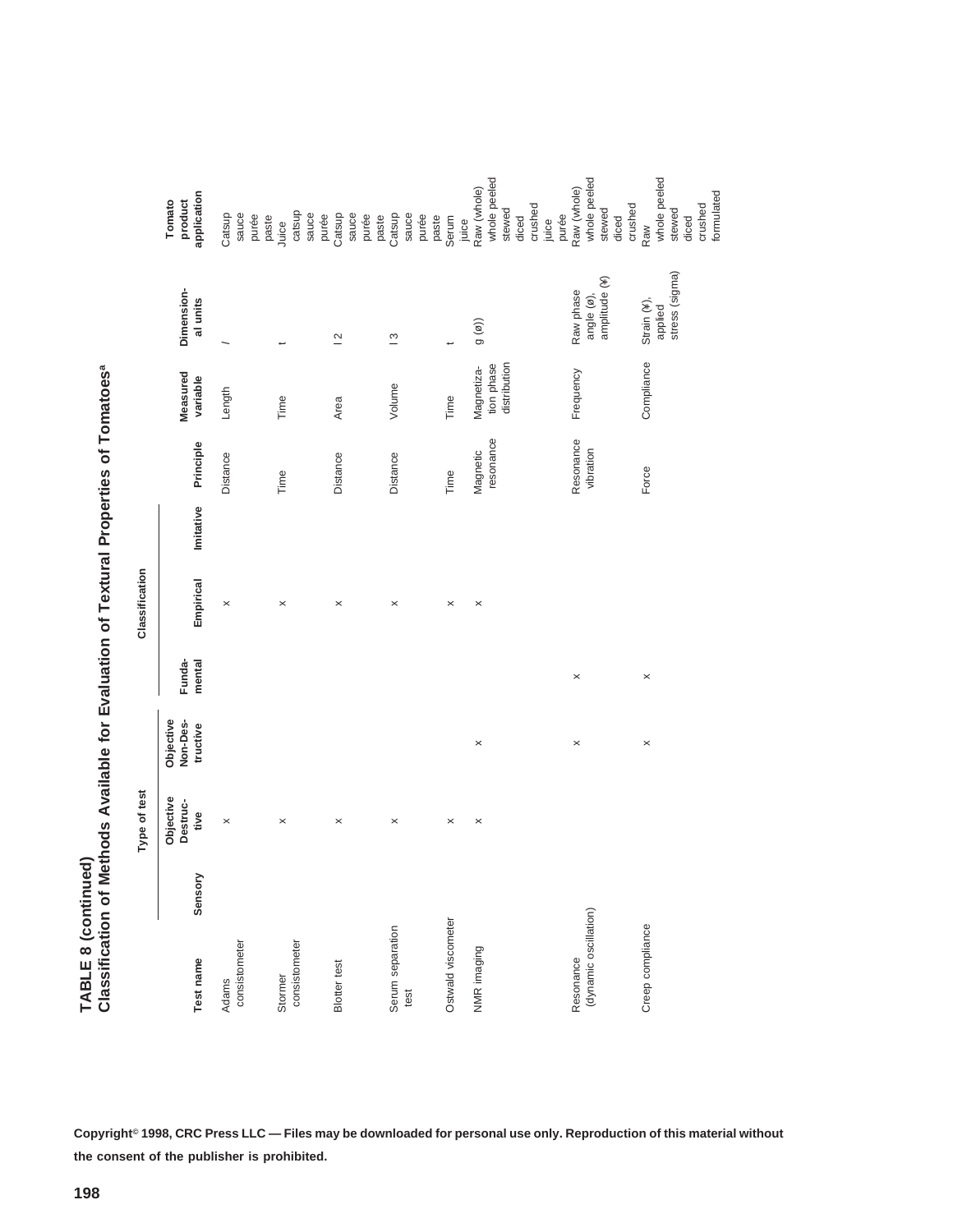**TABLE 8 (continued)**
**Classification of Methods Available for Evaluation of Textural Properties of Tomatoes[a]**

| Test name | Type of test | | | Classification | | | Principle | Measured variable | Dimensional units | Tomato product application |
|---|---|---|---|---|---|---|---|---|---|---|
| | Sensory | Objective Destructive | Objective Non-Destructive | Fundamental | Empirical | Imitative | | | | |
| Adams consistometer | | × | | | × | | Distance | Length | *l* | Catsup, sauce, purée, paste |
| Stormer consistometer | | × | | | × | | Time | Time | t | Juice, catsup, sauce, purée |
| Blotter test | | × | | | × | | Distance | Area | $l^2$ | Catsup, sauce, purée, paste |
| Serum separation test | | × | | | × | | Distance | Volume | $l^3$ | Catsup, sauce, purée, paste |
| Ostwald viscometer | | × | | | × | | Time | Time | t | Serum, juice |
| NMR imaging | | × | × | | × | | Magnetic resonance | Magnetization phase distribution | g (ø) | Raw (whole), whole peeled, stewed, diced, crushed, juice, purée |
| Resonance (dynamic oscillation) | | | × | × | | | Resonance vibration | Frequency | Raw phase angle (ø), amplitude (¥) | Raw (whole), whole peeled, stewed, diced, crushed |
| Creep compliance | | | × | × | | | Force | Compliance | Strain (¥), applied stress (sigma) | Raw, whole peeled, stewed, diced, crushed, formulated |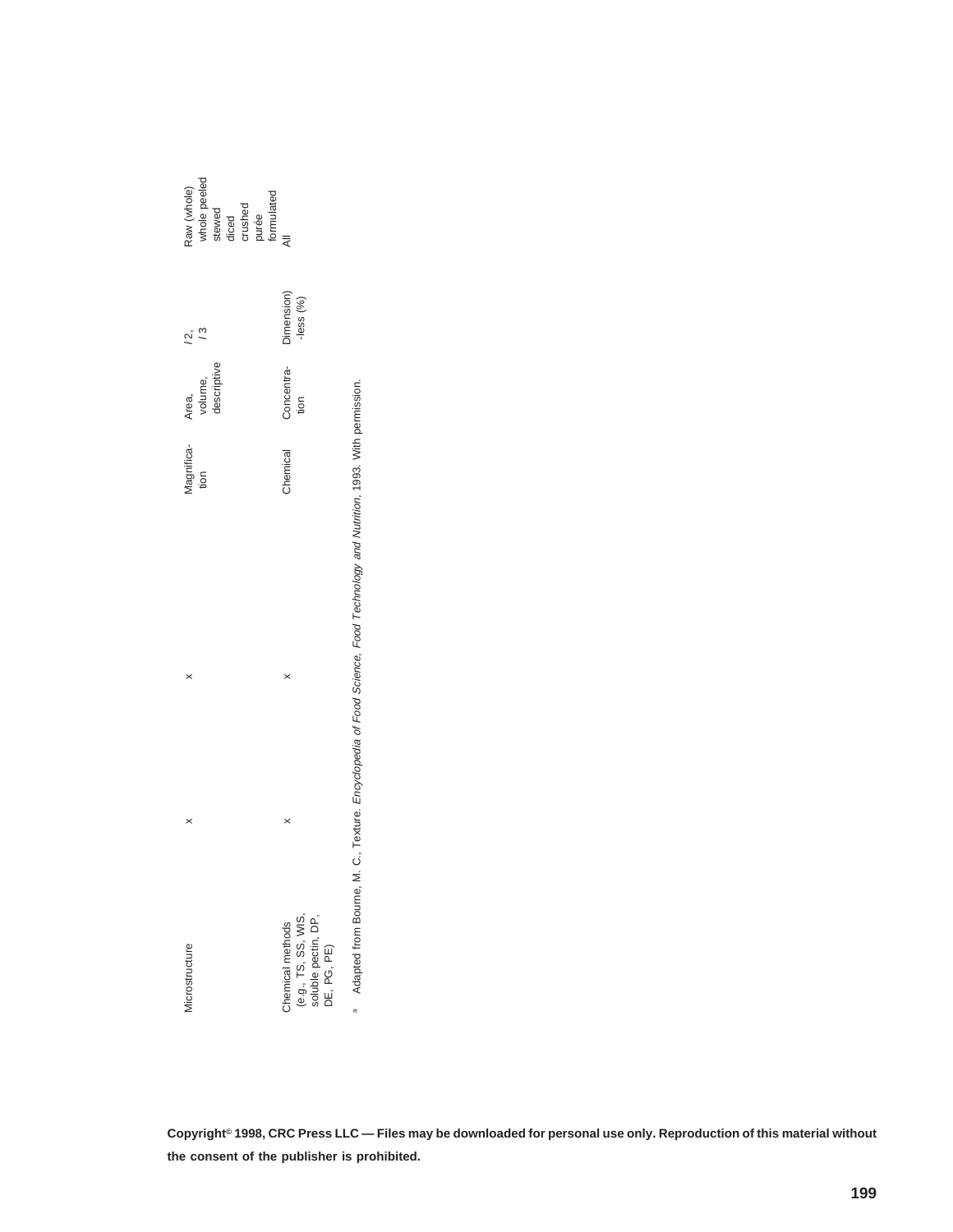| | | | | | | |
|---|---|---|---|---|---|---|
| Microstructure | x | x | Magnification | Area, volume, descriptive | /2, /3 | Raw (whole) whole peeled stewed diced crushed purée formulated |
| Chemical methods (e.g., TS, SS, WIS, soluble pectin, DP, DE, PG, PE) | x | x | Chemical | Concentration | Dimension)-less (%) | All |

[a] Adapted from Bourne, M. C., Texture. *Encyclopedia of Food Science, Food Technology and Nutrition*, 1993. With permission.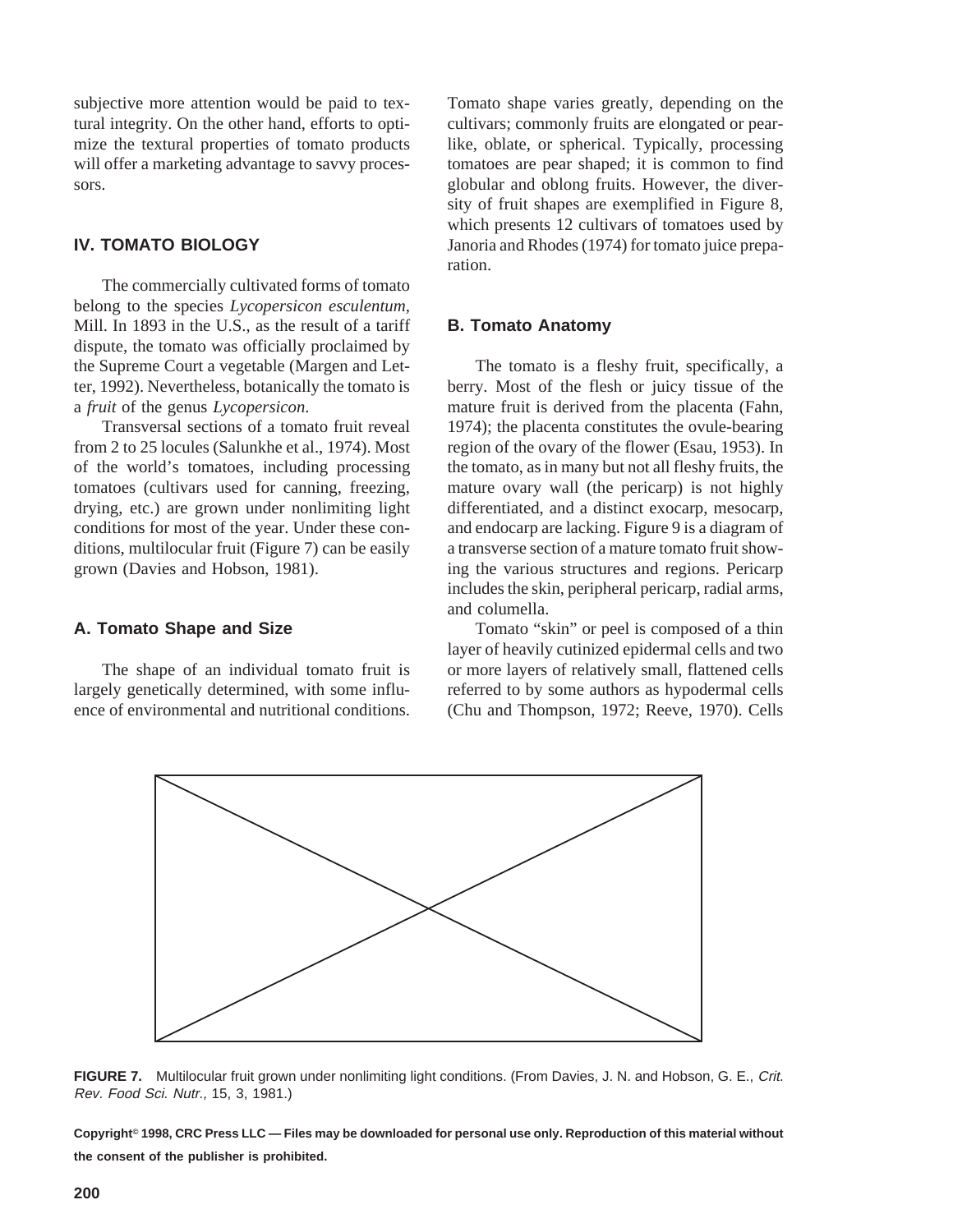subjective more attention would be paid to textural integrity. On the other hand, efforts to optimize the textural properties of tomato products will offer a marketing advantage to savvy processors.

## IV. TOMATO BIOLOGY

The commercially cultivated forms of tomato belong to the species *Lycopersicon esculentum*, Mill. In 1893 in the U.S., as the result of a tariff dispute, the tomato was officially proclaimed by the Supreme Court a vegetable (Margen and Letter, 1992). Nevertheless, botanically the tomato is a *fruit* of the genus *Lycopersicon*.

Transversal sections of a tomato fruit reveal from 2 to 25 locules (Salunkhe et al., 1974). Most of the world's tomatoes, including processing tomatoes (cultivars used for canning, freezing, drying, etc.) are grown under nonlimiting light conditions for most of the year. Under these conditions, multilocular fruit (Figure 7) can be easily grown (Davies and Hobson, 1981).

### A. Tomato Shape and Size

The shape of an individual tomato fruit is largely genetically determined, with some influence of environmental and nutritional conditions. Tomato shape varies greatly, depending on the cultivars; commonly fruits are elongated or pear-like, oblate, or spherical. Typically, processing tomatoes are pear shaped; it is common to find globular and oblong fruits. However, the diversity of fruit shapes are exemplified in Figure 8, which presents 12 cultivars of tomatoes used by Janoria and Rhodes (1974) for tomato juice preparation.

### B. Tomato Anatomy

The tomato is a fleshy fruit, specifically, a berry. Most of the flesh or juicy tissue of the mature fruit is derived from the placenta (Fahn, 1974); the placenta constitutes the ovule-bearing region of the ovary of the flower (Esau, 1953). In the tomato, as in many but not all fleshy fruits, the mature ovary wall (the pericarp) is not highly differentiated, and a distinct exocarp, mesocarp, and endocarp are lacking. Figure 9 is a diagram of a transverse section of a mature tomato fruit showing the various structures and regions. Pericarp includes the skin, peripheral pericarp, radial arms, and columella.

Tomato "skin" or peel is composed of a thin layer of heavily cutinized epidermal cells and two or more layers of relatively small, flattened cells referred to by some authors as hypodermal cells (Chu and Thompson, 1972; Reeve, 1970). Cells

**FIGURE 7.** Multilocular fruit grown under nonlimiting light conditions. (From Davies, J. N. and Hobson, G. E., *Crit. Rev. Food Sci. Nutr.,* 15, 3, 1981.)

**Copyright© 1998, CRC Press LLC — Files may be downloaded for personal use only. Reproduction of this material without the consent of the publisher is prohibited.**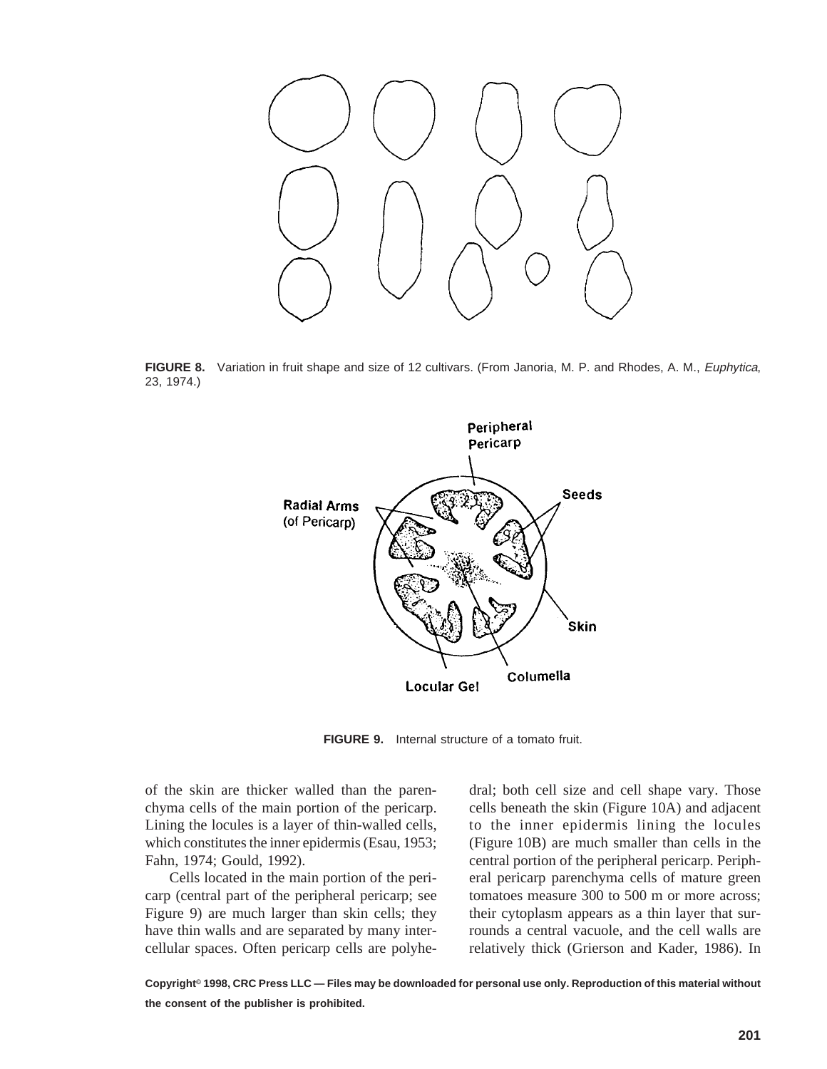FIGURE 8. Variation in fruit shape and size of 12 cultivars. (From Janoria, M. P. and Rhodes, A. M., *Euphytica*, 23, 1974.)

FIGURE 9. Internal structure of a tomato fruit.

of the skin are thicker walled than the parenchyma cells of the main portion of the pericarp. Lining the locules is a layer of thin-walled cells, which constitutes the inner epidermis (Esau, 1953; Fahn, 1974; Gould, 1992).

Cells located in the main portion of the pericarp (central part of the peripheral pericarp; see Figure 9) are much larger than skin cells; they have thin walls and are separated by many intercellular spaces. Often pericarp cells are polyhedral; both cell size and cell shape vary. Those cells beneath the skin (Figure 10A) and adjacent to the inner epidermis lining the locules (Figure 10B) are much smaller than cells in the central portion of the peripheral pericarp. Peripheral pericarp parenchyma cells of mature green tomatoes measure 300 to 500 m or more across; their cytoplasm appears as a thin layer that surrounds a central vacuole, and the cell walls are relatively thick (Grierson and Kader, 1986). In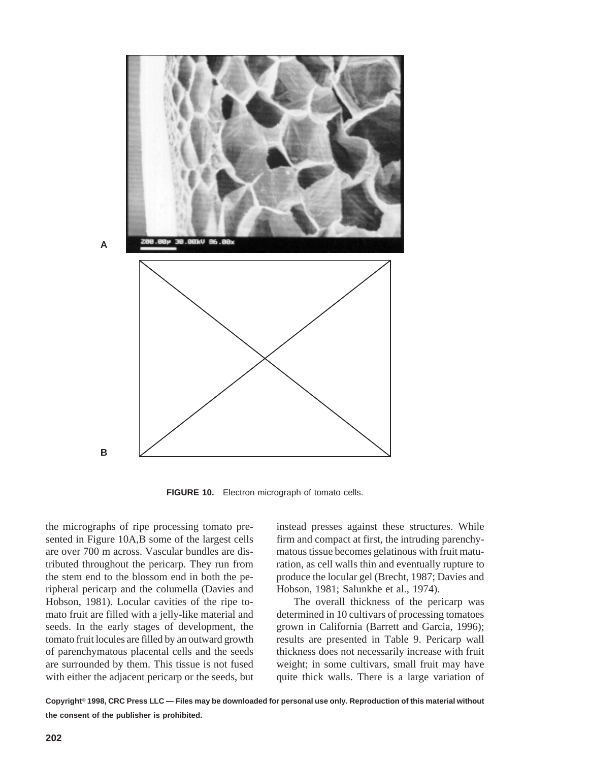A

B

**FIGURE 10.** Electron micrograph of tomato cells.

the micrographs of ripe processing tomato presented in Figure 10A,B some of the largest cells are over 700 m across. Vascular bundles are distributed throughout the pericarp. They run from the stem end to the blossom end in both the peripheral pericarp and the columella (Davies and Hobson, 1981). Locular cavities of the ripe tomato fruit are filled with a jelly-like material and seeds. In the early stages of development, the tomato fruit locules are filled by an outward growth of parenchymatous placental cells and the seeds are surrounded by them. This tissue is not fused with either the adjacent pericarp or the seeds, but instead presses against these structures. While firm and compact at first, the intruding parenchymatous tissue becomes gelatinous with fruit maturation, as cell walls thin and eventually rupture to produce the locular gel (Brecht, 1987; Davies and Hobson, 1981; Salunkhe et al., 1974).

The overall thickness of the pericarp was determined in 10 cultivars of processing tomatoes grown in California (Barrett and Garcia, 1996); results are presented in Table 9. Pericarp wall thickness does not necessarily increase with fruit weight; in some cultivars, small fruit may have quite thick walls. There is a large variation of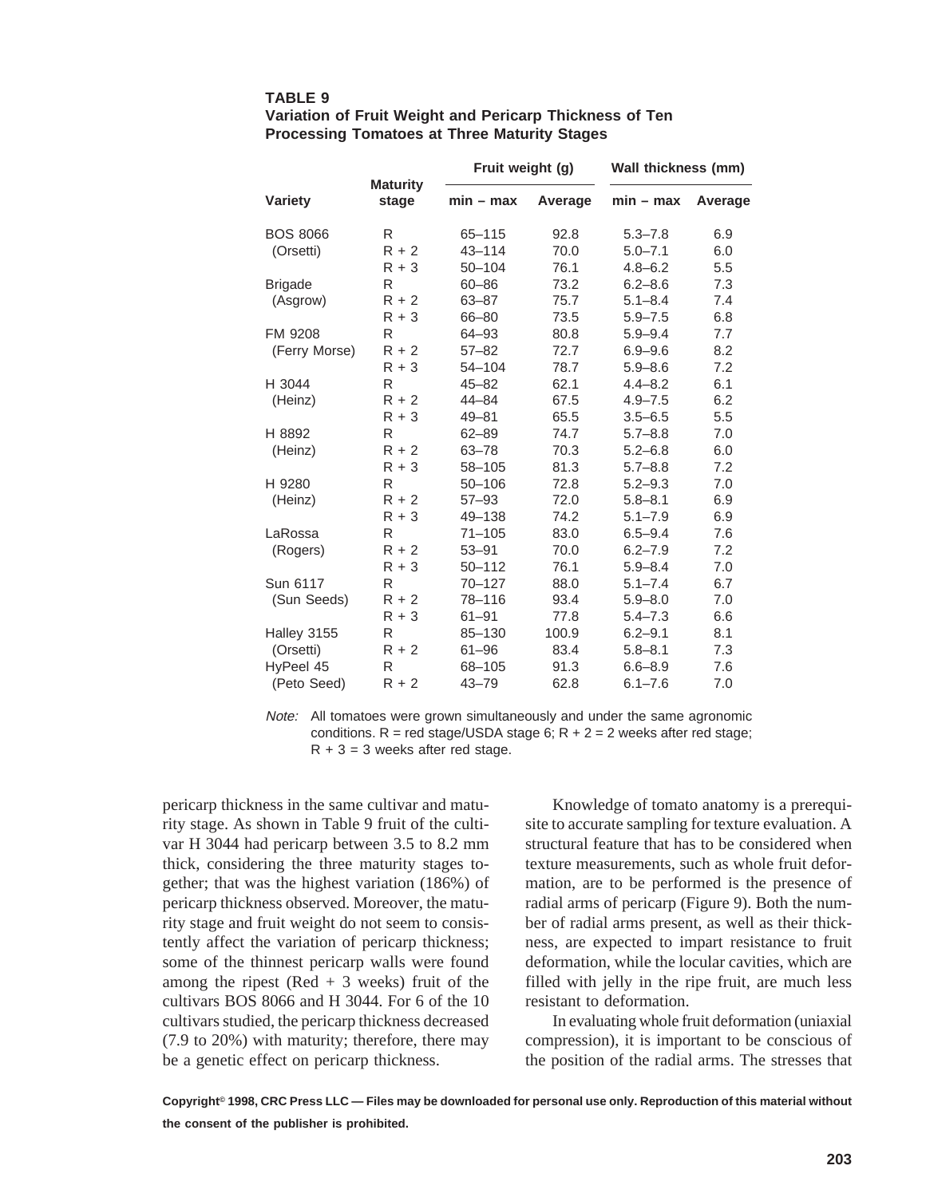**TABLE 9**
**Variation of Fruit Weight and Pericarp Thickness of Ten Processing Tomatoes at Three Maturity Stages**

| Variety | Maturity stage | Fruit weight (g) | | Wall thickness (mm) | |
|---|---|---|---|---|---|
| | | min – max | Average | min – max | Average |
| BOS 8066 | R | 65–115 | 92.8 | 5.3–7.8 | 6.9 |
| (Orsetti) | R + 2 | 43–114 | 70.0 | 5.0–7.1 | 6.0 |
| | R + 3 | 50–104 | 76.1 | 4.8–6.2 | 5.5 |
| Brigade | R | 60–86 | 73.2 | 6.2–8.6 | 7.3 |
| (Asgrow) | R + 2 | 63–87 | 75.7 | 5.1–8.4 | 7.4 |
| | R + 3 | 66–80 | 73.5 | 5.9–7.5 | 6.8 |
| FM 9208 | R | 64–93 | 80.8 | 5.9–9.4 | 7.7 |
| (Ferry Morse) | R + 2 | 57–82 | 72.7 | 6.9–9.6 | 8.2 |
| | R + 3 | 54–104 | 78.7 | 5.9–8.6 | 7.2 |
| H 3044 | R | 45–82 | 62.1 | 4.4–8.2 | 6.1 |
| (Heinz) | R + 2 | 44–84 | 67.5 | 4.9–7.5 | 6.2 |
| | R + 3 | 49–81 | 65.5 | 3.5–6.5 | 5.5 |
| H 8892 | R | 62–89 | 74.7 | 5.7–8.8 | 7.0 |
| (Heinz) | R + 2 | 63–78 | 70.3 | 5.2–6.8 | 6.0 |
| | R + 3 | 58–105 | 81.3 | 5.7–8.8 | 7.2 |
| H 9280 | R | 50–106 | 72.8 | 5.2–9.3 | 7.0 |
| (Heinz) | R + 2 | 57–93 | 72.0 | 5.8–8.1 | 6.9 |
| | R + 3 | 49–138 | 74.2 | 5.1–7.9 | 6.9 |
| LaRossa | R | 71–105 | 83.0 | 6.5–9.4 | 7.6 |
| (Rogers) | R + 2 | 53–91 | 70.0 | 6.2–7.9 | 7.2 |
| | R + 3 | 50–112 | 76.1 | 5.9–8.4 | 7.0 |
| Sun 6117 | R | 70–127 | 88.0 | 5.1–7.4 | 6.7 |
| (Sun Seeds) | R + 2 | 78–116 | 93.4 | 5.9–8.0 | 7.0 |
| | R + 3 | 61–91 | 77.8 | 5.4–7.3 | 6.6 |
| Halley 3155 | R | 85–130 | 100.9 | 6.2–9.1 | 8.1 |
| (Orsetti) | R + 2 | 61–96 | 83.4 | 5.8–8.1 | 7.3 |
| HyPeel 45 | R | 68–105 | 91.3 | 6.6–8.9 | 7.6 |
| (Peto Seed) | R + 2 | 43–79 | 62.8 | 6.1–7.6 | 7.0 |

*Note:* All tomatoes were grown simultaneously and under the same agronomic conditions. R = red stage/USDA stage 6; R + 2 = 2 weeks after red stage; R + 3 = 3 weeks after red stage.

pericarp thickness in the same cultivar and maturity stage. As shown in Table 9 fruit of the cultivar H 3044 had pericarp between 3.5 to 8.2 mm thick, considering the three maturity stages together; that was the highest variation (186%) of pericarp thickness observed. Moreover, the maturity stage and fruit weight do not seem to consistently affect the variation of pericarp thickness; some of the thinnest pericarp walls were found among the ripest (Red + 3 weeks) fruit of the cultivars BOS 8066 and H 3044. For 6 of the 10 cultivars studied, the pericarp thickness decreased (7.9 to 20%) with maturity; therefore, there may be a genetic effect on pericarp thickness.

Knowledge of tomato anatomy is a prerequisite to accurate sampling for texture evaluation. A structural feature that has to be considered when texture measurements, such as whole fruit deformation, are to be performed is the presence of radial arms of pericarp (Figure 9). Both the number of radial arms present, as well as their thickness, are expected to impart resistance to fruit deformation, while the locular cavities, which are filled with jelly in the ripe fruit, are much less resistant to deformation.

In evaluating whole fruit deformation (uniaxial compression), it is important to be conscious of the position of the radial arms. The stresses that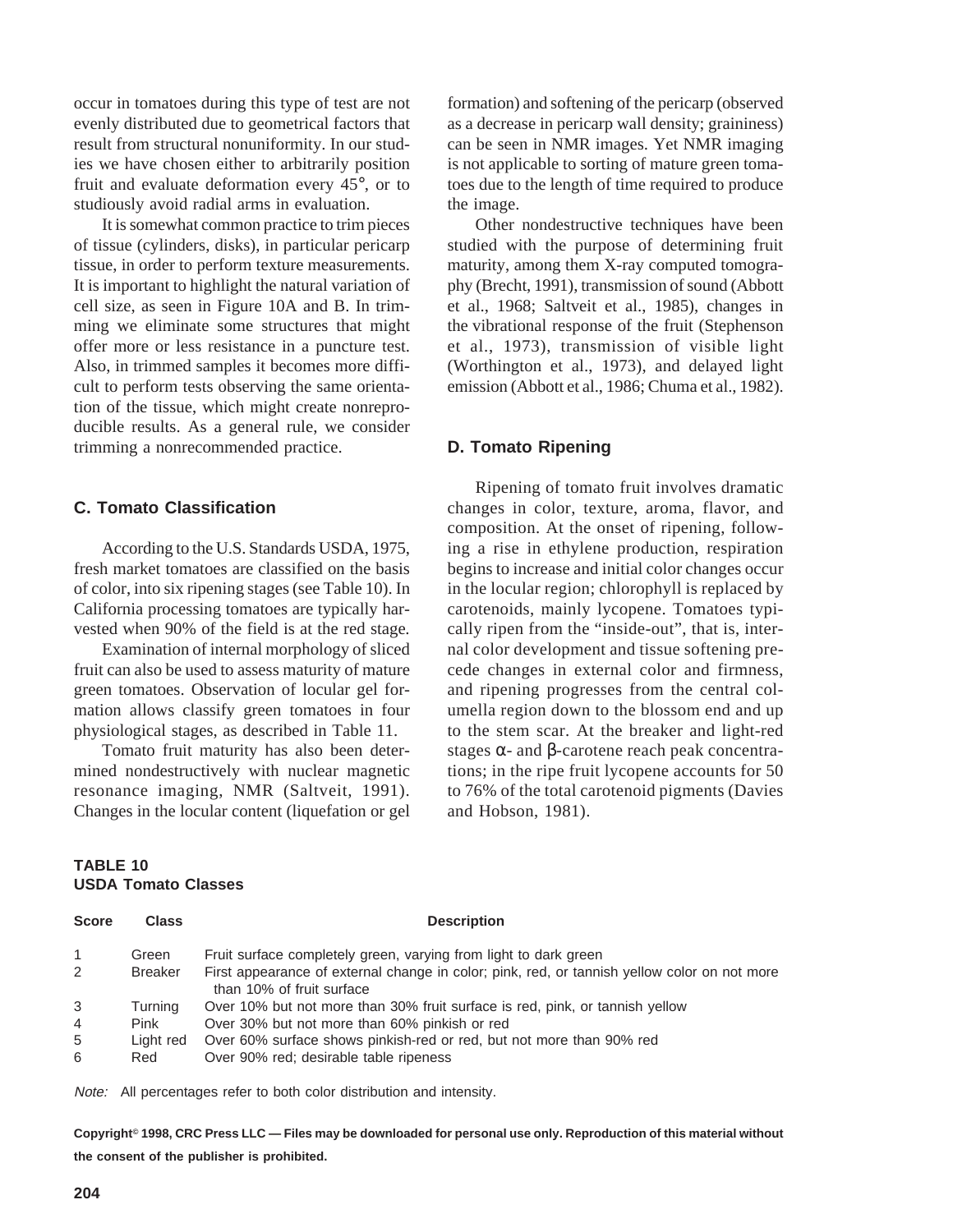occur in tomatoes during this type of test are not evenly distributed due to geometrical factors that result from structural nonuniformity. In our studies we have chosen either to arbitrarily position fruit and evaluate deformation every 45°, or to studiously avoid radial arms in evaluation.

It is somewhat common practice to trim pieces of tissue (cylinders, disks), in particular pericarp tissue, in order to perform texture measurements. It is important to highlight the natural variation of cell size, as seen in Figure 10A and B. In trimming we eliminate some structures that might offer more or less resistance in a puncture test. Also, in trimmed samples it becomes more difficult to perform tests observing the same orientation of the tissue, which might create nonreproducible results. As a general rule, we consider trimming a nonrecommended practice.

## C. Tomato Classification

According to the U.S. Standards USDA, 1975, fresh market tomatoes are classified on the basis of color, into six ripening stages (see Table 10). In California processing tomatoes are typically harvested when 90% of the field is at the red stage.

Examination of internal morphology of sliced fruit can also be used to assess maturity of mature green tomatoes. Observation of locular gel formation allows classify green tomatoes in four physiological stages, as described in Table 11.

Tomato fruit maturity has also been determined nondestructively with nuclear magnetic resonance imaging, NMR (Saltveit, 1991). Changes in the locular content (liquefation or gel formation) and softening of the pericarp (observed as a decrease in pericarp wall density; graininess) can be seen in NMR images. Yet NMR imaging is not applicable to sorting of mature green tomatoes due to the length of time required to produce the image.

Other nondestructive techniques have been studied with the purpose of determining fruit maturity, among them X-ray computed tomography (Brecht, 1991), transmission of sound (Abbott et al., 1968; Saltveit et al., 1985), changes in the vibrational response of the fruit (Stephenson et al., 1973), transmission of visible light (Worthington et al., 1973), and delayed light emission (Abbott et al., 1986; Chuma et al., 1982).

## D. Tomato Ripening

Ripening of tomato fruit involves dramatic changes in color, texture, aroma, flavor, and composition. At the onset of ripening, following a rise in ethylene production, respiration begins to increase and initial color changes occur in the locular region; chlorophyll is replaced by carotenoids, mainly lycopene. Tomatoes typically ripen from the "inside-out", that is, internal color development and tissue softening precede changes in external color and firmness, and ripening progresses from the central columella region down to the blossom end and up to the stem scar. At the breaker and light-red stages α- and β-carotene reach peak concentrations; in the ripe fruit lycopene accounts for 50 to 76% of the total carotenoid pigments (Davies and Hobson, 1981).

**TABLE 10**
**USDA Tomato Classes**

| Score | Class | Description |
|---|---|---|
| 1 | Green | Fruit surface completely green, varying from light to dark green |
| 2 | Breaker | First appearance of external change in color; pink, red, or tannish yellow color on not more than 10% of fruit surface |
| 3 | Turning | Over 10% but not more than 30% fruit surface is red, pink, or tannish yellow |
| 4 | Pink | Over 30% but not more than 60% pinkish or red |
| 5 | Light red | Over 60% surface shows pinkish-red or red, but not more than 90% red |
| 6 | Red | Over 90% red; desirable table ripeness |

*Note:* All percentages refer to both color distribution and intensity.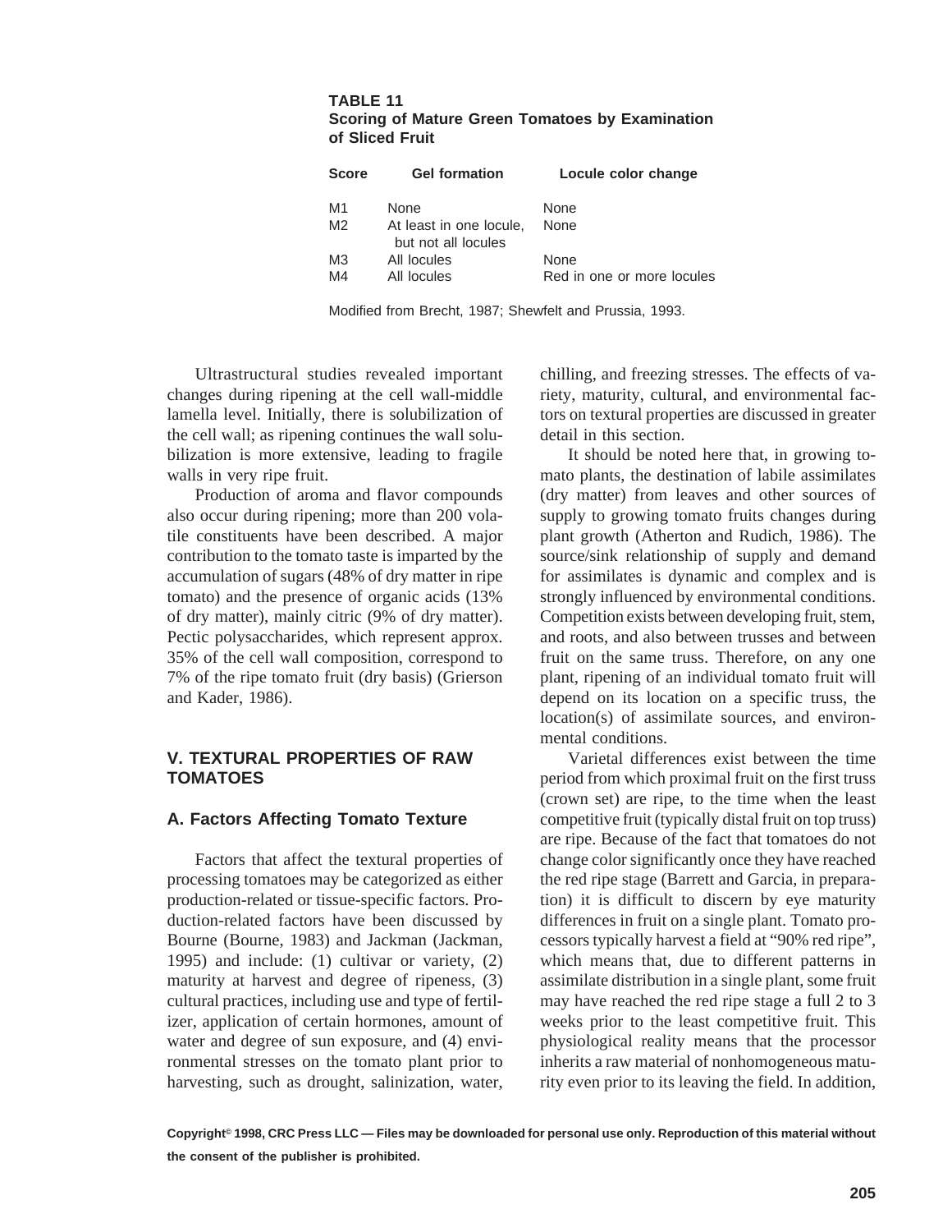**TABLE 11**
**Scoring of Mature Green Tomatoes by Examination of Sliced Fruit**

| Score | Gel formation | Locule color change |
|---|---|---|
| M1 | None | None |
| M2 | At least in one locule, but not all locules | None |
| M3 | All locules | None |
| M4 | All locules | Red in one or more locules |

Modified from Brecht, 1987; Shewfelt and Prussia, 1993.

Ultrastructural studies revealed important changes during ripening at the cell wall-middle lamella level. Initially, there is solubilization of the cell wall; as ripening continues the wall solubilization is more extensive, leading to fragile walls in very ripe fruit.

Production of aroma and flavor compounds also occur during ripening; more than 200 volatile constituents have been described. A major contribution to the tomato taste is imparted by the accumulation of sugars (48% of dry matter in ripe tomato) and the presence of organic acids (13% of dry matter), mainly citric (9% of dry matter). Pectic polysaccharides, which represent approx. 35% of the cell wall composition, correspond to 7% of the ripe tomato fruit (dry basis) (Grierson and Kader, 1986).

## V. TEXTURAL PROPERTIES OF RAW TOMATOES

### A. Factors Affecting Tomato Texture

Factors that affect the textural properties of processing tomatoes may be categorized as either production-related or tissue-specific factors. Production-related factors have been discussed by Bourne (Bourne, 1983) and Jackman (Jackman, 1995) and include: (1) cultivar or variety, (2) maturity at harvest and degree of ripeness, (3) cultural practices, including use and type of fertilizer, application of certain hormones, amount of water and degree of sun exposure, and (4) environmental stresses on the tomato plant prior to harvesting, such as drought, salinization, water, chilling, and freezing stresses. The effects of variety, maturity, cultural, and environmental factors on textural properties are discussed in greater detail in this section.

It should be noted here that, in growing tomato plants, the destination of labile assimilates (dry matter) from leaves and other sources of supply to growing tomato fruits changes during plant growth (Atherton and Rudich, 1986). The source/sink relationship of supply and demand for assimilates is dynamic and complex and is strongly influenced by environmental conditions. Competition exists between developing fruit, stem, and roots, and also between trusses and between fruit on the same truss. Therefore, on any one plant, ripening of an individual tomato fruit will depend on its location on a specific truss, the location(s) of assimilate sources, and environmental conditions.

Varietal differences exist between the time period from which proximal fruit on the first truss (crown set) are ripe, to the time when the least competitive fruit (typically distal fruit on top truss) are ripe. Because of the fact that tomatoes do not change color significantly once they have reached the red ripe stage (Barrett and Garcia, in preparation) it is difficult to discern by eye maturity differences in fruit on a single plant. Tomato processors typically harvest a field at "90% red ripe", which means that, due to different patterns in assimilate distribution in a single plant, some fruit may have reached the red ripe stage a full 2 to 3 weeks prior to the least competitive fruit. This physiological reality means that the processor inherits a raw material of nonhomogeneous maturity even prior to its leaving the field. In addition,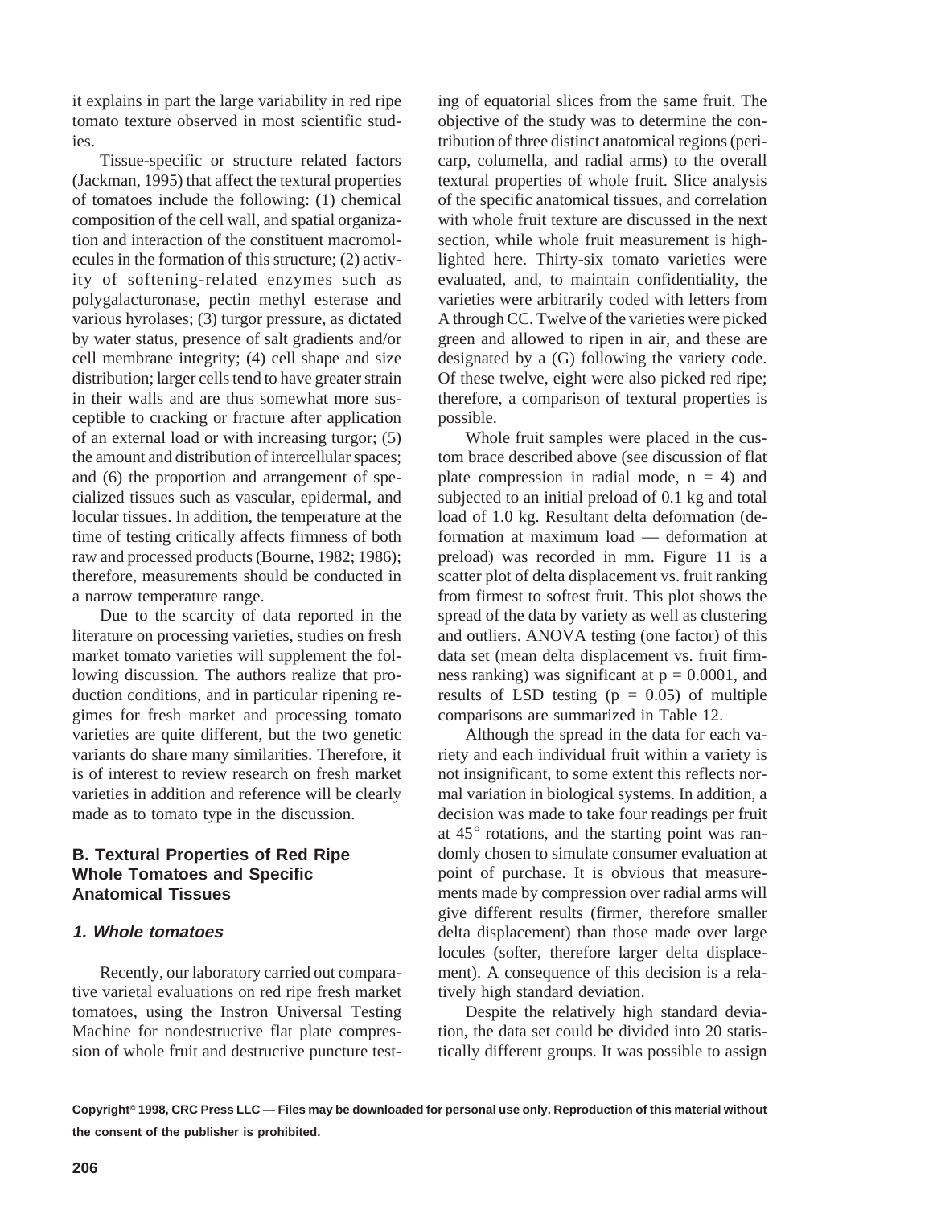it explains in part the large variability in red ripe tomato texture observed in most scientific studies.

Tissue-specific or structure related factors (Jackman, 1995) that affect the textural properties of tomatoes include the following: (1) chemical composition of the cell wall, and spatial organization and interaction of the constituent macromolecules in the formation of this structure; (2) activity of softening-related enzymes such as polygalacturonase, pectin methyl esterase and various hyrolases; (3) turgor pressure, as dictated by water status, presence of salt gradients and/or cell membrane integrity; (4) cell shape and size distribution; larger cells tend to have greater strain in their walls and are thus somewhat more susceptible to cracking or fracture after application of an external load or with increasing turgor; (5) the amount and distribution of intercellular spaces; and (6) the proportion and arrangement of specialized tissues such as vascular, epidermal, and locular tissues. In addition, the temperature at the time of testing critically affects firmness of both raw and processed products (Bourne, 1982; 1986); therefore, measurements should be conducted in a narrow temperature range.

Due to the scarcity of data reported in the literature on processing varieties, studies on fresh market tomato varieties will supplement the following discussion. The authors realize that production conditions, and in particular ripening regimes for fresh market and processing tomato varieties are quite different, but the two genetic variants do share many similarities. Therefore, it is of interest to review research on fresh market varieties in addition and reference will be clearly made as to tomato type in the discussion.

## B. Textural Properties of Red Ripe Whole Tomatoes and Specific Anatomical Tissues

### *1. Whole tomatoes*

Recently, our laboratory carried out comparative varietal evaluations on red ripe fresh market tomatoes, using the Instron Universal Testing Machine for nondestructive flat plate compression of whole fruit and destructive puncture testing of equatorial slices from the same fruit. The objective of the study was to determine the contribution of three distinct anatomical regions (pericarp, columella, and radial arms) to the overall textural properties of whole fruit. Slice analysis of the specific anatomical tissues, and correlation with whole fruit texture are discussed in the next section, while whole fruit measurement is highlighted here. Thirty-six tomato varieties were evaluated, and, to maintain confidentiality, the varieties were arbitrarily coded with letters from A through CC. Twelve of the varieties were picked green and allowed to ripen in air, and these are designated by a (G) following the variety code. Of these twelve, eight were also picked red ripe; therefore, a comparison of textural properties is possible.

Whole fruit samples were placed in the custom brace described above (see discussion of flat plate compression in radial mode, $n = 4$) and subjected to an initial preload of 0.1 kg and total load of 1.0 kg. Resultant delta deformation (deformation at maximum load — deformation at preload) was recorded in mm. Figure 11 is a scatter plot of delta displacement vs. fruit ranking from firmest to softest fruit. This plot shows the spread of the data by variety as well as clustering and outliers. ANOVA testing (one factor) of this data set (mean delta displacement vs. fruit firmness ranking) was significant at $p = 0.0001$, and results of LSD testing ($p = 0.05$) of multiple comparisons are summarized in Table 12.

Although the spread in the data for each variety and each individual fruit within a variety is not insignificant, to some extent this reflects normal variation in biological systems. In addition, a decision was made to take four readings per fruit at 45° rotations, and the starting point was randomly chosen to simulate consumer evaluation at point of purchase. It is obvious that measurements made by compression over radial arms will give different results (firmer, therefore smaller delta displacement) than those made over large locules (softer, therefore larger delta displacement). A consequence of this decision is a relatively high standard deviation.

Despite the relatively high standard deviation, the data set could be divided into 20 statistically different groups. It was possible to assign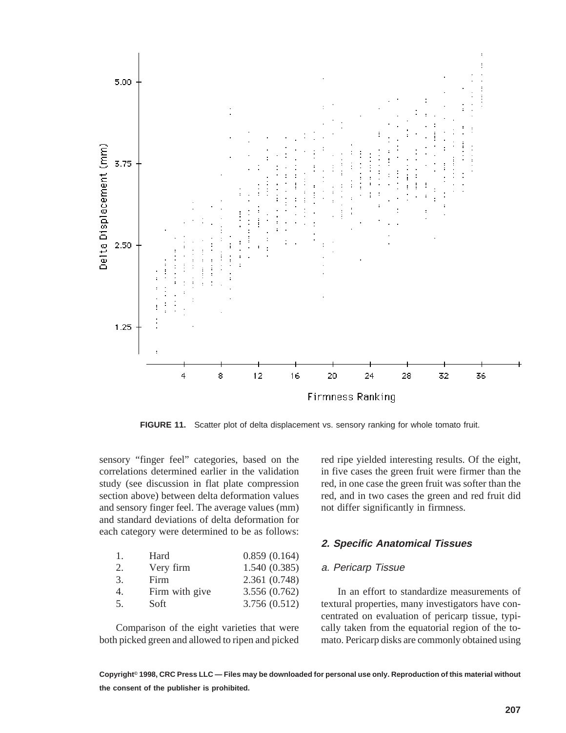FIGURE 11. Scatter plot of delta displacement vs. sensory ranking for whole tomato fruit.

sensory "finger feel" categories, based on the correlations determined earlier in the validation study (see discussion in flat plate compression section above) between delta deformation values and sensory finger feel. The average values (mm) and standard deviations of delta deformation for each category were determined to be as follows:

| | | |
|---|---|---|
| 1. | Hard | 0.859 (0.164) |
| 2. | Very firm | 1.540 (0.385) |
| 3. | Firm | 2.361 (0.748) |
| 4. | Firm with give | 3.556 (0.762) |
| 5. | Soft | 3.756 (0.512) |

Comparison of the eight varieties that were both picked green and allowed to ripen and picked red ripe yielded interesting results. Of the eight, in five cases the green fruit were firmer than the red, in one case the green fruit was softer than the red, and in two cases the green and red fruit did not differ significantly in firmness.

### 2. Specific Anatomical Tissues

#### a. Pericarp Tissue

In an effort to standardize measurements of textural properties, many investigators have concentrated on evaluation of pericarp tissue, typically taken from the equatorial region of the tomato. Pericarp disks are commonly obtained using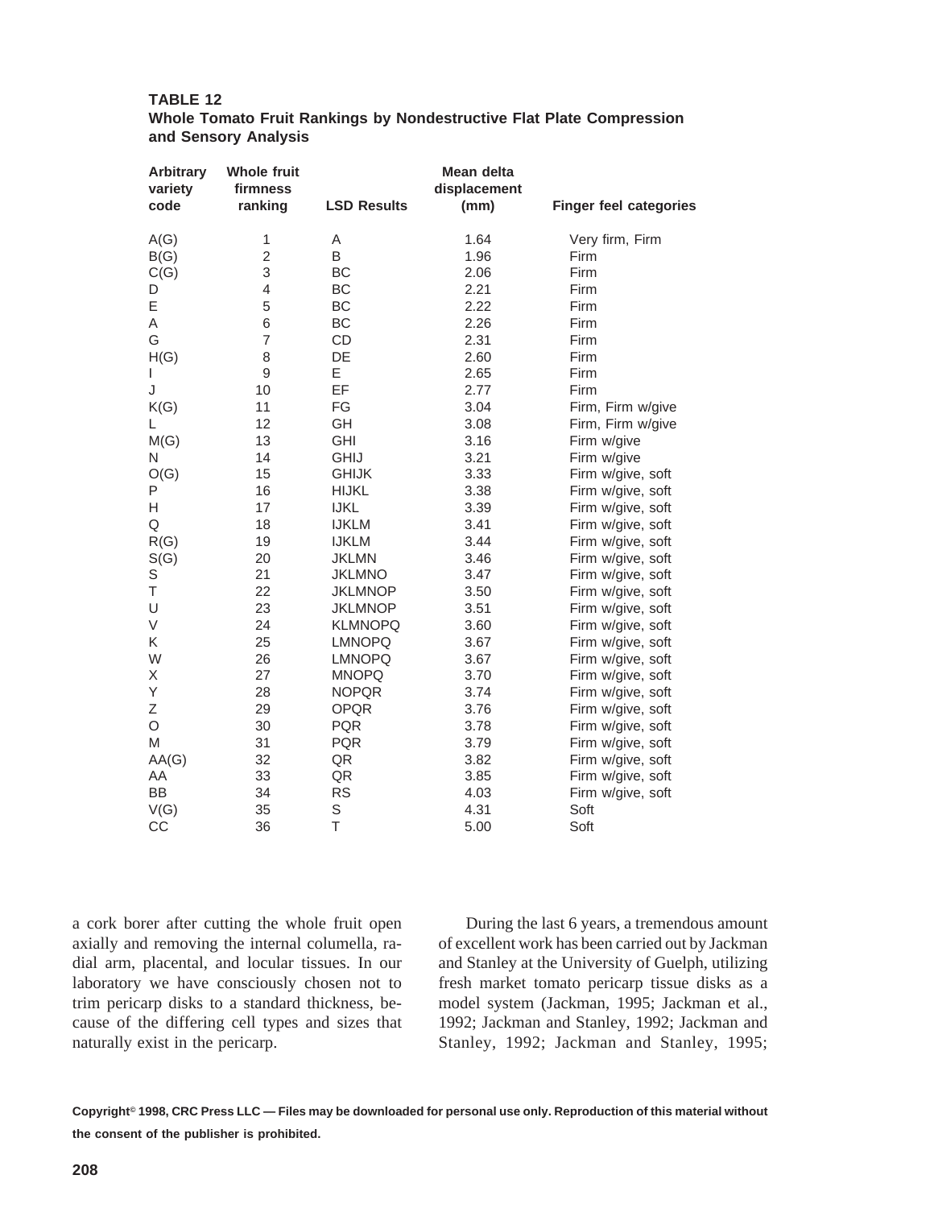**TABLE 12**
**Whole Tomato Fruit Rankings by Nondestructive Flat Plate Compression and Sensory Analysis**

| Arbitrary variety code | Whole fruit firmness ranking | LSD Results | Mean delta displacement (mm) | Finger feel categories |
|---|---|---|---|---|
| A(G) | 1 | A | 1.64 | Very firm, Firm |
| B(G) | 2 | B | 1.96 | Firm |
| C(G) | 3 | BC | 2.06 | Firm |
| D | 4 | BC | 2.21 | Firm |
| E | 5 | BC | 2.22 | Firm |
| A | 6 | BC | 2.26 | Firm |
| G | 7 | CD | 2.31 | Firm |
| H(G) | 8 | DE | 2.60 | Firm |
| I | 9 | E | 2.65 | Firm |
| J | 10 | EF | 2.77 | Firm |
| K(G) | 11 | FG | 3.04 | Firm, Firm w/give |
| L | 12 | GH | 3.08 | Firm, Firm w/give |
| M(G) | 13 | GHI | 3.16 | Firm w/give |
| N | 14 | GHIJ | 3.21 | Firm w/give |
| O(G) | 15 | GHIJK | 3.33 | Firm w/give, soft |
| P | 16 | HIJKL | 3.38 | Firm w/give, soft |
| H | 17 | IJKL | 3.39 | Firm w/give, soft |
| Q | 18 | IJKLM | 3.41 | Firm w/give, soft |
| R(G) | 19 | IJKLM | 3.44 | Firm w/give, soft |
| S(G) | 20 | JKLMN | 3.46 | Firm w/give, soft |
| S | 21 | JKLMNO | 3.47 | Firm w/give, soft |
| T | 22 | JKLMNOP | 3.50 | Firm w/give, soft |
| U | 23 | JKLMNOP | 3.51 | Firm w/give, soft |
| V | 24 | KLMNOPQ | 3.60 | Firm w/give, soft |
| K | 25 | LMNOPQ | 3.67 | Firm w/give, soft |
| W | 26 | LMNOPQ | 3.67 | Firm w/give, soft |
| X | 27 | MNOPQ | 3.70 | Firm w/give, soft |
| Y | 28 | NOPQR | 3.74 | Firm w/give, soft |
| Z | 29 | OPQR | 3.76 | Firm w/give, soft |
| O | 30 | PQR | 3.78 | Firm w/give, soft |
| M | 31 | PQR | 3.79 | Firm w/give, soft |
| AA(G) | 32 | QR | 3.82 | Firm w/give, soft |
| AA | 33 | QR | 3.85 | Firm w/give, soft |
| BB | 34 | RS | 4.03 | Firm w/give, soft |
| V(G) | 35 | S | 4.31 | Soft |
| CC | 36 | T | 5.00 | Soft |

a cork borer after cutting the whole fruit open axially and removing the internal columella, radial arm, placental, and locular tissues. In our laboratory we have consciously chosen not to trim pericarp disks to a standard thickness, because of the differing cell types and sizes that naturally exist in the pericarp.

During the last 6 years, a tremendous amount of excellent work has been carried out by Jackman and Stanley at the University of Guelph, utilizing fresh market tomato pericarp tissue disks as a model system (Jackman, 1995; Jackman et al., 1992; Jackman and Stanley, 1992; Jackman and Stanley, 1992; Jackman and Stanley, 1995;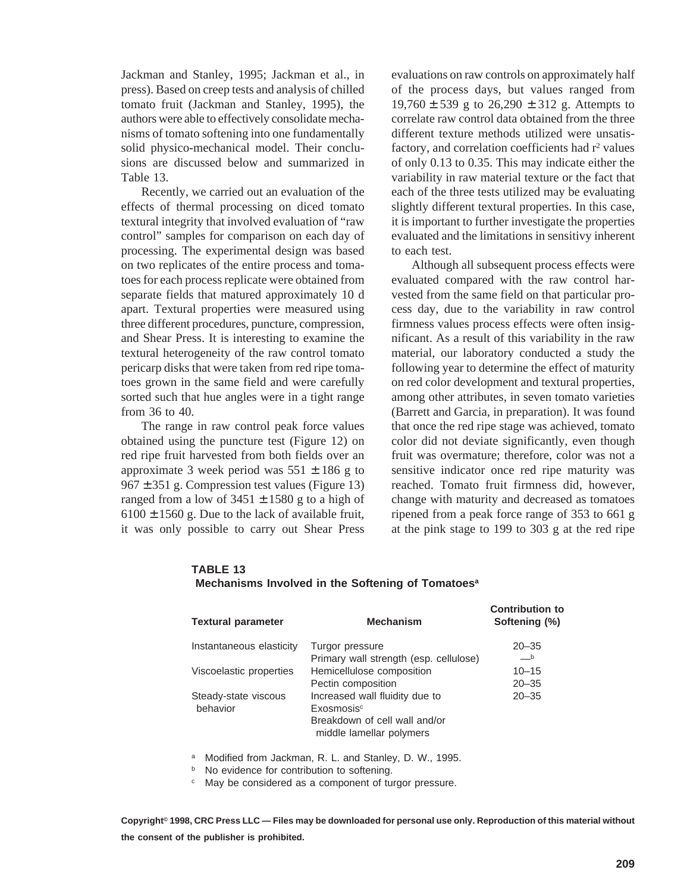Jackman and Stanley, 1995; Jackman et al., in press). Based on creep tests and analysis of chilled tomato fruit (Jackman and Stanley, 1995), the authors were able to effectively consolidate mechanisms of tomato softening into one fundamentally solid physico-mechanical model. Their conclusions are discussed below and summarized in Table 13.

Recently, we carried out an evaluation of the effects of thermal processing on diced tomato textural integrity that involved evaluation of "raw control" samples for comparison on each day of processing. The experimental design was based on two replicates of the entire process and tomatoes for each process replicate were obtained from separate fields that matured approximately 10 d apart. Textural properties were measured using three different procedures, puncture, compression, and Shear Press. It is interesting to examine the textural heterogeneity of the raw control tomato pericarp disks that were taken from red ripe tomatoes grown in the same field and were carefully sorted such that hue angles were in a tight range from 36 to 40.

The range in raw control peak force values obtained using the puncture test (Figure 12) on red ripe fruit harvested from both fields over an approximate 3 week period was $551 \pm 186$ g to $967 \pm 351$ g. Compression test values (Figure 13) ranged from a low of $3451 \pm 1580$ g to a high of $6100 \pm 1560$ g. Due to the lack of available fruit, it was only possible to carry out Shear Press evaluations on raw controls on approximately half of the process days, but values ranged from $19{,}760 \pm 539$ g to $26{,}290 \pm 312$ g. Attempts to correlate raw control data obtained from the three different texture methods utilized were unsatisfactory, and correlation coefficients had $r^2$ values of only 0.13 to 0.35. This may indicate either the variability in raw material texture or the fact that each of the three tests utilized may be evaluating slightly different textural properties. In this case, it is important to further investigate the properties evaluated and the limitations in sensitivy inherent to each test.

Although all subsequent process effects were evaluated compared with the raw control harvested from the same field on that particular process day, due to the variability in raw control firmness values process effects were often insignificant. As a result of this variability in the raw material, our laboratory conducted a study the following year to determine the effect of maturity on red color development and textural properties, among other attributes, in seven tomato varieties (Barrett and Garcia, in preparation). It was found that once the red ripe stage was achieved, tomato color did not deviate significantly, even though fruit was overmature; therefore, color was not a sensitive indicator once red ripe maturity was reached. Tomato fruit firmness did, however, change with maturity and decreased as tomatoes ripened from a peak force range of 353 to 661 g at the pink stage to 199 to 303 g at the red ripe

**TABLE 13**
**Mechanisms Involved in the Softening of Tomatoes[a]**

| Textural parameter | Mechanism | Contribution to Softening (%) |
|---|---|---|
| Instantaneous elasticity | Turgor pressure | 20–35 |
| | Primary wall strength (esp. cellulose) | —[b] |
| Viscoelastic properties | Hemicellulose composition | 10–15 |
| | Pectin composition | 20–35 |
| Steady-state viscous behavior | Increased wall fluidity due to Exosmosis[c] | 20–35 |
| | Breakdown of cell wall and/or middle lamellar polymers | |

[a] Modified from Jackman, R. L. and Stanley, D. W., 1995.
[b] No evidence for contribution to softening.
[c] May be considered as a component of turgor pressure.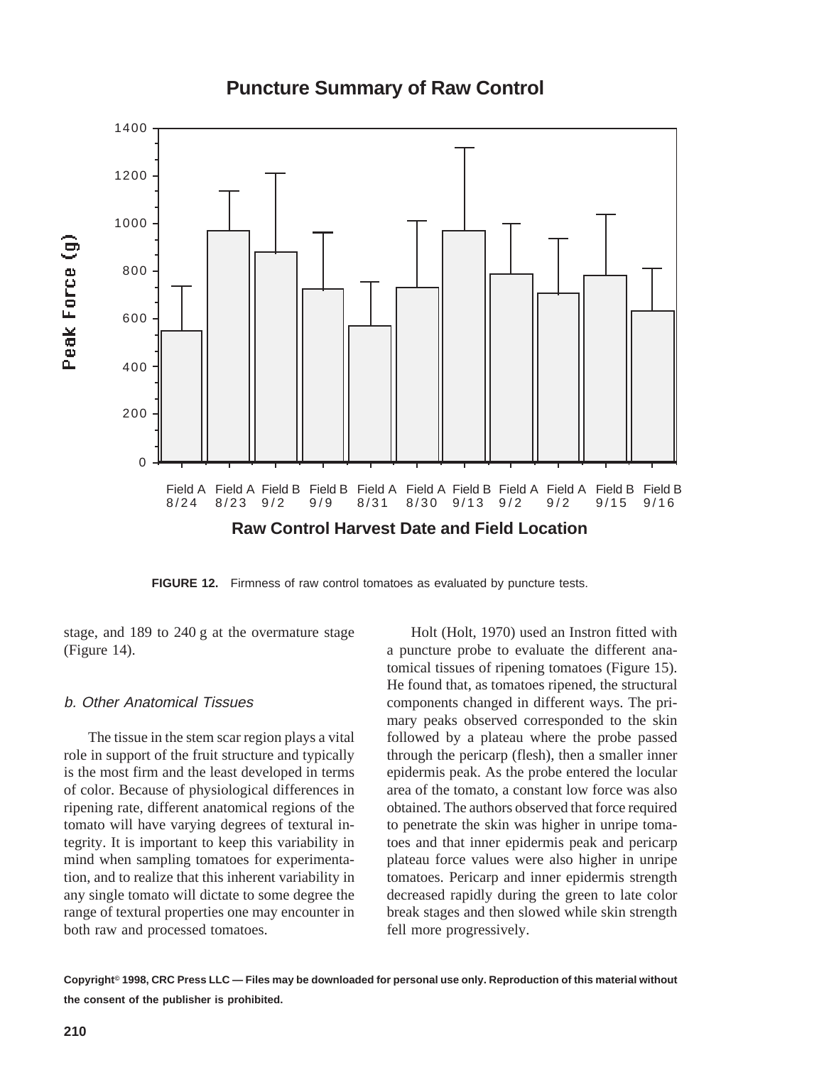**FIGURE 12.** Firmness of raw control tomatoes as evaluated by puncture tests.

stage, and 189 to 240 g at the overmature stage (Figure 14).

### *b. Other Anatomical Tissues*

The tissue in the stem scar region plays a vital role in support of the fruit structure and typically is the most firm and the least developed in terms of color. Because of physiological differences in ripening rate, different anatomical regions of the tomato will have varying degrees of textural integrity. It is important to keep this variability in mind when sampling tomatoes for experimentation, and to realize that this inherent variability in any single tomato will dictate to some degree the range of textural properties one may encounter in both raw and processed tomatoes.

Holt (Holt, 1970) used an Instron fitted with a puncture probe to evaluate the different anatomical tissues of ripening tomatoes (Figure 15). He found that, as tomatoes ripened, the structural components changed in different ways. The primary peaks observed corresponded to the skin followed by a plateau where the probe passed through the pericarp (flesh), then a smaller inner epidermis peak. As the probe entered the locular area of the tomato, a constant low force was also obtained. The authors observed that force required to penetrate the skin was higher in unripe tomatoes and that inner epidermis peak and pericarp plateau force values were also higher in unripe tomatoes. Pericarp and inner epidermis strength decreased rapidly during the green to late color break stages and then slowed while skin strength fell more progressively.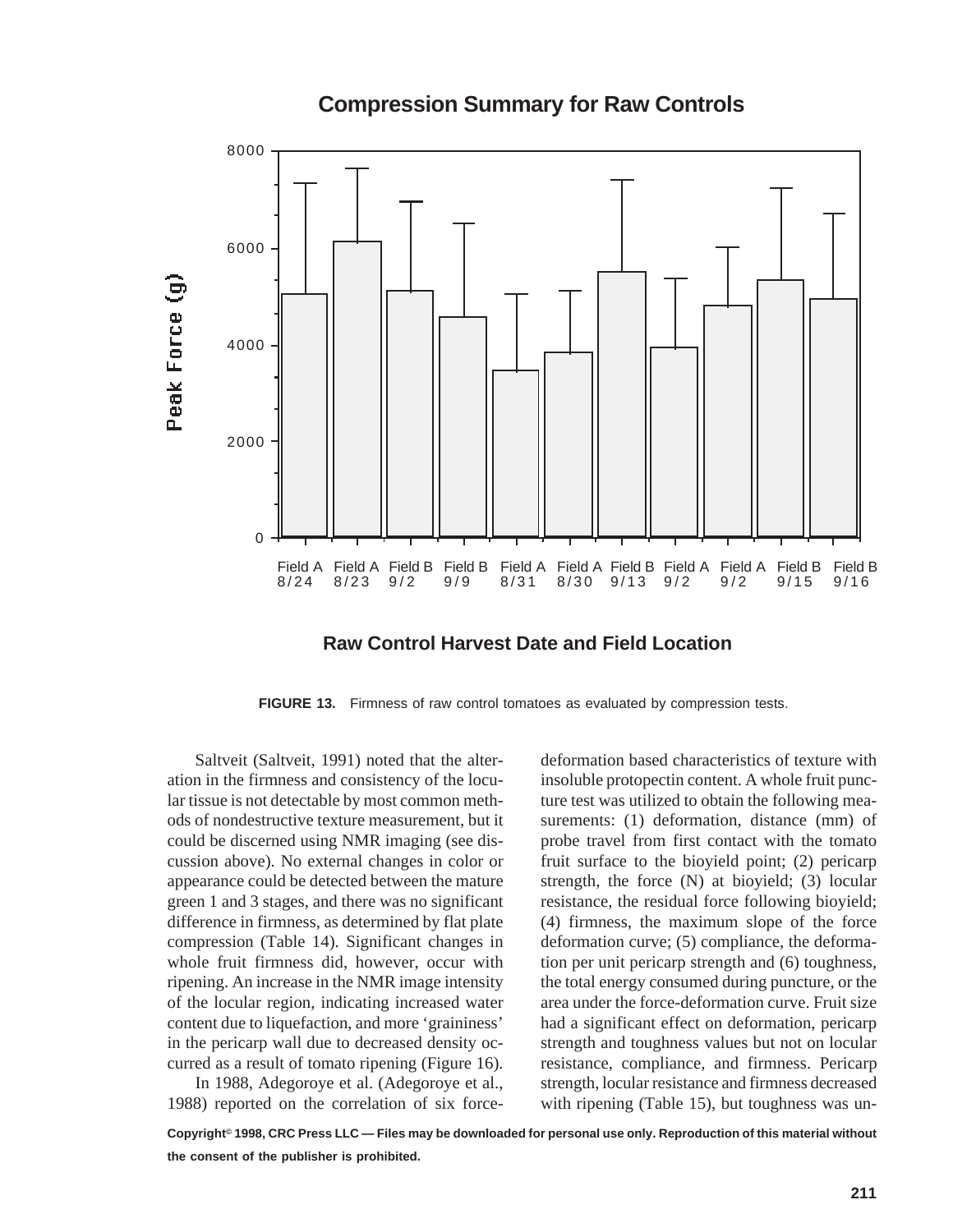**Compression Summary for Raw Controls**

Peak Force (g)

Field A 8/24, Field A 8/23, Field B 9/2, Field B 9/9, Field A 8/31, Field A 8/30, Field B 9/13, Field A 9/2, Field A 9/2, Field B 9/15, Field B 9/16

**Raw Control Harvest Date and Field Location**

**FIGURE 13.** Firmness of raw control tomatoes as evaluated by compression tests.

Saltveit (Saltveit, 1991) noted that the alteration in the firmness and consistency of the locular tissue is not detectable by most common methods of nondestructive texture measurement, but it could be discerned using NMR imaging (see discussion above). No external changes in color or appearance could be detected between the mature green 1 and 3 stages, and there was no significant difference in firmness, as determined by flat plate compression (Table 14). Significant changes in whole fruit firmness did, however, occur with ripening. An increase in the NMR image intensity of the locular region, indicating increased water content due to liquefaction, and more 'graininess' in the pericarp wall due to decreased density occurred as a result of tomato ripening (Figure 16).

In 1988, Adegoroye et al. (Adegoroye et al., 1988) reported on the correlation of six force-deformation based characteristics of texture with insoluble protopectin content. A whole fruit puncture test was utilized to obtain the following measurements: (1) deformation, distance (mm) of probe travel from first contact with the tomato fruit surface to the bioyield point; (2) pericarp strength, the force (N) at bioyield; (3) locular resistance, the residual force following bioyield; (4) firmness, the maximum slope of the force deformation curve; (5) compliance, the deformation per unit pericarp strength and (6) toughness, the total energy consumed during puncture, or the area under the force-deformation curve. Fruit size had a significant effect on deformation, pericarp strength and toughness values but not on locular resistance, compliance, and firmness. Pericarp strength, locular resistance and firmness decreased with ripening (Table 15), but toughness was un-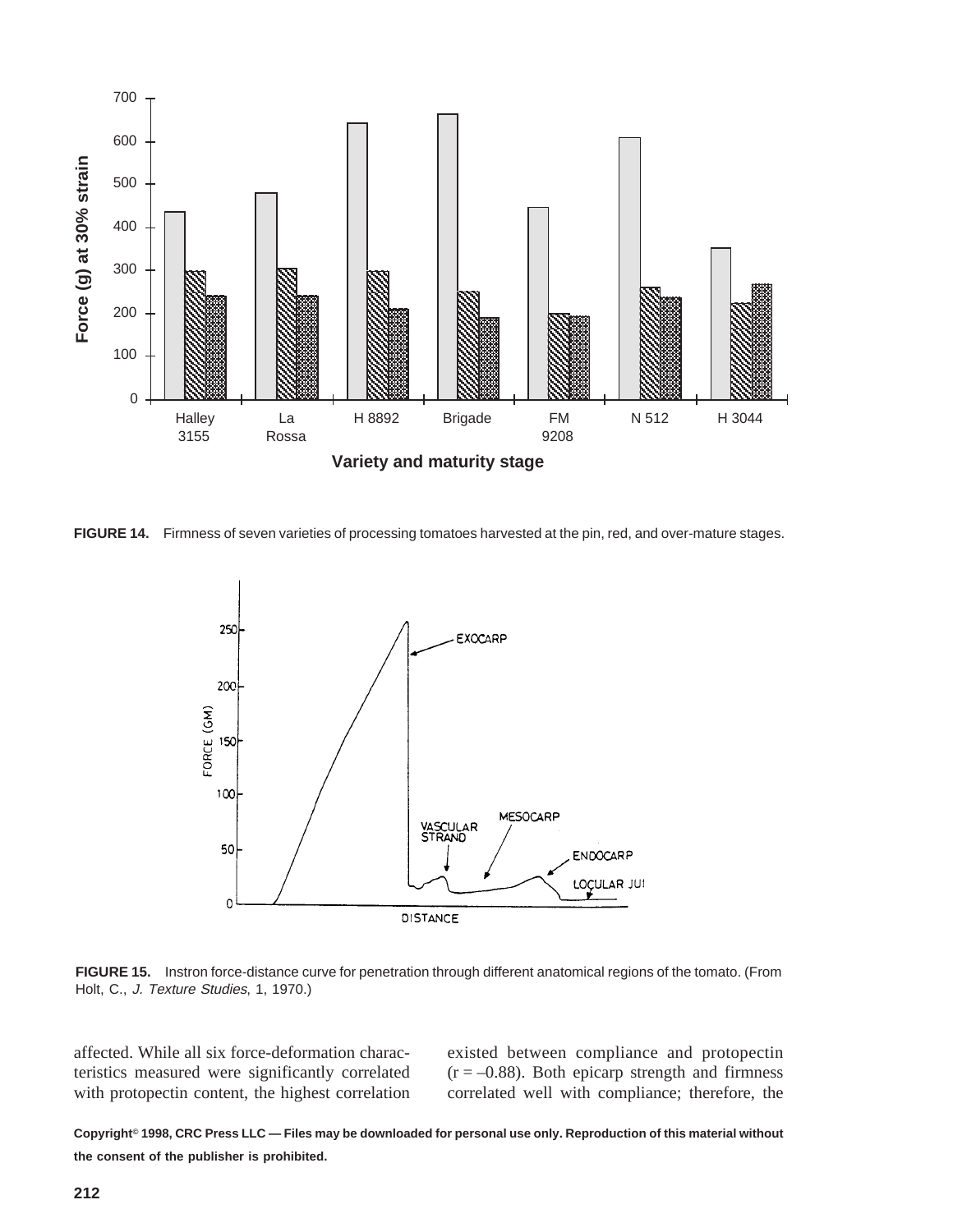**FIGURE 14.** Firmness of seven varieties of processing tomatoes harvested at the pin, red, and over-mature stages.

**FIGURE 15.** Instron force-distance curve for penetration through different anatomical regions of the tomato. (From Holt, C., *J. Texture Studies*, 1, 1970.)

affected. While all six force-deformation characteristics measured were significantly correlated with protopectin content, the highest correlation existed between compliance and protopectin ($r = -0.88$). Both epicarp strength and firmness correlated well with compliance; therefore, the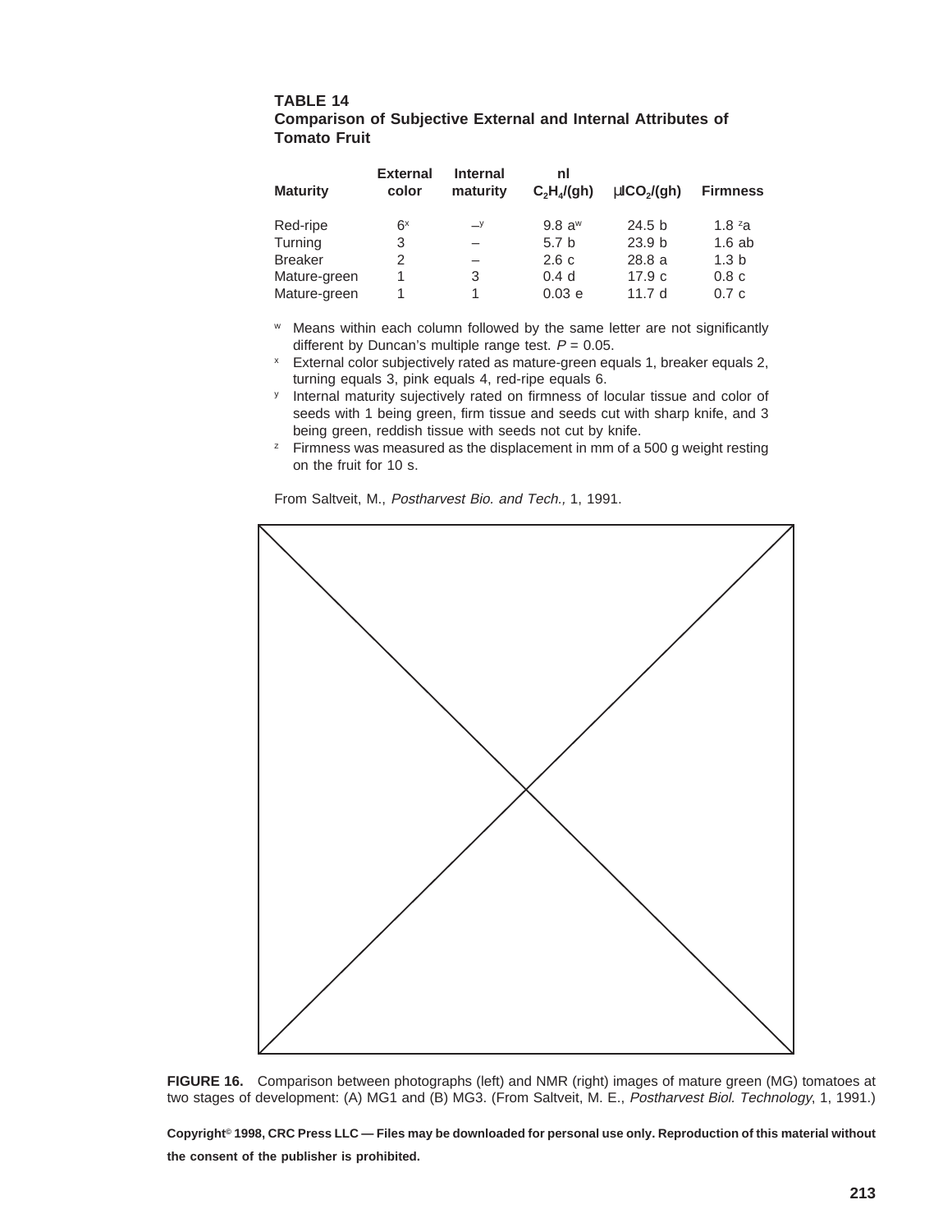**TABLE 14**
**Comparison of Subjective External and Internal Attributes of Tomato Fruit**

| Maturity | External color | Internal maturity | nl $C_2H_4$/(gh) | µl$CO_2$/(gh) | Firmness |
|---|---|---|---|---|---|
| Red-ripe | 6[x] | –[y] | 9.8 a[w] | 24.5 b | 1.8 [z]a |
| Turning | 3 | – | 5.7 b | 23.9 b | 1.6 ab |
| Breaker | 2 | – | 2.6 c | 28.8 a | 1.3 b |
| Mature-green | 1 | 3 | 0.4 d | 17.9 c | 0.8 c |
| Mature-green | 1 | 1 | 0.03 e | 11.7 d | 0.7 c |

[w] Means within each column followed by the same letter are not significantly different by Duncan's multiple range test. $P = 0.05$.

[x] External color subjectively rated as mature-green equals 1, breaker equals 2, turning equals 3, pink equals 4, red-ripe equals 6.

[y] Internal maturity sujectively rated on firmness of locular tissue and color of seeds with 1 being green, firm tissue and seeds cut with sharp knife, and 3 being green, reddish tissue with seeds not cut by knife.

[z] Firmness was measured as the displacement in mm of a 500 g weight resting on the fruit for 10 s.

From Saltveit, M., *Postharvest Bio. and Tech.,* 1, 1991.

**FIGURE 16.** Comparison between photographs (left) and NMR (right) images of mature green (MG) tomatoes at two stages of development: (A) MG1 and (B) MG3. (From Saltveit, M. E., *Postharvest Biol. Technology*, 1, 1991.)

**Copyright© 1998, CRC Press LLC — Files may be downloaded for personal use only. Reproduction of this material without the consent of the publisher is prohibited.**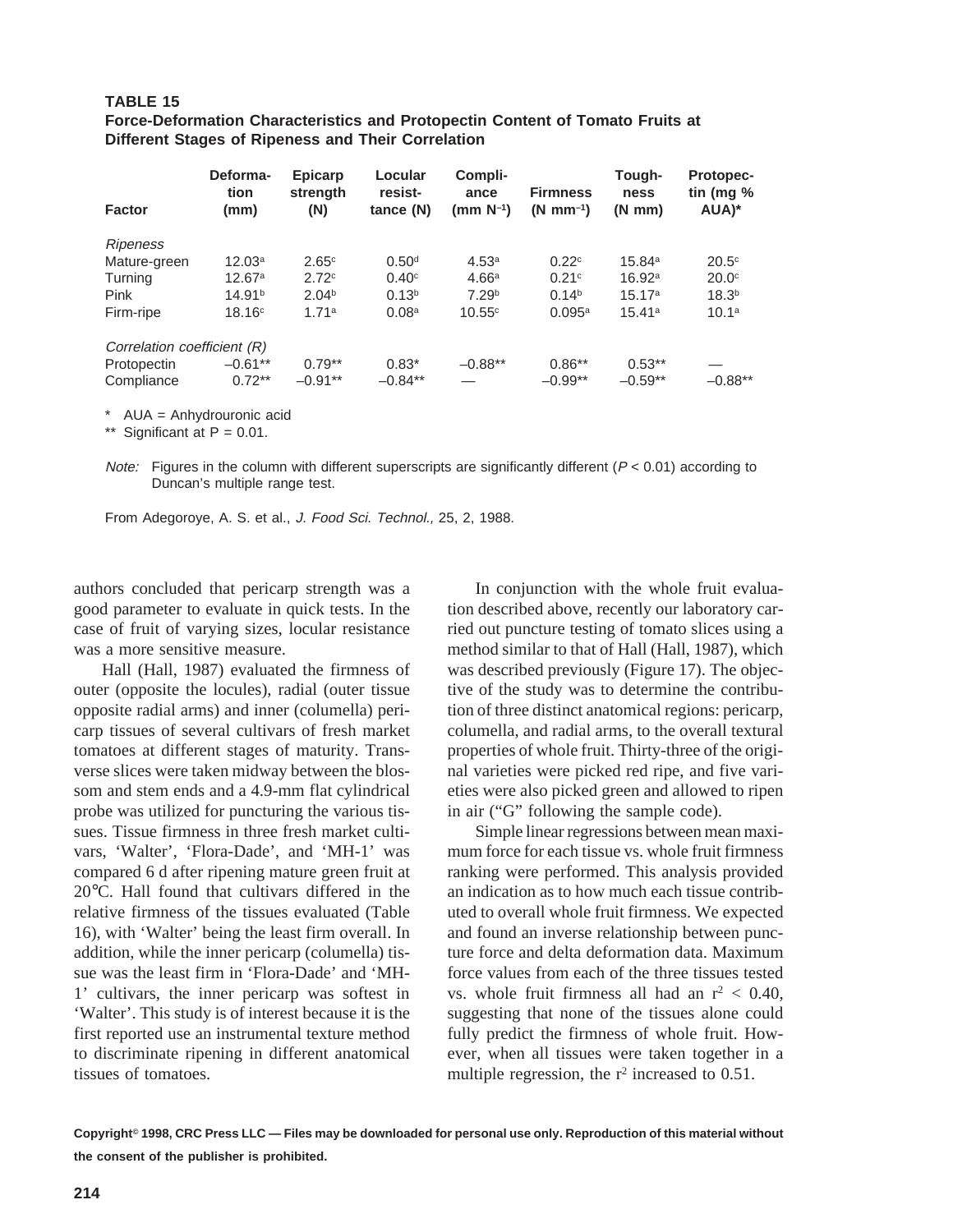**TABLE 15**
**Force-Deformation Characteristics and Protopectin Content of Tomato Fruits at Different Stages of Ripeness and Their Correlation**

| Factor | Deformation (mm) | Epicarp strength (N) | Locular resistance (N) | Compliance ($mm\ N^{-1}$) | Firmness ($N\ mm^{-1}$) | Toughness (N mm) | Protopectin (mg % AUA)* |
|---|---|---|---|---|---|---|---|
| *Ripeness* | | | | | | | |
| Mature-green | $12.03^a$ | $2.65^c$ | $0.50^d$ | $4.53^a$ | $0.22^c$ | $15.84^a$ | $20.5^c$ |
| Turning | $12.67^a$ | $2.72^c$ | $0.40^c$ | $4.66^a$ | $0.21^c$ | $16.92^a$ | $20.0^c$ |
| Pink | $14.91^b$ | $2.04^b$ | $0.13^b$ | $7.29^b$ | $0.14^b$ | $15.17^a$ | $18.3^b$ |
| Firm-ripe | $18.16^c$ | $1.71^a$ | $0.08^a$ | $10.55^c$ | $0.095^a$ | $15.41^a$ | $10.1^a$ |
| *Correlation coefficient (R)* | | | | | | | |
| Protopectin | –0.61** | 0.79** | 0.83* | –0.88** | 0.86** | 0.53** | — |
| Compliance | 0.72** | –0.91** | –0.84** | — | –0.99** | –0.59** | –0.88** |

\* AUA = Anhydrouronic acid
** Significant at $P = 0.01$.

*Note:* Figures in the column with different superscripts are significantly different ($P < 0.01$) according to Duncan's multiple range test.

From Adegoroye, A. S. et al., *J. Food Sci. Technol.,* 25, 2, 1988.

authors concluded that pericarp strength was a good parameter to evaluate in quick tests. In the case of fruit of varying sizes, locular resistance was a more sensitive measure.

Hall (Hall, 1987) evaluated the firmness of outer (opposite the locules), radial (outer tissue opposite radial arms) and inner (columella) pericarp tissues of several cultivars of fresh market tomatoes at different stages of maturity. Transverse slices were taken midway between the blossom and stem ends and a 4.9-mm flat cylindrical probe was utilized for puncturing the various tissues. Tissue firmness in three fresh market cultivars, 'Walter', 'Flora-Dade', and 'MH-1' was compared 6 d after ripening mature green fruit at 20°C. Hall found that cultivars differed in the relative firmness of the tissues evaluated (Table 16), with 'Walter' being the least firm overall. In addition, while the inner pericarp (columella) tissue was the least firm in 'Flora-Dade' and 'MH-1' cultivars, the inner pericarp was softest in 'Walter'. This study is of interest because it is the first reported use an instrumental texture method to discriminate ripening in different anatomical tissues of tomatoes.

In conjunction with the whole fruit evaluation described above, recently our laboratory carried out puncture testing of tomato slices using a method similar to that of Hall (Hall, 1987), which was described previously (Figure 17). The objective of the study was to determine the contribution of three distinct anatomical regions: pericarp, columella, and radial arms, to the overall textural properties of whole fruit. Thirty-three of the original varieties were picked red ripe, and five varieties were also picked green and allowed to ripen in air ("G" following the sample code).

Simple linear regressions between mean maximum force for each tissue vs. whole fruit firmness ranking were performed. This analysis provided an indication as to how much each tissue contributed to overall whole fruit firmness. We expected and found an inverse relationship between puncture force and delta deformation data. Maximum force values from each of the three tissues tested vs. whole fruit firmness all had an $r^2 < 0.40$, suggesting that none of the tissues alone could fully predict the firmness of whole fruit. However, when all tissues were taken together in a multiple regression, the $r^2$ increased to 0.51.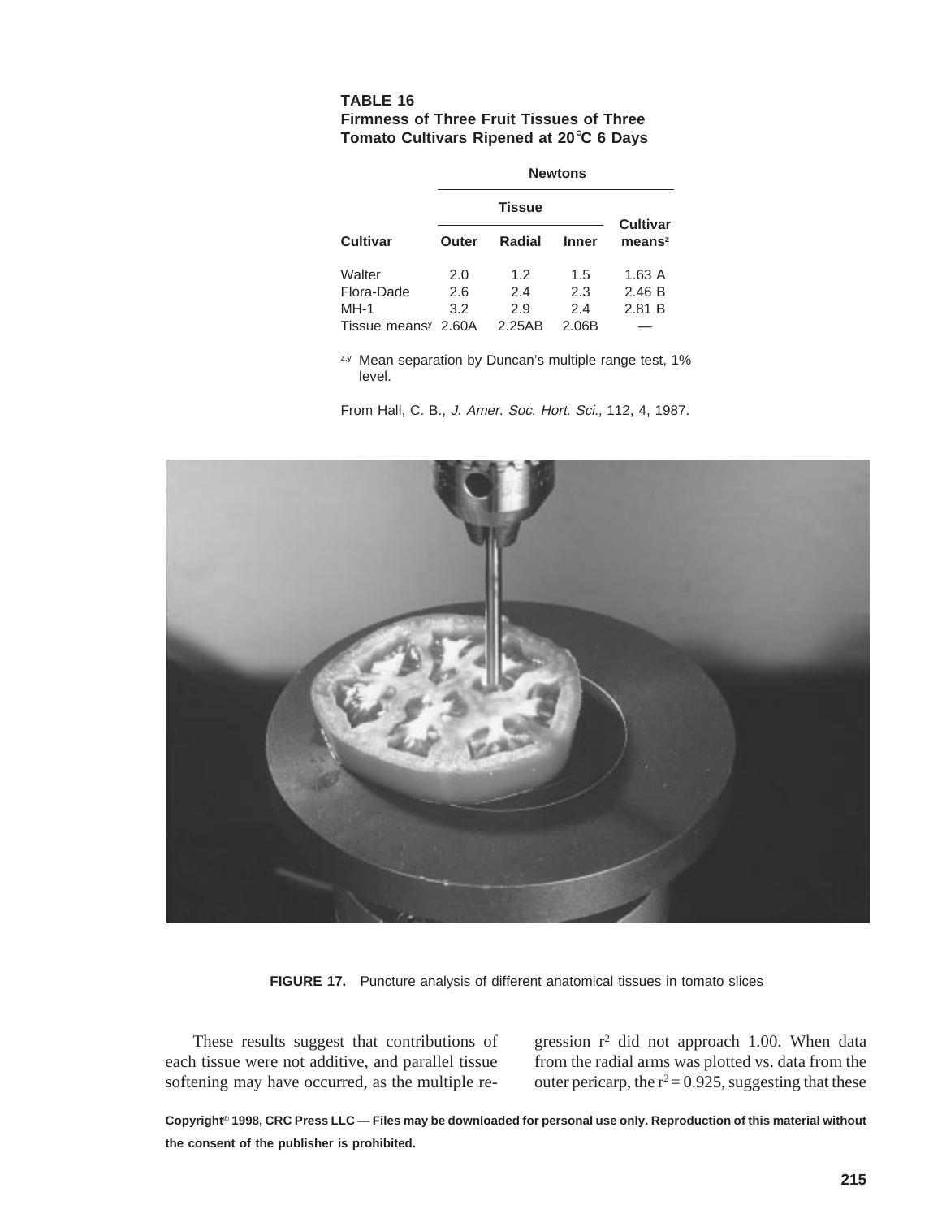**TABLE 16**
**Firmness of Three Fruit Tissues of Three Tomato Cultivars Ripened at 20°C 6 Days**

| | Newtons | | | |
|---|---|---|---|---|
| | Tissue | | | |
| **Cultivar** | **Outer** | **Radial** | **Inner** | **Cultivar means[z]** |
| Walter | 2.0 | 1.2 | 1.5 | 1.63 A |
| Flora-Dade | 2.6 | 2.4 | 2.3 | 2.46 B |
| MH-1 | 3.2 | 2.9 | 2.4 | 2.81 B |
| Tissue means[y] | 2.60A | 2.25AB | 2.06B | — |

[z,y] Mean separation by Duncan's multiple range test, 1% level.

From Hall, C. B., *J. Amer. Soc. Hort. Sci.,* 112, 4, 1987.

**FIGURE 17.** Puncture analysis of different anatomical tissues in tomato slices

These results suggest that contributions of each tissue were not additive, and parallel tissue softening may have occurred, as the multiple regression $r^2$ did not approach 1.00. When data from the radial arms was plotted vs. data from the outer pericarp, the $r^2 = 0.925$, suggesting that these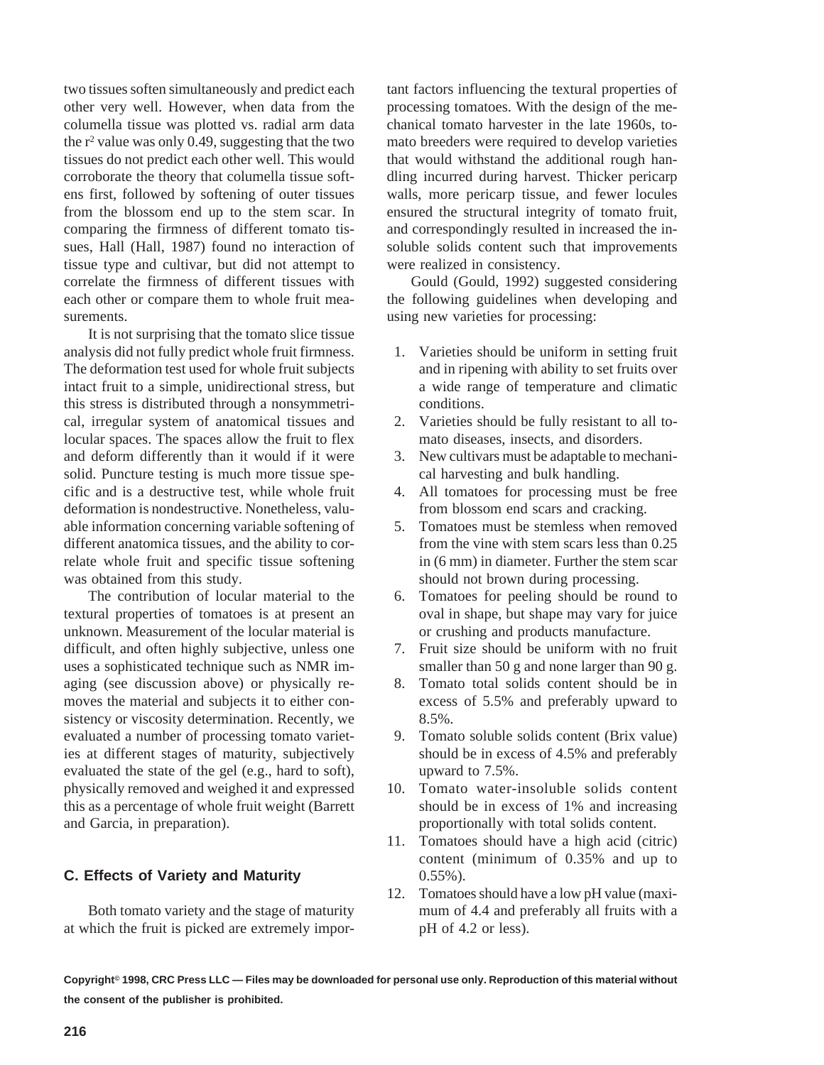two tissues soften simultaneously and predict each other very well. However, when data from the columella tissue was plotted vs. radial arm data the $r^2$ value was only 0.49, suggesting that the two tissues do not predict each other well. This would corroborate the theory that columella tissue softens first, followed by softening of outer tissues from the blossom end up to the stem scar. In comparing the firmness of different tomato tissues, Hall (Hall, 1987) found no interaction of tissue type and cultivar, but did not attempt to correlate the firmness of different tissues with each other or compare them to whole fruit measurements.

It is not surprising that the tomato slice tissue analysis did not fully predict whole fruit firmness. The deformation test used for whole fruit subjects intact fruit to a simple, unidirectional stress, but this stress is distributed through a nonsymmetrical, irregular system of anatomical tissues and locular spaces. The spaces allow the fruit to flex and deform differently than it would if it were solid. Puncture testing is much more tissue specific and is a destructive test, while whole fruit deformation is nondestructive. Nonetheless, valuable information concerning variable softening of different anatomica tissues, and the ability to correlate whole fruit and specific tissue softening was obtained from this study.

The contribution of locular material to the textural properties of tomatoes is at present an unknown. Measurement of the locular material is difficult, and often highly subjective, unless one uses a sophisticated technique such as NMR imaging (see discussion above) or physically removes the material and subjects it to either consistency or viscosity determination. Recently, we evaluated a number of processing tomato varieties at different stages of maturity, subjectively evaluated the state of the gel (e.g., hard to soft), physically removed and weighed it and expressed this as a percentage of whole fruit weight (Barrett and Garcia, in preparation).

### C. Effects of Variety and Maturity

Both tomato variety and the stage of maturity at which the fruit is picked are extremely important factors influencing the textural properties of processing tomatoes. With the design of the mechanical tomato harvester in the late 1960s, tomato breeders were required to develop varieties that would withstand the additional rough handling incurred during harvest. Thicker pericarp walls, more pericarp tissue, and fewer locules ensured the structural integrity of tomato fruit, and correspondingly resulted in increased the insoluble solids content such that improvements were realized in consistency.

Gould (Gould, 1992) suggested considering the following guidelines when developing and using new varieties for processing:

1. Varieties should be uniform in setting fruit and in ripening with ability to set fruits over a wide range of temperature and climatic conditions.
2. Varieties should be fully resistant to all tomato diseases, insects, and disorders.
3. New cultivars must be adaptable to mechanical harvesting and bulk handling.
4. All tomatoes for processing must be free from blossom end scars and cracking.
5. Tomatoes must be stemless when removed from the vine with stem scars less than 0.25 in (6 mm) in diameter. Further the stem scar should not brown during processing.
6. Tomatoes for peeling should be round to oval in shape, but shape may vary for juice or crushing and products manufacture.
7. Fruit size should be uniform with no fruit smaller than 50 g and none larger than 90 g.
8. Tomato total solids content should be in excess of 5.5% and preferably upward to 8.5%.
9. Tomato soluble solids content (Brix value) should be in excess of 4.5% and preferably upward to 7.5%.
10. Tomato water-insoluble solids content should be in excess of 1% and increasing proportionally with total solids content.
11. Tomatoes should have a high acid (citric) content (minimum of 0.35% and up to 0.55%).
12. Tomatoes should have a low pH value (maximum of 4.4 and preferably all fruits with a pH of 4.2 or less).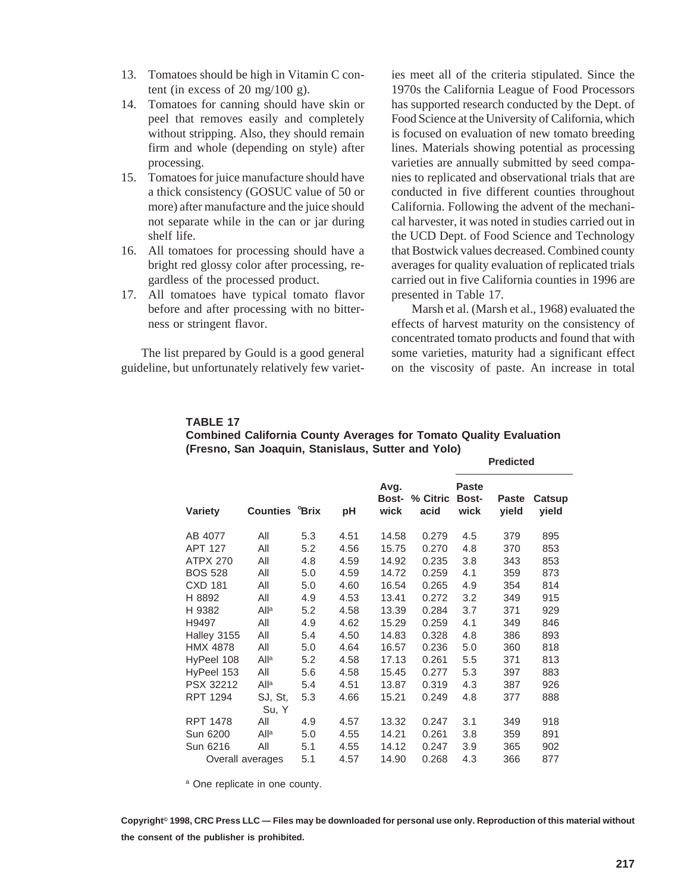13. Tomatoes should be high in Vitamin C content (in excess of 20 mg/100 g).
14. Tomatoes for canning should have skin or peel that removes easily and completely without stripping. Also, they should remain firm and whole (depending on style) after processing.
15. Tomatoes for juice manufacture should have a thick consistency (GOSUC value of 50 or more) after manufacture and the juice should not separate while in the can or jar during shelf life.
16. All tomatoes for processing should have a bright red glossy color after processing, regardless of the processed product.
17. All tomatoes have typical tomato flavor before and after processing with no bitterness or stringent flavor.

The list prepared by Gould is a good general guideline, but unfortunately relatively few varieties meet all of the criteria stipulated. Since the 1970s the California League of Food Processors has supported research conducted by the Dept. of Food Science at the University of California, which is focused on evaluation of new tomato breeding lines. Materials showing potential as processing varieties are annually submitted by seed companies to replicated and observational trials that are conducted in five different counties throughout California. Following the advent of the mechanical harvester, it was noted in studies carried out in the UCD Dept. of Food Science and Technology that Bostwick values decreased. Combined county averages for quality evaluation of replicated trials carried out in five California counties in 1996 are presented in Table 17.

Marsh et al. (Marsh et al., 1968) evaluated the effects of harvest maturity on the consistency of concentrated tomato products and found that with some varieties, maturity had a significant effect on the viscosity of paste. An increase in total

**TABLE 17**
**Combined California County Averages for Tomato Quality Evaluation (Fresno, San Joaquin, Stanislaus, Sutter and Yolo)**

| | | | | | | Predicted | | |
|---|---|---|---|---|---|---|---|---|
| Variety | Counties | °Brix | pH | Avg. Bostwick | % Citric acid | Paste Bostwick | Paste yield | Catsup yield |
| AB 4077 | All | 5.3 | 4.51 | 14.58 | 0.279 | 4.5 | 379 | 895 |
| APT 127 | All | 5.2 | 4.56 | 15.75 | 0.270 | 4.8 | 370 | 853 |
| ATPX 270 | All | 4.8 | 4.59 | 14.92 | 0.235 | 3.8 | 343 | 853 |
| BOS 528 | All | 5.0 | 4.59 | 14.72 | 0.259 | 4.1 | 359 | 873 |
| CXD 181 | All | 5.0 | 4.60 | 16.54 | 0.265 | 4.9 | 354 | 814 |
| H 8892 | All | 4.9 | 4.53 | 13.41 | 0.272 | 3.2 | 349 | 915 |
| H 9382 | All[a] | 5.2 | 4.58 | 13.39 | 0.284 | 3.7 | 371 | 929 |
| H9497 | All | 4.9 | 4.62 | 15.29 | 0.259 | 4.1 | 349 | 846 |
| Halley 3155 | All | 5.4 | 4.50 | 14.83 | 0.328 | 4.8 | 386 | 893 |
| HMX 4878 | All | 5.0 | 4.64 | 16.57 | 0.236 | 5.0 | 360 | 818 |
| HyPeel 108 | All[a] | 5.2 | 4.58 | 17.13 | 0.261 | 5.5 | 371 | 813 |
| HyPeel 153 | All | 5.6 | 4.58 | 15.45 | 0.277 | 5.3 | 397 | 883 |
| PSX 32212 | All[a] | 5.4 | 4.51 | 13.87 | 0.319 | 4.3 | 387 | 926 |
| RPT 1294 | SJ, St, Su, Y | 5.3 | 4.66 | 15.21 | 0.249 | 4.8 | 377 | 888 |
| RPT 1478 | All | 4.9 | 4.57 | 13.32 | 0.247 | 3.1 | 349 | 918 |
| Sun 6200 | All[a] | 5.0 | 4.55 | 14.21 | 0.261 | 3.8 | 359 | 891 |
| Sun 6216 | All | 5.1 | 4.55 | 14.12 | 0.247 | 3.9 | 365 | 902 |
| Overall averages | | 5.1 | 4.57 | 14.90 | 0.268 | 4.3 | 366 | 877 |

[a] One replicate in one county.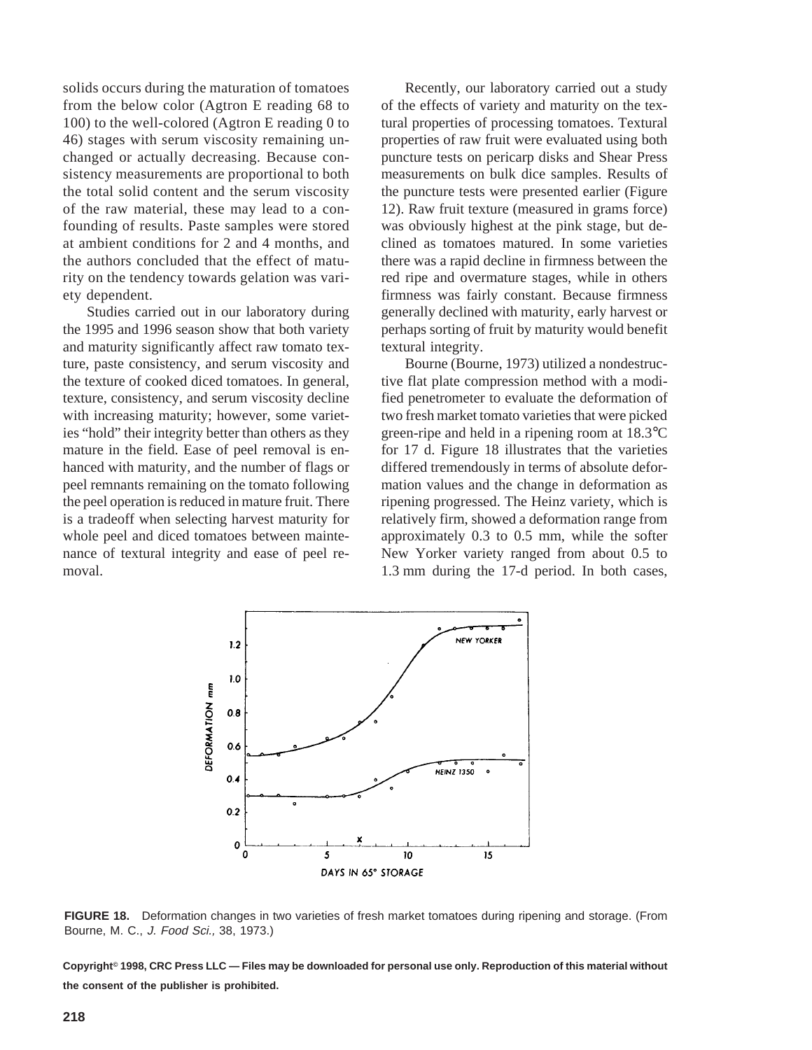solids occurs during the maturation of tomatoes from the below color (Agtron E reading 68 to 100) to the well-colored (Agtron E reading 0 to 46) stages with serum viscosity remaining unchanged or actually decreasing. Because consistency measurements are proportional to both the total solid content and the serum viscosity of the raw material, these may lead to a confounding of results. Paste samples were stored at ambient conditions for 2 and 4 months, and the authors concluded that the effect of maturity on the tendency towards gelation was variety dependent.

Studies carried out in our laboratory during the 1995 and 1996 season show that both variety and maturity significantly affect raw tomato texture, paste consistency, and serum viscosity and the texture of cooked diced tomatoes. In general, texture, consistency, and serum viscosity decline with increasing maturity; however, some varieties "hold" their integrity better than others as they mature in the field. Ease of peel removal is enhanced with maturity, and the number of flags or peel remnants remaining on the tomato following the peel operation is reduced in mature fruit. There is a tradeoff when selecting harvest maturity for whole peel and diced tomatoes between maintenance of textural integrity and ease of peel removal.

Recently, our laboratory carried out a study of the effects of variety and maturity on the textural properties of processing tomatoes. Textural properties of raw fruit were evaluated using both puncture tests on pericarp disks and Shear Press measurements on bulk dice samples. Results of the puncture tests were presented earlier (Figure 12). Raw fruit texture (measured in grams force) was obviously highest at the pink stage, but declined as tomatoes matured. In some varieties there was a rapid decline in firmness between the red ripe and overmature stages, while in others firmness was fairly constant. Because firmness generally declined with maturity, early harvest or perhaps sorting of fruit by maturity would benefit textural integrity.

Bourne (Bourne, 1973) utilized a nondestructive flat plate compression method with a modified penetrometer to evaluate the deformation of two fresh market tomato varieties that were picked green-ripe and held in a ripening room at 18.3°C for 17 d. Figure 18 illustrates that the varieties differed tremendously in terms of absolute deformation values and the change in deformation as ripening progressed. The Heinz variety, which is relatively firm, showed a deformation range from approximately 0.3 to 0.5 mm, while the softer New Yorker variety ranged from about 0.5 to 1.3 mm during the 17-d period. In both cases,

**FIGURE 18.** Deformation changes in two varieties of fresh market tomatoes during ripening and storage. (From Bourne, M. C., *J. Food Sci.,* 38, 1973.)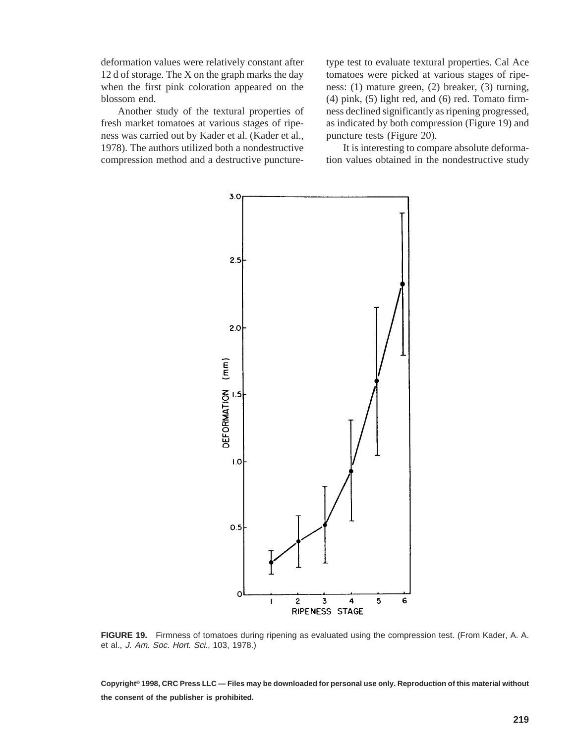deformation values were relatively constant after 12 d of storage. The X on the graph marks the day when the first pink coloration appeared on the blossom end.

Another study of the textural properties of fresh market tomatoes at various stages of ripeness was carried out by Kader et al. (Kader et al., 1978). The authors utilized both a nondestructive compression method and a destructive puncture-type test to evaluate textural properties. Cal Ace tomatoes were picked at various stages of ripeness: (1) mature green, (2) breaker, (3) turning, (4) pink, (5) light red, and (6) red. Tomato firmness declined significantly as ripening progressed, as indicated by both compression (Figure 19) and puncture tests (Figure 20).

It is interesting to compare absolute deformation values obtained in the nondestructive study

**FIGURE 19.** Firmness of tomatoes during ripening as evaluated using the compression test. (From Kader, A. A. et al., *J. Am. Soc. Hort. Sci.*, 103, 1978.)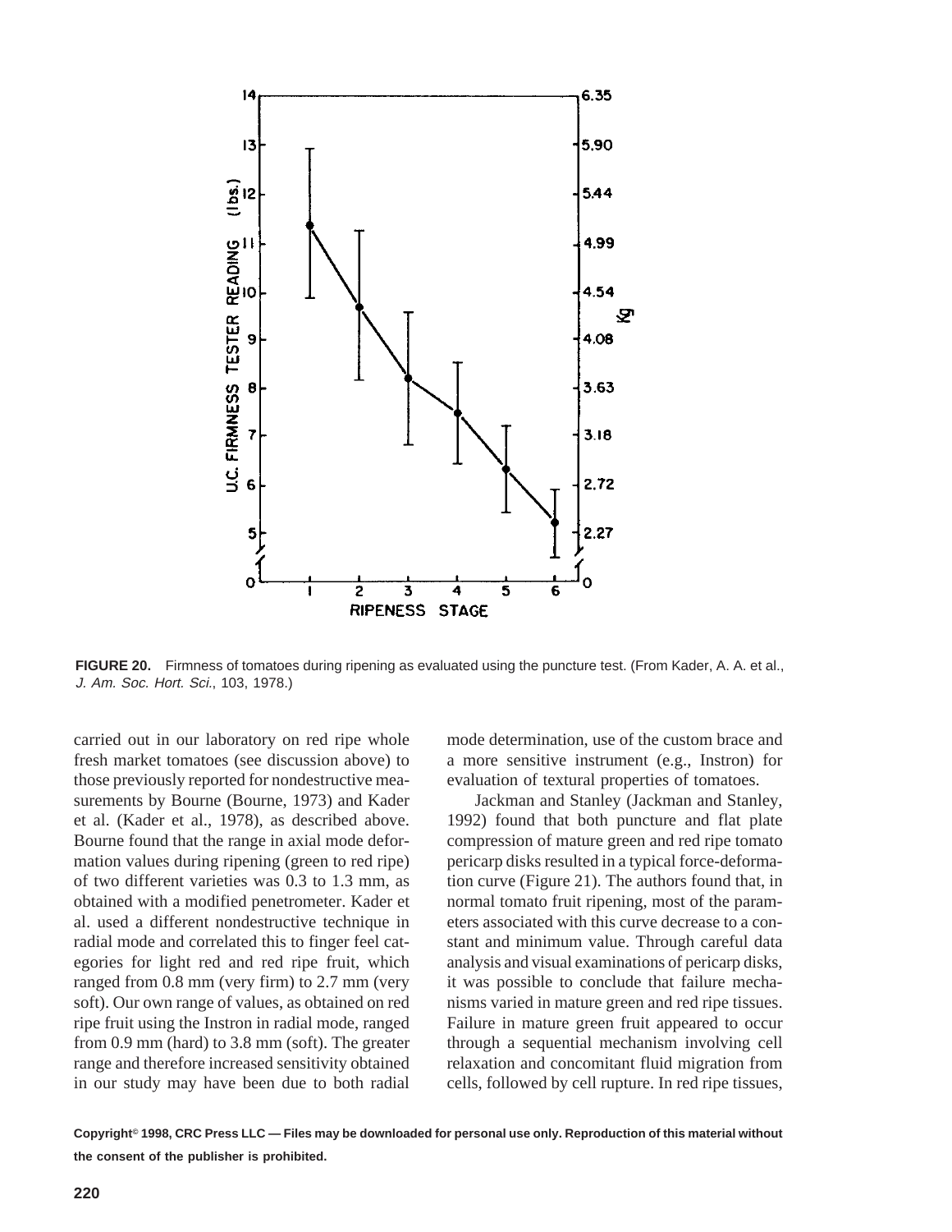FIGURE 20. Firmness of tomatoes during ripening as evaluated using the puncture test. (From Kader, A. A. et al., *J. Am. Soc. Hort. Sci.*, 103, 1978.)

carried out in our laboratory on red ripe whole fresh market tomatoes (see discussion above) to those previously reported for nondestructive measurements by Bourne (Bourne, 1973) and Kader et al. (Kader et al., 1978), as described above. Bourne found that the range in axial mode deformation values during ripening (green to red ripe) of two different varieties was 0.3 to 1.3 mm, as obtained with a modified penetrometer. Kader et al. used a different nondestructive technique in radial mode and correlated this to finger feel categories for light red and red ripe fruit, which ranged from 0.8 mm (very firm) to 2.7 mm (very soft). Our own range of values, as obtained on red ripe fruit using the Instron in radial mode, ranged from 0.9 mm (hard) to 3.8 mm (soft). The greater range and therefore increased sensitivity obtained in our study may have been due to both radial mode determination, use of the custom brace and a more sensitive instrument (e.g., Instron) for evaluation of textural properties of tomatoes.

Jackman and Stanley (Jackman and Stanley, 1992) found that both puncture and flat plate compression of mature green and red ripe tomato pericarp disks resulted in a typical force-deformation curve (Figure 21). The authors found that, in normal tomato fruit ripening, most of the parameters associated with this curve decrease to a constant and minimum value. Through careful data analysis and visual examinations of pericarp disks, it was possible to conclude that failure mechanisms varied in mature green and red ripe tissues. Failure in mature green fruit appeared to occur through a sequential mechanism involving cell relaxation and concomitant fluid migration from cells, followed by cell rupture. In red ripe tissues,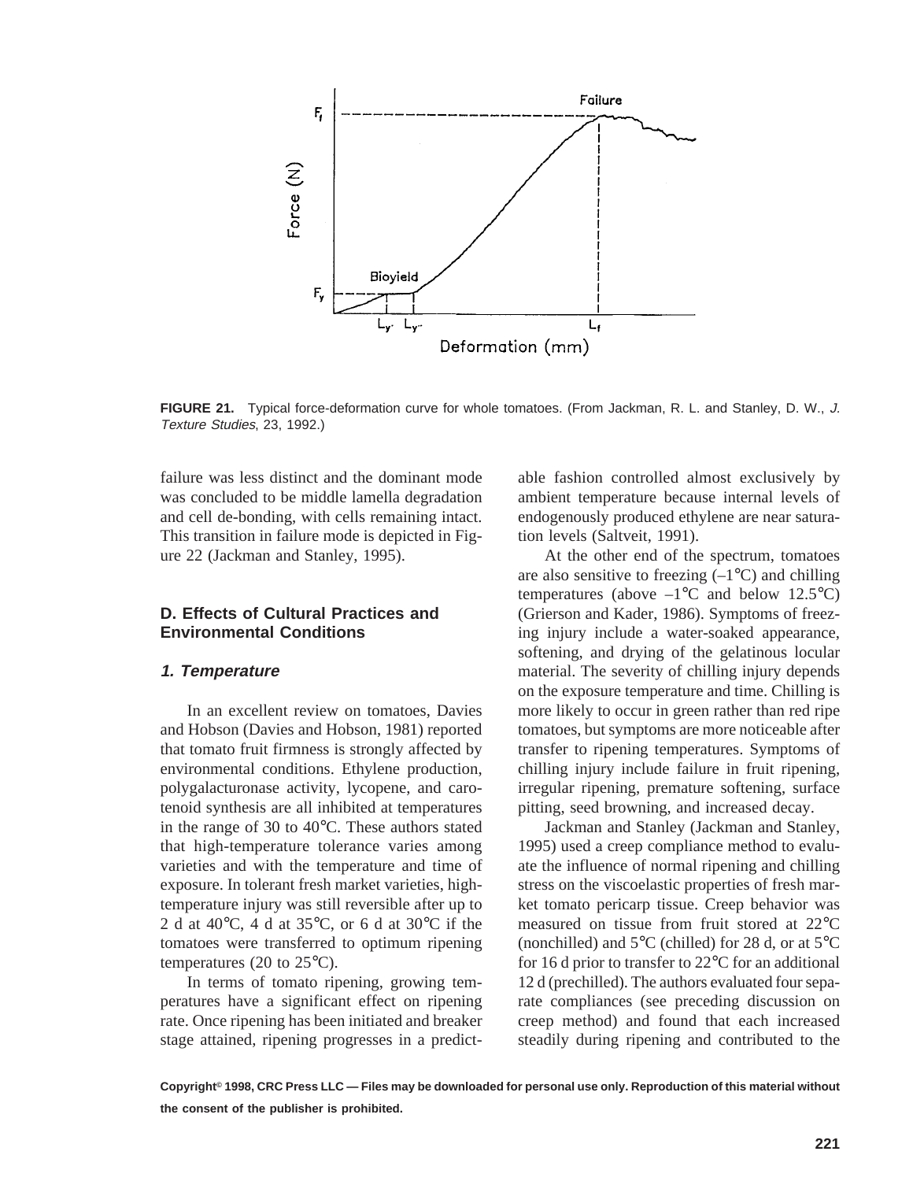**FIGURE 21.** Typical force-deformation curve for whole tomatoes. (From Jackman, R. L. and Stanley, D. W., *J. Texture Studies*, 23, 1992.)

failure was less distinct and the dominant mode was concluded to be middle lamella degradation and cell de-bonding, with cells remaining intact. This transition in failure mode is depicted in Figure 22 (Jackman and Stanley, 1995).

## D. Effects of Cultural Practices and Environmental Conditions

### *1. Temperature*

In an excellent review on tomatoes, Davies and Hobson (Davies and Hobson, 1981) reported that tomato fruit firmness is strongly affected by environmental conditions. Ethylene production, polygalacturonase activity, lycopene, and carotenoid synthesis are all inhibited at temperatures in the range of 30 to 40°C. These authors stated that high-temperature tolerance varies among varieties and with the temperature and time of exposure. In tolerant fresh market varieties, high-temperature injury was still reversible after up to 2 d at 40°C, 4 d at 35°C, or 6 d at 30°C if the tomatoes were transferred to optimum ripening temperatures (20 to 25°C).

In terms of tomato ripening, growing temperatures have a significant effect on ripening rate. Once ripening has been initiated and breaker stage attained, ripening progresses in a predictable fashion controlled almost exclusively by ambient temperature because internal levels of endogenously produced ethylene are near saturation levels (Saltveit, 1991).

At the other end of the spectrum, tomatoes are also sensitive to freezing (–1°C) and chilling temperatures (above –1°C and below 12.5°C) (Grierson and Kader, 1986). Symptoms of freezing injury include a water-soaked appearance, softening, and drying of the gelatinous locular material. The severity of chilling injury depends on the exposure temperature and time. Chilling is more likely to occur in green rather than red ripe tomatoes, but symptoms are more noticeable after transfer to ripening temperatures. Symptoms of chilling injury include failure in fruit ripening, irregular ripening, premature softening, surface pitting, seed browning, and increased decay.

Jackman and Stanley (Jackman and Stanley, 1995) used a creep compliance method to evaluate the influence of normal ripening and chilling stress on the viscoelastic properties of fresh market tomato pericarp tissue. Creep behavior was measured on tissue from fruit stored at 22°C (nonchilled) and 5°C (chilled) for 28 d, or at 5°C for 16 d prior to transfer to 22°C for an additional 12 d (prechilled). The authors evaluated four separate compliances (see preceding discussion on creep method) and found that each increased steadily during ripening and contributed to the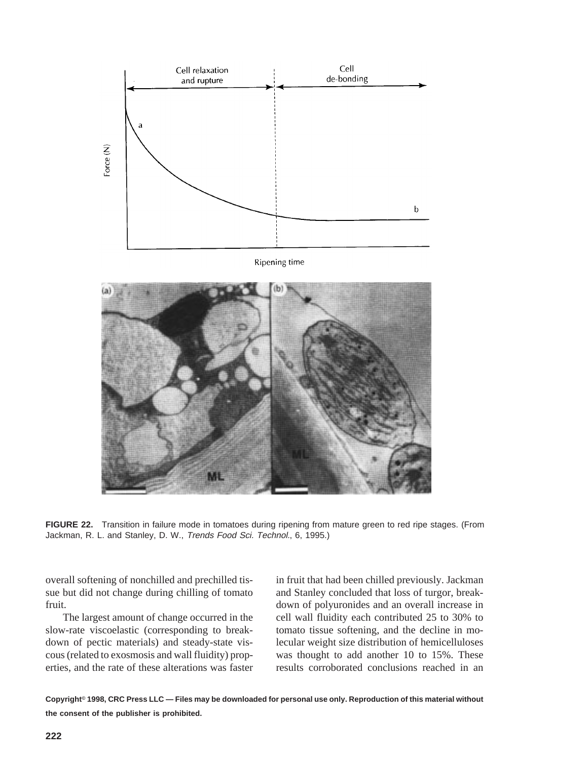FIGURE 22. Transition in failure mode in tomatoes during ripening from mature green to red ripe stages. (From Jackman, R. L. and Stanley, D. W., *Trends Food Sci. Technol.*, 6, 1995.)

overall softening of nonchilled and prechilled tissue but did not change during chilling of tomato fruit.

The largest amount of change occurred in the slow-rate viscoelastic (corresponding to breakdown of pectic materials) and steady-state viscous (related to exosmosis and wall fluidity) properties, and the rate of these alterations was faster in fruit that had been chilled previously. Jackman and Stanley concluded that loss of turgor, breakdown of polyuronides and an overall increase in cell wall fluidity each contributed 25 to 30% to tomato tissue softening, and the decline in molecular weight size distribution of hemicelluloses was thought to add another 10 to 15%. These results corroborated conclusions reached in an

**Copyright© 1998, CRC Press LLC — Files may be downloaded for personal use only. Reproduction of this material without the consent of the publisher is prohibited.**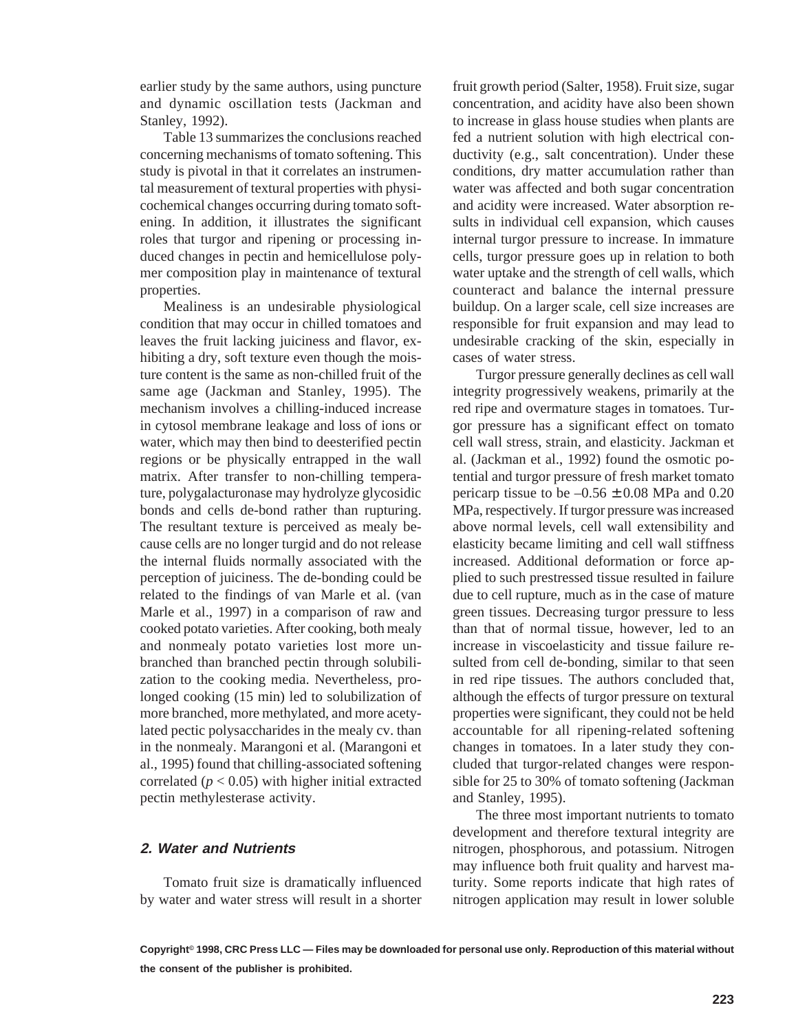earlier study by the same authors, using puncture and dynamic oscillation tests (Jackman and Stanley, 1992).

Table 13 summarizes the conclusions reached concerning mechanisms of tomato softening. This study is pivotal in that it correlates an instrumental measurement of textural properties with physicochemical changes occurring during tomato softening. In addition, it illustrates the significant roles that turgor and ripening or processing induced changes in pectin and hemicellulose polymer composition play in maintenance of textural properties.

Mealiness is an undesirable physiological condition that may occur in chilled tomatoes and leaves the fruit lacking juiciness and flavor, exhibiting a dry, soft texture even though the moisture content is the same as non-chilled fruit of the same age (Jackman and Stanley, 1995). The mechanism involves a chilling-induced increase in cytosol membrane leakage and loss of ions or water, which may then bind to deesterified pectin regions or be physically entrapped in the wall matrix. After transfer to non-chilling temperature, polygalacturonase may hydrolyze glycosidic bonds and cells de-bond rather than rupturing. The resultant texture is perceived as mealy because cells are no longer turgid and do not release the internal fluids normally associated with the perception of juiciness. The de-bonding could be related to the findings of van Marle et al. (van Marle et al., 1997) in a comparison of raw and cooked potato varieties. After cooking, both mealy and nonmealy potato varieties lost more unbranched than branched pectin through solubilization to the cooking media. Nevertheless, prolonged cooking (15 min) led to solubilization of more branched, more methylated, and more acetylated pectic polysaccharides in the mealy cv. than in the nonmealy. Marangoni et al. (Marangoni et al., 1995) found that chilling-associated softening correlated ($p < 0.05$) with higher initial extracted pectin methylesterase activity.

### 2. Water and Nutrients

Tomato fruit size is dramatically influenced by water and water stress will result in a shorter fruit growth period (Salter, 1958). Fruit size, sugar concentration, and acidity have also been shown to increase in glass house studies when plants are fed a nutrient solution with high electrical conductivity (e.g., salt concentration). Under these conditions, dry matter accumulation rather than water was affected and both sugar concentration and acidity were increased. Water absorption results in individual cell expansion, which causes internal turgor pressure to increase. In immature cells, turgor pressure goes up in relation to both water uptake and the strength of cell walls, which counteract and balance the internal pressure buildup. On a larger scale, cell size increases are responsible for fruit expansion and may lead to undesirable cracking of the skin, especially in cases of water stress.

Turgor pressure generally declines as cell wall integrity progressively weakens, primarily at the red ripe and overmature stages in tomatoes. Turgor pressure has a significant effect on tomato cell wall stress, strain, and elasticity. Jackman et al. (Jackman et al., 1992) found the osmotic potential and turgor pressure of fresh market tomato pericarp tissue to be $-0.56 \pm 0.08$ MPa and 0.20 MPa, respectively. If turgor pressure was increased above normal levels, cell wall extensibility and elasticity became limiting and cell wall stiffness increased. Additional deformation or force applied to such prestressed tissue resulted in failure due to cell rupture, much as in the case of mature green tissues. Decreasing turgor pressure to less than that of normal tissue, however, led to an increase in viscoelasticity and tissue failure resulted from cell de-bonding, similar to that seen in red ripe tissues. The authors concluded that, although the effects of turgor pressure on textural properties were significant, they could not be held accountable for all ripening-related softening changes in tomatoes. In a later study they concluded that turgor-related changes were responsible for 25 to 30% of tomato softening (Jackman and Stanley, 1995).

The three most important nutrients to tomato development and therefore textural integrity are nitrogen, phosphorous, and potassium. Nitrogen may influence both fruit quality and harvest maturity. Some reports indicate that high rates of nitrogen application may result in lower soluble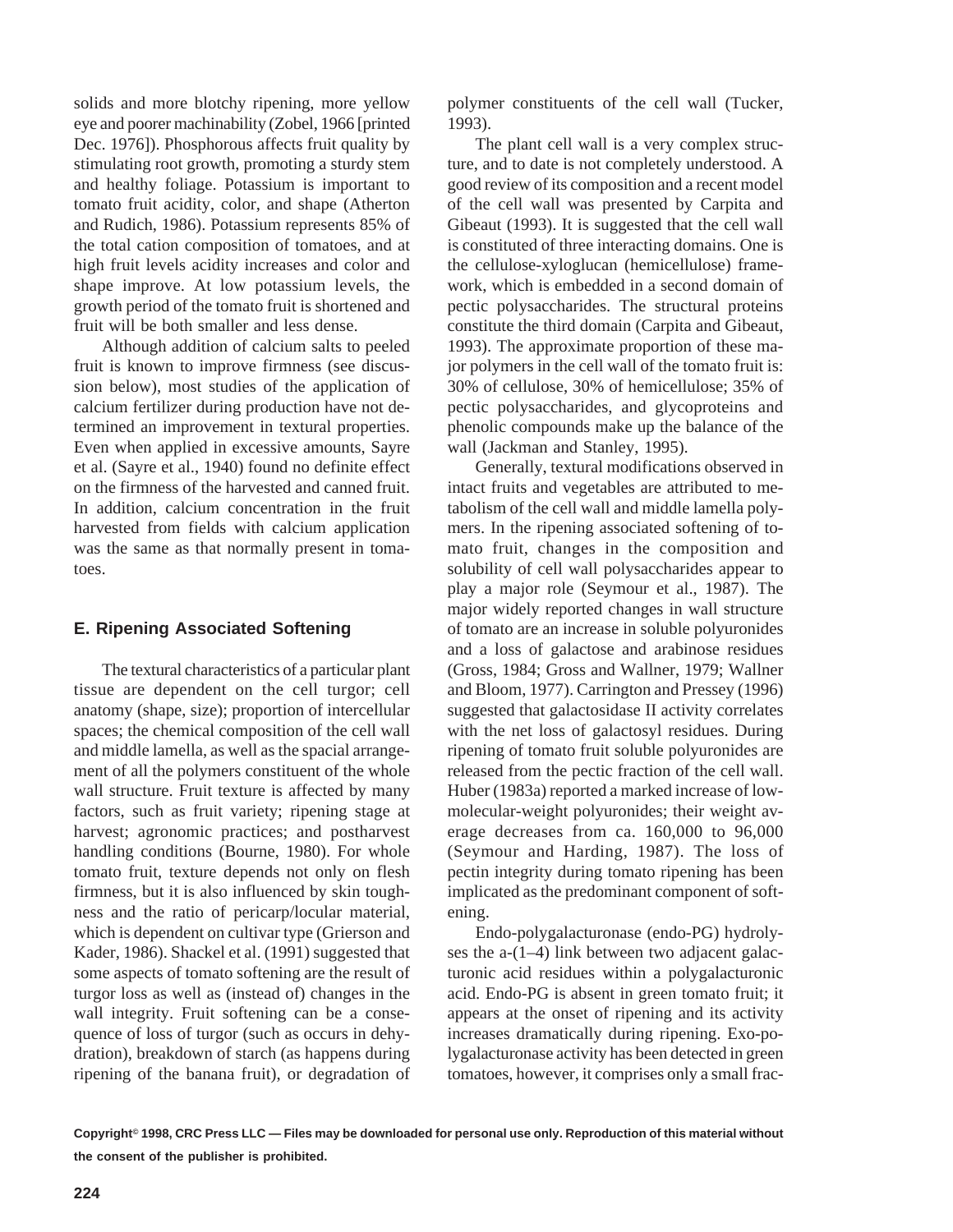solids and more blotchy ripening, more yellow eye and poorer machinability (Zobel, 1966 [printed Dec. 1976]). Phosphorous affects fruit quality by stimulating root growth, promoting a sturdy stem and healthy foliage. Potassium is important to tomato fruit acidity, color, and shape (Atherton and Rudich, 1986). Potassium represents 85% of the total cation composition of tomatoes, and at high fruit levels acidity increases and color and shape improve. At low potassium levels, the growth period of the tomato fruit is shortened and fruit will be both smaller and less dense.

Although addition of calcium salts to peeled fruit is known to improve firmness (see discussion below), most studies of the application of calcium fertilizer during production have not determined an improvement in textural properties. Even when applied in excessive amounts, Sayre et al. (Sayre et al., 1940) found no definite effect on the firmness of the harvested and canned fruit. In addition, calcium concentration in the fruit harvested from fields with calcium application was the same as that normally present in tomatoes.

### E. Ripening Associated Softening

The textural characteristics of a particular plant tissue are dependent on the cell turgor; cell anatomy (shape, size); proportion of intercellular spaces; the chemical composition of the cell wall and middle lamella, as well as the spacial arrangement of all the polymers constituent of the whole wall structure. Fruit texture is affected by many factors, such as fruit variety; ripening stage at harvest; agronomic practices; and postharvest handling conditions (Bourne, 1980). For whole tomato fruit, texture depends not only on flesh firmness, but it is also influenced by skin toughness and the ratio of pericarp/locular material, which is dependent on cultivar type (Grierson and Kader, 1986). Shackel et al. (1991) suggested that some aspects of tomato softening are the result of turgor loss as well as (instead of) changes in the wall integrity. Fruit softening can be a consequence of loss of turgor (such as occurs in dehydration), breakdown of starch (as happens during ripening of the banana fruit), or degradation of polymer constituents of the cell wall (Tucker, 1993).

The plant cell wall is a very complex structure, and to date is not completely understood. A good review of its composition and a recent model of the cell wall was presented by Carpita and Gibeaut (1993). It is suggested that the cell wall is constituted of three interacting domains. One is the cellulose-xyloglucan (hemicellulose) framework, which is embedded in a second domain of pectic polysaccharides. The structural proteins constitute the third domain (Carpita and Gibeaut, 1993). The approximate proportion of these major polymers in the cell wall of the tomato fruit is: 30% of cellulose, 30% of hemicellulose; 35% of pectic polysaccharides, and glycoproteins and phenolic compounds make up the balance of the wall (Jackman and Stanley, 1995).

Generally, textural modifications observed in intact fruits and vegetables are attributed to metabolism of the cell wall and middle lamella polymers. In the ripening associated softening of tomato fruit, changes in the composition and solubility of cell wall polysaccharides appear to play a major role (Seymour et al., 1987). The major widely reported changes in wall structure of tomato are an increase in soluble polyuronides and a loss of galactose and arabinose residues (Gross, 1984; Gross and Wallner, 1979; Wallner and Bloom, 1977). Carrington and Pressey (1996) suggested that galactosidase II activity correlates with the net loss of galactosyl residues. During ripening of tomato fruit soluble polyuronides are released from the pectic fraction of the cell wall. Huber (1983a) reported a marked increase of low-molecular-weight polyuronides; their weight average decreases from ca. 160,000 to 96,000 (Seymour and Harding, 1987). The loss of pectin integrity during tomato ripening has been implicated as the predominant component of softening.

Endo-polygalacturonase (endo-PG) hydrolyses the a-(1–4) link between two adjacent galacturonic acid residues within a polygalacturonic acid. Endo-PG is absent in green tomato fruit; it appears at the onset of ripening and its activity increases dramatically during ripening. Exo-polygalacturonase activity has been detected in green tomatoes, however, it comprises only a small frac-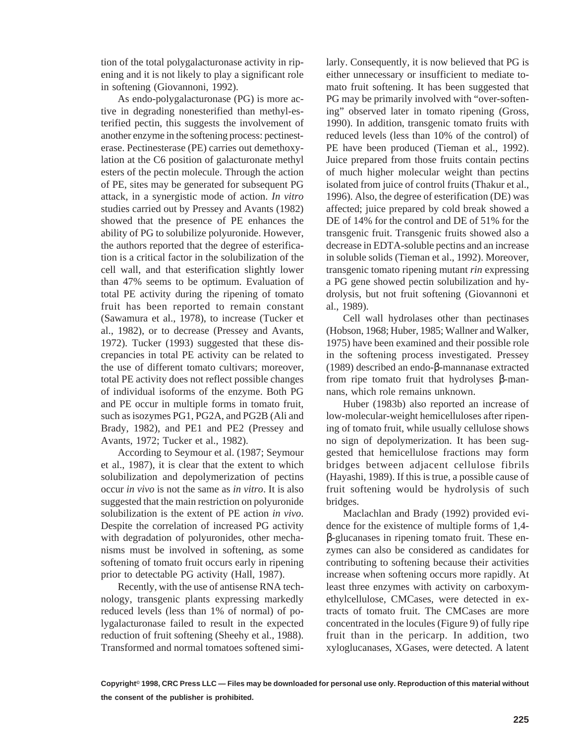tion of the total polygalacturonase activity in ripening and it is not likely to play a significant role in softening (Giovannoni, 1992).

As endo-polygalacturonase (PG) is more active in degrading nonesterified than methyl-esterified pectin, this suggests the involvement of another enzyme in the softening process: pectinesterase. Pectinesterase (PE) carries out demethoxylation at the C6 position of galacturonate methyl esters of the pectin molecule. Through the action of PE, sites may be generated for subsequent PG attack, in a synergistic mode of action. *In vitro* studies carried out by Pressey and Avants (1982) showed that the presence of PE enhances the ability of PG to solubilize polyuronide. However, the authors reported that the degree of esterification is a critical factor in the solubilization of the cell wall, and that esterification slightly lower than 47% seems to be optimum. Evaluation of total PE activity during the ripening of tomato fruit has been reported to remain constant (Sawamura et al., 1978), to increase (Tucker et al., 1982), or to decrease (Pressey and Avants, 1972). Tucker (1993) suggested that these discrepancies in total PE activity can be related to the use of different tomato cultivars; moreover, total PE activity does not reflect possible changes of individual isoforms of the enzyme. Both PG and PE occur in multiple forms in tomato fruit, such as isozymes PG1, PG2A, and PG2B (Ali and Brady, 1982), and PE1 and PE2 (Pressey and Avants, 1972; Tucker et al., 1982).

According to Seymour et al. (1987; Seymour et al., 1987), it is clear that the extent to which solubilization and depolymerization of pectins occur *in vivo* is not the same as *in vitro*. It is also suggested that the main restriction on polyuronide solubilization is the extent of PE action *in vivo*. Despite the correlation of increased PG activity with degradation of polyuronides, other mechanisms must be involved in softening, as some softening of tomato fruit occurs early in ripening prior to detectable PG activity (Hall, 1987).

Recently, with the use of antisense RNA technology, transgenic plants expressing markedly reduced levels (less than 1% of normal) of polygalacturonase failed to result in the expected reduction of fruit softening (Sheehy et al., 1988). Transformed and normal tomatoes softened similarly. Consequently, it is now believed that PG is either unnecessary or insufficient to mediate tomato fruit softening. It has been suggested that PG may be primarily involved with "over-softening" observed later in tomato ripening (Gross, 1990). In addition, transgenic tomato fruits with reduced levels (less than 10% of the control) of PE have been produced (Tieman et al., 1992). Juice prepared from those fruits contain pectins of much higher molecular weight than pectins isolated from juice of control fruits (Thakur et al., 1996). Also, the degree of esterification (DE) was affected; juice prepared by cold break showed a DE of 14% for the control and DE of 51% for the transgenic fruit. Transgenic fruits showed also a decrease in EDTA-soluble pectins and an increase in soluble solids (Tieman et al., 1992). Moreover, transgenic tomato ripening mutant *rin* expressing a PG gene showed pectin solubilization and hydrolysis, but not fruit softening (Giovannoni et al., 1989).

Cell wall hydrolases other than pectinases (Hobson, 1968; Huber, 1985; Wallner and Walker, 1975) have been examined and their possible role in the softening process investigated. Pressey (1989) described an endo-β-mannanase extracted from ripe tomato fruit that hydrolyses β-mannans, which role remains unknown.

Huber (1983b) also reported an increase of low-molecular-weight hemicelluloses after ripening of tomato fruit, while usually cellulose shows no sign of depolymerization. It has been suggested that hemicellulose fractions may form bridges between adjacent cellulose fibrils (Hayashi, 1989). If this is true, a possible cause of fruit softening would be hydrolysis of such bridges.

Maclachlan and Brady (1992) provided evidence for the existence of multiple forms of 1,4-β-glucanases in ripening tomato fruit. These enzymes can also be considered as candidates for contributing to softening because their activities increase when softening occurs more rapidly. At least three enzymes with activity on carboxymethylcellulose, CMCases, were detected in extracts of tomato fruit. The CMCases are more concentrated in the locules (Figure 9) of fully ripe fruit than in the pericarp. In addition, two xyloglucanases, XGases, were detected. A latent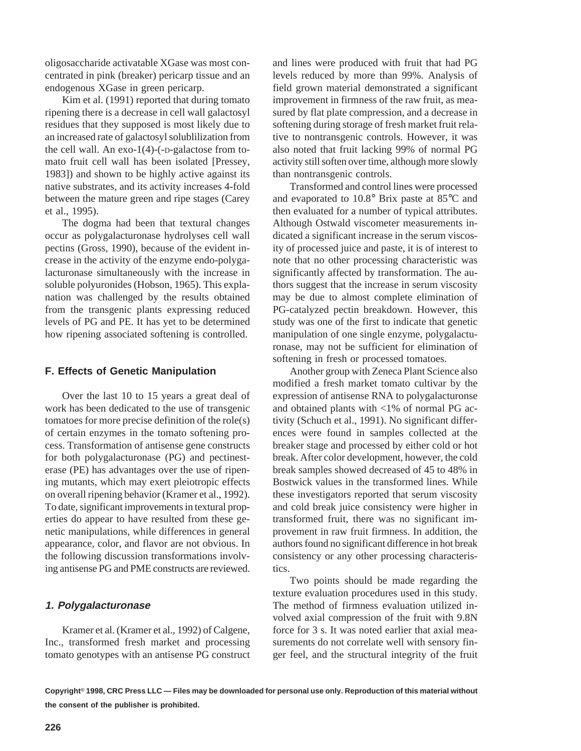oligosaccharide activatable XGase was most concentrated in pink (breaker) pericarp tissue and an endogenous XGase in green pericarp.

Kim et al. (1991) reported that during tomato ripening there is a decrease in cell wall galactosyl residues that they supposed is most likely due to an increased rate of galactosyl solublilization from the cell wall. An exo-1(4)-(-D-galactose from tomato fruit cell wall has been isolated [Pressey, 1983]) and shown to be highly active against its native substrates, and its activity increases 4-fold between the mature green and ripe stages (Carey et al., 1995).

The dogma had been that textural changes occur as polygalacturonase hydrolyses cell wall pectins (Gross, 1990), because of the evident increase in the activity of the enzyme endo-polygalacturonase simultaneously with the increase in soluble polyuronides (Hobson, 1965). This explanation was challenged by the results obtained from the transgenic plants expressing reduced levels of PG and PE. It has yet to be determined how ripening associated softening is controlled.

### F. Effects of Genetic Manipulation

Over the last 10 to 15 years a great deal of work has been dedicated to the use of transgenic tomatoes for more precise definition of the role(s) of certain enzymes in the tomato softening process. Transformation of antisense gene constructs for both polygalacturonase (PG) and pectinesterase (PE) has advantages over the use of ripening mutants, which may exert pleiotropic effects on overall ripening behavior (Kramer et al., 1992). To date, significant improvements in textural properties do appear to have resulted from these genetic manipulations, while differences in general appearance, color, and flavor are not obvious. In the following discussion transformations involving antisense PG and PME constructs are reviewed.

#### *1. Polygalacturonase*

Kramer et al. (Kramer et al., 1992) of Calgene, Inc., transformed fresh market and processing tomato genotypes with an antisense PG construct and lines were produced with fruit that had PG levels reduced by more than 99%. Analysis of field grown material demonstrated a significant improvement in firmness of the raw fruit, as measured by flat plate compression, and a decrease in softening during storage of fresh market fruit relative to nontransgenic controls. However, it was also noted that fruit lacking 99% of normal PG activity still soften over time, although more slowly than nontransgenic controls.

Transformed and control lines were processed and evaporated to 10.8° Brix paste at 85°C and then evaluated for a number of typical attributes. Although Ostwald viscometer measurements indicated a significant increase in the serum viscosity of processed juice and paste, it is of interest to note that no other processing characteristic was significantly affected by transformation. The authors suggest that the increase in serum viscosity may be due to almost complete elimination of PG-catalyzed pectin breakdown. However, this study was one of the first to indicate that genetic manipulation of one single enzyme, polygalacturonase, may not be sufficient for elimination of softening in fresh or processed tomatoes.

Another group with Zeneca Plant Science also modified a fresh market tomato cultivar by the expression of antisense RNA to polygalacturonse and obtained plants with <1% of normal PG activity (Schuch et al., 1991). No significant differences were found in samples collected at the breaker stage and processed by either cold or hot break. After color development, however, the cold break samples showed decreased of 45 to 48% in Bostwick values in the transformed lines. While these investigators reported that serum viscosity and cold break juice consistency were higher in transformed fruit, there was no significant improvement in raw fruit firmness. In addition, the authors found no significant difference in hot break consistency or any other processing characteristics.

Two points should be made regarding the texture evaluation procedures used in this study. The method of firmness evaluation utilized involved axial compression of the fruit with 9.8N force for 3 s. It was noted earlier that axial measurements do not correlate well with sensory finger feel, and the structural integrity of the fruit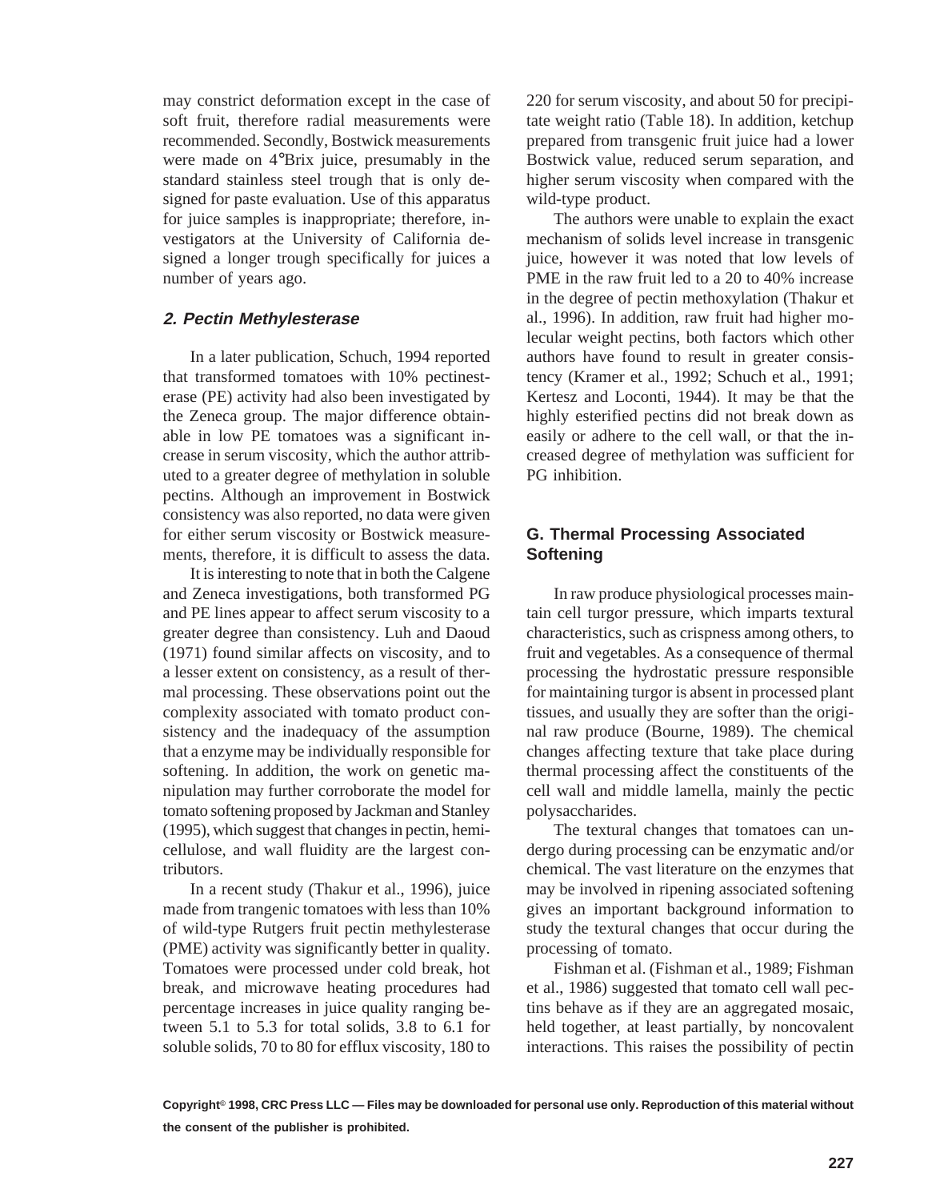may constrict deformation except in the case of soft fruit, therefore radial measurements were recommended. Secondly, Bostwick measurements were made on 4°Brix juice, presumably in the standard stainless steel trough that is only designed for paste evaluation. Use of this apparatus for juice samples is inappropriate; therefore, investigators at the University of California designed a longer trough specifically for juices a number of years ago.

### *2. Pectin Methylesterase*

In a later publication, Schuch, 1994 reported that transformed tomatoes with 10% pectinesterase (PE) activity had also been investigated by the Zeneca group. The major difference obtainable in low PE tomatoes was a significant increase in serum viscosity, which the author attributed to a greater degree of methylation in soluble pectins. Although an improvement in Bostwick consistency was also reported, no data were given for either serum viscosity or Bostwick measurements, therefore, it is difficult to assess the data.

It is interesting to note that in both the Calgene and Zeneca investigations, both transformed PG and PE lines appear to affect serum viscosity to a greater degree than consistency. Luh and Daoud (1971) found similar affects on viscosity, and to a lesser extent on consistency, as a result of thermal processing. These observations point out the complexity associated with tomato product consistency and the inadequacy of the assumption that a enzyme may be individually responsible for softening. In addition, the work on genetic manipulation may further corroborate the model for tomato softening proposed by Jackman and Stanley (1995), which suggest that changes in pectin, hemicellulose, and wall fluidity are the largest contributors.

In a recent study (Thakur et al., 1996), juice made from trangenic tomatoes with less than 10% of wild-type Rutgers fruit pectin methylesterase (PME) activity was significantly better in quality. Tomatoes were processed under cold break, hot break, and microwave heating procedures had percentage increases in juice quality ranging between 5.1 to 5.3 for total solids, 3.8 to 6.1 for soluble solids, 70 to 80 for efflux viscosity, 180 to 220 for serum viscosity, and about 50 for precipitate weight ratio (Table 18). In addition, ketchup prepared from transgenic fruit juice had a lower Bostwick value, reduced serum separation, and higher serum viscosity when compared with the wild-type product.

The authors were unable to explain the exact mechanism of solids level increase in transgenic juice, however it was noted that low levels of PME in the raw fruit led to a 20 to 40% increase in the degree of pectin methoxylation (Thakur et al., 1996). In addition, raw fruit had higher molecular weight pectins, both factors which other authors have found to result in greater consistency (Kramer et al., 1992; Schuch et al., 1991; Kertesz and Loconti, 1944). It may be that the highly esterified pectins did not break down as easily or adhere to the cell wall, or that the increased degree of methylation was sufficient for PG inhibition.

## G. Thermal Processing Associated Softening

In raw produce physiological processes maintain cell turgor pressure, which imparts textural characteristics, such as crispness among others, to fruit and vegetables. As a consequence of thermal processing the hydrostatic pressure responsible for maintaining turgor is absent in processed plant tissues, and usually they are softer than the original raw produce (Bourne, 1989). The chemical changes affecting texture that take place during thermal processing affect the constituents of the cell wall and middle lamella, mainly the pectic polysaccharides.

The textural changes that tomatoes can undergo during processing can be enzymatic and/or chemical. The vast literature on the enzymes that may be involved in ripening associated softening gives an important background information to study the textural changes that occur during the processing of tomato.

Fishman et al. (Fishman et al., 1989; Fishman et al., 1986) suggested that tomato cell wall pectins behave as if they are an aggregated mosaic, held together, at least partially, by noncovalent interactions. This raises the possibility of pectin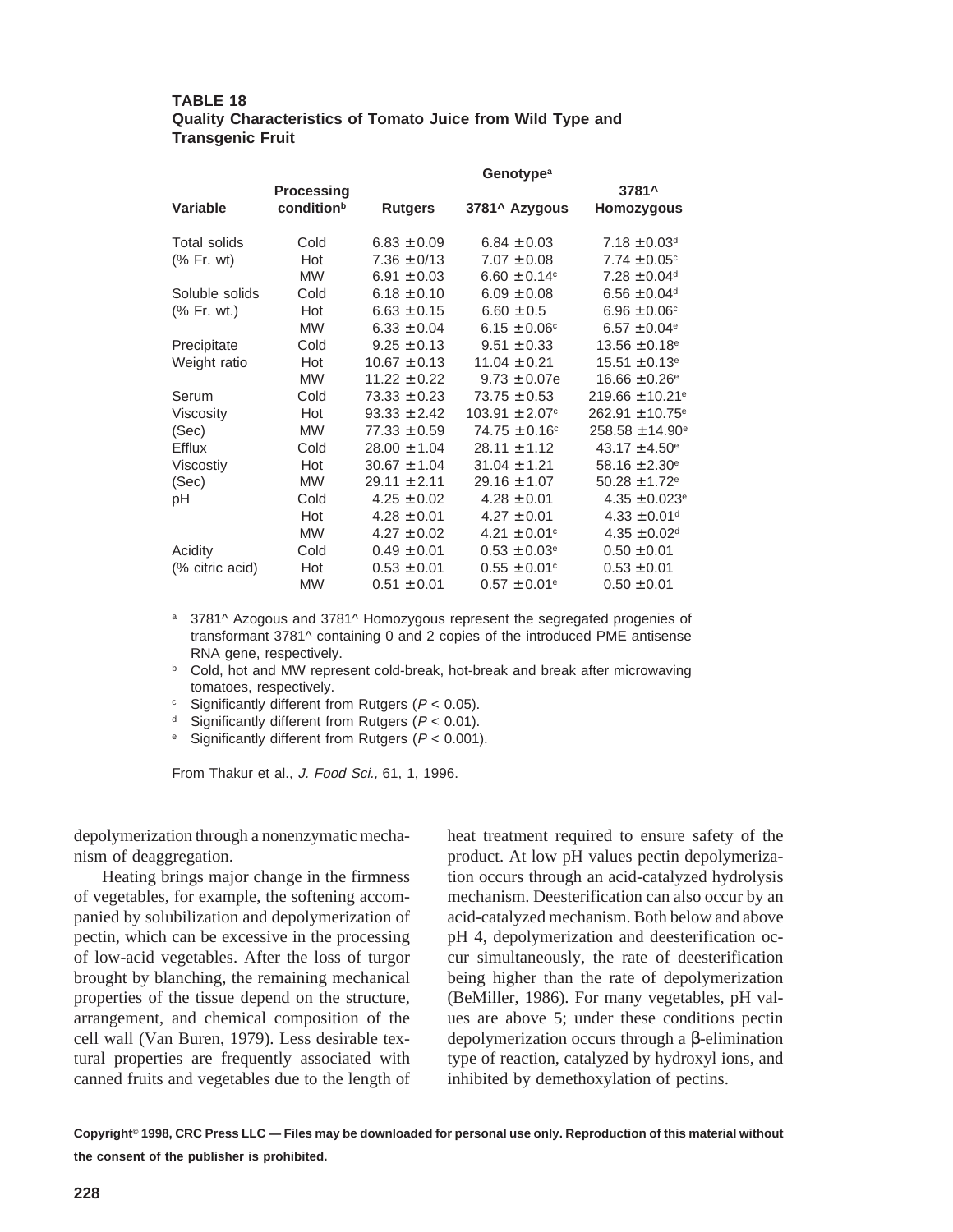**TABLE 18**
**Quality Characteristics of Tomato Juice from Wild Type and Transgenic Fruit**

| Variable | Processing condition[b] | Genotype[a] | | |
|---|---|---|---|---|
| | | Rutgers | 3781^ Azygous | 3781^ Homozygous |
| Total solids | Cold | 6.83 ± 0.09 | 6.84 ± 0.03 | 7.18 ± 0.03[d] |
| (% Fr. wt) | Hot | 7.36 ± 0/13 | 7.07 ± 0.08 | 7.74 ± 0.05[c] |
| | MW | 6.91 ± 0.03 | 6.60 ± 0.14[c] | 7.28 ± 0.04[d] |
| Soluble solids | Cold | 6.18 ± 0.10 | 6.09 ± 0.08 | 6.56 ± 0.04[d] |
| (% Fr. wt.) | Hot | 6.63 ± 0.15 | 6.60 ± 0.5 | 6.96 ± 0.06[c] |
| | MW | 6.33 ± 0.04 | 6.15 ± 0.06[c] | 6.57 ± 0.04[e] |
| Precipitate | Cold | 9.25 ± 0.13 | 9.51 ± 0.33 | 13.56 ± 0.18[e] |
| Weight ratio | Hot | 10.67 ± 0.13 | 11.04 ± 0.21 | 15.51 ± 0.13[e] |
| | MW | 11.22 ± 0.22 | 9.73 ± 0.07e | 16.66 ± 0.26[e] |
| Serum | Cold | 73.33 ± 0.23 | 73.75 ± 0.53 | 219.66 ± 10.21[e] |
| Viscosity | Hot | 93.33 ± 2.42 | 103.91 ± 2.07[c] | 262.91 ± 10.75[e] |
| (Sec) | MW | 77.33 ± 0.59 | 74.75 ± 0.16[c] | 258.58 ± 14.90[e] |
| Efflux | Cold | 28.00 ± 1.04 | 28.11 ± 1.12 | 43.17 ± 4.50[e] |
| Viscostiy | Hot | 30.67 ± 1.04 | 31.04 ± 1.21 | 58.16 ± 2.30[e] |
| (Sec) | MW | 29.11 ± 2.11 | 29.16 ± 1.07 | 50.28 ± 1.72[e] |
| pH | Cold | 4.25 ± 0.02 | 4.28 ± 0.01 | 4.35 ± 0.023[e] |
| | Hot | 4.28 ± 0.01 | 4.27 ± 0.01 | 4.33 ± 0.01[d] |
| | MW | 4.27 ± 0.02 | 4.21 ± 0.01[c] | 4.35 ± 0.02[d] |
| Acidity | Cold | 0.49 ± 0.01 | 0.53 ± 0.03[e] | 0.50 ± 0.01 |
| (% citric acid) | Hot | 0.53 ± 0.01 | 0.55 ± 0.01[c] | 0.53 ± 0.01 |
| | MW | 0.51 ± 0.01 | 0.57 ± 0.01[e] | 0.50 ± 0.01 |

[a] 3781^ Azogous and 3781^ Homozygous represent the segregated progenies of transformant 3781^ containing 0 and 2 copies of the introduced PME antisense RNA gene, respectively.

[b] Cold, hot and MW represent cold-break, hot-break and break after microwaving tomatoes, respectively.

[c] Significantly different from Rutgers ($P < 0.05$).

[d] Significantly different from Rutgers ($P < 0.01$).

[e] Significantly different from Rutgers ($P < 0.001$).

From Thakur et al., *J. Food Sci.,* 61, 1, 1996.

depolymerization through a nonenzymatic mechanism of deaggregation.

Heating brings major change in the firmness of vegetables, for example, the softening accompanied by solubilization and depolymerization of pectin, which can be excessive in the processing of low-acid vegetables. After the loss of turgor brought by blanching, the remaining mechanical properties of the tissue depend on the structure, arrangement, and chemical composition of the cell wall (Van Buren, 1979). Less desirable textural properties are frequently associated with canned fruits and vegetables due to the length of heat treatment required to ensure safety of the product. At low pH values pectin depolymerization occurs through an acid-catalyzed hydrolysis mechanism. Deesterification can also occur by an acid-catalyzed mechanism. Both below and above pH 4, depolymerization and deesterification occur simultaneously, the rate of deesterification being higher than the rate of depolymerization (BeMiller, 1986). For many vegetables, pH values are above 5; under these conditions pectin depolymerization occurs through a β-elimination type of reaction, catalyzed by hydroxyl ions, and inhibited by demethoxylation of pectins.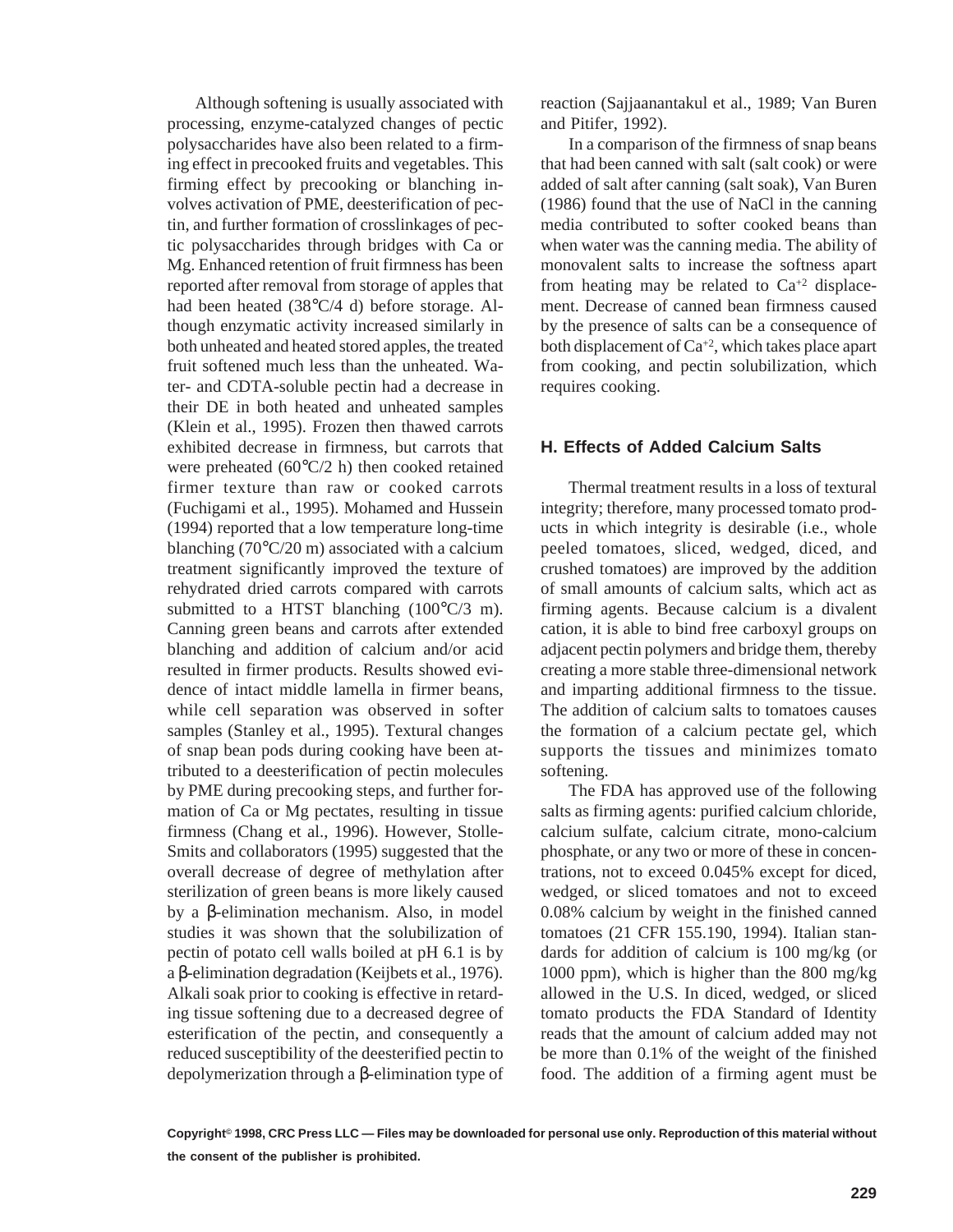Although softening is usually associated with processing, enzyme-catalyzed changes of pectic polysaccharides have also been related to a firming effect in precooked fruits and vegetables. This firming effect by precooking or blanching involves activation of PME, deesterification of pectin, and further formation of crosslinkages of pectic polysaccharides through bridges with Ca or Mg. Enhanced retention of fruit firmness has been reported after removal from storage of apples that had been heated (38°C/4 d) before storage. Although enzymatic activity increased similarly in both unheated and heated stored apples, the treated fruit softened much less than the unheated. Water- and CDTA-soluble pectin had a decrease in their DE in both heated and unheated samples (Klein et al., 1995). Frozen then thawed carrots exhibited decrease in firmness, but carrots that were preheated (60°C/2 h) then cooked retained firmer texture than raw or cooked carrots (Fuchigami et al., 1995). Mohamed and Hussein (1994) reported that a low temperature long-time blanching (70°C/20 m) associated with a calcium treatment significantly improved the texture of rehydrated dried carrots compared with carrots submitted to a HTST blanching (100°C/3 m). Canning green beans and carrots after extended blanching and addition of calcium and/or acid resulted in firmer products. Results showed evidence of intact middle lamella in firmer beans, while cell separation was observed in softer samples (Stanley et al., 1995). Textural changes of snap bean pods during cooking have been attributed to a deesterification of pectin molecules by PME during precooking steps, and further formation of Ca or Mg pectates, resulting in tissue firmness (Chang et al., 1996). However, Stolle-Smits and collaborators (1995) suggested that the overall decrease of degree of methylation after sterilization of green beans is more likely caused by a β-elimination mechanism. Also, in model studies it was shown that the solubilization of pectin of potato cell walls boiled at pH 6.1 is by a β-elimination degradation (Keijbets et al., 1976). Alkali soak prior to cooking is effective in retarding tissue softening due to a decreased degree of esterification of the pectin, and consequently a reduced susceptibility of the deesterified pectin to depolymerization through a β-elimination type of reaction (Sajjaanantakul et al., 1989; Van Buren and Pitifer, 1992).

In a comparison of the firmness of snap beans that had been canned with salt (salt cook) or were added of salt after canning (salt soak), Van Buren (1986) found that the use of NaCl in the canning media contributed to softer cooked beans than when water was the canning media. The ability of monovalent salts to increase the softness apart from heating may be related to $Ca^{+2}$ displacement. Decrease of canned bean firmness caused by the presence of salts can be a consequence of both displacement of $Ca^{+2}$, which takes place apart from cooking, and pectin solubilization, which requires cooking.

### H. Effects of Added Calcium Salts

Thermal treatment results in a loss of textural integrity; therefore, many processed tomato products in which integrity is desirable (i.e., whole peeled tomatoes, sliced, wedged, diced, and crushed tomatoes) are improved by the addition of small amounts of calcium salts, which act as firming agents. Because calcium is a divalent cation, it is able to bind free carboxyl groups on adjacent pectin polymers and bridge them, thereby creating a more stable three-dimensional network and imparting additional firmness to the tissue. The addition of calcium salts to tomatoes causes the formation of a calcium pectate gel, which supports the tissues and minimizes tomato softening.

The FDA has approved use of the following salts as firming agents: purified calcium chloride, calcium sulfate, calcium citrate, mono-calcium phosphate, or any two or more of these in concentrations, not to exceed 0.045% except for diced, wedged, or sliced tomatoes and not to exceed 0.08% calcium by weight in the finished canned tomatoes (21 CFR 155.190, 1994). Italian standards for addition of calcium is 100 mg/kg (or 1000 ppm), which is higher than the 800 mg/kg allowed in the U.S. In diced, wedged, or sliced tomato products the FDA Standard of Identity reads that the amount of calcium added may not be more than 0.1% of the weight of the finished food. The addition of a firming agent must be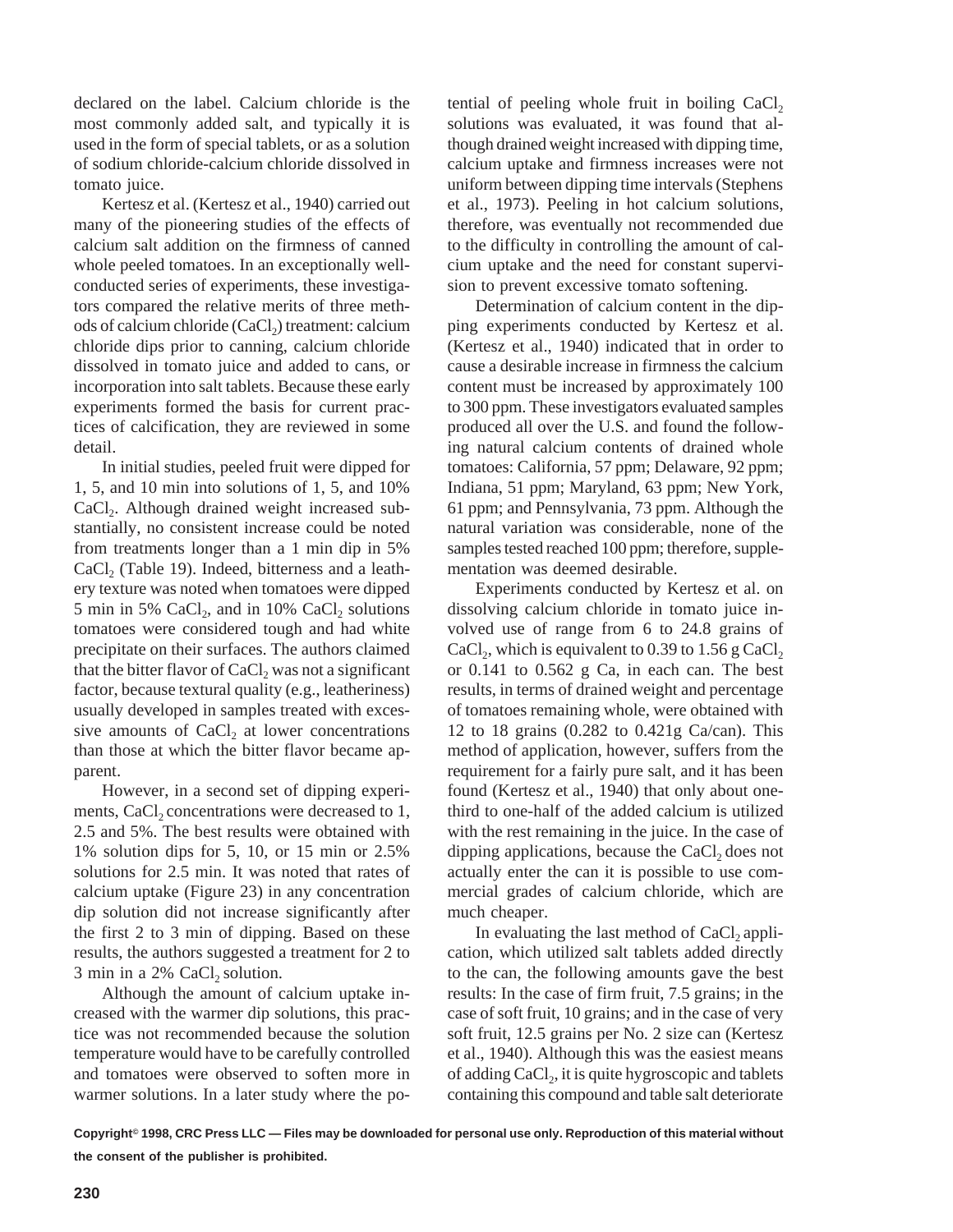declared on the label. Calcium chloride is the most commonly added salt, and typically it is used in the form of special tablets, or as a solution of sodium chloride-calcium chloride dissolved in tomato juice.

Kertesz et al. (Kertesz et al., 1940) carried out many of the pioneering studies of the effects of calcium salt addition on the firmness of canned whole peeled tomatoes. In an exceptionally well-conducted series of experiments, these investigators compared the relative merits of three methods of calcium chloride ($CaCl_2$) treatment: calcium chloride dips prior to canning, calcium chloride dissolved in tomato juice and added to cans, or incorporation into salt tablets. Because these early experiments formed the basis for current practices of calcification, they are reviewed in some detail.

In initial studies, peeled fruit were dipped for 1, 5, and 10 min into solutions of 1, 5, and 10% $CaCl_2$. Although drained weight increased substantially, no consistent increase could be noted from treatments longer than a 1 min dip in 5% $CaCl_2$ (Table 19). Indeed, bitterness and a leathery texture was noted when tomatoes were dipped 5 min in 5% $CaCl_2$, and in 10% $CaCl_2$ solutions tomatoes were considered tough and had white precipitate on their surfaces. The authors claimed that the bitter flavor of $CaCl_2$ was not a significant factor, because textural quality (e.g., leatheriness) usually developed in samples treated with excessive amounts of $CaCl_2$ at lower concentrations than those at which the bitter flavor became apparent.

However, in a second set of dipping experiments, $CaCl_2$ concentrations were decreased to 1, 2.5 and 5%. The best results were obtained with 1% solution dips for 5, 10, or 15 min or 2.5% solutions for 2.5 min. It was noted that rates of calcium uptake (Figure 23) in any concentration dip solution did not increase significantly after the first 2 to 3 min of dipping. Based on these results, the authors suggested a treatment for 2 to 3 min in a 2% $CaCl_2$ solution.

Although the amount of calcium uptake increased with the warmer dip solutions, this practice was not recommended because the solution temperature would have to be carefully controlled and tomatoes were observed to soften more in warmer solutions. In a later study where the potential of peeling whole fruit in boiling $CaCl_2$ solutions was evaluated, it was found that although drained weight increased with dipping time, calcium uptake and firmness increases were not uniform between dipping time intervals (Stephens et al., 1973). Peeling in hot calcium solutions, therefore, was eventually not recommended due to the difficulty in controlling the amount of calcium uptake and the need for constant supervision to prevent excessive tomato softening.

Determination of calcium content in the dipping experiments conducted by Kertesz et al. (Kertesz et al., 1940) indicated that in order to cause a desirable increase in firmness the calcium content must be increased by approximately 100 to 300 ppm. These investigators evaluated samples produced all over the U.S. and found the following natural calcium contents of drained whole tomatoes: California, 57 ppm; Delaware, 92 ppm; Indiana, 51 ppm; Maryland, 63 ppm; New York, 61 ppm; and Pennsylvania, 73 ppm. Although the natural variation was considerable, none of the samples tested reached 100 ppm; therefore, supplementation was deemed desirable.

Experiments conducted by Kertesz et al. on dissolving calcium chloride in tomato juice involved use of range from 6 to 24.8 grains of $CaCl_2$, which is equivalent to 0.39 to 1.56 g $CaCl_2$ or 0.141 to 0.562 g Ca, in each can. The best results, in terms of drained weight and percentage of tomatoes remaining whole, were obtained with 12 to 18 grains (0.282 to 0.421g Ca/can). This method of application, however, suffers from the requirement for a fairly pure salt, and it has been found (Kertesz et al., 1940) that only about one-third to one-half of the added calcium is utilized with the rest remaining in the juice. In the case of dipping applications, because the $CaCl_2$ does not actually enter the can it is possible to use commercial grades of calcium chloride, which are much cheaper.

In evaluating the last method of $CaCl_2$ application, which utilized salt tablets added directly to the can, the following amounts gave the best results: In the case of firm fruit, 7.5 grains; in the case of soft fruit, 10 grains; and in the case of very soft fruit, 12.5 grains per No. 2 size can (Kertesz et al., 1940). Although this was the easiest means of adding $CaCl_2$, it is quite hygroscopic and tablets containing this compound and table salt deteriorate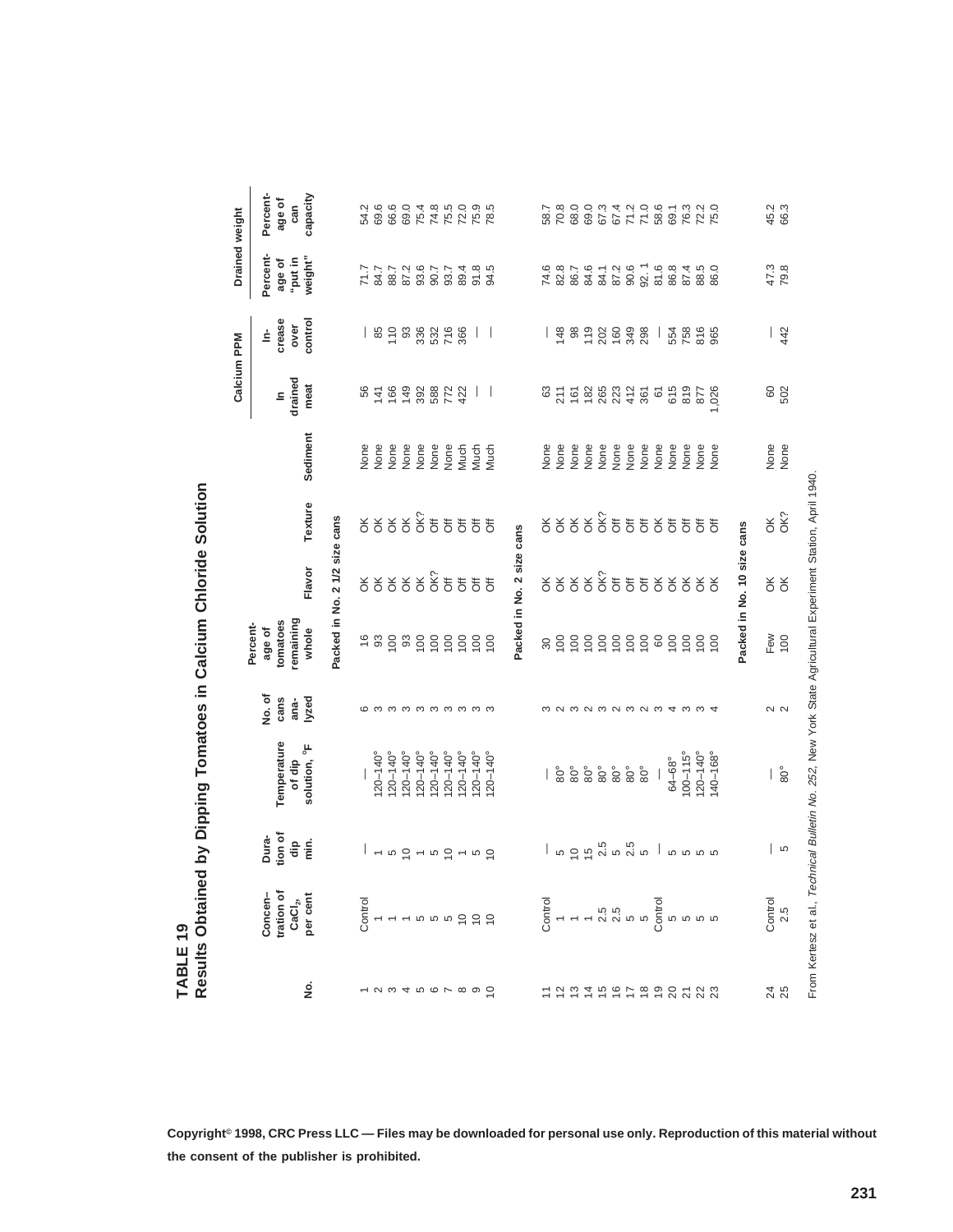**TABLE 19**
**Results Obtained by Dipping Tomatoes in Calcium Chloride Solution**

| No. | Concentration of $CaCl_2$, per cent | Duration of dip min. | Temperature of dip solution, °F | No. of cans analyzed | Percentage of tomatoes remaining whole | Flavor | Texture | Sediment | Calcium PPM | | Drained weight | |
|---|---|---|---|---|---|---|---|---|---|---|---|---|
| | | | | | | | | | In drained meat | Increase over control | Percentage of "put in weight" | Percentage of can capacity |
| | | | | | **Packed in No. 2 1/2 size cans** | | | | | | | |
| 1 | Control | — | — | 6 | 16 | OK | OK | None | 56 | — | 71.7 | 54.2 |
| 2 | 1 | 1 | 120–140° | 3 | 93 | OK | OK | None | 141 | 85 | 84.7 | 69.6 |
| 3 | 1 | 5 | 120–140° | 3 | 100 | OK | OK | None | 166 | 110 | 88.7 | 66.6 |
| 4 | 1 | 10 | 120–140° | 3 | 93 | OK | OK | None | 149 | 93 | 87.2 | 69.0 |
| 5 | 5 | 1 | 120–140° | 3 | 100 | OK | OK? | None | 392 | 336 | 93.6 | 75.4 |
| 6 | 5 | 5 | 120–140° | 3 | 100 | OK? | Off | None | 588 | 532 | 90.7 | 74.8 |
| 7 | 5 | 10 | 120–140° | 3 | 100 | Off | Off | None | 772 | 716 | 93.7 | 75.5 |
| 8 | 10 | 1 | 120–140° | 3 | 100 | Off | Off | Much | 422 | 366 | 89.4 | 72.0 |
| 9 | 10 | 5 | 120–140° | 3 | 100 | Off | Off | Much | — | — | 91.8 | 75.9 |
| 10 | 10 | 10 | 120–140° | 3 | 100 | Off | Off | Much | — | — | 94.5 | 78.5 |
| | | | | | **Packed in No. 2 size cans** | | | | | | | |
| 11 | Control | — | — | 3 | 30 | OK | OK | None | 63 | — | 74.6 | 58.7 |
| 12 | 1 | 5 | 80° | 2 | 100 | OK | OK | None | 211 | 148 | 82.8 | 70.8 |
| 13 | 1 | 10 | 80° | 3 | 100 | OK | OK | None | 161 | 98 | 86.7 | 68.0 |
| 14 | 1 | 15 | 80° | 2 | 100 | OK | OK | None | 182 | 119 | 84.6 | 69.0 |
| 15 | 2.5 | 2.5 | 80° | 3 | 100 | OK? | OK? | None | 265 | 202 | 84.1 | 67.3 |
| 16 | 2.5 | 5 | 80° | 2 | 100 | Off | Off | None | 223 | 160 | 87.2 | 67.4 |
| 17 | 5 | 2.5 | 80° | 3 | 100 | Off | Off | None | 412 | 349 | 90.6 | 71.2 |
| 18 | 5 | 5 | 80° | 2 | 100 | Off | OK | None | 361 | 298 | 92.1 | 71.0 |
| 19 | Control | — | — | 3 | 60 | OK | OK | None | 61 | — | 81.6 | 58.6 |
| 20 | 5 | 5 | 64–68° | 4 | 100 | OK | Off | None | 615 | 554 | 86.8 | 69.1 |
| 21 | 5 | 5 | 100–115° | 3 | 100 | OK | Off | None | 819 | 758 | 87.4 | 76.3 |
| 22 | 5 | 5 | 120–140° | 3 | 100 | OK | Off | None | 877 | 816 | 88.5 | 72.2 |
| 23 | 5 | 5 | 140–168° | 4 | 100 | OK | Off | None | 1,026 | 965 | 86.0 | 75.0 |
| | | | | | **Packed in No. 10 size cans** | | | | | | | |
| 24 | Control | — | — | 2 | Few | OK | OK | None | 60 | — | 47.3 | 45.2 |
| 25 | 2.5 | 5 | 80° | 2 | 100 | OK | OK? | None | 502 | 442 | 79.8 | 66.3 |

From Kertesz et al., *Technical Bulletin No. 252*, New York State Agricultural Experiment Station, April 1940.

**Copyright© 1998, CRC Press LLC — Files may be downloaded for personal use only. Reproduction of this material without the consent of the publisher is prohibited.**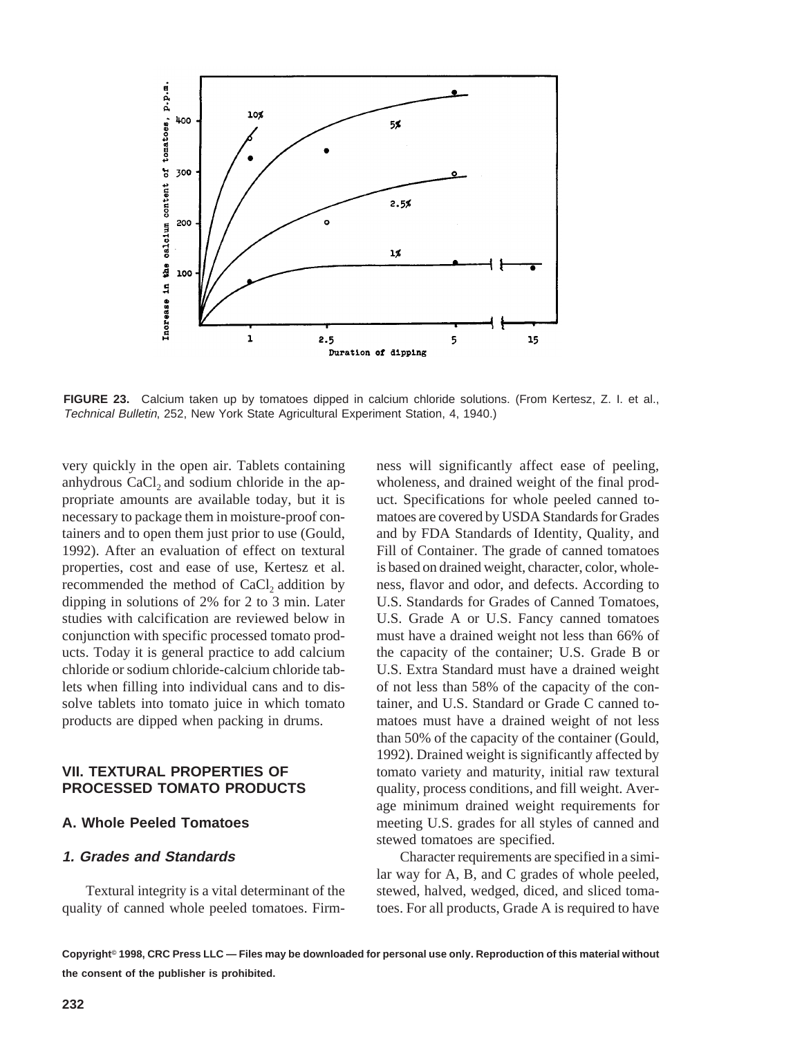FIGURE 23. Calcium taken up by tomatoes dipped in calcium chloride solutions. (From Kertesz, Z. I. et al., *Technical Bulletin*, 252, New York State Agricultural Experiment Station, 4, 1940.)

very quickly in the open air. Tablets containing anhydrous $CaCl_2$ and sodium chloride in the appropriate amounts are available today, but it is necessary to package them in moisture-proof containers and to open them just prior to use (Gould, 1992). After an evaluation of effect on textural properties, cost and ease of use, Kertesz et al. recommended the method of $CaCl_2$ addition by dipping in solutions of 2% for 2 to 3 min. Later studies with calcification are reviewed below in conjunction with specific processed tomato products. Today it is general practice to add calcium chloride or sodium chloride-calcium chloride tablets when filling into individual cans and to dissolve tablets into tomato juice in which tomato products are dipped when packing in drums.

## VII. TEXTURAL PROPERTIES OF PROCESSED TOMATO PRODUCTS

### A. Whole Peeled Tomatoes

#### *1. Grades and Standards*

Textural integrity is a vital determinant of the quality of canned whole peeled tomatoes. Firmness will significantly affect ease of peeling, wholeness, and drained weight of the final product. Specifications for whole peeled canned tomatoes are covered by USDA Standards for Grades and by FDA Standards of Identity, Quality, and Fill of Container. The grade of canned tomatoes is based on drained weight, character, color, wholeness, flavor and odor, and defects. According to U.S. Standards for Grades of Canned Tomatoes, U.S. Grade A or U.S. Fancy canned tomatoes must have a drained weight not less than 66% of the capacity of the container; U.S. Grade B or U.S. Extra Standard must have a drained weight of not less than 58% of the capacity of the container, and U.S. Standard or Grade C canned tomatoes must have a drained weight of not less than 50% of the capacity of the container (Gould, 1992). Drained weight is significantly affected by tomato variety and maturity, initial raw textural quality, process conditions, and fill weight. Average minimum drained weight requirements for meeting U.S. grades for all styles of canned and stewed tomatoes are specified.

Character requirements are specified in a similar way for A, B, and C grades of whole peeled, stewed, halved, wedged, diced, and sliced tomatoes. For all products, Grade A is required to have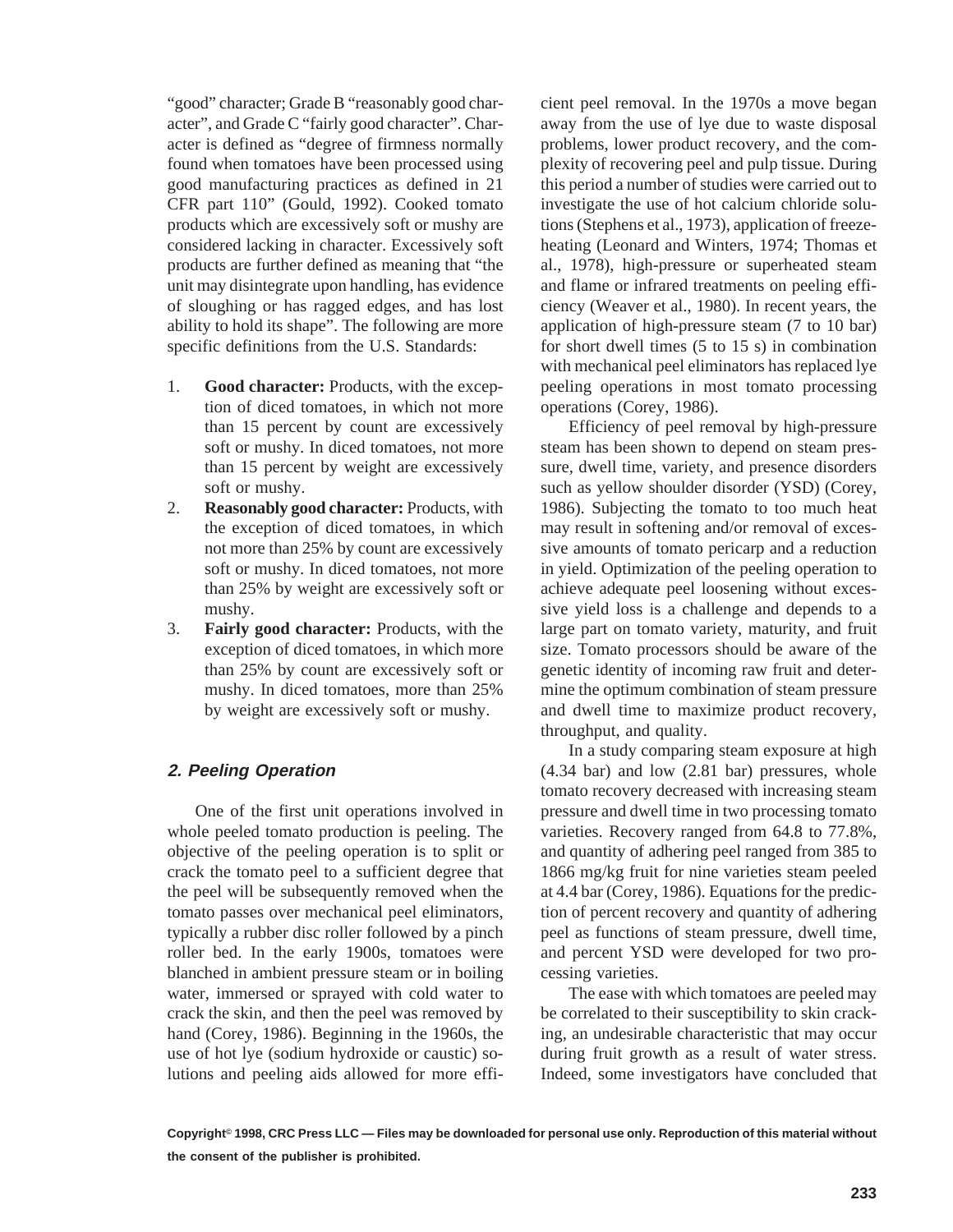"good" character; Grade B "reasonably good character", and Grade C "fairly good character". Character is defined as "degree of firmness normally found when tomatoes have been processed using good manufacturing practices as defined in 21 CFR part 110" (Gould, 1992). Cooked tomato products which are excessively soft or mushy are considered lacking in character. Excessively soft products are further defined as meaning that "the unit may disintegrate upon handling, has evidence of sloughing or has ragged edges, and has lost ability to hold its shape". The following are more specific definitions from the U.S. Standards:

1. **Good character:** Products, with the exception of diced tomatoes, in which not more than 15 percent by count are excessively soft or mushy. In diced tomatoes, not more than 15 percent by weight are excessively soft or mushy.
2. **Reasonably good character:** Products, with the exception of diced tomatoes, in which not more than 25% by count are excessively soft or mushy. In diced tomatoes, not more than 25% by weight are excessively soft or mushy.
3. **Fairly good character:** Products, with the exception of diced tomatoes, in which more than 25% by count are excessively soft or mushy. In diced tomatoes, more than 25% by weight are excessively soft or mushy.

### 2. Peeling Operation

One of the first unit operations involved in whole peeled tomato production is peeling. The objective of the peeling operation is to split or crack the tomato peel to a sufficient degree that the peel will be subsequently removed when the tomato passes over mechanical peel eliminators, typically a rubber disc roller followed by a pinch roller bed. In the early 1900s, tomatoes were blanched in ambient pressure steam or in boiling water, immersed or sprayed with cold water to crack the skin, and then the peel was removed by hand (Corey, 1986). Beginning in the 1960s, the use of hot lye (sodium hydroxide or caustic) solutions and peeling aids allowed for more efficient peel removal. In the 1970s a move began away from the use of lye due to waste disposal problems, lower product recovery, and the complexity of recovering peel and pulp tissue. During this period a number of studies were carried out to investigate the use of hot calcium chloride solutions (Stephens et al., 1973), application of freeze-heating (Leonard and Winters, 1974; Thomas et al., 1978), high-pressure or superheated steam and flame or infrared treatments on peeling efficiency (Weaver et al., 1980). In recent years, the application of high-pressure steam (7 to 10 bar) for short dwell times (5 to 15 s) in combination with mechanical peel eliminators has replaced lye peeling operations in most tomato processing operations (Corey, 1986).

Efficiency of peel removal by high-pressure steam has been shown to depend on steam pressure, dwell time, variety, and presence disorders such as yellow shoulder disorder (YSD) (Corey, 1986). Subjecting the tomato to too much heat may result in softening and/or removal of excessive amounts of tomato pericarp and a reduction in yield. Optimization of the peeling operation to achieve adequate peel loosening without excessive yield loss is a challenge and depends to a large part on tomato variety, maturity, and fruit size. Tomato processors should be aware of the genetic identity of incoming raw fruit and determine the optimum combination of steam pressure and dwell time to maximize product recovery, throughput, and quality.

In a study comparing steam exposure at high (4.34 bar) and low (2.81 bar) pressures, whole tomato recovery decreased with increasing steam pressure and dwell time in two processing tomato varieties. Recovery ranged from 64.8 to 77.8%, and quantity of adhering peel ranged from 385 to 1866 mg/kg fruit for nine varieties steam peeled at 4.4 bar (Corey, 1986). Equations for the prediction of percent recovery and quantity of adhering peel as functions of steam pressure, dwell time, and percent YSD were developed for two processing varieties.

The ease with which tomatoes are peeled may be correlated to their susceptibility to skin cracking, an undesirable characteristic that may occur during fruit growth as a result of water stress. Indeed, some investigators have concluded that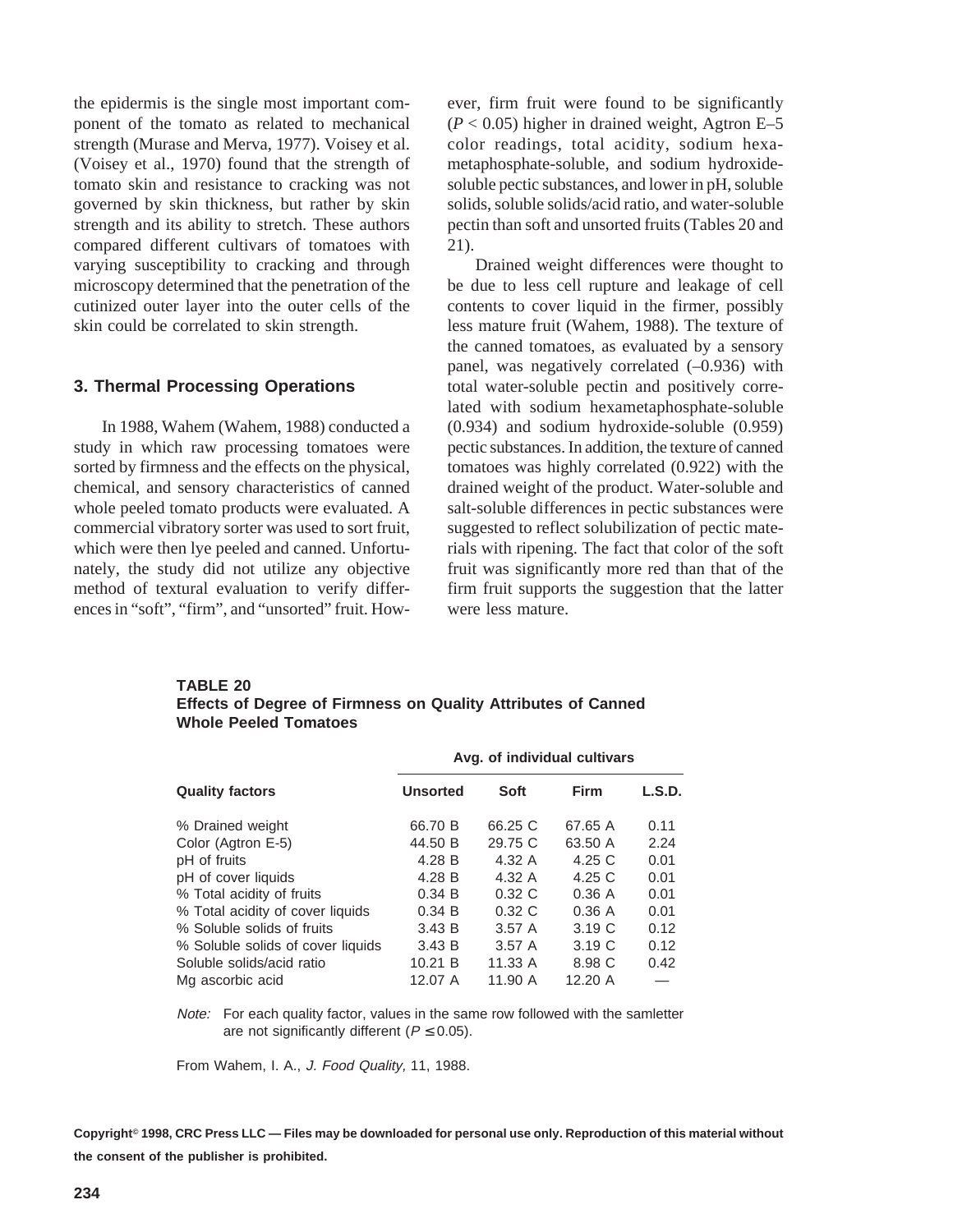the epidermis is the single most important component of the tomato as related to mechanical strength (Murase and Merva, 1977). Voisey et al. (Voisey et al., 1970) found that the strength of tomato skin and resistance to cracking was not governed by skin thickness, but rather by skin strength and its ability to stretch. These authors compared different cultivars of tomatoes with varying susceptibility to cracking and through microscopy determined that the penetration of the cutinized outer layer into the outer cells of the skin could be correlated to skin strength.

### 3. Thermal Processing Operations

In 1988, Wahem (Wahem, 1988) conducted a study in which raw processing tomatoes were sorted by firmness and the effects on the physical, chemical, and sensory characteristics of canned whole peeled tomato products were evaluated. A commercial vibratory sorter was used to sort fruit, which were then lye peeled and canned. Unfortunately, the study did not utilize any objective method of textural evaluation to verify differences in "soft", "firm", and "unsorted" fruit. However, firm fruit were found to be significantly ($P < 0.05$) higher in drained weight, Agtron E–5 color readings, total acidity, sodium hexametaphosphate-soluble, and sodium hydroxide-soluble pectic substances, and lower in pH, soluble solids, soluble solids/acid ratio, and water-soluble pectin than soft and unsorted fruits (Tables 20 and 21).

Drained weight differences were thought to be due to less cell rupture and leakage of cell contents to cover liquid in the firmer, possibly less mature fruit (Wahem, 1988). The texture of the canned tomatoes, as evaluated by a sensory panel, was negatively correlated (–0.936) with total water-soluble pectin and positively correlated with sodium hexametaphosphate-soluble (0.934) and sodium hydroxide-soluble (0.959) pectic substances. In addition, the texture of canned tomatoes was highly correlated (0.922) with the drained weight of the product. Water-soluble and salt-soluble differences in pectic substances were suggested to reflect solubilization of pectic materials with ripening. The fact that color of the soft fruit was significantly more red than that of the firm fruit supports the suggestion that the latter were less mature.

**TABLE 20**
**Effects of Degree of Firmness on Quality Attributes of Canned Whole Peeled Tomatoes**

| | Avg. of individual cultivars | | | |
|---|---|---|---|---|
| **Quality factors** | **Unsorted** | **Soft** | **Firm** | **L.S.D.** |
| % Drained weight | 66.70 B | 66.25 C | 67.65 A | 0.11 |
| Color (Agtron E-5) | 44.50 B | 29.75 C | 63.50 A | 2.24 |
| pH of fruits | 4.28 B | 4.32 A | 4.25 C | 0.01 |
| pH of cover liquids | 4.28 B | 4.32 A | 4.25 C | 0.01 |
| % Total acidity of fruits | 0.34 B | 0.32 C | 0.36 A | 0.01 |
| % Total acidity of cover liquids | 0.34 B | 0.32 C | 0.36 A | 0.01 |
| % Soluble solids of fruits | 3.43 B | 3.57 A | 3.19 C | 0.12 |
| % Soluble solids of cover liquids | 3.43 B | 3.57 A | 3.19 C | 0.12 |
| Soluble solids/acid ratio | 10.21 B | 11.33 A | 8.98 C | 0.42 |
| Mg ascorbic acid | 12.07 A | 11.90 A | 12.20 A | — |

*Note:* For each quality factor, values in the same row followed with the samletter are not significantly different ($P \leq 0.05$).

From Wahem, I. A., *J. Food Quality,* 11, 1988.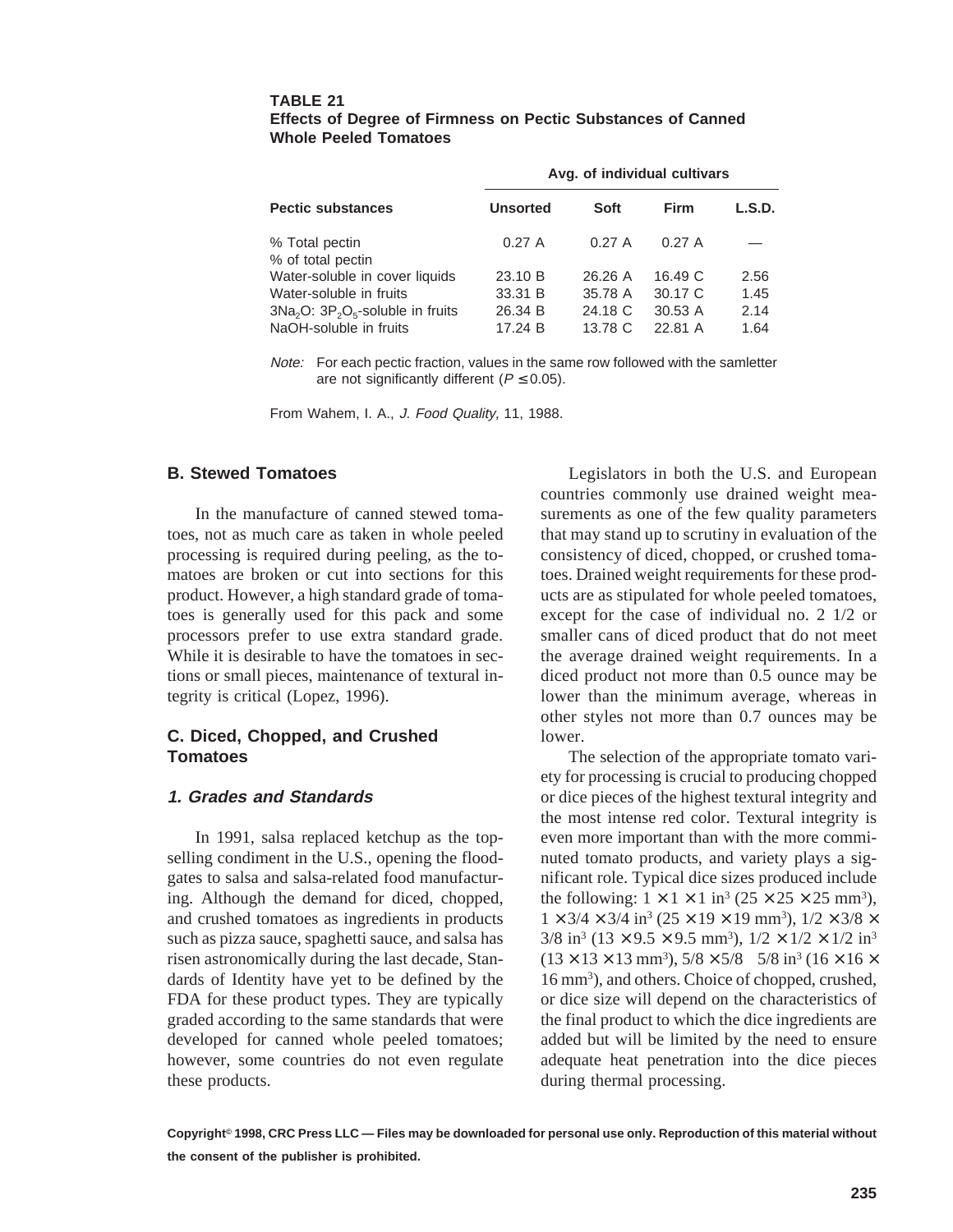**TABLE 21**
**Effects of Degree of Firmness on Pectic Substances of Canned Whole Peeled Tomatoes**

| | Avg. of individual cultivars | | | |
|---|---|---|---|---|
| **Pectic substances** | **Unsorted** | **Soft** | **Firm** | **L.S.D.** |
| % Total pectin | 0.27 A | 0.27 A | 0.27 A | — |
| % of total pectin | | | | |
| Water-soluble in cover liquids | 23.10 B | 26.26 A | 16.49 C | 2.56 |
| Water-soluble in fruits | 33.31 B | 35.78 A | 30.17 C | 1.45 |
| $3Na_2O$: $3P_2O_5$-soluble in fruits | 26.34 B | 24.18 C | 30.53 A | 2.14 |
| NaOH-soluble in fruits | 17.24 B | 13.78 C | 22.81 A | 1.64 |

*Note:* For each pectic fraction, values in the same row followed with the samletter are not significantly different ($P \leq 0.05$).

From Wahem, I. A., *J. Food Quality,* 11, 1988.

## B. Stewed Tomatoes

In the manufacture of canned stewed tomatoes, not as much care as taken in whole peeled processing is required during peeling, as the tomatoes are broken or cut into sections for this product. However, a high standard grade of tomatoes is generally used for this pack and some processors prefer to use extra standard grade. While it is desirable to have the tomatoes in sections or small pieces, maintenance of textural integrity is critical (Lopez, 1996).

## C. Diced, Chopped, and Crushed Tomatoes

### *1. Grades and Standards*

In 1991, salsa replaced ketchup as the top-selling condiment in the U.S., opening the floodgates to salsa and salsa-related food manufacturing. Although the demand for diced, chopped, and crushed tomatoes as ingredients in products such as pizza sauce, spaghetti sauce, and salsa has risen astronomically during the last decade, Standards of Identity have yet to be defined by the FDA for these product types. They are typically graded according to the same standards that were developed for canned whole peeled tomatoes; however, some countries do not even regulate these products.

Legislators in both the U.S. and European countries commonly use drained weight measurements as one of the few quality parameters that may stand up to scrutiny in evaluation of the consistency of diced, chopped, or crushed tomatoes. Drained weight requirements for these products are as stipulated for whole peeled tomatoes, except for the case of individual no. 2 1/2 or smaller cans of diced product that do not meet the average drained weight requirements. In a diced product not more than 0.5 ounce may be lower than the minimum average, whereas in other styles not more than 0.7 ounces may be lower.

The selection of the appropriate tomato variety for processing is crucial to producing chopped or dice pieces of the highest textural integrity and the most intense red color. Textural integrity is even more important than with the more comminuted tomato products, and variety plays a significant role. Typical dice sizes produced include the following: $1 \times 1 \times 1$ in$^3$ ($25 \times 25 \times 25$ mm$^3$), $1 \times 3/4 \times 3/4$ in$^3$ ($25 \times 19 \times 19$ mm$^3$), $1/2 \times 3/8 \times 3/8$ in$^3$ ($13 \times 9.5 \times 9.5$ mm$^3$), $1/2 \times 1/2 \times 1/2$ in$^3$ ($13 \times 13 \times 13$ mm$^3$), $5/8 \times 5/8 \quad 5/8$ in$^3$ ($16 \times 16 \times 16$ mm$^3$), and others. Choice of chopped, crushed, or dice size will depend on the characteristics of the final product to which the dice ingredients are added but will be limited by the need to ensure adequate heat penetration into the dice pieces during thermal processing.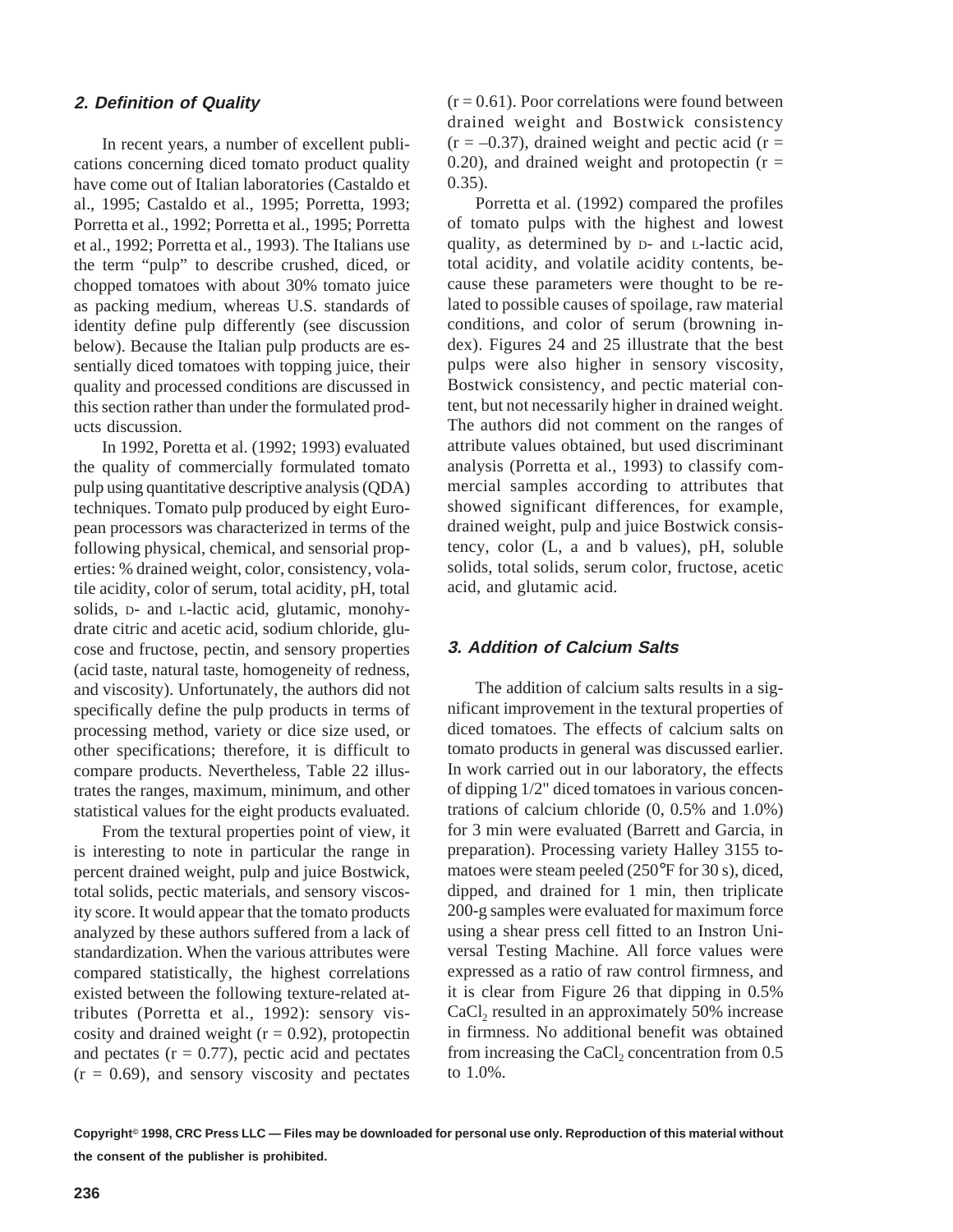### 2. Definition of Quality

In recent years, a number of excellent publications concerning diced tomato product quality have come out of Italian laboratories (Castaldo et al., 1995; Castaldo et al., 1995; Porretta, 1993; Porretta et al., 1992; Porretta et al., 1995; Porretta et al., 1992; Porretta et al., 1993). The Italians use the term "pulp" to describe crushed, diced, or chopped tomatoes with about 30% tomato juice as packing medium, whereas U.S. standards of identity define pulp differently (see discussion below). Because the Italian pulp products are essentially diced tomatoes with topping juice, their quality and processed conditions are discussed in this section rather than under the formulated products discussion.

In 1992, Poretta et al. (1992; 1993) evaluated the quality of commercially formulated tomato pulp using quantitative descriptive analysis (QDA) techniques. Tomato pulp produced by eight European processors was characterized in terms of the following physical, chemical, and sensorial properties: % drained weight, color, consistency, volatile acidity, color of serum, total acidity, pH, total solids, D- and L-lactic acid, glutamic, monohydrate citric and acetic acid, sodium chloride, glucose and fructose, pectin, and sensory properties (acid taste, natural taste, homogeneity of redness, and viscosity). Unfortunately, the authors did not specifically define the pulp products in terms of processing method, variety or dice size used, or other specifications; therefore, it is difficult to compare products. Nevertheless, Table 22 illustrates the ranges, maximum, minimum, and other statistical values for the eight products evaluated.

From the textural properties point of view, it is interesting to note in particular the range in percent drained weight, pulp and juice Bostwick, total solids, pectic materials, and sensory viscosity score. It would appear that the tomato products analyzed by these authors suffered from a lack of standardization. When the various attributes were compared statistically, the highest correlations existed between the following texture-related attributes (Porretta et al., 1992): sensory viscosity and drained weight ($r = 0.92$), protopectin and pectates ($r = 0.77$), pectic acid and pectates ($r = 0.69$), and sensory viscosity and pectates ($r = 0.61$). Poor correlations were found between drained weight and Bostwick consistency ($r = -0.37$), drained weight and pectic acid ($r = 0.20$), and drained weight and protopectin ($r = 0.35$).

Porretta et al. (1992) compared the profiles of tomato pulps with the highest and lowest quality, as determined by D- and L-lactic acid, total acidity, and volatile acidity contents, because these parameters were thought to be related to possible causes of spoilage, raw material conditions, and color of serum (browning index). Figures 24 and 25 illustrate that the best pulps were also higher in sensory viscosity, Bostwick consistency, and pectic material content, but not necessarily higher in drained weight. The authors did not comment on the ranges of attribute values obtained, but used discriminant analysis (Porretta et al., 1993) to classify commercial samples according to attributes that showed significant differences, for example, drained weight, pulp and juice Bostwick consistency, color (L, a and b values), pH, soluble solids, total solids, serum color, fructose, acetic acid, and glutamic acid.

### 3. Addition of Calcium Salts

The addition of calcium salts results in a significant improvement in the textural properties of diced tomatoes. The effects of calcium salts on tomato products in general was discussed earlier. In work carried out in our laboratory, the effects of dipping 1/2" diced tomatoes in various concentrations of calcium chloride (0, 0.5% and 1.0%) for 3 min were evaluated (Barrett and Garcia, in preparation). Processing variety Halley 3155 tomatoes were steam peeled (250°F for 30 s), diced, dipped, and drained for 1 min, then triplicate 200-g samples were evaluated for maximum force using a shear press cell fitted to an Instron Universal Testing Machine. All force values were expressed as a ratio of raw control firmness, and it is clear from Figure 26 that dipping in 0.5% $CaCl_2$ resulted in an approximately 50% increase in firmness. No additional benefit was obtained from increasing the $CaCl_2$ concentration from 0.5 to 1.0%.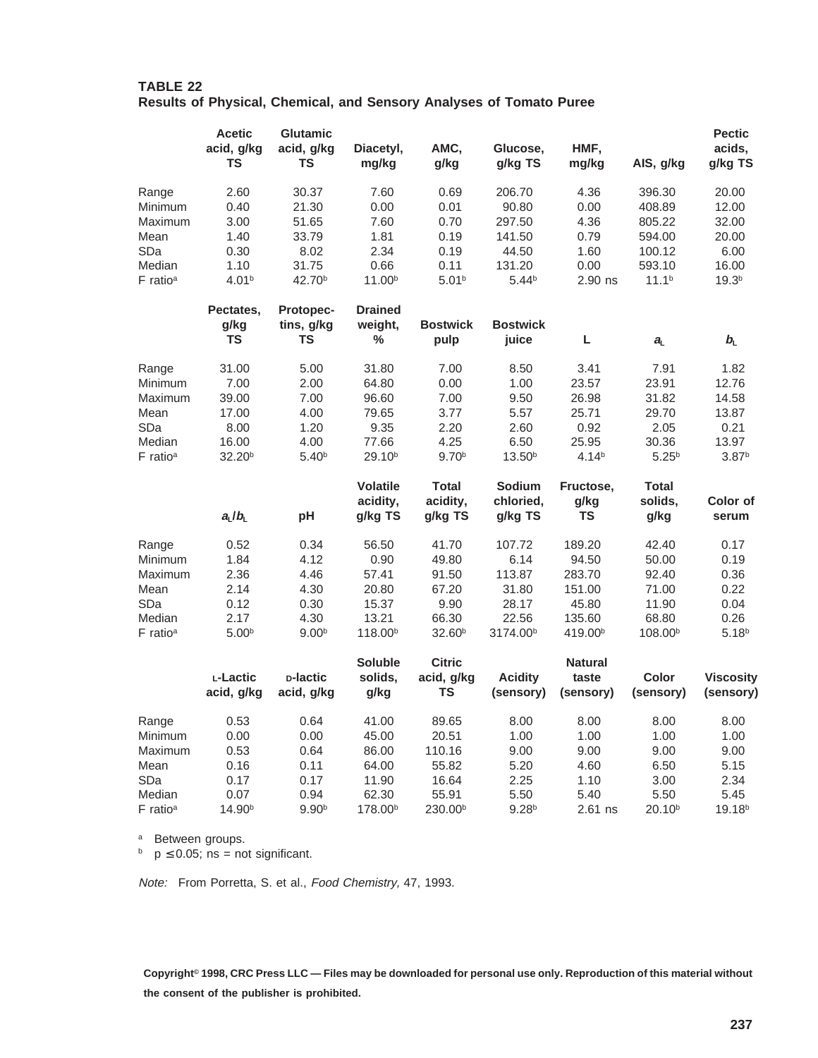**TABLE 22**
**Results of Physical, Chemical, and Sensory Analyses of Tomato Puree**

| | Acetic acid, g/kg TS | Glutamic acid, g/kg TS | Diacetyl, mg/kg | AMC, g/kg | Glucose, g/kg TS | HMF, mg/kg | AIS, g/kg | Pectic acids, g/kg TS |
|---|---|---|---|---|---|---|---|---|
| Range | 2.60 | 30.37 | 7.60 | 0.69 | 206.70 | 4.36 | 396.30 | 20.00 |
| Minimum | 0.40 | 21.30 | 0.00 | 0.01 | 90.80 | 0.00 | 408.89 | 12.00 |
| Maximum | 3.00 | 51.65 | 7.60 | 0.70 | 297.50 | 4.36 | 805.22 | 32.00 |
| Mean | 1.40 | 33.79 | 1.81 | 0.19 | 141.50 | 0.79 | 594.00 | 20.00 |
| SDa | 0.30 | 8.02 | 2.34 | 0.19 | 44.50 | 1.60 | 100.12 | 6.00 |
| Median | 1.10 | 31.75 | 0.66 | 0.11 | 131.20 | 0.00 | 593.10 | 16.00 |
| F ratio[a] | 4.01[b] | 42.70[b] | 11.00[b] | 5.01[b] | 5.44[b] | 2.90 ns | 11.1[b] | 19.3[b] |

| | Pectates, g/kg TS | Protopectins, g/kg TS | Drained weight, % | Bostwick pulp | Bostwick juice | L | $a_L$ | $b_L$ |
|---|---|---|---|---|---|---|---|---|
| Range | 31.00 | 5.00 | 31.80 | 7.00 | 8.50 | 3.41 | 7.91 | 1.82 |
| Minimum | 7.00 | 2.00 | 64.80 | 0.00 | 1.00 | 23.57 | 23.91 | 12.76 |
| Maximum | 39.00 | 7.00 | 96.60 | 7.00 | 9.50 | 26.98 | 31.82 | 14.58 |
| Mean | 17.00 | 4.00 | 79.65 | 3.77 | 5.57 | 25.71 | 29.70 | 13.87 |
| SDa | 8.00 | 1.20 | 9.35 | 2.20 | 2.60 | 0.92 | 2.05 | 0.21 |
| Median | 16.00 | 4.00 | 77.66 | 4.25 | 6.50 | 25.95 | 30.36 | 13.97 |
| F ratio[a] | 32.20[b] | 5.40[b] | 29.10[b] | 9.70[b] | 13.50[b] | 4.14[b] | 5.25[b] | 3.87[b] |

| | $a_L/b_L$ | pH | Volatile acidity, g/kg TS | Total acidity, g/kg TS | Sodium chloried, g/kg TS | Fructose, g/kg TS | Total solids, g/kg | Color of serum |
|---|---|---|---|---|---|---|---|---|
| Range | 0.52 | 0.34 | 56.50 | 41.70 | 107.72 | 189.20 | 42.40 | 0.17 |
| Minimum | 1.84 | 4.12 | 0.90 | 49.80 | 6.14 | 94.50 | 50.00 | 0.19 |
| Maximum | 2.36 | 4.46 | 57.41 | 91.50 | 113.87 | 283.70 | 92.40 | 0.36 |
| Mean | 2.14 | 4.30 | 20.80 | 67.20 | 31.80 | 151.00 | 71.00 | 0.22 |
| SDa | 0.12 | 0.30 | 15.37 | 9.90 | 28.17 | 45.80 | 11.90 | 0.04 |
| Median | 2.17 | 4.30 | 13.21 | 66.30 | 22.56 | 135.60 | 68.80 | 0.26 |
| F ratio[a] | 5.00[b] | 9.00[b] | 118.00[b] | 32.60[b] | 3174.00[b] | 419.00[b] | 108.00[b] | 5.18[b] |

| | L-Lactic acid, g/kg | D-lactic acid, g/kg | Soluble solids, g/kg | Citric acid, g/kg TS | Acidity (sensory) | Natural taste (sensory) | Color (sensory) | Viscosity (sensory) |
|---|---|---|---|---|---|---|---|---|
| Range | 0.53 | 0.64 | 41.00 | 89.65 | 8.00 | 8.00 | 8.00 | 8.00 |
| Minimum | 0.00 | 0.00 | 45.00 | 20.51 | 1.00 | 1.00 | 1.00 | 1.00 |
| Maximum | 0.53 | 0.64 | 86.00 | 110.16 | 9.00 | 9.00 | 9.00 | 9.00 |
| Mean | 0.16 | 0.11 | 64.00 | 55.82 | 5.20 | 4.60 | 6.50 | 5.15 |
| SDa | 0.17 | 0.17 | 11.90 | 16.64 | 2.25 | 1.10 | 3.00 | 2.34 |
| Median | 0.07 | 0.94 | 62.30 | 55.91 | 5.50 | 5.40 | 5.50 | 5.45 |
| F ratio[a] | 14.90[b] | 9.90[b] | 178.00[b] | 230.00[b] | 9.28[b] | 2.61 ns | 20.10[b] | 19.18[b] |

[a] Between groups.
[b] $p \leq 0.05$; ns = not significant.

*Note:* From Porretta, S. et al., *Food Chemistry,* 47, 1993.

**Copyright© 1998, CRC Press LLC — Files may be downloaded for personal use only. Reproduction of this material without the consent of the publisher is prohibited.**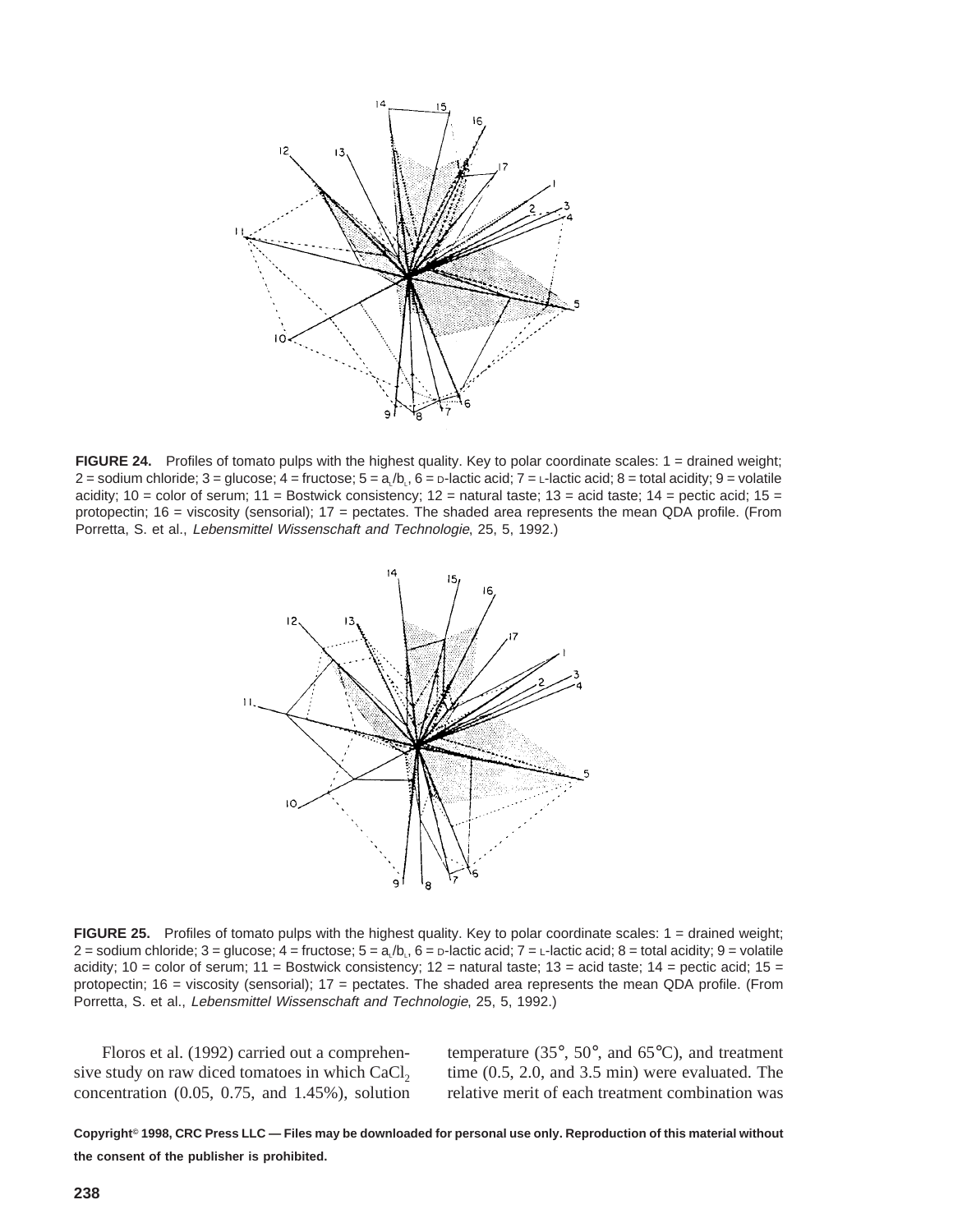**FIGURE 24.** Profiles of tomato pulps with the highest quality. Key to polar coordinate scales: 1 = drained weight; 2 = sodium chloride; 3 = glucose; 4 = fructose; 5 = $a_L/b_L$, 6 = D-lactic acid; 7 = L-lactic acid; 8 = total acidity; 9 = volatile acidity; 10 = color of serum; 11 = Bostwick consistency; 12 = natural taste; 13 = acid taste; 14 = pectic acid; 15 = protopectin; 16 = viscosity (sensorial); 17 = pectates. The shaded area represents the mean QDA profile. (From Porretta, S. et al., *Lebensmittel Wissenschaft and Technologie*, 25, 5, 1992.)

**FIGURE 25.** Profiles of tomato pulps with the highest quality. Key to polar coordinate scales: 1 = drained weight; 2 = sodium chloride; 3 = glucose; 4 = fructose; 5 = $a_L/b_L$, 6 = D-lactic acid; 7 = L-lactic acid; 8 = total acidity; 9 = volatile acidity; 10 = color of serum; 11 = Bostwick consistency; 12 = natural taste; 13 = acid taste; 14 = pectic acid; 15 = protopectin; 16 = viscosity (sensorial); 17 = pectates. The shaded area represents the mean QDA profile. (From Porretta, S. et al., *Lebensmittel Wissenschaft and Technologie*, 25, 5, 1992.)

Floros et al. (1992) carried out a comprehensive study on raw diced tomatoes in which $CaCl_2$ concentration (0.05, 0.75, and 1.45%), solution temperature (35°, 50°, and 65°C), and treatment time (0.5, 2.0, and 3.5 min) were evaluated. The relative merit of each treatment combination was

**Copyright© 1998, CRC Press LLC — Files may be downloaded for personal use only. Reproduction of this material without the consent of the publisher is prohibited.**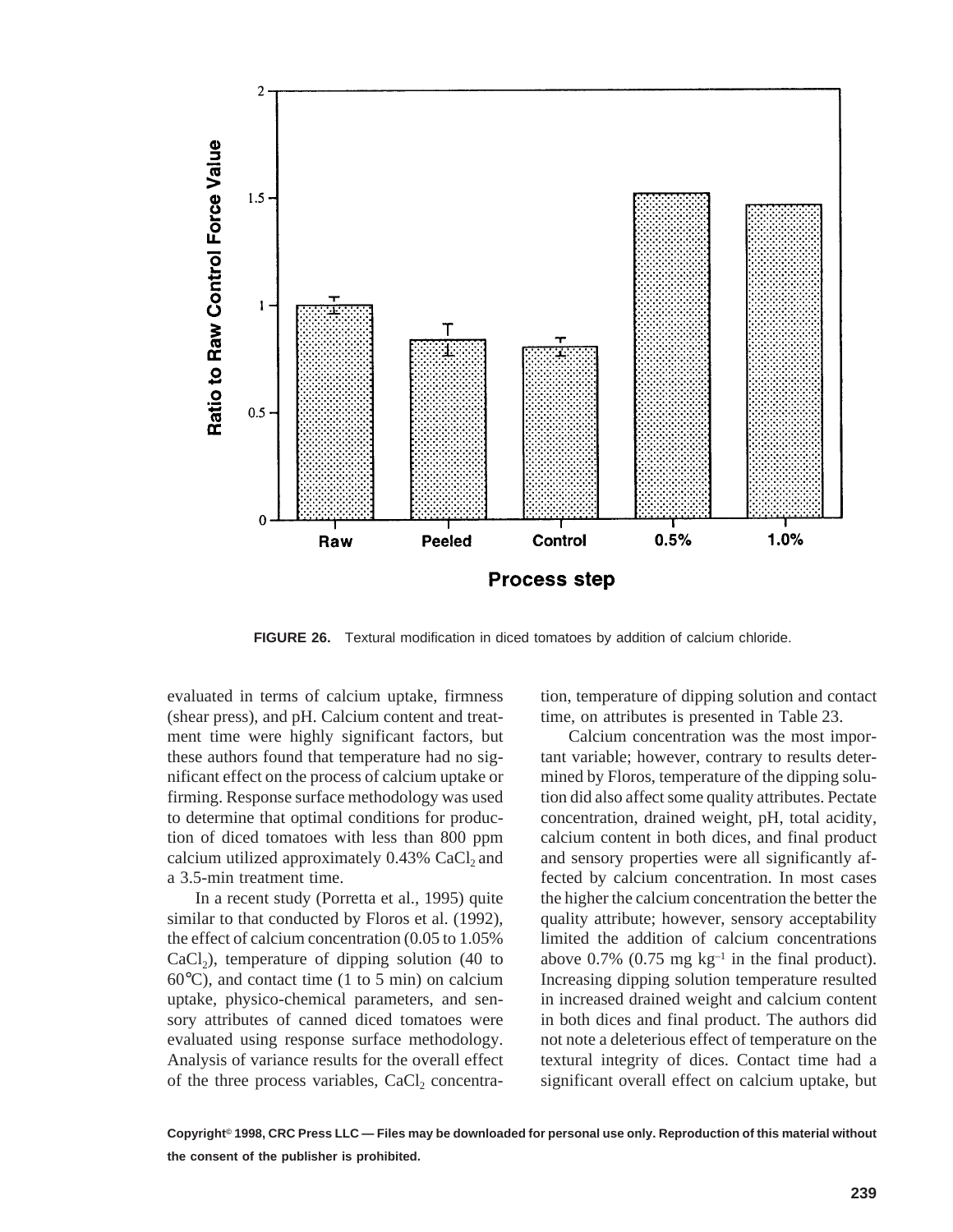FIGURE 26. Textural modification in diced tomatoes by addition of calcium chloride.

evaluated in terms of calcium uptake, firmness (shear press), and pH. Calcium content and treatment time were highly significant factors, but these authors found that temperature had no significant effect on the process of calcium uptake or firming. Response surface methodology was used to determine that optimal conditions for production of diced tomatoes with less than 800 ppm calcium utilized approximately 0.43% $CaCl_2$ and a 3.5-min treatment time.

In a recent study (Porretta et al., 1995) quite similar to that conducted by Floros et al. (1992), the effect of calcium concentration (0.05 to 1.05% $CaCl_2$), temperature of dipping solution (40 to 60°C), and contact time (1 to 5 min) on calcium uptake, physico-chemical parameters, and sensory attributes of canned diced tomatoes were evaluated using response surface methodology. Analysis of variance results for the overall effect of the three process variables, $CaCl_2$ concentration, temperature of dipping solution and contact time, on attributes is presented in Table 23.

Calcium concentration was the most important variable; however, contrary to results determined by Floros, temperature of the dipping solution did also affect some quality attributes. Pectate concentration, drained weight, pH, total acidity, calcium content in both dices, and final product and sensory properties were all significantly affected by calcium concentration. In most cases the higher the calcium concentration the better the quality attribute; however, sensory acceptability limited the addition of calcium concentrations above 0.7% (0.75 mg $kg^{-1}$ in the final product). Increasing dipping solution temperature resulted in increased drained weight and calcium content in both dices and final product. The authors did not note a deleterious effect of temperature on the textural integrity of dices. Contact time had a significant overall effect on calcium uptake, but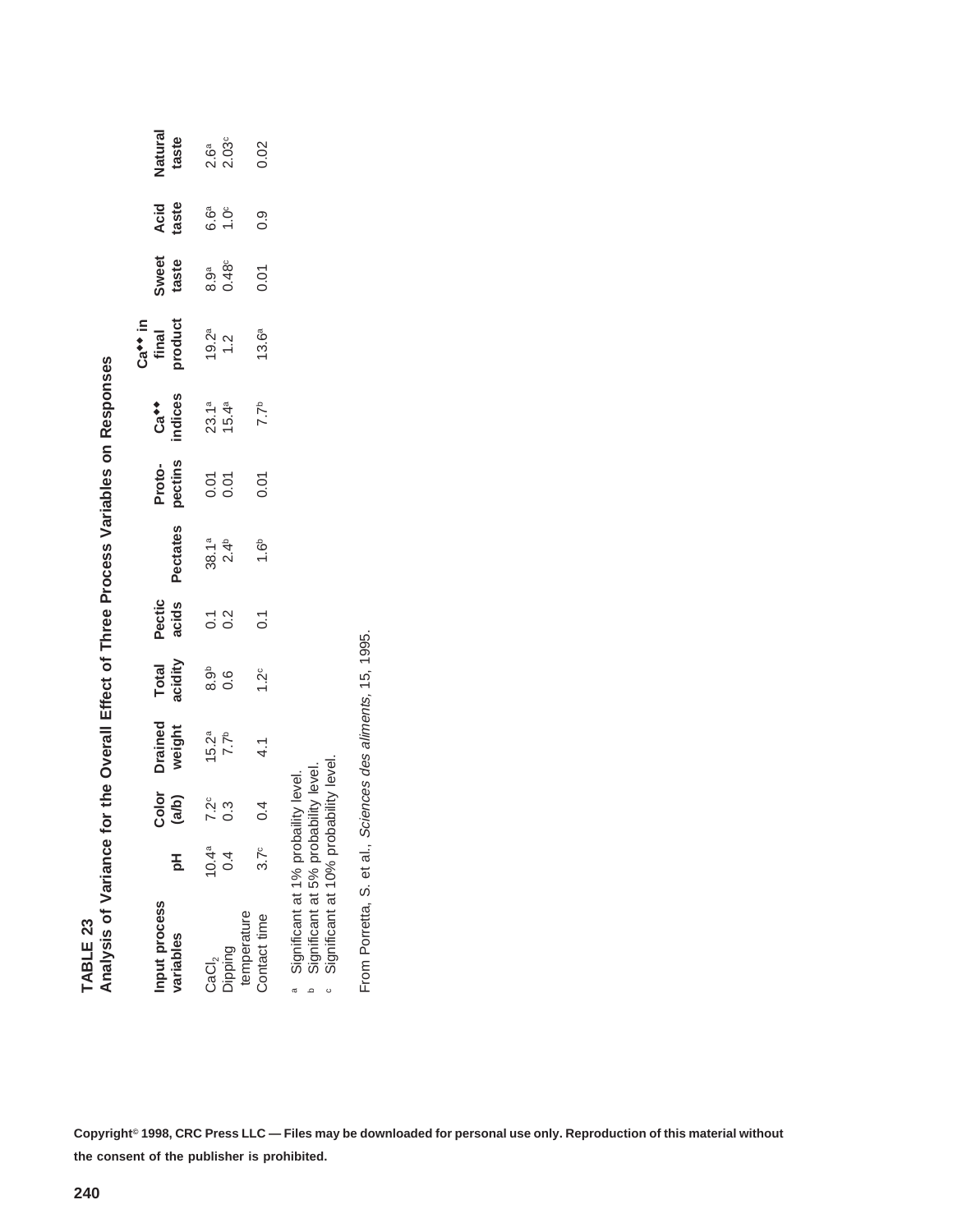**TABLE 23**
**Analysis of Variance for the Overall Effect of Three Process Variables on Responses**

| Input process variables | pH | Color (a/b) | Drained weight | Total acidity | Pectic acids | Pectates | Proto-pectins | $Ca^{++}$ indices | $Ca^{++}$ in final product | Sweet taste | Acid taste | Natural taste |
|---|---|---|---|---|---|---|---|---|---|---|---|---|
| $CaCl_2$ | 10.4[a] | 7.2[c] | 15.2[a] | 8.9[b] | 0.1 | 38.1[a] | 0.01 | 23.1[a] | 19.2[a] | 8.9[a] | 6.6[a] | 2.6[a] |
| Dipping temperature | 0.4 | 0.3 | 7.7[b] | 0.6 | 0.2 | 2.4[b] | 0.01 | 15.4[a] | 1.2 | 0.48[c] | 1.0[c] | 2.03[c] |
| Contact time | 3.7[c] | 0.4 | 4.1 | 1.2[c] | 0.1 | 1.6[b] | 0.01 | 7.7[b] | 13.6[a] | 0.01 | 0.9 | 0.02 |

[a] Significant at 1% probaility level.
[b] Significant at 5% probability level.
[c] Significant at 10% probability level.

From Porretta, S. et al., *Sciences des aliments*, 15, 1995.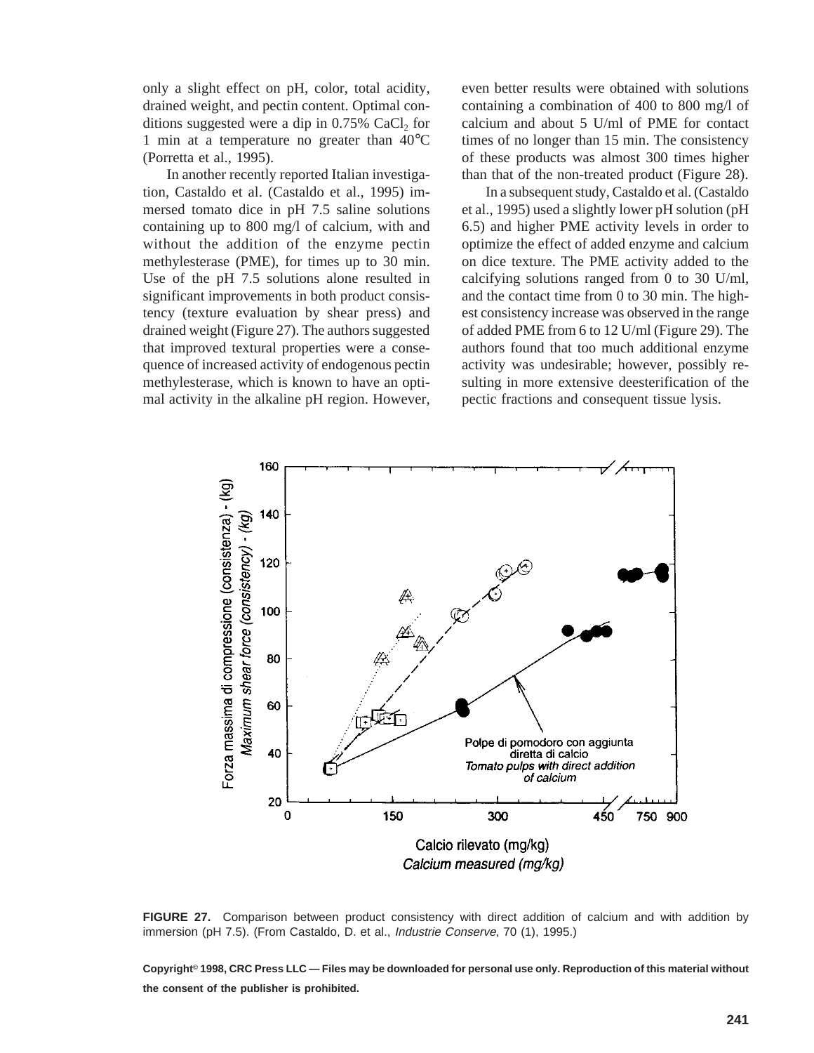only a slight effect on pH, color, total acidity, drained weight, and pectin content. Optimal conditions suggested were a dip in 0.75% $CaCl_2$ for 1 min at a temperature no greater than 40°C (Porretta et al., 1995).

In another recently reported Italian investigation, Castaldo et al. (Castaldo et al., 1995) immersed tomato dice in pH 7.5 saline solutions containing up to 800 mg/l of calcium, with and without the addition of the enzyme pectin methylesterase (PME), for times up to 30 min. Use of the pH 7.5 solutions alone resulted in significant improvements in both product consistency (texture evaluation by shear press) and drained weight (Figure 27). The authors suggested that improved textural properties were a consequence of increased activity of endogenous pectin methylesterase, which is known to have an optimal activity in the alkaline pH region. However, even better results were obtained with solutions containing a combination of 400 to 800 mg/l of calcium and about 5 U/ml of PME for contact times of no longer than 15 min. The consistency of these products was almost 300 times higher than that of the non-treated product (Figure 28).

In a subsequent study, Castaldo et al. (Castaldo et al., 1995) used a slightly lower pH solution (pH 6.5) and higher PME activity levels in order to optimize the effect of added enzyme and calcium on dice texture. The PME activity added to the calcifying solutions ranged from 0 to 30 U/ml, and the contact time from 0 to 30 min. The highest consistency increase was observed in the range of added PME from 6 to 12 U/ml (Figure 29). The authors found that too much additional enzyme activity was undesirable; however, possibly resulting in more extensive deesterification of the pectic fractions and consequent tissue lysis.

**FIGURE 27.** Comparison between product consistency with direct addition of calcium and with addition by immersion (pH 7.5). (From Castaldo, D. et al., *Industrie Conserve*, 70 (1), 1995.)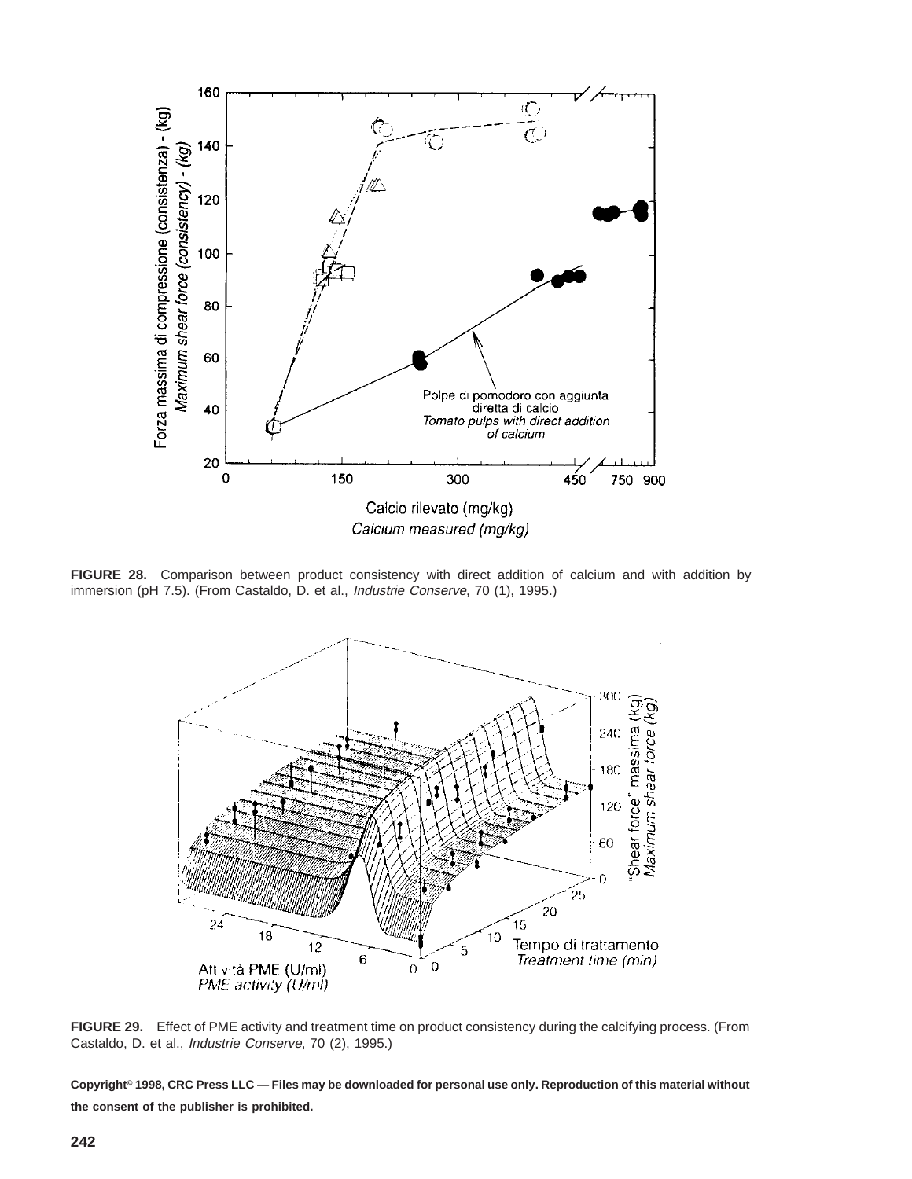FIGURE 28. Comparison between product consistency with direct addition of calcium and with addition by immersion (pH 7.5). (From Castaldo, D. et al., *Industrie Conserve*, 70 (1), 1995.)

FIGURE 29. Effect of PME activity and treatment time on product consistency during the calcifying process. (From Castaldo, D. et al., *Industrie Conserve*, 70 (2), 1995.)

**Copyright© 1998, CRC Press LLC — Files may be downloaded for personal use only. Reproduction of this material without the consent of the publisher is prohibited.**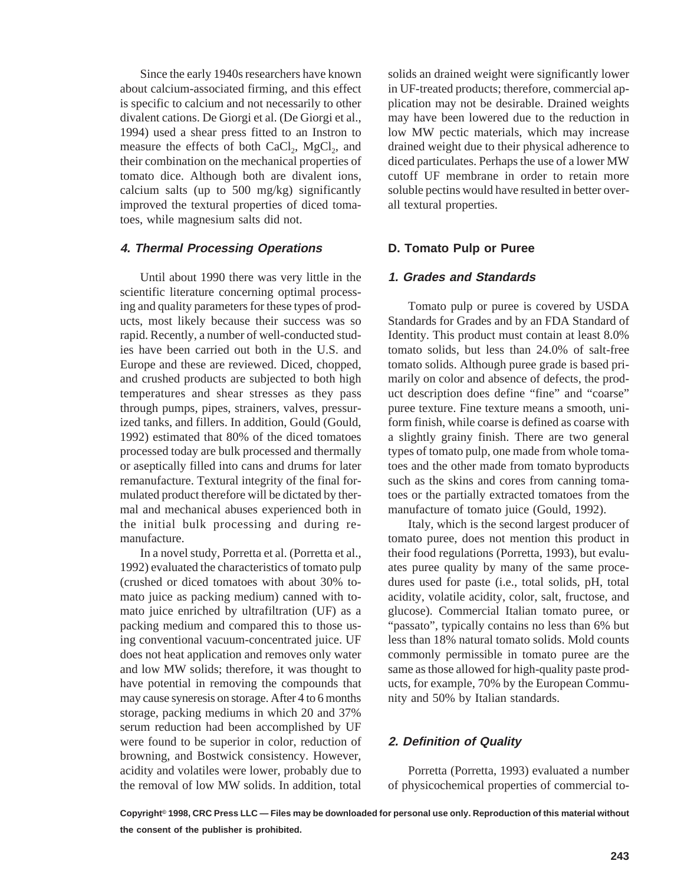Since the early 1940s researchers have known about calcium-associated firming, and this effect is specific to calcium and not necessarily to other divalent cations. De Giorgi et al. (De Giorgi et al., 1994) used a shear press fitted to an Instron to measure the effects of both $CaCl_2$, $MgCl_2$, and their combination on the mechanical properties of tomato dice. Although both are divalent ions, calcium salts (up to 500 mg/kg) significantly improved the textural properties of diced tomatoes, while magnesium salts did not.

#### *4. Thermal Processing Operations*

Until about 1990 there was very little in the scientific literature concerning optimal processing and quality parameters for these types of products, most likely because their success was so rapid. Recently, a number of well-conducted studies have been carried out both in the U.S. and Europe and these are reviewed. Diced, chopped, and crushed products are subjected to both high temperatures and shear stresses as they pass through pumps, pipes, strainers, valves, pressurized tanks, and fillers. In addition, Gould (Gould, 1992) estimated that 80% of the diced tomatoes processed today are bulk processed and thermally or aseptically filled into cans and drums for later remanufacture. Textural integrity of the final formulated product therefore will be dictated by thermal and mechanical abuses experienced both in the initial bulk processing and during remanufacture.

In a novel study, Porretta et al. (Porretta et al., 1992) evaluated the characteristics of tomato pulp (crushed or diced tomatoes with about 30% tomato juice as packing medium) canned with tomato juice enriched by ultrafiltration (UF) as a packing medium and compared this to those using conventional vacuum-concentrated juice. UF does not heat application and removes only water and low MW solids; therefore, it was thought to have potential in removing the compounds that may cause syneresis on storage. After 4 to 6 months storage, packing mediums in which 20 and 37% serum reduction had been accomplished by UF were found to be superior in color, reduction of browning, and Bostwick consistency. However, acidity and volatiles were lower, probably due to the removal of low MW solids. In addition, total solids an drained weight were significantly lower in UF-treated products; therefore, commercial application may not be desirable. Drained weights may have been lowered due to the reduction in low MW pectic materials, which may increase drained weight due to their physical adherence to diced particulates. Perhaps the use of a lower MW cutoff UF membrane in order to retain more soluble pectins would have resulted in better overall textural properties.

### D. Tomato Pulp or Puree

#### *1. Grades and Standards*

Tomato pulp or puree is covered by USDA Standards for Grades and by an FDA Standard of Identity. This product must contain at least 8.0% tomato solids, but less than 24.0% of salt-free tomato solids. Although puree grade is based primarily on color and absence of defects, the product description does define "fine" and "coarse" puree texture. Fine texture means a smooth, uniform finish, while coarse is defined as coarse with a slightly grainy finish. There are two general types of tomato pulp, one made from whole tomatoes and the other made from tomato byproducts such as the skins and cores from canning tomatoes or the partially extracted tomatoes from the manufacture of tomato juice (Gould, 1992).

Italy, which is the second largest producer of tomato puree, does not mention this product in their food regulations (Porretta, 1993), but evaluates puree quality by many of the same procedures used for paste (i.e., total solids, pH, total acidity, volatile acidity, color, salt, fructose, and glucose). Commercial Italian tomato puree, or "passato", typically contains no less than 6% but less than 18% natural tomato solids. Mold counts commonly permissible in tomato puree are the same as those allowed for high-quality paste products, for example, 70% by the European Community and 50% by Italian standards.

#### *2. Definition of Quality*

Porretta (Porretta, 1993) evaluated a number of physicochemical properties of commercial to-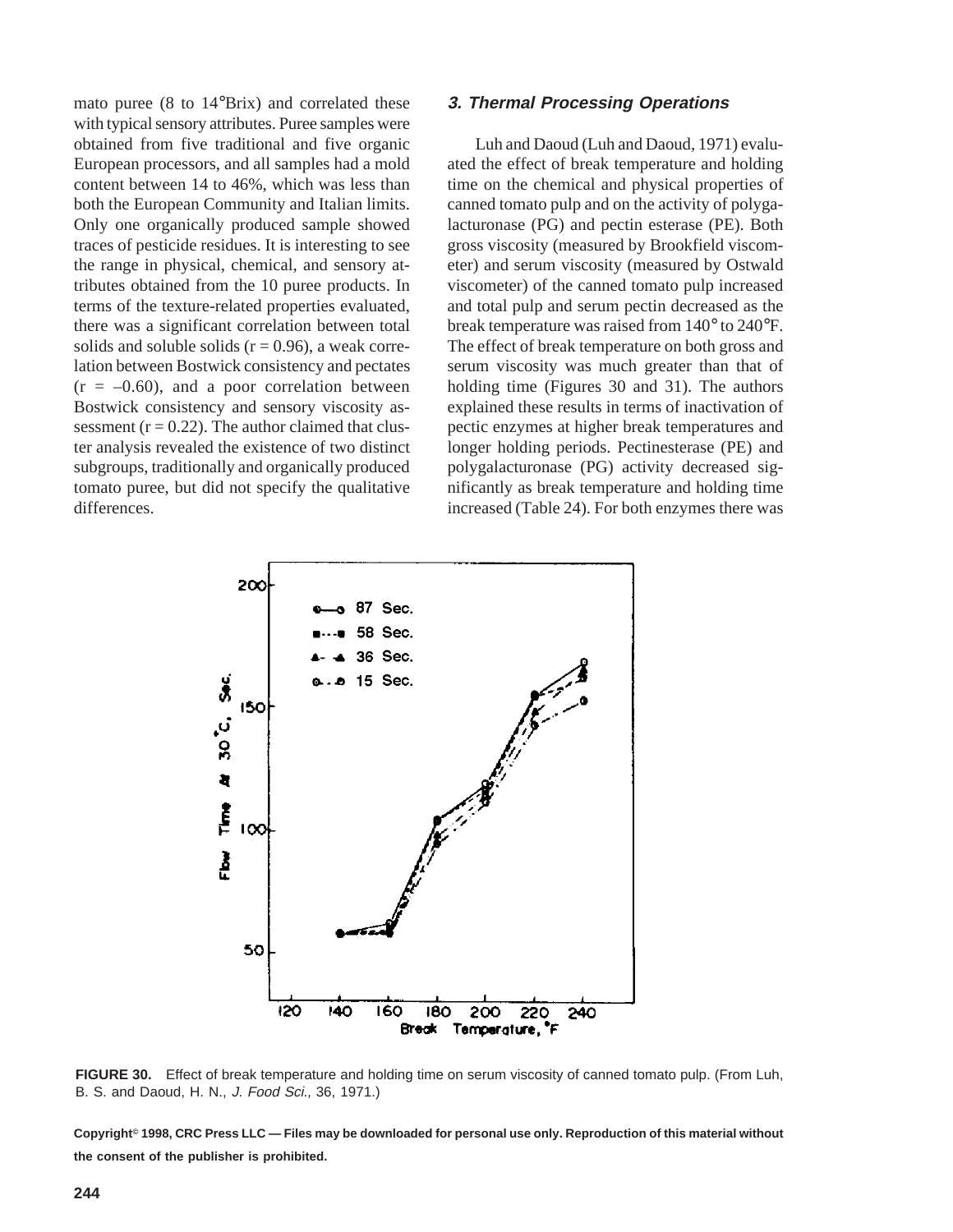mato puree (8 to 14°Brix) and correlated these with typical sensory attributes. Puree samples were obtained from five traditional and five organic European processors, and all samples had a mold content between 14 to 46%, which was less than both the European Community and Italian limits. Only one organically produced sample showed traces of pesticide residues. It is interesting to see the range in physical, chemical, and sensory attributes obtained from the 10 puree products. In terms of the texture-related properties evaluated, there was a significant correlation between total solids and soluble solids ($r = 0.96$), a weak correlation between Bostwick consistency and pectates ($r = -0.60$), and a poor correlation between Bostwick consistency and sensory viscosity assessment ($r = 0.22$). The author claimed that cluster analysis revealed the existence of two distinct subgroups, traditionally and organically produced tomato puree, but did not specify the qualitative differences.

### 3. Thermal Processing Operations

Luh and Daoud (Luh and Daoud, 1971) evaluated the effect of break temperature and holding time on the chemical and physical properties of canned tomato pulp and on the activity of polygalacturonase (PG) and pectin esterase (PE). Both gross viscosity (measured by Brookfield viscometer) and serum viscosity (measured by Ostwald viscometer) of the canned tomato pulp increased and total pulp and serum pectin decreased as the break temperature was raised from 140° to 240°F. The effect of break temperature on both gross and serum viscosity was much greater than that of holding time (Figures 30 and 31). The authors explained these results in terms of inactivation of pectic enzymes at higher break temperatures and longer holding periods. Pectinesterase (PE) and polygalacturonase (PG) activity decreased significantly as break temperature and holding time increased (Table 24). For both enzymes there was

**FIGURE 30.** Effect of break temperature and holding time on serum viscosity of canned tomato pulp. (From Luh, B. S. and Daoud, H. N., *J. Food Sci.,* 36, 1971.)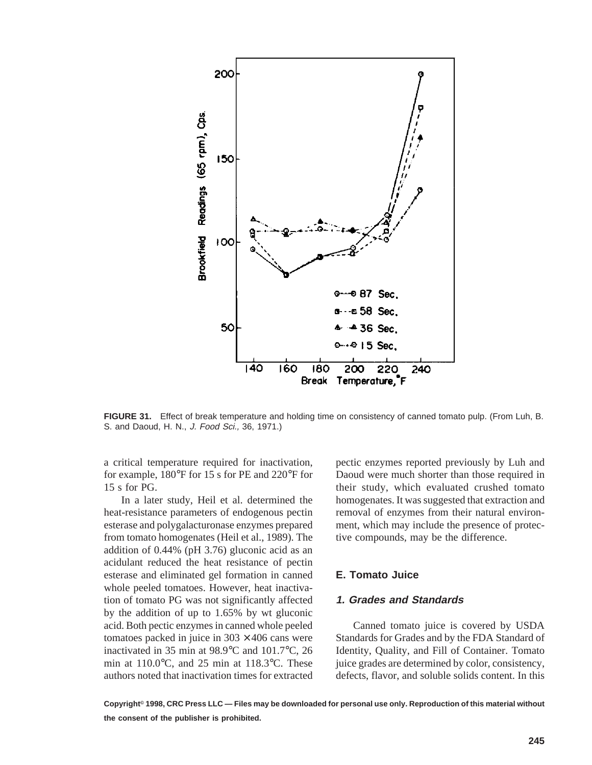FIGURE 31. Effect of break temperature and holding time on consistency of canned tomato pulp. (From Luh, B. S. and Daoud, H. N., *J. Food Sci.,* 36, 1971.)

a critical temperature required for inactivation, for example, 180°F for 15 s for PE and 220°F for 15 s for PG.

In a later study, Heil et al. determined the heat-resistance parameters of endogenous pectin esterase and polygalacturonase enzymes prepared from tomato homogenates (Heil et al., 1989). The addition of 0.44% (pH 3.76) gluconic acid as an acidulant reduced the heat resistance of pectin esterase and eliminated gel formation in canned whole peeled tomatoes. However, heat inactivation of tomato PG was not significantly affected by the addition of up to 1.65% by wt gluconic acid. Both pectic enzymes in canned whole peeled tomatoes packed in juice in 303 × 406 cans were inactivated in 35 min at 98.9°C and 101.7°C, 26 min at 110.0°C, and 25 min at 118.3°C. These authors noted that inactivation times for extracted pectic enzymes reported previously by Luh and Daoud were much shorter than those required in their study, which evaluated crushed tomato homogenates. It was suggested that extraction and removal of enzymes from their natural environment, which may include the presence of protective compounds, may be the difference.

### E. Tomato Juice

#### *1. Grades and Standards*

Canned tomato juice is covered by USDA Standards for Grades and by the FDA Standard of Identity, Quality, and Fill of Container. Tomato juice grades are determined by color, consistency, defects, flavor, and soluble solids content. In this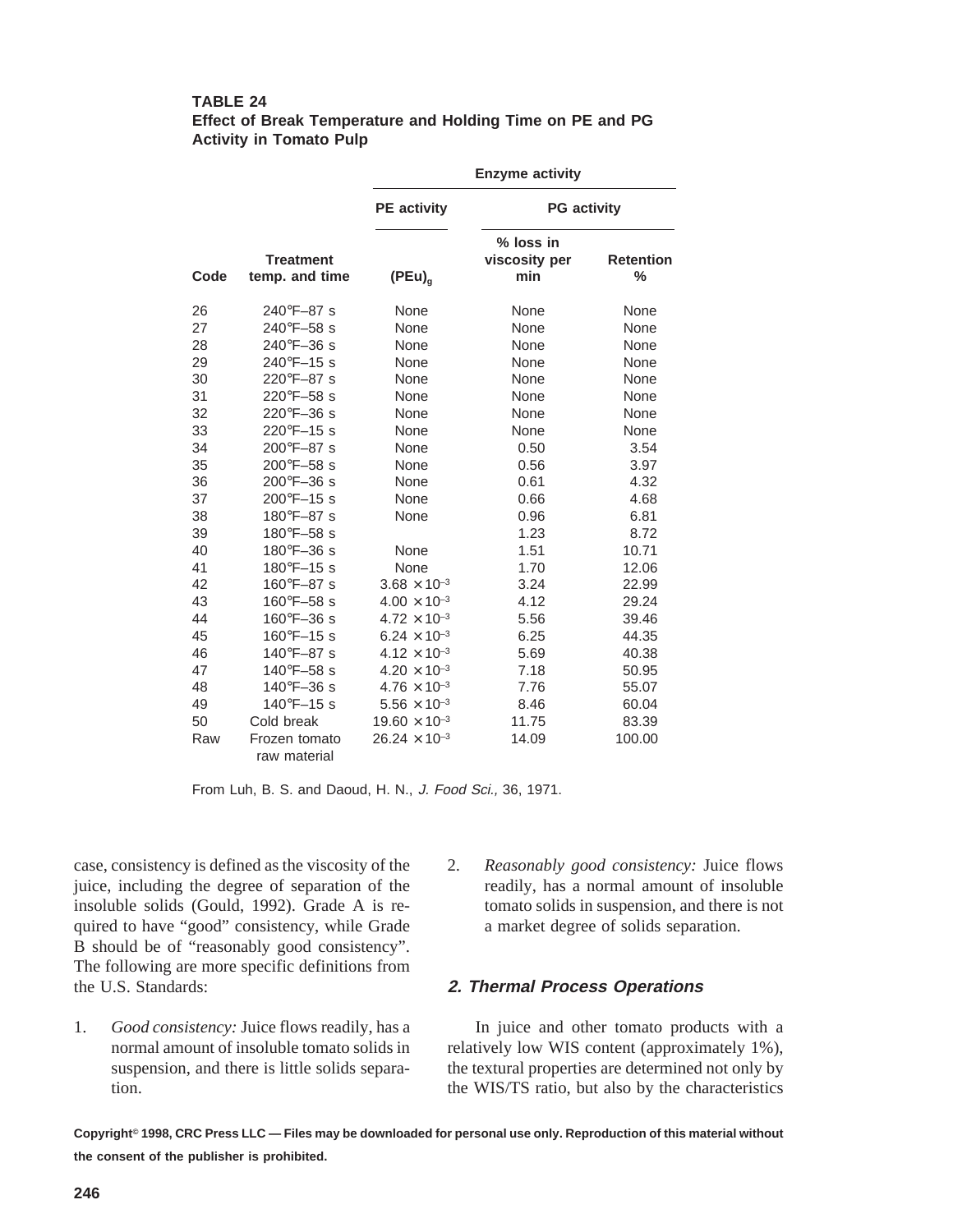**TABLE 24**
**Effect of Break Temperature and Holding Time on PE and PG Activity in Tomato Pulp**

| Code | Treatment temp. and time | Enzyme activity | | |
|---|---|---|---|---|
| | | PE activity | PG activity | |
| | | $(PEu)_g$ | % loss in viscosity per min | Retention % |
| 26 | 240°F–87 s | None | None | None |
| 27 | 240°F–58 s | None | None | None |
| 28 | 240°F–36 s | None | None | None |
| 29 | 240°F–15 s | None | None | None |
| 30 | 220°F–87 s | None | None | None |
| 31 | 220°F–58 s | None | None | None |
| 32 | 220°F–36 s | None | None | None |
| 33 | 220°F–15 s | None | None | None |
| 34 | 200°F–87 s | None | 0.50 | 3.54 |
| 35 | 200°F–58 s | None | 0.56 | 3.97 |
| 36 | 200°F–36 s | None | 0.61 | 4.32 |
| 37 | 200°F–15 s | None | 0.66 | 4.68 |
| 38 | 180°F–87 s | None | 0.96 | 6.81 |
| 39 | 180°F–58 s | | 1.23 | 8.72 |
| 40 | 180°F–36 s | None | 1.51 | 10.71 |
| 41 | 180°F–15 s | None | 1.70 | 12.06 |
| 42 | 160°F–87 s | $3.68 \times 10^{-3}$ | 3.24 | 22.99 |
| 43 | 160°F–58 s | $4.00 \times 10^{-3}$ | 4.12 | 29.24 |
| 44 | 160°F–36 s | $4.72 \times 10^{-3}$ | 5.56 | 39.46 |
| 45 | 160°F–15 s | $6.24 \times 10^{-3}$ | 6.25 | 44.35 |
| 46 | 140°F–87 s | $4.12 \times 10^{-3}$ | 5.69 | 40.38 |
| 47 | 140°F–58 s | $4.20 \times 10^{-3}$ | 7.18 | 50.95 |
| 48 | 140°F–36 s | $4.76 \times 10^{-3}$ | 7.76 | 55.07 |
| 49 | 140°F–15 s | $5.56 \times 10^{-3}$ | 8.46 | 60.04 |
| 50 | Cold break | $19.60 \times 10^{-3}$ | 11.75 | 83.39 |
| Raw | Frozen tomato raw material | $26.24 \times 10^{-3}$ | 14.09 | 100.00 |

From Luh, B. S. and Daoud, H. N., *J. Food Sci.,* 36, 1971.

case, consistency is defined as the viscosity of the juice, including the degree of separation of the insoluble solids (Gould, 1992). Grade A is required to have "good" consistency, while Grade B should be of "reasonably good consistency". The following are more specific definitions from the U.S. Standards:

1. *Good consistency:* Juice flows readily, has a normal amount of insoluble tomato solids in suspension, and there is little solids separation.
2. *Reasonably good consistency:* Juice flows readily, has a normal amount of insoluble tomato solids in suspension, and there is not a market degree of solids separation.

### 2. Thermal Process Operations

In juice and other tomato products with a relatively low WIS content (approximately 1%), the textural properties are determined not only by the WIS/TS ratio, but also by the characteristics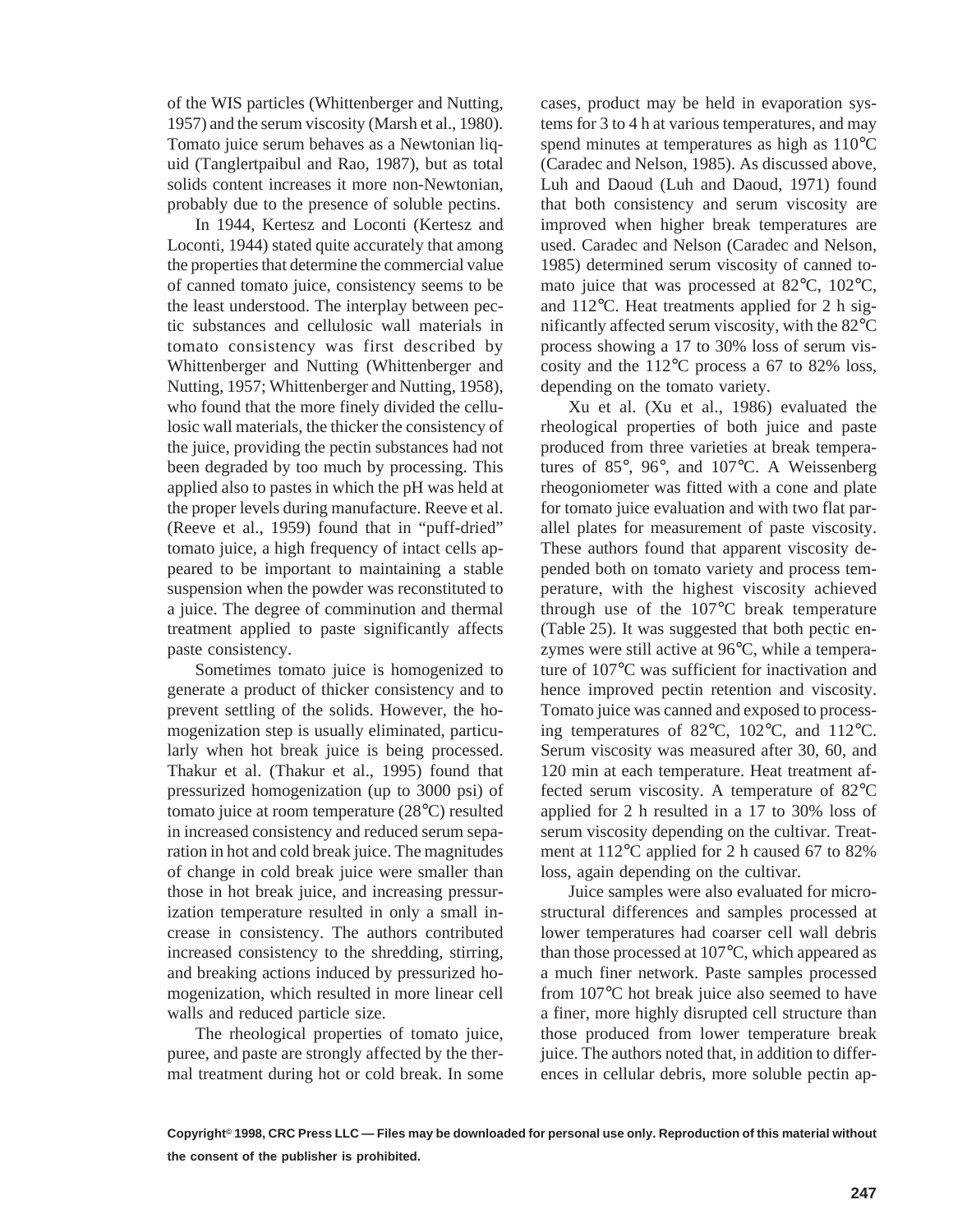of the WIS particles (Whittenberger and Nutting, 1957) and the serum viscosity (Marsh et al., 1980). Tomato juice serum behaves as a Newtonian liquid (Tanglertpaibul and Rao, 1987), but as total solids content increases it more non-Newtonian, probably due to the presence of soluble pectins.

In 1944, Kertesz and Loconti (Kertesz and Loconti, 1944) stated quite accurately that among the properties that determine the commercial value of canned tomato juice, consistency seems to be the least understood. The interplay between pectic substances and cellulosic wall materials in tomato consistency was first described by Whittenberger and Nutting (Whittenberger and Nutting, 1957; Whittenberger and Nutting, 1958), who found that the more finely divided the cellulosic wall materials, the thicker the consistency of the juice, providing the pectin substances had not been degraded by too much by processing. This applied also to pastes in which the pH was held at the proper levels during manufacture. Reeve et al. (Reeve et al., 1959) found that in "puff-dried" tomato juice, a high frequency of intact cells appeared to be important to maintaining a stable suspension when the powder was reconstituted to a juice. The degree of comminution and thermal treatment applied to paste significantly affects paste consistency.

Sometimes tomato juice is homogenized to generate a product of thicker consistency and to prevent settling of the solids. However, the homogenization step is usually eliminated, particularly when hot break juice is being processed. Thakur et al. (Thakur et al., 1995) found that pressurized homogenization (up to 3000 psi) of tomato juice at room temperature (28°C) resulted in increased consistency and reduced serum separation in hot and cold break juice. The magnitudes of change in cold break juice were smaller than those in hot break juice, and increasing pressurization temperature resulted in only a small increase in consistency. The authors contributed increased consistency to the shredding, stirring, and breaking actions induced by pressurized homogenization, which resulted in more linear cell walls and reduced particle size.

The rheological properties of tomato juice, puree, and paste are strongly affected by the thermal treatment during hot or cold break. In some cases, product may be held in evaporation systems for 3 to 4 h at various temperatures, and may spend minutes at temperatures as high as 110°C (Caradec and Nelson, 1985). As discussed above, Luh and Daoud (Luh and Daoud, 1971) found that both consistency and serum viscosity are improved when higher break temperatures are used. Caradec and Nelson (Caradec and Nelson, 1985) determined serum viscosity of canned tomato juice that was processed at 82°C, 102°C, and 112°C. Heat treatments applied for 2 h significantly affected serum viscosity, with the 82°C process showing a 17 to 30% loss of serum viscosity and the 112°C process a 67 to 82% loss, depending on the tomato variety.

Xu et al. (Xu et al., 1986) evaluated the rheological properties of both juice and paste produced from three varieties at break temperatures of 85°, 96°, and 107°C. A Weissenberg rheogoniometer was fitted with a cone and plate for tomato juice evaluation and with two flat parallel plates for measurement of paste viscosity. These authors found that apparent viscosity depended both on tomato variety and process temperature, with the highest viscosity achieved through use of the 107°C break temperature (Table 25). It was suggested that both pectic enzymes were still active at 96°C, while a temperature of 107°C was sufficient for inactivation and hence improved pectin retention and viscosity. Tomato juice was canned and exposed to processing temperatures of 82°C, 102°C, and 112°C. Serum viscosity was measured after 30, 60, and 120 min at each temperature. Heat treatment affected serum viscosity. A temperature of 82°C applied for 2 h resulted in a 17 to 30% loss of serum viscosity depending on the cultivar. Treatment at 112°C applied for 2 h caused 67 to 82% loss, again depending on the cultivar.

Juice samples were also evaluated for microstructural differences and samples processed at lower temperatures had coarser cell wall debris than those processed at 107°C, which appeared as a much finer network. Paste samples processed from 107°C hot break juice also seemed to have a finer, more highly disrupted cell structure than those produced from lower temperature break juice. The authors noted that, in addition to differences in cellular debris, more soluble pectin ap-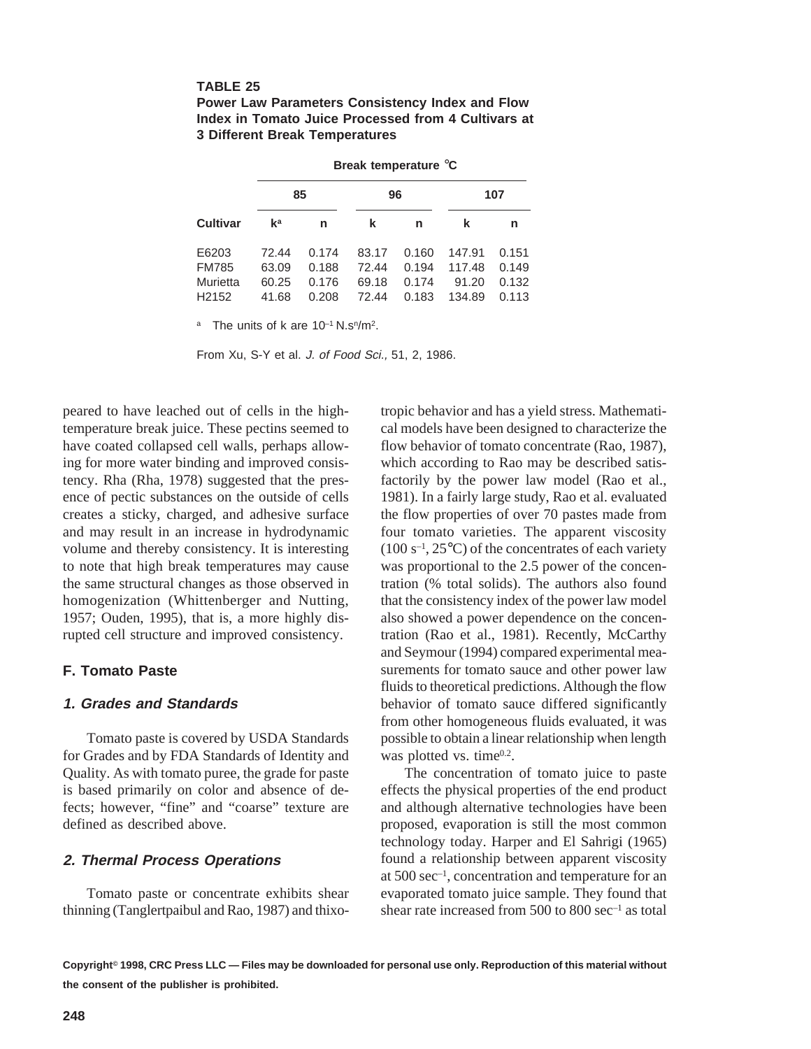**TABLE 25**
**Power Law Parameters Consistency Index and Flow Index in Tomato Juice Processed from 4 Cultivars at 3 Different Break Temperatures**

| | Break temperature °C | | | | | |
|---|---|---|---|---|---|---|
| | 85 | | 96 | | 107 | |
| Cultivar | k[a] | n | k | n | k | n |
| E6203 | 72.44 | 0.174 | 83.17 | 0.160 | 147.91 | 0.151 |
| FM785 | 63.09 | 0.188 | 72.44 | 0.194 | 117.48 | 0.149 |
| Murietta | 60.25 | 0.176 | 69.18 | 0.174 | 91.20 | 0.132 |
| H2152 | 41.68 | 0.208 | 72.44 | 0.183 | 134.89 | 0.113 |

[a] The units of k are $10^{-1}$ N.s$^n$/m$^2$.

From Xu, S-Y et al. *J. of Food Sci.,* 51, 2, 1986.

peared to have leached out of cells in the high-temperature break juice. These pectins seemed to have coated collapsed cell walls, perhaps allowing for more water binding and improved consistency. Rha (Rha, 1978) suggested that the presence of pectic substances on the outside of cells creates a sticky, charged, and adhesive surface and may result in an increase in hydrodynamic volume and thereby consistency. It is interesting to note that high break temperatures may cause the same structural changes as those observed in homogenization (Whittenberger and Nutting, 1957; Ouden, 1995), that is, a more highly disrupted cell structure and improved consistency.

### F. Tomato Paste

#### *1. Grades and Standards*

Tomato paste is covered by USDA Standards for Grades and by FDA Standards of Identity and Quality. As with tomato puree, the grade for paste is based primarily on color and absence of defects; however, "fine" and "coarse" texture are defined as described above.

#### *2. Thermal Process Operations*

Tomato paste or concentrate exhibits shear thinning (Tanglertpaibul and Rao, 1987) and thixotropic behavior and has a yield stress. Mathematical models have been designed to characterize the flow behavior of tomato concentrate (Rao, 1987), which according to Rao may be described satisfactorily by the power law model (Rao et al., 1981). In a fairly large study, Rao et al. evaluated the flow properties of over 70 pastes made from four tomato varieties. The apparent viscosity ($100\ s^{-1}$, 25°C) of the concentrates of each variety was proportional to the 2.5 power of the concentration (% total solids). The authors also found that the consistency index of the power law model also showed a power dependence on the concentration (Rao et al., 1981). Recently, McCarthy and Seymour (1994) compared experimental measurements for tomato sauce and other power law fluids to theoretical predictions. Although the flow behavior of tomato sauce differed significantly from other homogeneous fluids evaluated, it was possible to obtain a linear relationship when length was plotted vs. time$^{0.2}$.

The concentration of tomato juice to paste effects the physical properties of the end product and although alternative technologies have been proposed, evaporation is still the most common technology today. Harper and El Sahrigi (1965) found a relationship between apparent viscosity at 500 sec$^{-1}$, concentration and temperature for an evaporated tomato juice sample. They found that shear rate increased from 500 to 800 sec$^{-1}$ as total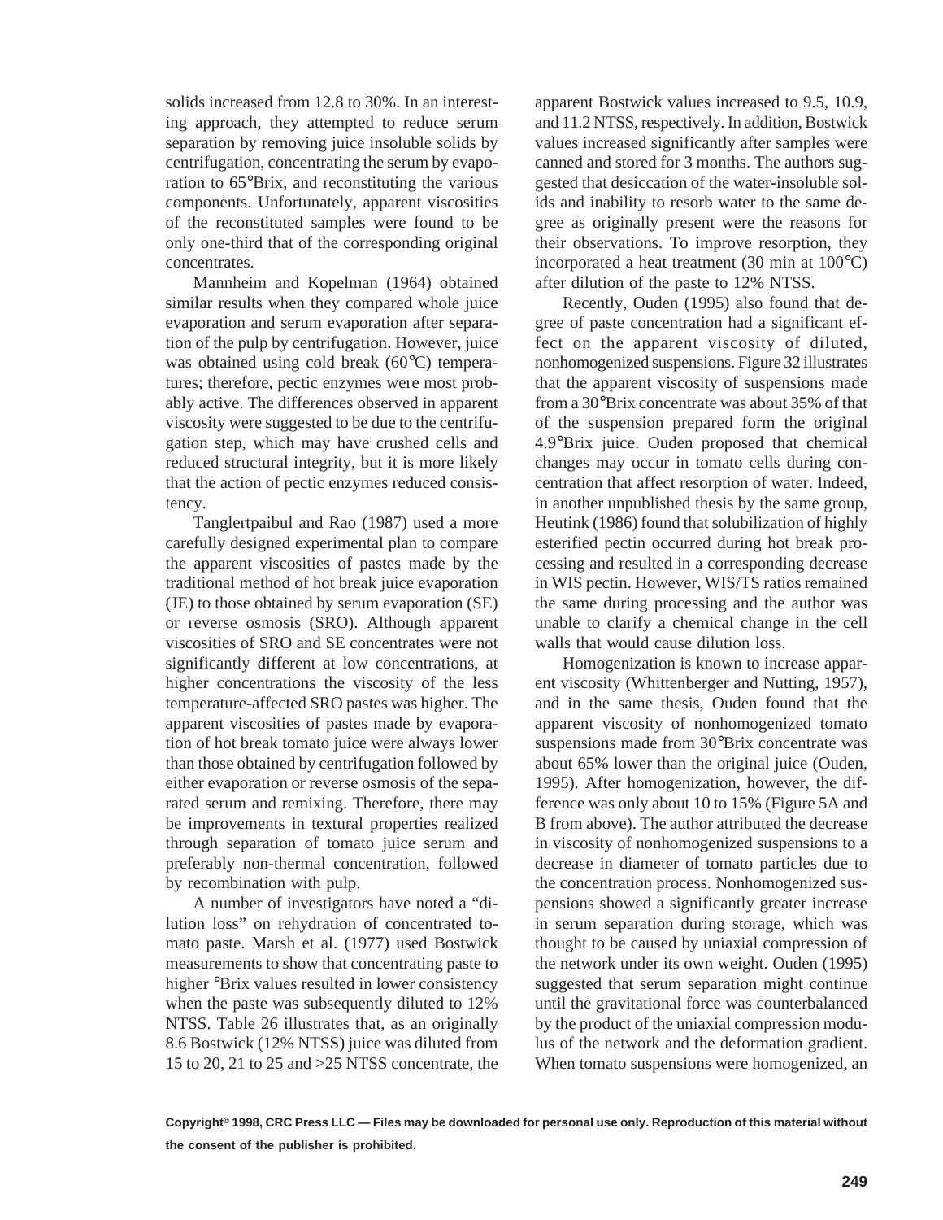solids increased from 12.8 to 30%. In an interesting approach, they attempted to reduce serum separation by removing juice insoluble solids by centrifugation, concentrating the serum by evaporation to 65°Brix, and reconstituting the various components. Unfortunately, apparent viscosities of the reconstituted samples were found to be only one-third that of the corresponding original concentrates.

Mannheim and Kopelman (1964) obtained similar results when they compared whole juice evaporation and serum evaporation after separation of the pulp by centrifugation. However, juice was obtained using cold break (60°C) temperatures; therefore, pectic enzymes were most probably active. The differences observed in apparent viscosity were suggested to be due to the centrifugation step, which may have crushed cells and reduced structural integrity, but it is more likely that the action of pectic enzymes reduced consistency.

Tanglertpaibul and Rao (1987) used a more carefully designed experimental plan to compare the apparent viscosities of pastes made by the traditional method of hot break juice evaporation (JE) to those obtained by serum evaporation (SE) or reverse osmosis (SRO). Although apparent viscosities of SRO and SE concentrates were not significantly different at low concentrations, at higher concentrations the viscosity of the less temperature-affected SRO pastes was higher. The apparent viscosities of pastes made by evaporation of hot break tomato juice were always lower than those obtained by centrifugation followed by either evaporation or reverse osmosis of the separated serum and remixing. Therefore, there may be improvements in textural properties realized through separation of tomato juice serum and preferably non-thermal concentration, followed by recombination with pulp.

A number of investigators have noted a "dilution loss" on rehydration of concentrated tomato paste. Marsh et al. (1977) used Bostwick measurements to show that concentrating paste to higher °Brix values resulted in lower consistency when the paste was subsequently diluted to 12% NTSS. Table 26 illustrates that, as an originally 8.6 Bostwick (12% NTSS) juice was diluted from 15 to 20, 21 to 25 and >25 NTSS concentrate, the apparent Bostwick values increased to 9.5, 10.9, and 11.2 NTSS, respectively. In addition, Bostwick values increased significantly after samples were canned and stored for 3 months. The authors suggested that desiccation of the water-insoluble solids and inability to resorb water to the same degree as originally present were the reasons for their observations. To improve resorption, they incorporated a heat treatment (30 min at 100°C) after dilution of the paste to 12% NTSS.

Recently, Ouden (1995) also found that degree of paste concentration had a significant effect on the apparent viscosity of diluted, nonhomogenized suspensions. Figure 32 illustrates that the apparent viscosity of suspensions made from a 30°Brix concentrate was about 35% of that of the suspension prepared form the original 4.9°Brix juice. Ouden proposed that chemical changes may occur in tomato cells during concentration that affect resorption of water. Indeed, in another unpublished thesis by the same group, Heutink (1986) found that solubilization of highly esterified pectin occurred during hot break processing and resulted in a corresponding decrease in WIS pectin. However, WIS/TS ratios remained the same during processing and the author was unable to clarify a chemical change in the cell walls that would cause dilution loss.

Homogenization is known to increase apparent viscosity (Whittenberger and Nutting, 1957), and in the same thesis, Ouden found that the apparent viscosity of nonhomogenized tomato suspensions made from 30°Brix concentrate was about 65% lower than the original juice (Ouden, 1995). After homogenization, however, the difference was only about 10 to 15% (Figure 5A and B from above). The author attributed the decrease in viscosity of nonhomogenized suspensions to a decrease in diameter of tomato particles due to the concentration process. Nonhomogenized suspensions showed a significantly greater increase in serum separation during storage, which was thought to be caused by uniaxial compression of the network under its own weight. Ouden (1995) suggested that serum separation might continue until the gravitational force was counterbalanced by the product of the uniaxial compression modulus of the network and the deformation gradient. When tomato suspensions were homogenized, an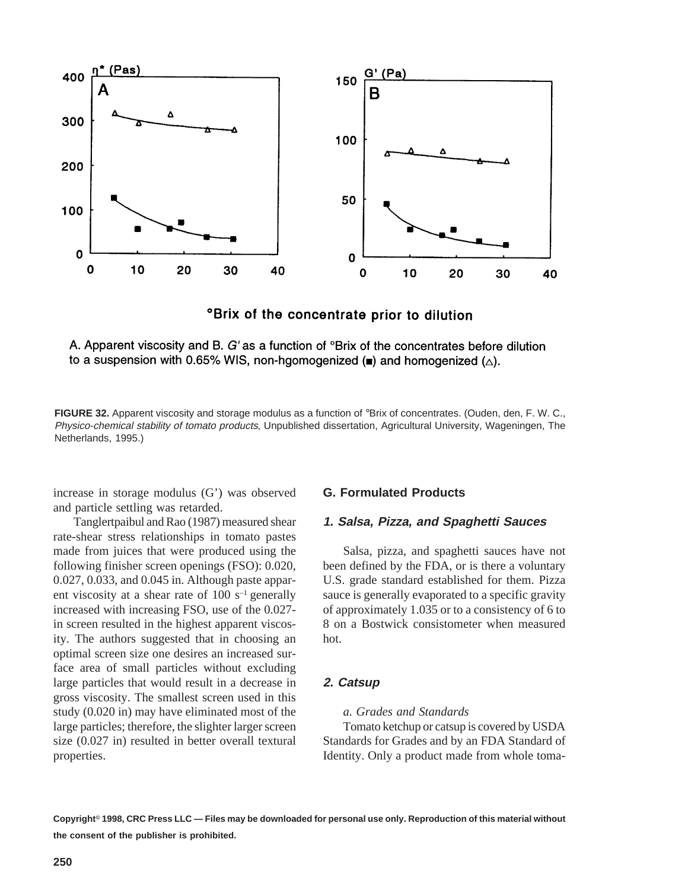A. Apparent viscosity and B. *G'* as a function of °Brix of the concentrates before dilution to a suspension with 0.65% WIS, non-hgomogenized (■) and homogenized (△).

**FIGURE 32.** Apparent viscosity and storage modulus as a function of °Brix of concentrates. (Ouden, den, F. W. C., *Physico-chemical stability of tomato products*, Unpublished dissertation, Agricultural University, Wageningen, The Netherlands, 1995.)

increase in storage modulus (G') was observed and particle settling was retarded.

Tanglertpaibul and Rao (1987) measured shear rate-shear stress relationships in tomato pastes made from juices that were produced using the following finisher screen openings (FSO): 0.020, 0.027, 0.033, and 0.045 in. Although paste apparent viscosity at a shear rate of 100 $s^{-1}$ generally increased with increasing FSO, use of the 0.027-in screen resulted in the highest apparent viscosity. The authors suggested that in choosing an optimal screen size one desires an increased surface area of small particles without excluding large particles that would result in a decrease in gross viscosity. The smallest screen used in this study (0.020 in) may have eliminated most of the large particles; therefore, the slighter larger screen size (0.027 in) resulted in better overall textural properties.

## G. Formulated Products

### 1. Salsa, Pizza, and Spaghetti Sauces

Salsa, pizza, and spaghetti sauces have not been defined by the FDA, or is there a voluntary U.S. grade standard established for them. Pizza sauce is generally evaporated to a specific gravity of approximately 1.035 or to a consistency of 6 to 8 on a Bostwick consistometer when measured hot.

### 2. Catsup

*a. Grades and Standards*

Tomato ketchup or catsup is covered by USDA Standards for Grades and by an FDA Standard of Identity. Only a product made from whole toma-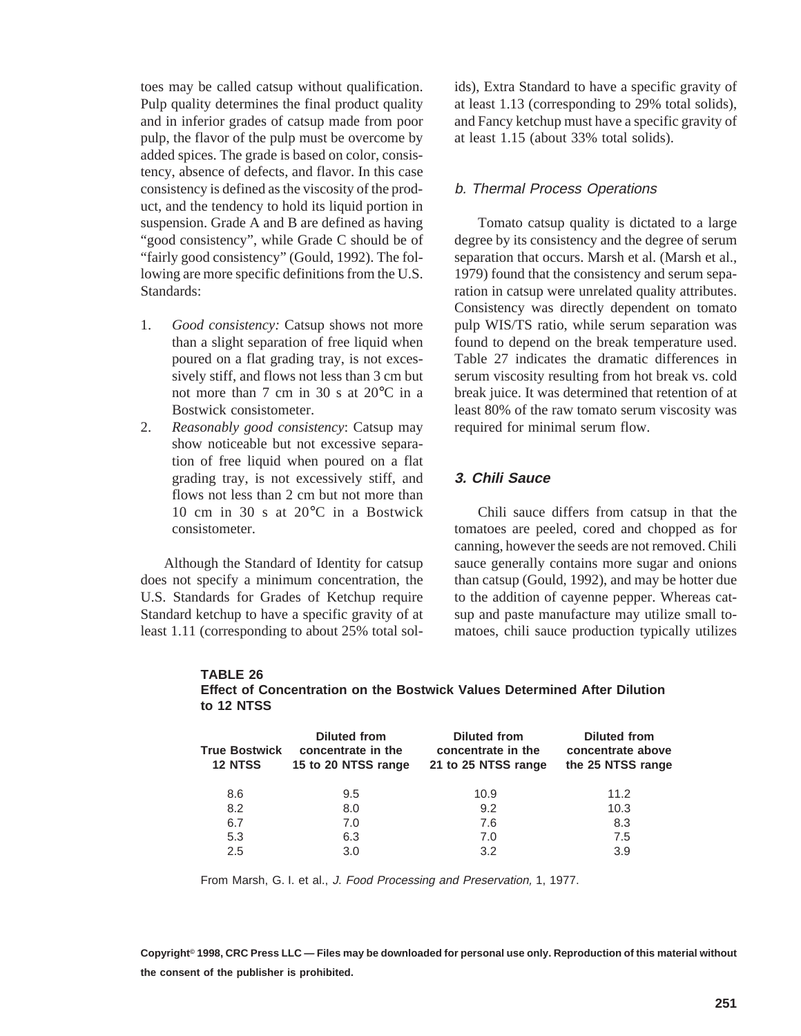toes may be called catsup without qualification. Pulp quality determines the final product quality and in inferior grades of catsup made from poor pulp, the flavor of the pulp must be overcome by added spices. The grade is based on color, consistency, absence of defects, and flavor. In this case consistency is defined as the viscosity of the product, and the tendency to hold its liquid portion in suspension. Grade A and B are defined as having "good consistency", while Grade C should be of "fairly good consistency" (Gould, 1992). The following are more specific definitions from the U.S. Standards:

1. *Good consistency:* Catsup shows not more than a slight separation of free liquid when poured on a flat grading tray, is not excessively stiff, and flows not less than 3 cm but not more than 7 cm in 30 s at 20°C in a Bostwick consistometer.
2. *Reasonably good consistency*: Catsup may show noticeable but not excessive separation of free liquid when poured on a flat grading tray, is not excessively stiff, and flows not less than 2 cm but not more than 10 cm in 30 s at 20°C in a Bostwick consistometer.

Although the Standard of Identity for catsup does not specify a minimum concentration, the U.S. Standards for Grades of Ketchup require Standard ketchup to have a specific gravity of at least 1.11 (corresponding to about 25% total solids), Extra Standard to have a specific gravity of at least 1.13 (corresponding to 29% total solids), and Fancy ketchup must have a specific gravity of at least 1.15 (about 33% total solids).

#### *b. Thermal Process Operations*

Tomato catsup quality is dictated to a large degree by its consistency and the degree of serum separation that occurs. Marsh et al. (Marsh et al., 1979) found that the consistency and serum separation in catsup were unrelated quality attributes. Consistency was directly dependent on tomato pulp WIS/TS ratio, while serum separation was found to depend on the break temperature used. Table 27 indicates the dramatic differences in serum viscosity resulting from hot break vs. cold break juice. It was determined that retention of at least 80% of the raw tomato serum viscosity was required for minimal serum flow.

### *3. Chili Sauce*

Chili sauce differs from catsup in that the tomatoes are peeled, cored and chopped as for canning, however the seeds are not removed. Chili sauce generally contains more sugar and onions than catsup (Gould, 1992), and may be hotter due to the addition of cayenne pepper. Whereas catsup and paste manufacture may utilize small tomatoes, chili sauce production typically utilizes

**TABLE 26**
**Effect of Concentration on the Bostwick Values Determined After Dilution to 12 NTSS**

| True Bostwick 12 NTSS | Diluted from concentrate in the 15 to 20 NTSS range | Diluted from concentrate in the 21 to 25 NTSS range | Diluted from concentrate above the 25 NTSS range |
|---|---|---|---|
| 8.6 | 9.5 | 10.9 | 11.2 |
| 8.2 | 8.0 | 9.2 | 10.3 |
| 6.7 | 7.0 | 7.6 | 8.3 |
| 5.3 | 6.3 | 7.0 | 7.5 |
| 2.5 | 3.0 | 3.2 | 3.9 |

From Marsh, G. I. et al., *J. Food Processing and Preservation,* 1, 1977.

**Copyright© 1998, CRC Press LLC — Files may be downloaded for personal use only. Reproduction of this material without the consent of the publisher is prohibited.**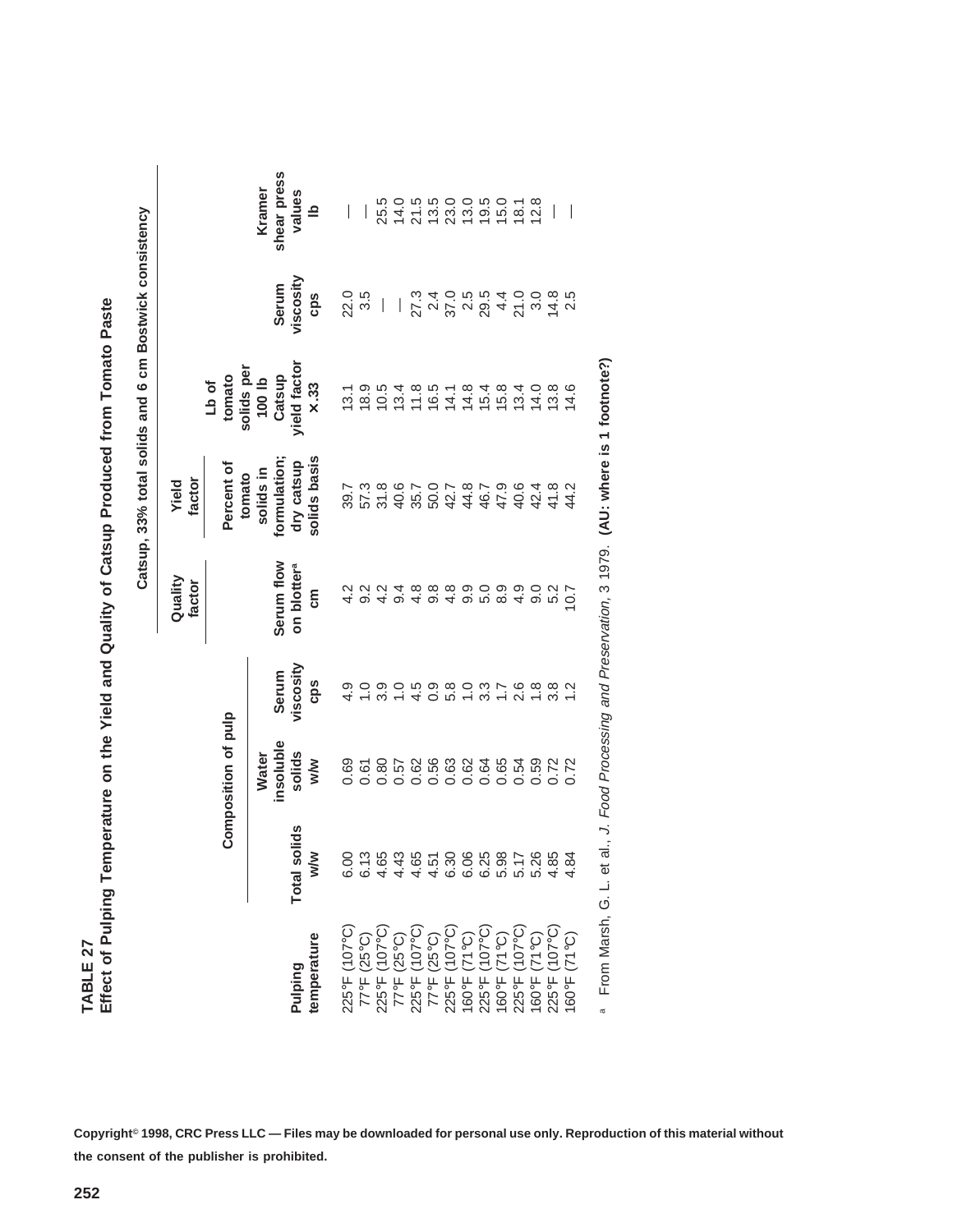**TABLE 27**
**Effect of Pulping Temperature on the Yield and Quality of Catsup Produced from Tomato Paste**

| Pulping temperature | Composition of pulp | | | Catsup, 33% total solids and 6 cm Bostwick consistency | | | | |
|---|---|---|---|---|---|---|---|---|
| | | | | Quality factor | Yield factor | | | |
| | Total solids w/w | Water insoluble solids w/w | Serum viscosity cps | Serum flow on blotter[a] cm | Percent of tomato solids in formulation; dry catsup solids basis | Lb of tomato solids per 100 lb Catsup yield factor × .33 | Serum viscosity cps | Kramer shear press values lb |
| 225°F (107°C) | 6.00 | 0.69 | 4.9 | 4.2 | 39.7 | 13.1 | 22.0 | — |
| 77°F (25°C) | 6.13 | 0.61 | 1.0 | 9.2 | 57.3 | 18.9 | 3.5 | — |
| 225°F (107°C) | 4.65 | 0.80 | 3.9 | 4.2 | 31.8 | 10.5 | — | 25.5 |
| 77°F (25°C) | 4.43 | 0.57 | 1.0 | 9.4 | 40.6 | 13.4 | — | 14.0 |
| 225°F (107°C) | 4.65 | 0.62 | 4.5 | 4.8 | 35.7 | 11.8 | 27.3 | 21.5 |
| 77°F (25°C) | 4.51 | 0.56 | 0.9 | 9.8 | 50.0 | 16.5 | 2.4 | 13.5 |
| 225°F (107°C) | 6.30 | 0.63 | 5.8 | 4.8 | 42.7 | 14.1 | 37.0 | 23.0 |
| 160°F (71°C) | 6.06 | 0.62 | 1.0 | 9.9 | 44.8 | 14.8 | 2.5 | 13.0 |
| 225°F (107°C) | 6.25 | 0.64 | 3.3 | 5.0 | 46.7 | 15.4 | 29.5 | 19.5 |
| 160°F (71°C) | 5.98 | 0.65 | 1.7 | 8.9 | 47.9 | 15.8 | 4.4 | 15.0 |
| 225°F (107°C) | 5.17 | 0.54 | 2.6 | 4.9 | 40.6 | 13.4 | 21.0 | 18.1 |
| 160°F (71°C) | 5.26 | 0.59 | 1.8 | 9.0 | 42.4 | 14.0 | 3.0 | 12.8 |
| 225°F (107°C) | 4.85 | 0.72 | 3.8 | 5.2 | 41.8 | 13.8 | 14.8 | — |
| 160°F (71°C) | 4.84 | 0.72 | 1.2 | 10.7 | 44.2 | 14.6 | 2.5 | — |

[a] From Marsh, G. L. et al., *J. Food Processing and Preservation*, 3 1979. **(AU: where is 1 footnote?)**

**Copyright© 1998, CRC Press LLC — Files may be downloaded for personal use only. Reproduction of this material without the consent of the publisher is prohibited.**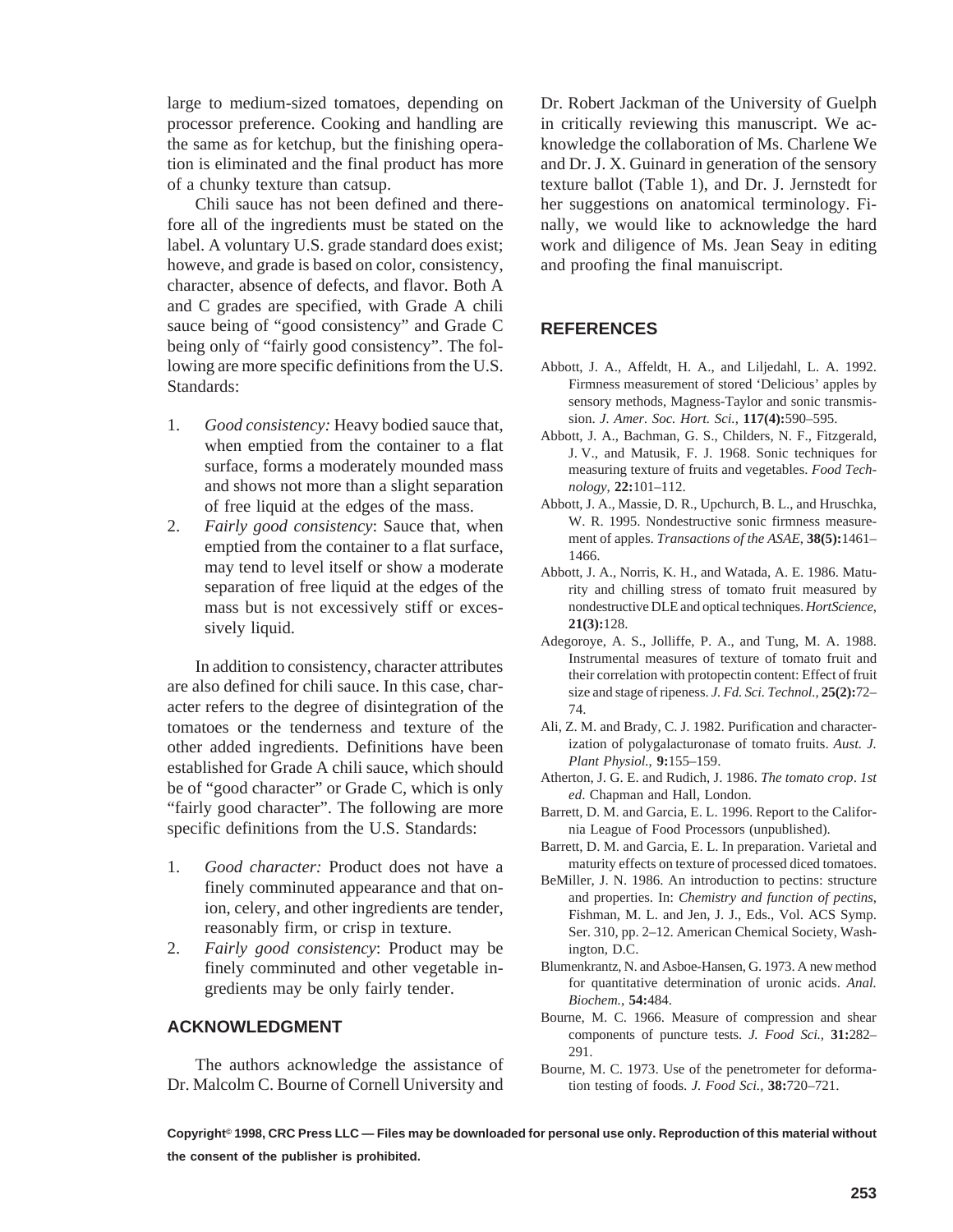large to medium-sized tomatoes, depending on processor preference. Cooking and handling are the same as for ketchup, but the finishing operation is eliminated and the final product has more of a chunky texture than catsup.

Chili sauce has not been defined and therefore all of the ingredients must be stated on the label. A voluntary U.S. grade standard does exist; howeve, and grade is based on color, consistency, character, absence of defects, and flavor. Both A and C grades are specified, with Grade A chili sauce being of "good consistency" and Grade C being only of "fairly good consistency". The following are more specific definitions from the U.S. Standards:

1. *Good consistency:* Heavy bodied sauce that, when emptied from the container to a flat surface, forms a moderately mounded mass and shows not more than a slight separation of free liquid at the edges of the mass.
2. *Fairly good consistency*: Sauce that, when emptied from the container to a flat surface, may tend to level itself or show a moderate separation of free liquid at the edges of the mass but is not excessively stiff or excessively liquid.

In addition to consistency, character attributes are also defined for chili sauce. In this case, character refers to the degree of disintegration of the tomatoes or the tenderness and texture of the other added ingredients. Definitions have been established for Grade A chili sauce, which should be of "good character" or Grade C, which is only "fairly good character". The following are more specific definitions from the U.S. Standards:

1. *Good character:* Product does not have a finely comminuted appearance and that onion, celery, and other ingredients are tender, reasonably firm, or crisp in texture.
2. *Fairly good consistency*: Product may be finely comminuted and other vegetable ingredients may be only fairly tender.

## ACKNOWLEDGMENT

The authors acknowledge the assistance of Dr. Malcolm C. Bourne of Cornell University and Dr. Robert Jackman of the University of Guelph in critically reviewing this manuscript. We acknowledge the collaboration of Ms. Charlene We and Dr. J. X. Guinard in generation of the sensory texture ballot (Table 1), and Dr. J. Jernstedt for her suggestions on anatomical terminology. Finally, we would like to acknowledge the hard work and diligence of Ms. Jean Seay in editing and proofing the final manuiscript.

## REFERENCES

Abbott, J. A., Affeldt, H. A., and Liljedahl, L. A. 1992. Firmness measurement of stored 'Delicious' apples by sensory methods, Magness-Taylor and sonic transmission. *J. Amer. Soc. Hort. Sci.,* **117(4):**590–595.

Abbott, J. A., Bachman, G. S., Childers, N. F., Fitzgerald, J. V., and Matusik, F. J. 1968. Sonic techniques for measuring texture of fruits and vegetables. *Food Technology*, **22:**101–112.

Abbott, J. A., Massie, D. R., Upchurch, B. L., and Hruschka, W. R. 1995. Nondestructive sonic firmness measurement of apples. *Transactions of the ASAE*, **38(5):**1461–1466.

Abbott, J. A., Norris, K. H., and Watada, A. E. 1986. Maturity and chilling stress of tomato fruit measured by nondestructive DLE and optical techniques. *HortScience*, **21(3):**128.

Adegoroye, A. S., Jolliffe, P. A., and Tung, M. A. 1988. Instrumental measures of texture of tomato fruit and their correlation with protopectin content: Effect of fruit size and stage of ripeness. *J. Fd. Sci. Technol.*, **25(2):**72–74.

Ali, Z. M. and Brady, C. J. 1982. Purification and characterization of polygalacturonase of tomato fruits. *Aust. J. Plant Physiol.,* **9:**155–159.

Atherton, J. G. E. and Rudich, J. 1986. *The tomato crop*. *1st ed*. Chapman and Hall, London.

Barrett, D. M. and Garcia, E. L. 1996. Report to the California League of Food Processors (unpublished).

Barrett, D. M. and Garcia, E. L. In preparation. Varietal and maturity effects on texture of processed diced tomatoes.

BeMiller, J. N. 1986. An introduction to pectins: structure and properties. In: *Chemistry and function of pectins*, Fishman, M. L. and Jen, J. J., Eds., Vol. ACS Symp. Ser. 310, pp. 2–12. American Chemical Society, Washington, D.C.

Blumenkrantz, N. and Asboe-Hansen, G. 1973. A new method for quantitative determination of uronic acids. *Anal. Biochem.*, **54:**484.

Bourne, M. C. 1966. Measure of compression and shear components of puncture tests. *J. Food Sci.,* **31:**282–291.

Bourne, M. C. 1973. Use of the penetrometer for deformation testing of foods. *J. Food Sci.,* **38:**720–721.

**Copyright© 1998, CRC Press LLC — Files may be downloaded for personal use only. Reproduction of this material without the consent of the publisher is prohibited.**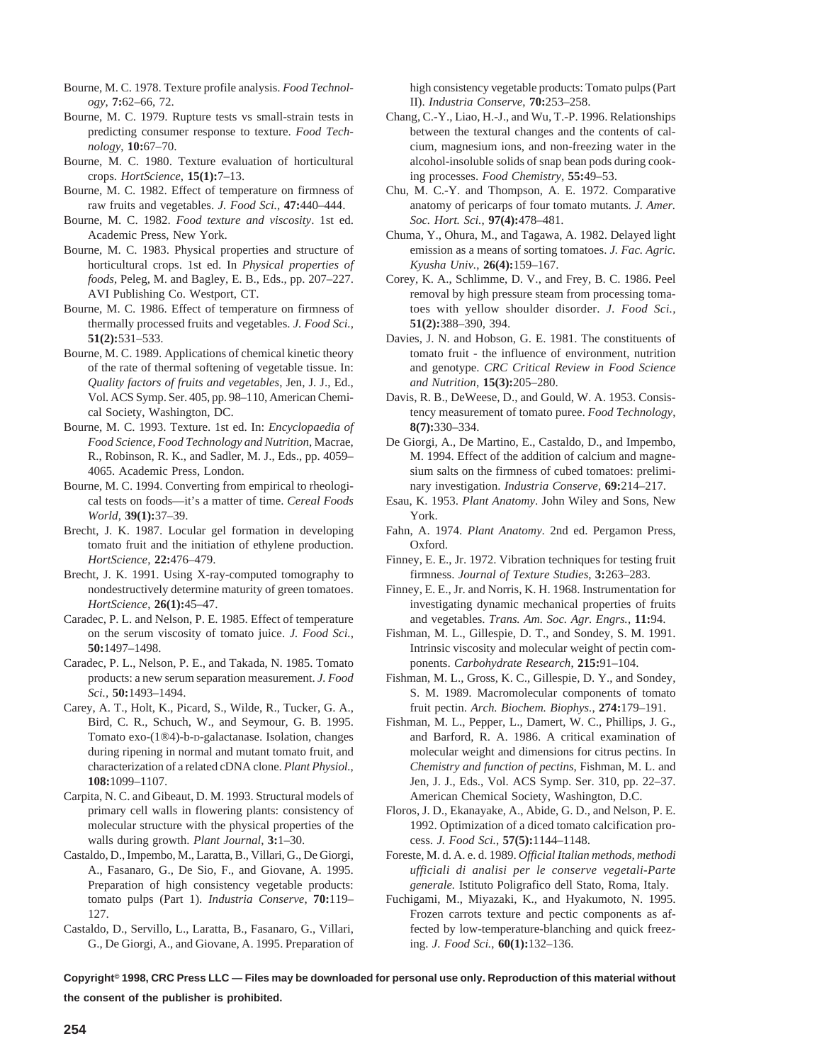Bourne, M. C. 1978. Texture profile analysis. *Food Technology*, **7:**62–66, 72.

Bourne, M. C. 1979. Rupture tests vs small-strain tests in predicting consumer response to texture. *Food Technology*, **10:**67–70.

Bourne, M. C. 1980. Texture evaluation of horticultural crops. *HortScience*, **15(1):**7–13.

Bourne, M. C. 1982. Effect of temperature on firmness of raw fruits and vegetables. *J. Food Sci.*, **47:**440–444.

Bourne, M. C. 1982. *Food texture and viscosity*. 1st ed. Academic Press, New York.

Bourne, M. C. 1983. Physical properties and structure of horticultural crops. 1st ed. In *Physical properties of foods*, Peleg, M. and Bagley, E. B., Eds., pp. 207–227. AVI Publishing Co. Westport, CT.

Bourne, M. C. 1986. Effect of temperature on firmness of thermally processed fruits and vegetables. *J. Food Sci.*, **51(2):**531–533.

Bourne, M. C. 1989. Applications of chemical kinetic theory of the rate of thermal softening of vegetable tissue. In: *Quality factors of fruits and vegetables*, Jen, J. J., Ed., Vol. ACS Symp. Ser. 405, pp. 98–110, American Chemical Society, Washington, DC.

Bourne, M. C. 1993. Texture. 1st ed. In: *Encyclopaedia of Food Science, Food Technology and Nutrition*, Macrae, R., Robinson, R. K., and Sadler, M. J., Eds., pp. 4059–4065. Academic Press, London.

Bourne, M. C. 1994. Converting from empirical to rheological tests on foods—it's a matter of time. *Cereal Foods World*, **39(1):**37–39.

Brecht, J. K. 1987. Locular gel formation in developing tomato fruit and the initiation of ethylene production. *HortScience*, **22:**476–479.

Brecht, J. K. 1991. Using X-ray-computed tomography to nondestructively determine maturity of green tomatoes. *HortScience*, **26(1):**45–47.

Caradec, P. L. and Nelson, P. E. 1985. Effect of temperature on the serum viscosity of tomato juice. *J. Food Sci.*, **50:**1497–1498.

Caradec, P. L., Nelson, P. E., and Takada, N. 1985. Tomato products: a new serum separation measurement. *J. Food Sci.*, **50:**1493–1494.

Carey, A. T., Holt, K., Picard, S., Wilde, R., Tucker, G. A., Bird, C. R., Schuch, W., and Seymour, G. B. 1995. Tomato exo-(1®4)-b-D-galactanase. Isolation, changes during ripening in normal and mutant tomato fruit, and characterization of a related cDNA clone. *Plant Physiol.*, **108:**1099–1107.

Carpita, N. C. and Gibeaut, D. M. 1993. Structural models of primary cell walls in flowering plants: consistency of molecular structure with the physical properties of the walls during growth. *Plant Journal*, **3:**1–30.

Castaldo, D., Impembo, M., Laratta, B., Villari, G., De Giorgi, A., Fasanaro, G., De Sio, F., and Giovane, A. 1995. Preparation of high consistency vegetable products: tomato pulps (Part 1). *Industria Conserve*, **70:**119–127.

Castaldo, D., Servillo, L., Laratta, B., Fasanaro, G., Villari, G., De Giorgi, A., and Giovane, A. 1995. Preparation of high consistency vegetable products: Tomato pulps (Part II). *Industria Conserve*, **70:**253–258.

Chang, C.-Y., Liao, H.-J., and Wu, T.-P. 1996. Relationships between the textural changes and the contents of calcium, magnesium ions, and non-freezing water in the alcohol-insoluble solids of snap bean pods during cooking processes. *Food Chemistry*, **55:**49–53.

Chu, M. C.-Y. and Thompson, A. E. 1972. Comparative anatomy of pericarps of four tomato mutants. *J. Amer. Soc. Hort. Sci.*, **97(4):**478–481.

Chuma, Y., Ohura, M., and Tagawa, A. 1982. Delayed light emission as a means of sorting tomatoes. *J. Fac. Agric. Kyusha Univ.*, **26(4):**159–167.

Corey, K. A., Schlimme, D. V., and Frey, B. C. 1986. Peel removal by high pressure steam from processing tomatoes with yellow shoulder disorder. *J. Food Sci.*, **51(2):**388–390, 394.

Davies, J. N. and Hobson, G. E. 1981. The constituents of tomato fruit - the influence of environment, nutrition and genotype. *CRC Critical Review in Food Science and Nutrition*, **15(3):**205–280.

Davis, R. B., DeWeese, D., and Gould, W. A. 1953. Consistency measurement of tomato puree. *Food Technology*, **8(7):**330–334.

De Giorgi, A., De Martino, E., Castaldo, D., and Impembo, M. 1994. Effect of the addition of calcium and magnesium salts on the firmness of cubed tomatoes: preliminary investigation. *Industria Conserve*, **69:**214–217.

Esau, K. 1953. *Plant Anatomy*. John Wiley and Sons, New York.

Fahn, A. 1974. *Plant Anatomy*. 2nd ed. Pergamon Press, Oxford.

Finney, E. E., Jr. 1972. Vibration techniques for testing fruit firmness. *Journal of Texture Studies*, **3:**263–283.

Finney, E. E., Jr. and Norris, K. H. 1968. Instrumentation for investigating dynamic mechanical properties of fruits and vegetables. *Trans. Am. Soc. Agr. Engrs.*, **11:**94.

Fishman, M. L., Gillespie, D. T., and Sondey, S. M. 1991. Intrinsic viscosity and molecular weight of pectin components. *Carbohydrate Research*, **215:**91–104.

Fishman, M. L., Gross, K. C., Gillespie, D. Y., and Sondey, S. M. 1989. Macromolecular components of tomato fruit pectin. *Arch. Biochem. Biophys.*, **274:**179–191.

Fishman, M. L., Pepper, L., Damert, W. C., Phillips, J. G., and Barford, R. A. 1986. A critical examination of molecular weight and dimensions for citrus pectins. In *Chemistry and function of pectins*, Fishman, M. L. and Jen, J. J., Eds., Vol. ACS Symp. Ser. 310, pp. 22–37. American Chemical Society, Washington, D.C.

Floros, J. D., Ekanayake, A., Abide, G. D., and Nelson, P. E. 1992. Optimization of a diced tomato calcification process. *J. Food Sci.*, **57(5):**1144–1148.

Foreste, M. d. A. e. d. 1989. *Official Italian methods, methodi ufficiali di analisi per le conserve vegetali-Parte generale.* Istituto Poligrafico dell Stato, Roma, Italy.

Fuchigami, M., Miyazaki, K., and Hyakumoto, N. 1995. Frozen carrots texture and pectic components as affected by low-temperature-blanching and quick freezing. *J. Food Sci.*, **60(1):**132–136.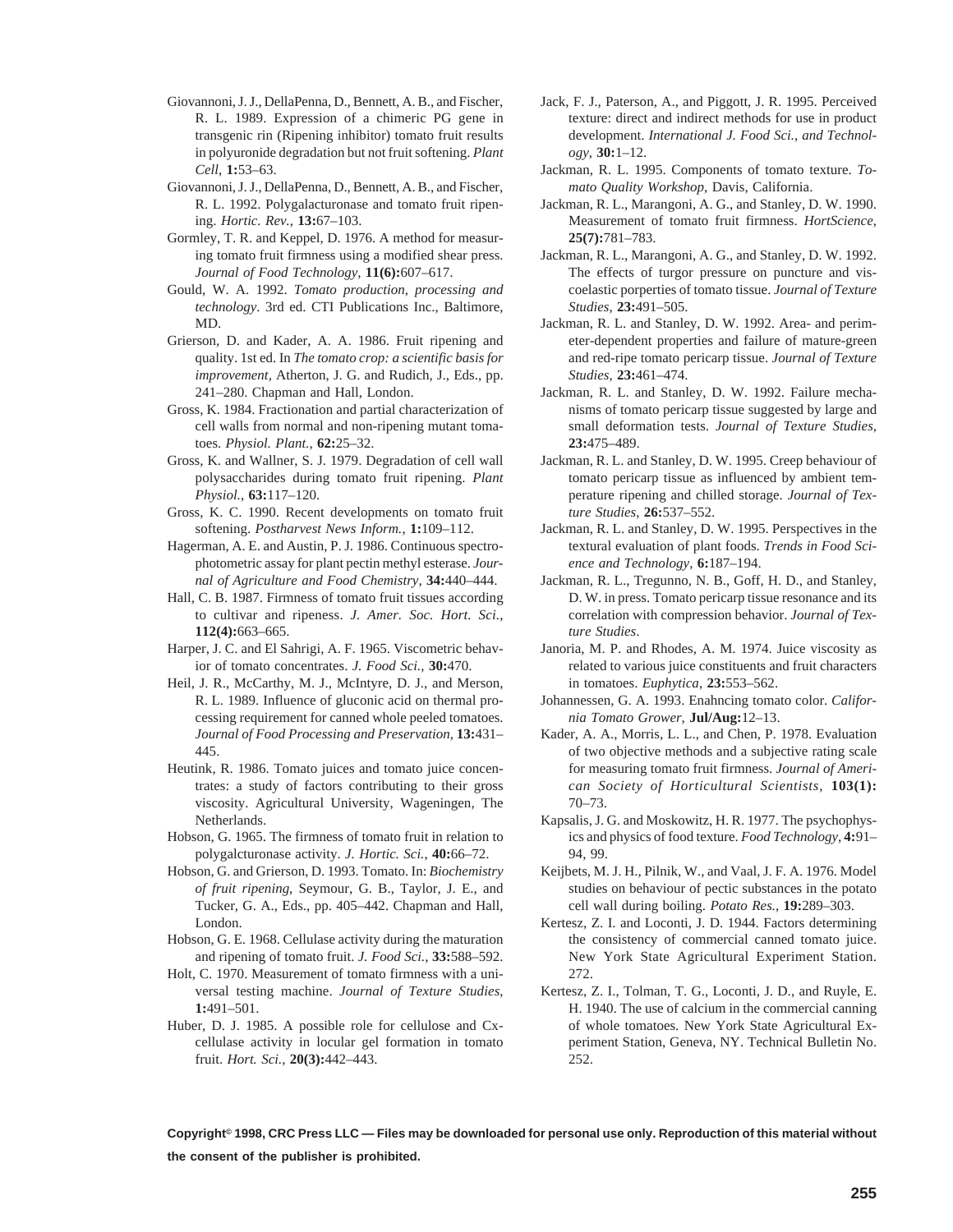Giovannoni, J. J., DellaPenna, D., Bennett, A. B., and Fischer, R. L. 1989. Expression of a chimeric PG gene in transgenic rin (Ripening inhibitor) tomato fruit results in polyuronide degradation but not fruit softening. *Plant Cell*, **1:**53–63.

Giovannoni, J. J., DellaPenna, D., Bennett, A. B., and Fischer, R. L. 1992. Polygalacturonase and tomato fruit ripening. *Hortic. Rev.*, **13:**67–103.

Gormley, T. R. and Keppel, D. 1976. A method for measuring tomato fruit firmness using a modified shear press. *Journal of Food Technology*, **11(6):**607–617.

Gould, W. A. 1992. *Tomato production, processing and technology*. 3rd ed. CTI Publications Inc., Baltimore, MD.

Grierson, D. and Kader, A. A. 1986. Fruit ripening and quality. 1st ed. In *The tomato crop: a scientific basis for improvement*, Atherton, J. G. and Rudich, J., Eds., pp. 241–280. Chapman and Hall, London.

Gross, K. 1984. Fractionation and partial characterization of cell walls from normal and non-ripening mutant tomatoes. *Physiol. Plant.*, **62:**25–32.

Gross, K. and Wallner, S. J. 1979. Degradation of cell wall polysaccharides during tomato fruit ripening. *Plant Physiol.*, **63:**117–120.

Gross, K. C. 1990. Recent developments on tomato fruit softening. *Postharvest News Inform.*, **1:**109–112.

Hagerman, A. E. and Austin, P. J. 1986. Continuous spectrophotometric assay for plant pectin methyl esterase. *Journal of Agriculture and Food Chemistry*, **34:**440–444.

Hall, C. B. 1987. Firmness of tomato fruit tissues according to cultivar and ripeness. *J. Amer. Soc. Hort. Sci.*, **112(4):**663–665.

Harper, J. C. and El Sahrigi, A. F. 1965. Viscometric behavior of tomato concentrates. *J. Food Sci.*, **30:**470.

Heil, J. R., McCarthy, M. J., McIntyre, D. J., and Merson, R. L. 1989. Influence of gluconic acid on thermal processing requirement for canned whole peeled tomatoes. *Journal of Food Processing and Preservation*, **13:**431–445.

Heutink, R. 1986. Tomato juices and tomato juice concentrates: a study of factors contributing to their gross viscosity. Agricultural University, Wageningen, The Netherlands.

Hobson, G. 1965. The firmness of tomato fruit in relation to polygalcturonase activity. *J. Hortic. Sci.*, **40:**66–72.

Hobson, G. and Grierson, D. 1993. Tomato. In: *Biochemistry of fruit ripening*, Seymour, G. B., Taylor, J. E., and Tucker, G. A., Eds., pp. 405–442. Chapman and Hall, London.

Hobson, G. E. 1968. Cellulase activity during the maturation and ripening of tomato fruit. *J. Food Sci.*, **33:**588–592.

Holt, C. 1970. Measurement of tomato firmness with a universal testing machine. *Journal of Texture Studies*, **1:**491–501.

Huber, D. J. 1985. A possible role for cellulose and Cx-cellulase activity in locular gel formation in tomato fruit. *Hort. Sci.*, **20(3):**442–443.

Jack, F. J., Paterson, A., and Piggott, J. R. 1995. Perceived texture: direct and indirect methods for use in product development. *International J. Food Sci., and Technology*, **30:**1–12.

Jackman, R. L. 1995. Components of tomato texture. *Tomato Quality Workshop*, Davis, California.

Jackman, R. L., Marangoni, A. G., and Stanley, D. W. 1990. Measurement of tomato fruit firmness. *HortScience*, **25(7):**781–783.

Jackman, R. L., Marangoni, A. G., and Stanley, D. W. 1992. The effects of turgor pressure on puncture and viscoelastic porperties of tomato tissue. *Journal of Texture Studies*, **23:**491–505.

Jackman, R. L. and Stanley, D. W. 1992. Area- and perimeter-dependent properties and failure of mature-green and red-ripe tomato pericarp tissue. *Journal of Texture Studies*, **23:**461–474.

Jackman, R. L. and Stanley, D. W. 1992. Failure mechanisms of tomato pericarp tissue suggested by large and small deformation tests. *Journal of Texture Studies*, **23:**475–489.

Jackman, R. L. and Stanley, D. W. 1995. Creep behaviour of tomato pericarp tissue as influenced by ambient temperature ripening and chilled storage. *Journal of Texture Studies*, **26:**537–552.

Jackman, R. L. and Stanley, D. W. 1995. Perspectives in the textural evaluation of plant foods. *Trends in Food Science and Technology*, **6:**187–194.

Jackman, R. L., Tregunno, N. B., Goff, H. D., and Stanley, D. W. in press. Tomato pericarp tissue resonance and its correlation with compression behavior. *Journal of Texture Studies*.

Janoria, M. P. and Rhodes, A. M. 1974. Juice viscosity as related to various juice constituents and fruit characters in tomatoes. *Euphytica*, **23:**553–562.

Johannessen, G. A. 1993. Enahncing tomato color. *California Tomato Grower*, **Jul/Aug:**12–13.

Kader, A. A., Morris, L. L., and Chen, P. 1978. Evaluation of two objective methods and a subjective rating scale for measuring tomato fruit firmness. *Journal of American Society of Horticultural Scientists*, **103(1):**70–73.

Kapsalis, J. G. and Moskowitz, H. R. 1977. The psychophysics and physics of food texture. *Food Technology*, **4:**91–94, 99.

Keijbets, M. J. H., Pilnik, W., and Vaal, J. F. A. 1976. Model studies on behaviour of pectic substances in the potato cell wall during boiling. *Potato Res.*, **19:**289–303.

Kertesz, Z. I. and Loconti, J. D. 1944. Factors determining the consistency of commercial canned tomato juice. New York State Agricultural Experiment Station. 272.

Kertesz, Z. I., Tolman, T. G., Loconti, J. D., and Ruyle, E. H. 1940. The use of calcium in the commercial canning of whole tomatoes. New York State Agricultural Experiment Station, Geneva, NY. Technical Bulletin No. 252.

**Copyright© 1998, CRC Press LLC — Files may be downloaded for personal use only. Reproduction of this material without the consent of the publisher is prohibited.**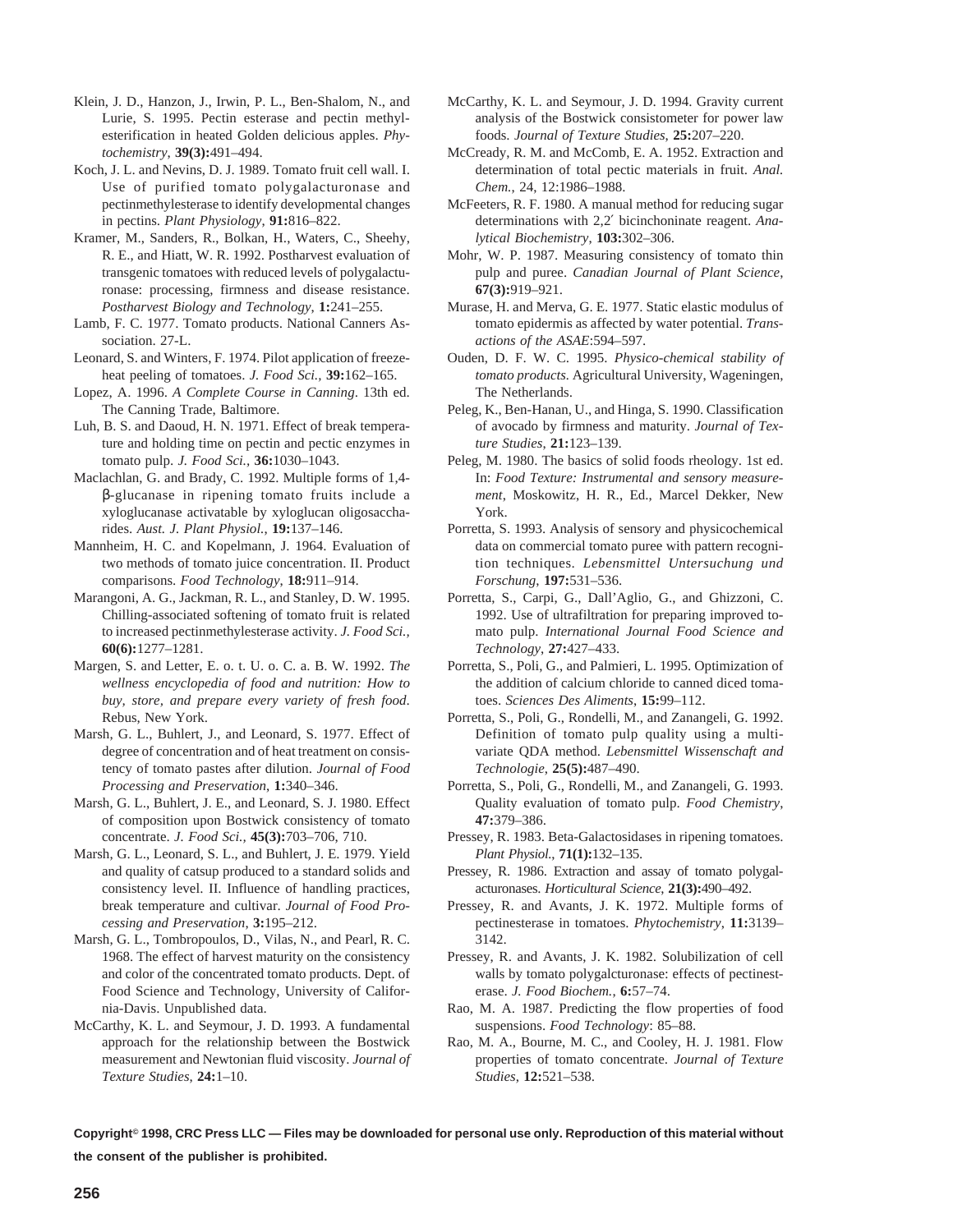Klein, J. D., Hanzon, J., Irwin, P. L., Ben-Shalom, N., and Lurie, S. 1995. Pectin esterase and pectin methylesterification in heated Golden delicious apples. *Phytochemistry*, **39(3):**491–494.

Koch, J. L. and Nevins, D. J. 1989. Tomato fruit cell wall. I. Use of purified tomato polygalacturonase and pectinmethylesterase to identify developmental changes in pectins. *Plant Physiology*, **91:**816–822.

Kramer, M., Sanders, R., Bolkan, H., Waters, C., Sheehy, R. E., and Hiatt, W. R. 1992. Postharvest evaluation of transgenic tomatoes with reduced levels of polygalacturonase: processing, firmness and disease resistance. *Postharvest Biology and Technology*, **1:**241–255.

Lamb, F. C. 1977. Tomato products. National Canners Association. 27-L.

Leonard, S. and Winters, F. 1974. Pilot application of freeze-heat peeling of tomatoes. *J. Food Sci.*, **39:**162–165.

Lopez, A. 1996. *A Complete Course in Canning*. 13th ed. The Canning Trade, Baltimore.

Luh, B. S. and Daoud, H. N. 1971. Effect of break temperature and holding time on pectin and pectic enzymes in tomato pulp. *J. Food Sci.*, **36:**1030–1043.

Maclachlan, G. and Brady, C. 1992. Multiple forms of 1,4-β-glucanase in ripening tomato fruits include a xyloglucanase activatable by xyloglucan oligosaccharides. *Aust. J. Plant Physiol.*, **19:**137–146.

Mannheim, H. C. and Kopelmann, J. 1964. Evaluation of two methods of tomato juice concentration. II. Product comparisons. *Food Technology*, **18:**911–914.

Marangoni, A. G., Jackman, R. L., and Stanley, D. W. 1995. Chilling-associated softening of tomato fruit is related to increased pectinmethylesterase activity. *J. Food Sci.*, **60(6):**1277–1281.

Margen, S. and Letter, E. o. t. U. o. C. a. B. W. 1992. *The wellness encyclopedia of food and nutrition: How to buy, store, and prepare every variety of fresh food*. Rebus, New York.

Marsh, G. L., Buhlert, J., and Leonard, S. 1977. Effect of degree of concentration and of heat treatment on consistency of tomato pastes after dilution. *Journal of Food Processing and Preservation*, **1:**340–346.

Marsh, G. L., Buhlert, J. E., and Leonard, S. J. 1980. Effect of composition upon Bostwick consistency of tomato concentrate. *J. Food Sci.*, **45(3):**703–706, 710.

Marsh, G. L., Leonard, S. L., and Buhlert, J. E. 1979. Yield and quality of catsup produced to a standard solids and consistency level. II. Influence of handling practices, break temperature and cultivar. *Journal of Food Processing and Preservation*, **3:**195–212.

Marsh, G. L., Tombropoulos, D., Vilas, N., and Pearl, R. C. 1968. The effect of harvest maturity on the consistency and color of the concentrated tomato products. Dept. of Food Science and Technology, University of California-Davis. Unpublished data.

McCarthy, K. L. and Seymour, J. D. 1993. A fundamental approach for the relationship between the Bostwick measurement and Newtonian fluid viscosity. *Journal of Texture Studies*, **24:**1–10.

McCarthy, K. L. and Seymour, J. D. 1994. Gravity current analysis of the Bostwick consistometer for power law foods. *Journal of Texture Studies*, **25:**207–220.

McCready, R. M. and McComb, E. A. 1952. Extraction and determination of total pectic materials in fruit. *Anal. Chem.*, 24, 12:1986–1988.

McFeeters, R. F. 1980. A manual method for reducing sugar determinations with 2,2′ bicinchoninate reagent. *Analytical Biochemistry*, **103:**302–306.

Mohr, W. P. 1987. Measuring consistency of tomato thin pulp and puree. *Canadian Journal of Plant Science*, **67(3):**919–921.

Murase, H. and Merva, G. E. 1977. Static elastic modulus of tomato epidermis as affected by water potential. *Transactions of the ASAE*:594–597.

Ouden, D. F. W. C. 1995. *Physico-chemical stability of tomato products*. Agricultural University, Wageningen, The Netherlands.

Peleg, K., Ben-Hanan, U., and Hinga, S. 1990. Classification of avocado by firmness and maturity. *Journal of Texture Studies*, **21:**123–139.

Peleg, M. 1980. The basics of solid foods rheology. 1st ed. In: *Food Texture: Instrumental and sensory measurement*, Moskowitz, H. R., Ed., Marcel Dekker, New York.

Porretta, S. 1993. Analysis of sensory and physicochemical data on commercial tomato puree with pattern recognition techniques. *Lebensmittel Untersuchung und Forschung*, **197:**531–536.

Porretta, S., Carpi, G., Dall'Aglio, G., and Ghizzoni, C. 1992. Use of ultrafiltration for preparing improved tomato pulp. *International Journal Food Science and Technology*, **27:**427–433.

Porretta, S., Poli, G., and Palmieri, L. 1995. Optimization of the addition of calcium chloride to canned diced tomatoes. *Sciences Des Aliments*, **15:**99–112.

Porretta, S., Poli, G., Rondelli, M., and Zanangeli, G. 1992. Definition of tomato pulp quality using a multivariate QDA method. *Lebensmittel Wissenschaft and Technologie*, **25(5):**487–490.

Porretta, S., Poli, G., Rondelli, M., and Zanangeli, G. 1993. Quality evaluation of tomato pulp. *Food Chemistry*, **47:**379–386.

Pressey, R. 1983. Beta-Galactosidases in ripening tomatoes. *Plant Physiol.*, **71(1):**132–135.

Pressey, R. 1986. Extraction and assay of tomato polygalacturonases. *Horticultural Science*, **21(3):**490–492.

Pressey, R. and Avants, J. K. 1972. Multiple forms of pectinesterase in tomatoes. *Phytochemistry*, **11:**3139–3142.

Pressey, R. and Avants, J. K. 1982. Solubilization of cell walls by tomato polygalcturonase: effects of pectinesterase. *J. Food Biochem.*, **6:**57–74.

Rao, M. A. 1987. Predicting the flow properties of food suspensions. *Food Technology*: 85–88.

Rao, M. A., Bourne, M. C., and Cooley, H. J. 1981. Flow properties of tomato concentrate. *Journal of Texture Studies*, **12:**521–538.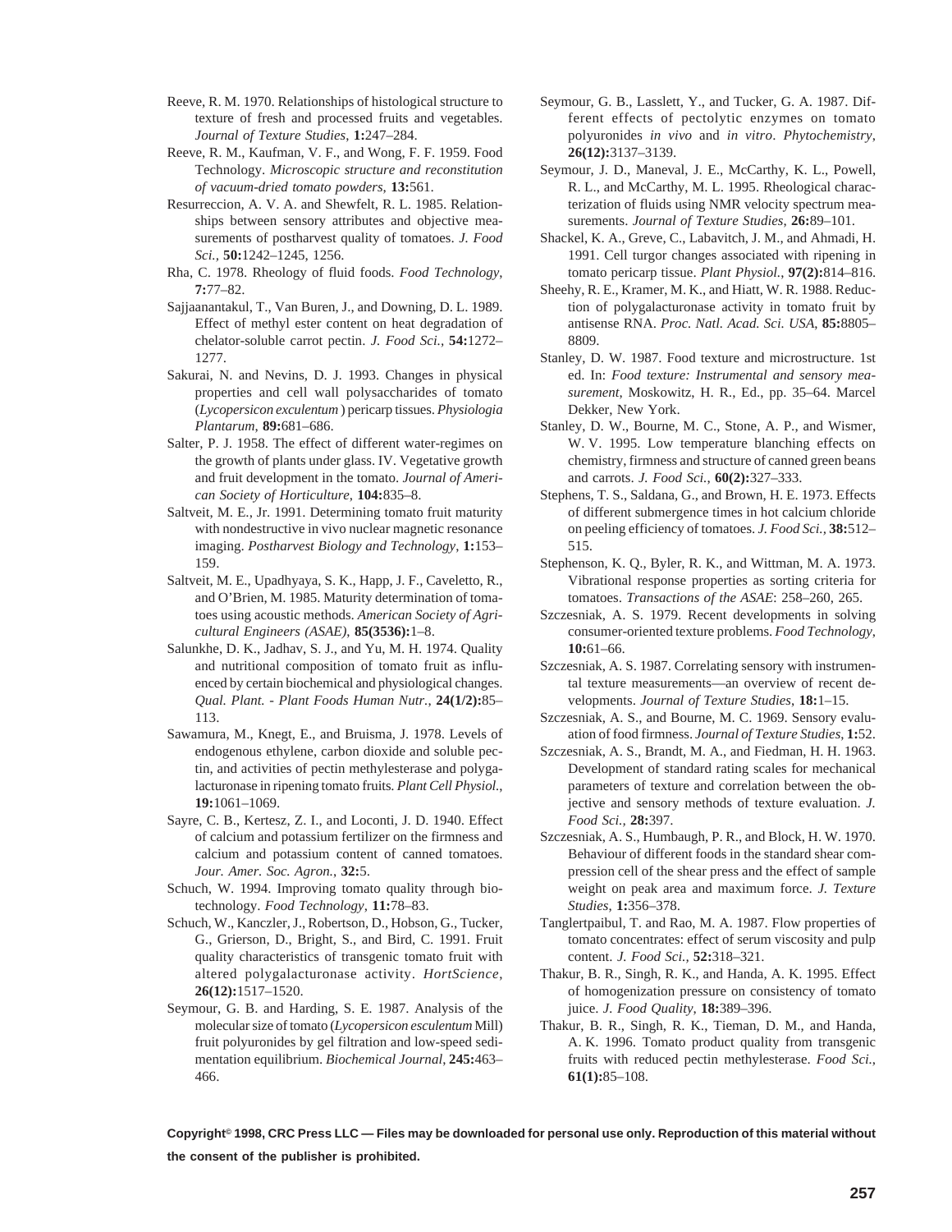Reeve, R. M. 1970. Relationships of histological structure to texture of fresh and processed fruits and vegetables. *Journal of Texture Studies*, **1:**247–284.

Reeve, R. M., Kaufman, V. F., and Wong, F. F. 1959. Food Technology. *Microscopic structure and reconstitution of vacuum-dried tomato powders,* **13:**561.

Resurreccion, A. V. A. and Shewfelt, R. L. 1985. Relationships between sensory attributes and objective measurements of postharvest quality of tomatoes. *J. Food Sci.*, **50:**1242–1245, 1256.

Rha, C. 1978. Rheology of fluid foods. *Food Technology*, **7:**77–82.

Sajjaanantakul, T., Van Buren, J., and Downing, D. L. 1989. Effect of methyl ester content on heat degradation of chelator-soluble carrot pectin. *J. Food Sci.*, **54:**1272–1277.

Sakurai, N. and Nevins, D. J. 1993. Changes in physical properties and cell wall polysaccharides of tomato (*Lycopersicon exculentum* ) pericarp tissues. *Physiologia Plantarum*, **89:**681–686.

Salter, P. J. 1958. The effect of different water-regimes on the growth of plants under glass. IV. Vegetative growth and fruit development in the tomato. *Journal of American Society of Horticulture*, **104:**835–8.

Saltveit, M. E., Jr. 1991. Determining tomato fruit maturity with nondestructive in vivo nuclear magnetic resonance imaging. *Postharvest Biology and Technology*, **1:**153–159.

Saltveit, M. E., Upadhyaya, S. K., Happ, J. F., Caveletto, R., and O'Brien, M. 1985. Maturity determination of tomatoes using acoustic methods. *American Society of Agricultural Engineers (ASAE)*, **85(3536):**1–8.

Salunkhe, D. K., Jadhav, S. J., and Yu, M. H. 1974. Quality and nutritional composition of tomato fruit as influenced by certain biochemical and physiological changes. *Qual. Plant. - Plant Foods Human Nutr.*, **24(1/2):**85–113.

Sawamura, M., Knegt, E., and Bruisma, J. 1978. Levels of endogenous ethylene, carbon dioxide and soluble pectin, and activities of pectin methylesterase and polygalacturonase in ripening tomato fruits. *Plant Cell Physiol.*, **19:**1061–1069.

Sayre, C. B., Kertesz, Z. I., and Loconti, J. D. 1940. Effect of calcium and potassium fertilizer on the firmness and calcium and potassium content of canned tomatoes. *Jour. Amer. Soc. Agron.*, **32:**5.

Schuch, W. 1994. Improving tomato quality through biotechnology. *Food Technology*, **11:**78–83.

Schuch, W., Kanczler, J., Robertson, D., Hobson, G., Tucker, G., Grierson, D., Bright, S., and Bird, C. 1991. Fruit quality characteristics of transgenic tomato fruit with altered polygalacturonase activity. *HortScience*, **26(12):**1517–1520.

Seymour, G. B. and Harding, S. E. 1987. Analysis of the molecular size of tomato (*Lycopersicon esculentum* Mill) fruit polyuronides by gel filtration and low-speed sedimentation equilibrium. *Biochemical Journal*, **245:**463–466.

Seymour, G. B., Lasslett, Y., and Tucker, G. A. 1987. Different effects of pectolytic enzymes on tomato polyuronides *in vivo* and *in vitro*. *Phytochemistry*, **26(12):**3137–3139.

Seymour, J. D., Maneval, J. E., McCarthy, K. L., Powell, R. L., and McCarthy, M. L. 1995. Rheological characterization of fluids using NMR velocity spectrum measurements. *Journal of Texture Studies*, **26:**89–101.

Shackel, K. A., Greve, C., Labavitch, J. M., and Ahmadi, H. 1991. Cell turgor changes associated with ripening in tomato pericarp tissue. *Plant Physiol.*, **97(2):**814–816.

Sheehy, R. E., Kramer, M. K., and Hiatt, W. R. 1988. Reduction of polygalacturonase activity in tomato fruit by antisense RNA. *Proc. Natl. Acad. Sci. USA*, **85:**8805–8809.

Stanley, D. W. 1987. Food texture and microstructure. 1st ed. In: *Food texture: Instrumental and sensory measurement*, Moskowitz, H. R., Ed., pp. 35–64. Marcel Dekker, New York.

Stanley, D. W., Bourne, M. C., Stone, A. P., and Wismer, W. V. 1995. Low temperature blanching effects on chemistry, firmness and structure of canned green beans and carrots. *J. Food Sci.*, **60(2):**327–333.

Stephens, T. S., Saldana, G., and Brown, H. E. 1973. Effects of different submergence times in hot calcium chloride on peeling efficiency of tomatoes. *J. Food Sci.*, **38:**512–515.

Stephenson, K. Q., Byler, R. K., and Wittman, M. A. 1973. Vibrational response properties as sorting criteria for tomatoes. *Transactions of the ASAE*: 258–260, 265.

Szczesniak, A. S. 1979. Recent developments in solving consumer-oriented texture problems. *Food Technology*, **10:**61–66.

Szczesniak, A. S. 1987. Correlating sensory with instrumental texture measurements—an overview of recent developments. *Journal of Texture Studies*, **18:**1–15.

Szczesniak, A. S., and Bourne, M. C. 1969. Sensory evaluation of food firmness. *Journal of Texture Studies*, **1:**52.

Szczesniak, A. S., Brandt, M. A., and Fiedman, H. H. 1963. Development of standard rating scales for mechanical parameters of texture and correlation between the objective and sensory methods of texture evaluation. *J. Food Sci.*, **28:**397.

Szczesniak, A. S., Humbaugh, P. R., and Block, H. W. 1970. Behaviour of different foods in the standard shear compression cell of the shear press and the effect of sample weight on peak area and maximum force. *J. Texture Studies*, **1:**356–378.

Tanglertpaibul, T. and Rao, M. A. 1987. Flow properties of tomato concentrates: effect of serum viscosity and pulp content. *J. Food Sci.*, **52:**318–321.

Thakur, B. R., Singh, R. K., and Handa, A. K. 1995. Effect of homogenization pressure on consistency of tomato juice. *J. Food Quality*, **18:**389–396.

Thakur, B. R., Singh, R. K., Tieman, D. M., and Handa, A. K. 1996. Tomato product quality from transgenic fruits with reduced pectin methylesterase. *Food Sci.*, **61(1):**85–108.

**Copyright© 1998, CRC Press LLC — Files may be downloaded for personal use only. Reproduction of this material without the consent of the publisher is prohibited.**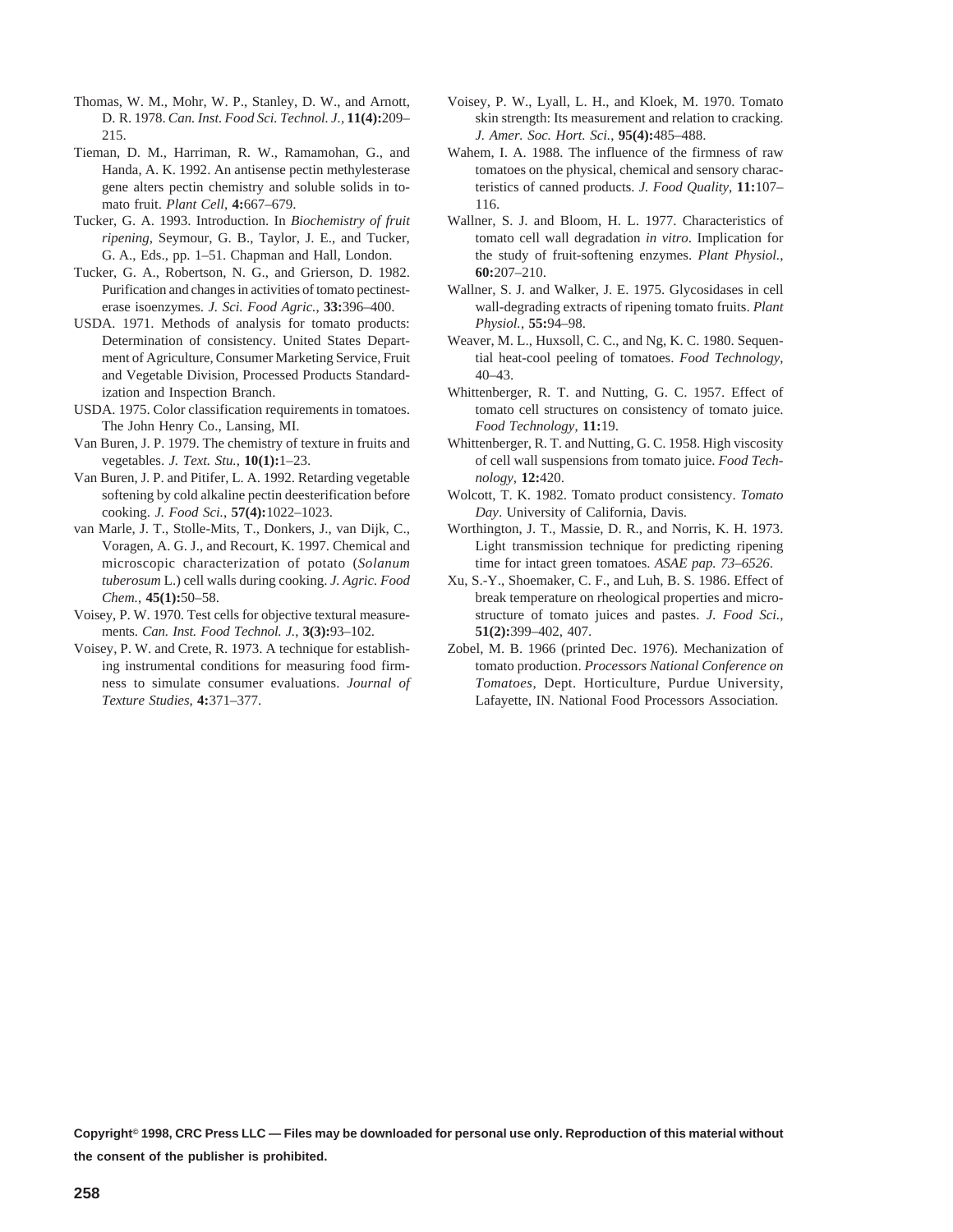Thomas, W. M., Mohr, W. P., Stanley, D. W., and Arnott, D. R. 1978. *Can. Inst. Food Sci. Technol. J.*, **11(4):**209–215.

Tieman, D. M., Harriman, R. W., Ramamohan, G., and Handa, A. K. 1992. An antisense pectin methylesterase gene alters pectin chemistry and soluble solids in tomato fruit. *Plant Cell*, **4:**667–679.

Tucker, G. A. 1993. Introduction. In *Biochemistry of fruit ripening*, Seymour, G. B., Taylor, J. E., and Tucker, G. A., Eds., pp. 1–51. Chapman and Hall, London.

Tucker, G. A., Robertson, N. G., and Grierson, D. 1982. Purification and changes in activities of tomato pectinesterase isoenzymes. *J. Sci. Food Agric.*, **33:**396–400.

USDA. 1971. Methods of analysis for tomato products: Determination of consistency. United States Department of Agriculture, Consumer Marketing Service, Fruit and Vegetable Division, Processed Products Standardization and Inspection Branch.

USDA. 1975. Color classification requirements in tomatoes. The John Henry Co., Lansing, MI.

Van Buren, J. P. 1979. The chemistry of texture in fruits and vegetables. *J. Text. Stu.*, **10(1):**1–23.

Van Buren, J. P. and Pitifer, L. A. 1992. Retarding vegetable softening by cold alkaline pectin deesterification before cooking. *J. Food Sci.*, **57(4):**1022–1023.

van Marle, J. T., Stolle-Mits, T., Donkers, J., van Dijk, C., Voragen, A. G. J., and Recourt, K. 1997. Chemical and microscopic characterization of potato (*Solanum tuberosum* L.) cell walls during cooking. *J. Agric. Food Chem.*, **45(1):**50–58.

Voisey, P. W. 1970. Test cells for objective textural measurements. *Can. Inst. Food Technol. J.*, **3(3):**93–102.

Voisey, P. W. and Crete, R. 1973. A technique for establishing instrumental conditions for measuring food firmness to simulate consumer evaluations. *Journal of Texture Studies*, **4:**371–377.

Voisey, P. W., Lyall, L. H., and Kloek, M. 1970. Tomato skin strength: Its measurement and relation to cracking. *J. Amer. Soc. Hort. Sci.*, **95(4):**485–488.

Wahem, I. A. 1988. The influence of the firmness of raw tomatoes on the physical, chemical and sensory characteristics of canned products. *J. Food Quality*, **11:**107–116.

Wallner, S. J. and Bloom, H. L. 1977. Characteristics of tomato cell wall degradation *in vitro*. Implication for the study of fruit-softening enzymes. *Plant Physiol.*, **60:**207–210.

Wallner, S. J. and Walker, J. E. 1975. Glycosidases in cell wall-degrading extracts of ripening tomato fruits. *Plant Physiol.*, **55:**94–98.

Weaver, M. L., Huxsoll, C. C., and Ng, K. C. 1980. Sequential heat-cool peeling of tomatoes. *Food Technology*, 40–43.

Whittenberger, R. T. and Nutting, G. C. 1957. Effect of tomato cell structures on consistency of tomato juice. *Food Technology*, **11:**19.

Whittenberger, R. T. and Nutting, G. C. 1958. High viscosity of cell wall suspensions from tomato juice. *Food Technology*, **12:**420.

Wolcott, T. K. 1982. Tomato product consistency. *Tomato Day*. University of California, Davis.

Worthington, J. T., Massie, D. R., and Norris, K. H. 1973. Light transmission technique for predicting ripening time for intact green tomatoes. *ASAE pap. 73–6526*.

Xu, S.-Y., Shoemaker, C. F., and Luh, B. S. 1986. Effect of break temperature on rheological properties and microstructure of tomato juices and pastes. *J. Food Sci.*, **51(2):**399–402, 407.

Zobel, M. B. 1966 (printed Dec. 1976). Mechanization of tomato production. *Processors National Conference on Tomatoes*, Dept. Horticulture, Purdue University, Lafayette, IN. National Food Processors Association.